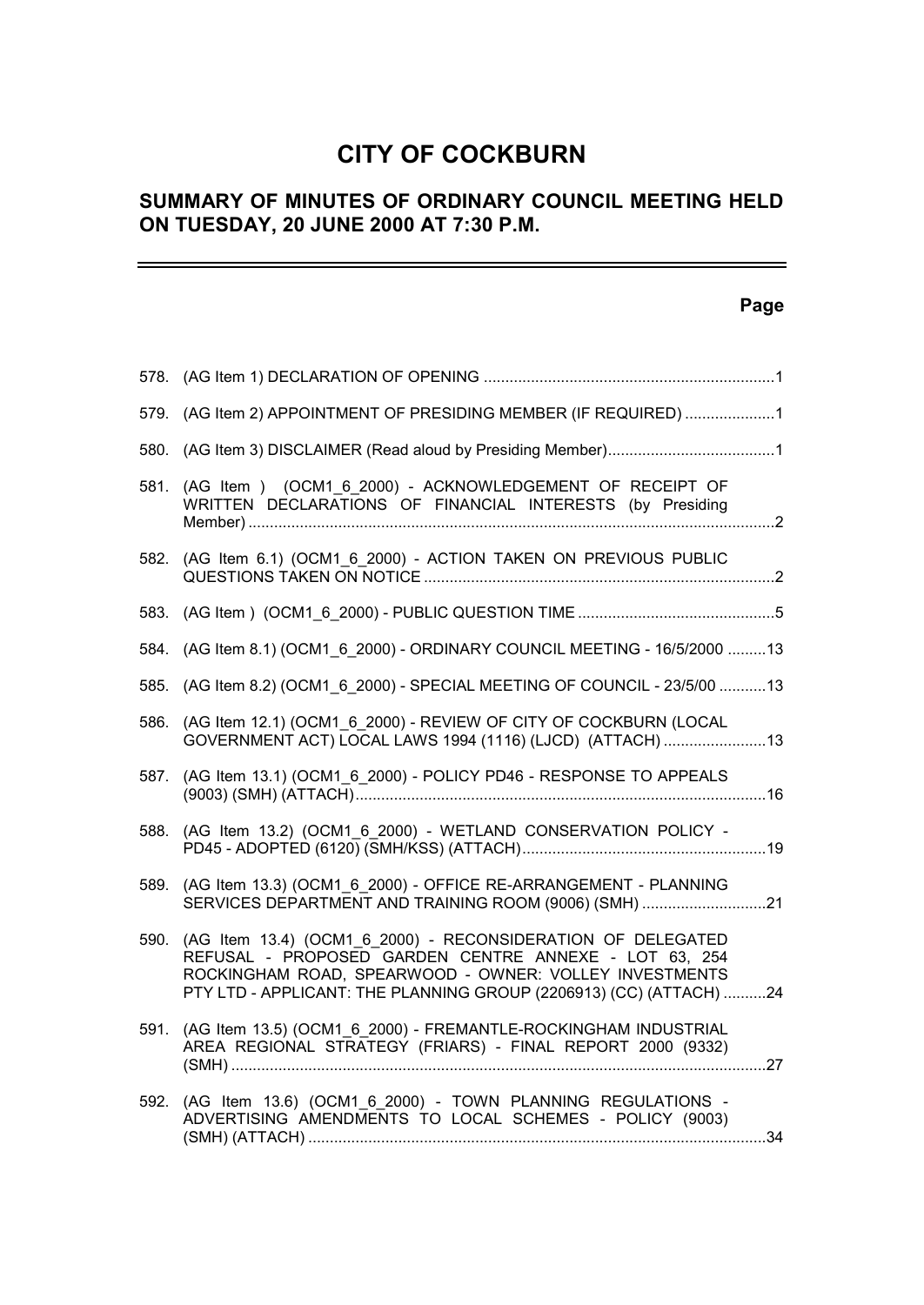# CITY OF COCKBURN

## SUMMARY OF MINUTES OF ORDINARY COUNCIL MEETING HELD ON TUESDAY, 20 JUNE 2000 AT 7:30 P.M.

**Page**

578. (AG Item 1) DECLARATION OF OPENING ....................................................................1

579. (AG Item 2) APPOINTMENT OF PRESIDING MEMBER (IF REQUIRED) .....................1

580. (AG Item 3) DISCLAIMER (Read aloud by Presiding Member).......................................1

581. (AG Item ) (OCM1_6_2000) - ACKNOWLEDGEMENT OF RECEIPT OF WRITTEN DECLARATIONS OF FINANCIAL INTERESTS (by Presiding Member) ..........................................................................................................2

582. (AG Item 6.1) (OCM1_6_2000) - ACTION TAKEN ON PREVIOUS PUBLIC QUESTIONS TAKEN ON NOTICE ..................................................................................2

583. (AG Item ) (OCM1_6_2000) - PUBLIC QUESTION TIME ..............................................5

584. (AG Item 8.1) (OCM1_6_2000) - ORDINARY COUNCIL MEETING - 16/5/2000 .........13

585. (AG Item 8.2) (OCM1_6_2000) - SPECIAL MEETING OF COUNCIL - 23/5/00 ...........13

586. (AG Item 12.1) (OCM1_6_2000) - REVIEW OF CITY OF COCKBURN (LOCAL GOVERNMENT ACT) LOCAL LAWS 1994 (1116) (LJCD) (ATTACH) ........................13

587. (AG Item 13.1) (OCM1_6_2000) - POLICY PD46 - RESPONSE TO APPEALS (9003) (SMH) (ATTACH)................................................................................................16

588. (AG Item 13.2) (OCM1_6_2000) - WETLAND CONSERVATION POLICY - PD45 - ADOPTED (6120) (SMH/KSS) (ATTACH).........................................................19

589. (AG Item 13.3) (OCM1_6_2000) - OFFICE RE-ARRANGEMENT - PLANNING SERVICES DEPARTMENT AND TRAINING ROOM (9006) (SMH) .............................21

590. (AG Item 13.4) (OCM1_6_2000) - RECONSIDERATION OF DELEGATED REFUSAL - PROPOSED GARDEN CENTRE ANNEXE - LOT 63, 254 ROCKINGHAM ROAD, SPEARWOOD - OWNER: VOLLEY INVESTMENTS PTY LTD - APPLICANT: THE PLANNING GROUP (2206913) (CC) (ATTACH) ..........24

591. (AG Item 13.5) (OCM1_6_2000) - FREMANTLE-ROCKINGHAM INDUSTRIAL AREA REGIONAL STRATEGY (FRIARS) - FINAL REPORT 2000 (9332) (SMH) ............................................................................................................................27

592. (AG Item 13.6) (OCM1_6_2000) - TOWN PLANNING REGULATIONS - ADVERTISING AMENDMENTS TO LOCAL SCHEMES - POLICY (9003) (SMH) (ATTACH) ..........................................................................................................34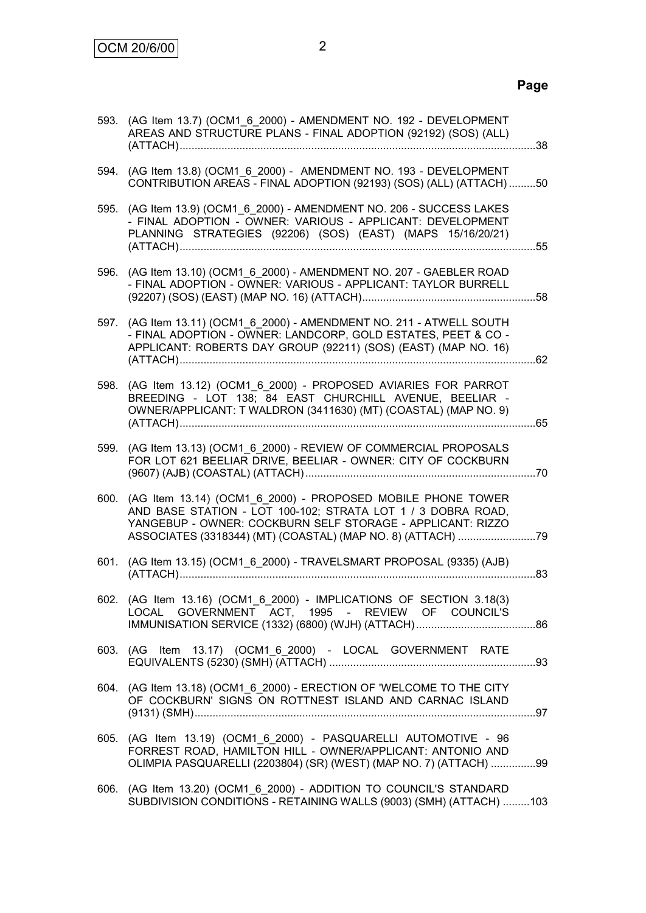**Page**

593. (AG Item 13.7) (OCM1_6_2000) - AMENDMENT NO. 192 - DEVELOPMENT AREAS AND STRUCTURE PLANS - FINAL ADOPTION (92192) (SOS) (ALL) (ATTACH) ..... 38

594. (AG Item 13.8) (OCM1_6_2000) - AMENDMENT NO. 193 - DEVELOPMENT CONTRIBUTION AREAS - FINAL ADOPTION (92193) (SOS) (ALL) (ATTACH) ..... 50

595. (AG Item 13.9) (OCM1_6_2000) - AMENDMENT NO. 206 - SUCCESS LAKES - FINAL ADOPTION - OWNER: VARIOUS - APPLICANT: DEVELOPMENT PLANNING STRATEGIES (92206) (SOS) (EAST) (MAPS 15/16/20/21) (ATTACH) ..... 55

596. (AG Item 13.10) (OCM1_6_2000) - AMENDMENT NO. 207 - GAEBLER ROAD - FINAL ADOPTION - OWNER: VARIOUS - APPLICANT: TAYLOR BURRELL (92207) (SOS) (EAST) (MAP NO. 16) (ATTACH) ..... 58

597. (AG Item 13.11) (OCM1_6_2000) - AMENDMENT NO. 211 - ATWELL SOUTH - FINAL ADOPTION - OWNER: LANDCORP, GOLD ESTATES, PEET & CO - APPLICANT: ROBERTS DAY GROUP (92211) (SOS) (EAST) (MAP NO. 16) (ATTACH) ..... 62

598. (AG Item 13.12) (OCM1_6_2000) - PROPOSED AVIARIES FOR PARROT BREEDING - LOT 138; 84 EAST CHURCHILL AVENUE, BEELIAR - OWNER/APPLICANT: T WALDRON (3411630) (MT) (COASTAL) (MAP NO. 9) (ATTACH) ..... 65

599. (AG Item 13.13) (OCM1_6_2000) - REVIEW OF COMMERCIAL PROPOSALS FOR LOT 621 BEELIAR DRIVE, BEELIAR - OWNER: CITY OF COCKBURN (9607) (AJB) (COASTAL) (ATTACH) ..... 70

600. (AG Item 13.14) (OCM1_6_2000) - PROPOSED MOBILE PHONE TOWER AND BASE STATION - LOT 100-102; STRATA LOT 1 / 3 DOBRA ROAD, YANGEBUP - OWNER: COCKBURN SELF STORAGE - APPLICANT: RIZZO ASSOCIATES (3318344) (MT) (COASTAL) (MAP NO. 8) (ATTACH) ..... 79

601. (AG Item 13.15) (OCM1_6_2000) - TRAVELSMART PROPOSAL (9335) (AJB) (ATTACH) ..... 83

602. (AG Item 13.16) (OCM1_6_2000) - IMPLICATIONS OF SECTION 3.18(3) LOCAL GOVERNMENT ACT, 1995 - REVIEW OF COUNCIL'S IMMUNISATION SERVICE (1332) (6800) (WJH) (ATTACH) ..... 86

603. (AG Item 13.17) (OCM1_6_2000) - LOCAL GOVERNMENT RATE EQUIVALENTS (5230) (SMH) (ATTACH) ..... 93

604. (AG Item 13.18) (OCM1_6_2000) - ERECTION OF 'WELCOME TO THE CITY OF COCKBURN' SIGNS ON ROTTNEST ISLAND AND CARNAC ISLAND (9131) (SMH) ..... 97

605. (AG Item 13.19) (OCM1_6_2000) - PASQUARELLI AUTOMOTIVE - 96 FORREST ROAD, HAMILTON HILL - OWNER/APPLICANT: ANTONIO AND OLIMPIA PASQUARELLI (2203804) (SR) (WEST) (MAP NO. 7) (ATTACH) ..... 99

606. (AG Item 13.20) (OCM1_6_2000) - ADDITION TO COUNCIL'S STANDARD SUBDIVISION CONDITIONS - RETAINING WALLS (9003) (SMH) (ATTACH) ..... 103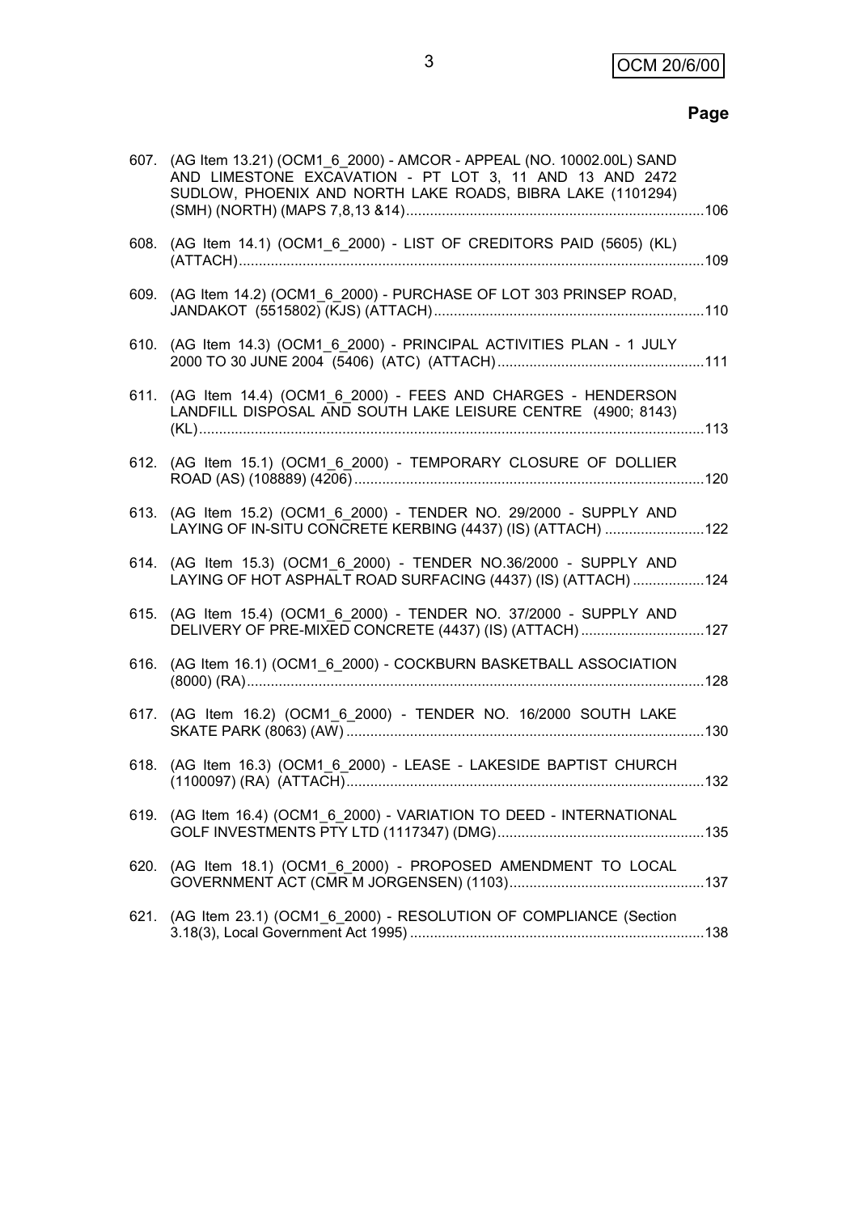**Page**

607. (AG Item 13.21) (OCM1_6_2000) - AMCOR - APPEAL (NO. 10002.00L) SAND AND LIMESTONE EXCAVATION - PT LOT 3, 11 AND 13 AND 2472 SUDLOW, PHOENIX AND NORTH LAKE ROADS, BIBRA LAKE (1101294) (SMH) (NORTH) (MAPS 7,8,13 &14) ....106

608. (AG Item 14.1) (OCM1_6_2000) - LIST OF CREDITORS PAID (5605) (KL) (ATTACH) ....109

609. (AG Item 14.2) (OCM1_6_2000) - PURCHASE OF LOT 303 PRINSEP ROAD, JANDAKOT (5515802) (KJS) (ATTACH) ....110

610. (AG Item 14.3) (OCM1_6_2000) - PRINCIPAL ACTIVITIES PLAN - 1 JULY 2000 TO 30 JUNE 2004 (5406) (ATC) (ATTACH) ....111

611. (AG Item 14.4) (OCM1_6_2000) - FEES AND CHARGES - HENDERSON LANDFILL DISPOSAL AND SOUTH LAKE LEISURE CENTRE (4900; 8143) (KL) ....113

612. (AG Item 15.1) (OCM1_6_2000) - TEMPORARY CLOSURE OF DOLLIER ROAD (AS) (108889) (4206) ....120

613. (AG Item 15.2) (OCM1_6_2000) - TENDER NO. 29/2000 - SUPPLY AND LAYING OF IN-SITU CONCRETE KERBING (4437) (IS) (ATTACH) ....122

614. (AG Item 15.3) (OCM1_6_2000) - TENDER NO.36/2000 - SUPPLY AND LAYING OF HOT ASPHALT ROAD SURFACING (4437) (IS) (ATTACH) ....124

615. (AG Item 15.4) (OCM1_6_2000) - TENDER NO. 37/2000 - SUPPLY AND DELIVERY OF PRE-MIXED CONCRETE (4437) (IS) (ATTACH) ....127

616. (AG Item 16.1) (OCM1_6_2000) - COCKBURN BASKETBALL ASSOCIATION (8000) (RA) ....128

617. (AG Item 16.2) (OCM1_6_2000) - TENDER NO. 16/2000 SOUTH LAKE SKATE PARK (8063) (AW) ....130

618. (AG Item 16.3) (OCM1_6_2000) - LEASE - LAKESIDE BAPTIST CHURCH (1100097) (RA) (ATTACH) ....132

619. (AG Item 16.4) (OCM1_6_2000) - VARIATION TO DEED - INTERNATIONAL GOLF INVESTMENTS PTY LTD (1117347) (DMG) ....135

620. (AG Item 18.1) (OCM1_6_2000) - PROPOSED AMENDMENT TO LOCAL GOVERNMENT ACT (CMR M JORGENSEN) (1103) ....137

621. (AG Item 23.1) (OCM1_6_2000) - RESOLUTION OF COMPLIANCE (Section 3.18(3), Local Government Act 1995) ....138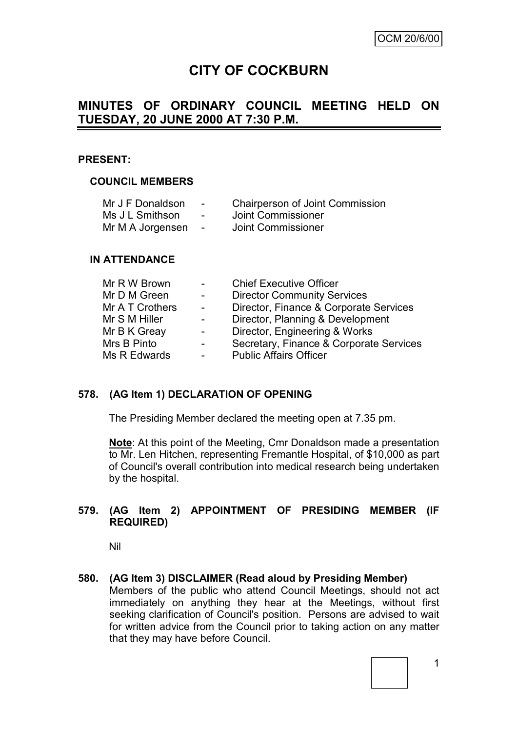OCM 20/6/00

# CITY OF COCKBURN

## MINUTES OF ORDINARY COUNCIL MEETING HELD ON TUESDAY, 20 JUNE 2000 AT 7:30 P.M.

**PRESENT:**

**COUNCIL MEMBERS**

| | | |
|---|---|---|
| Mr J F Donaldson | - | Chairperson of Joint Commission |
| Ms J L Smithson | - | Joint Commissioner |
| Mr M A Jorgensen | - | Joint Commissioner |

**IN ATTENDANCE**

| | | |
|---|---|---|
| Mr R W Brown | - | Chief Executive Officer |
| Mr D M Green | - | Director Community Services |
| Mr A T Crothers | - | Director, Finance & Corporate Services |
| Mr S M Hiller | - | Director, Planning & Development |
| Mr B K Greay | - | Director, Engineering & Works |
| Mrs B Pinto | - | Secretary, Finance & Corporate Services |
| Ms R Edwards | - | Public Affairs Officer |

**578. (AG Item 1) DECLARATION OF OPENING**

The Presiding Member declared the meeting open at 7.35 pm.

**Note**: At this point of the Meeting, Cmr Donaldson made a presentation to Mr. Len Hitchen, representing Fremantle Hospital, of $10,000 as part of Council's overall contribution into medical research being undertaken by the hospital.

**579. (AG Item 2) APPOINTMENT OF PRESIDING MEMBER (IF REQUIRED)**

Nil

**580. (AG Item 3) DISCLAIMER (Read aloud by Presiding Member)**

Members of the public who attend Council Meetings, should not act immediately on anything they hear at the Meetings, without first seeking clarification of Council's position. Persons are advised to wait for written advice from the Council prior to taking action on any matter that they may have before Council.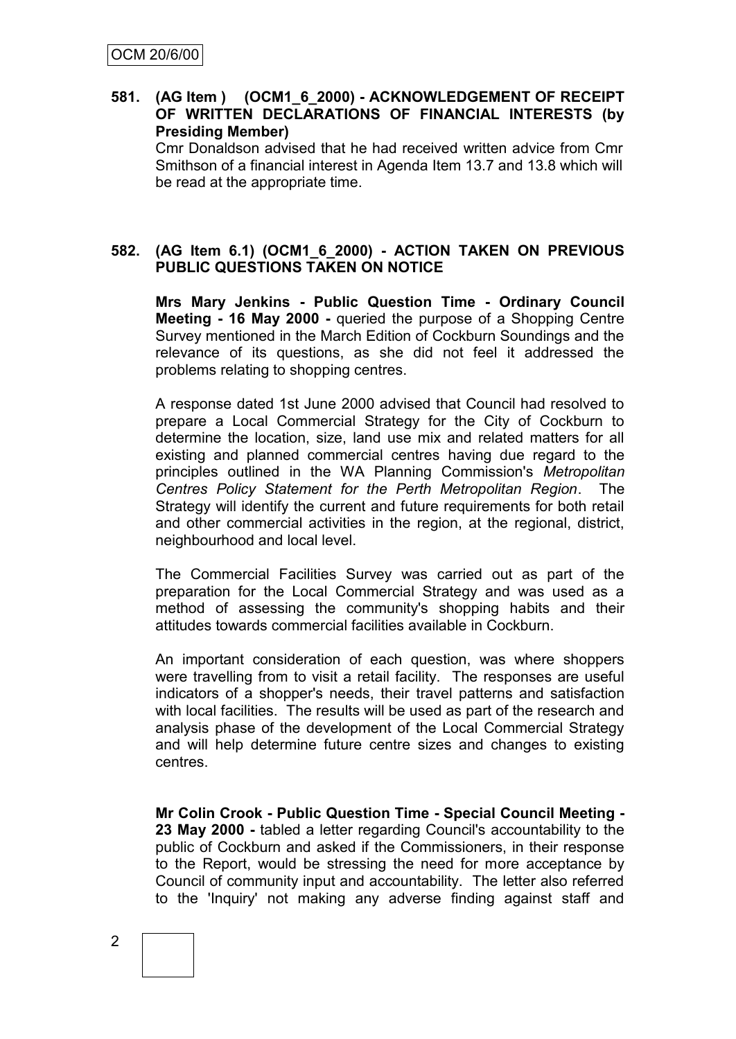**581. (AG Item ) (OCM1_6_2000) - ACKNOWLEDGEMENT OF RECEIPT OF WRITTEN DECLARATIONS OF FINANCIAL INTERESTS (by Presiding Member)**

Cmr Donaldson advised that he had received written advice from Cmr Smithson of a financial interest in Agenda Item 13.7 and 13.8 which will be read at the appropriate time.

**582. (AG Item 6.1) (OCM1_6_2000) - ACTION TAKEN ON PREVIOUS PUBLIC QUESTIONS TAKEN ON NOTICE**

**Mrs Mary Jenkins - Public Question Time - Ordinary Council Meeting - 16 May 2000 -** queried the purpose of a Shopping Centre Survey mentioned in the March Edition of Cockburn Soundings and the relevance of its questions, as she did not feel it addressed the problems relating to shopping centres.

A response dated 1st June 2000 advised that Council had resolved to prepare a Local Commercial Strategy for the City of Cockburn to determine the location, size, land use mix and related matters for all existing and planned commercial centres having due regard to the principles outlined in the WA Planning Commission's *Metropolitan Centres Policy Statement for the Perth Metropolitan Region*. The Strategy will identify the current and future requirements for both retail and other commercial activities in the region, at the regional, district, neighbourhood and local level.

The Commercial Facilities Survey was carried out as part of the preparation for the Local Commercial Strategy and was used as a method of assessing the community's shopping habits and their attitudes towards commercial facilities available in Cockburn.

An important consideration of each question, was where shoppers were travelling from to visit a retail facility. The responses are useful indicators of a shopper's needs, their travel patterns and satisfaction with local facilities. The results will be used as part of the research and analysis phase of the development of the Local Commercial Strategy and will help determine future centre sizes and changes to existing centres.

**Mr Colin Crook - Public Question Time - Special Council Meeting - 23 May 2000 -** tabled a letter regarding Council's accountability to the public of Cockburn and asked if the Commissioners, in their response to the Report, would be stressing the need for more acceptance by Council of community input and accountability. The letter also referred to the 'Inquiry' not making any adverse finding against staff and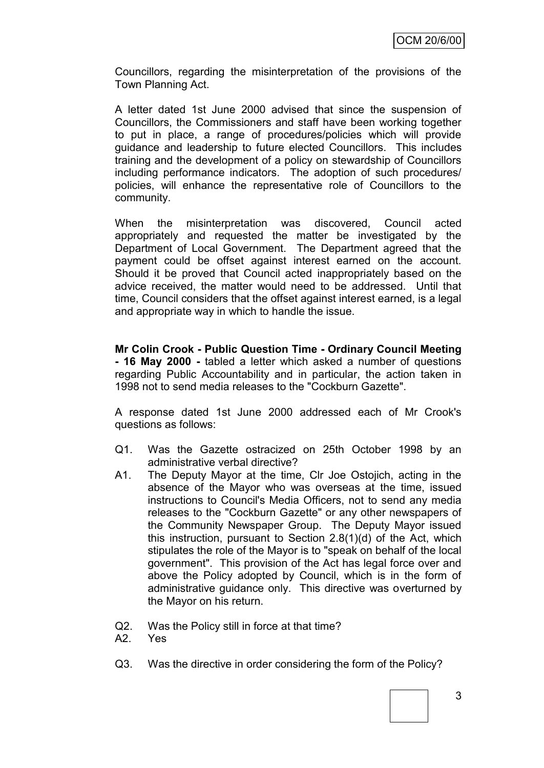Councillors, regarding the misinterpretation of the provisions of the Town Planning Act.

A letter dated 1st June 2000 advised that since the suspension of Councillors, the Commissioners and staff have been working together to put in place, a range of procedures/policies which will provide guidance and leadership to future elected Councillors. This includes training and the development of a policy on stewardship of Councillors including performance indicators. The adoption of such procedures/ policies, will enhance the representative role of Councillors to the community.

When the misinterpretation was discovered, Council acted appropriately and requested the matter be investigated by the Department of Local Government. The Department agreed that the payment could be offset against interest earned on the account. Should it be proved that Council acted inappropriately based on the advice received, the matter would need to be addressed. Until that time, Council considers that the offset against interest earned, is a legal and appropriate way in which to handle the issue.

**Mr Colin Crook - Public Question Time - Ordinary Council Meeting - 16 May 2000 -** tabled a letter which asked a number of questions regarding Public Accountability and in particular, the action taken in 1998 not to send media releases to the "Cockburn Gazette".

A response dated 1st June 2000 addressed each of Mr Crook's questions as follows:

Q1. Was the Gazette ostracized on 25th October 1998 by an administrative verbal directive?

A1. The Deputy Mayor at the time, Clr Joe Ostojich, acting in the absence of the Mayor who was overseas at the time, issued instructions to Council's Media Officers, not to send any media releases to the "Cockburn Gazette" or any other newspapers of the Community Newspaper Group. The Deputy Mayor issued this instruction, pursuant to Section 2.8(1)(d) of the Act, which stipulates the role of the Mayor is to "speak on behalf of the local government". This provision of the Act has legal force over and above the Policy adopted by Council, which is in the form of administrative guidance only. This directive was overturned by the Mayor on his return.

Q2. Was the Policy still in force at that time?

A2. Yes

Q3. Was the directive in order considering the form of the Policy?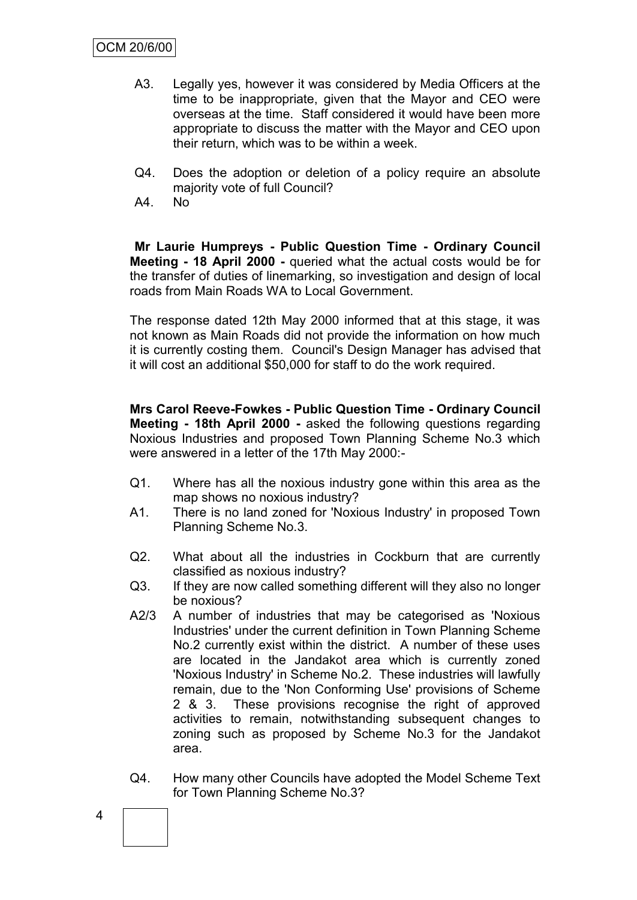A3. Legally yes, however it was considered by Media Officers at the time to be inappropriate, given that the Mayor and CEO were overseas at the time. Staff considered it would have been more appropriate to discuss the matter with the Mayor and CEO upon their return, which was to be within a week.

Q4. Does the adoption or deletion of a policy require an absolute majority vote of full Council?

A4. No

**Mr Laurie Humpreys - Public Question Time - Ordinary Council Meeting - 18 April 2000 -** queried what the actual costs would be for the transfer of duties of linemarking, so investigation and design of local roads from Main Roads WA to Local Government.

The response dated 12th May 2000 informed that at this stage, it was not known as Main Roads did not provide the information on how much it is currently costing them. Council's Design Manager has advised that it will cost an additional $50,000 for staff to do the work required.

**Mrs Carol Reeve-Fowkes - Public Question Time - Ordinary Council Meeting - 18th April 2000 -** asked the following questions regarding Noxious Industries and proposed Town Planning Scheme No.3 which were answered in a letter of the 17th May 2000:-

Q1. Where has all the noxious industry gone within this area as the map shows no noxious industry?

A1. There is no land zoned for 'Noxious Industry' in proposed Town Planning Scheme No.3.

Q2. What about all the industries in Cockburn that are currently classified as noxious industry?

Q3. If they are now called something different will they also no longer be noxious?

A2/3 A number of industries that may be categorised as 'Noxious Industries' under the current definition in Town Planning Scheme No.2 currently exist within the district. A number of these uses are located in the Jandakot area which is currently zoned 'Noxious Industry' in Scheme No.2. These industries will lawfully remain, due to the 'Non Conforming Use' provisions of Scheme 2 & 3. These provisions recognise the right of approved activities to remain, notwithstanding subsequent changes to zoning such as proposed by Scheme No.3 for the Jandakot area.

Q4. How many other Councils have adopted the Model Scheme Text for Town Planning Scheme No.3?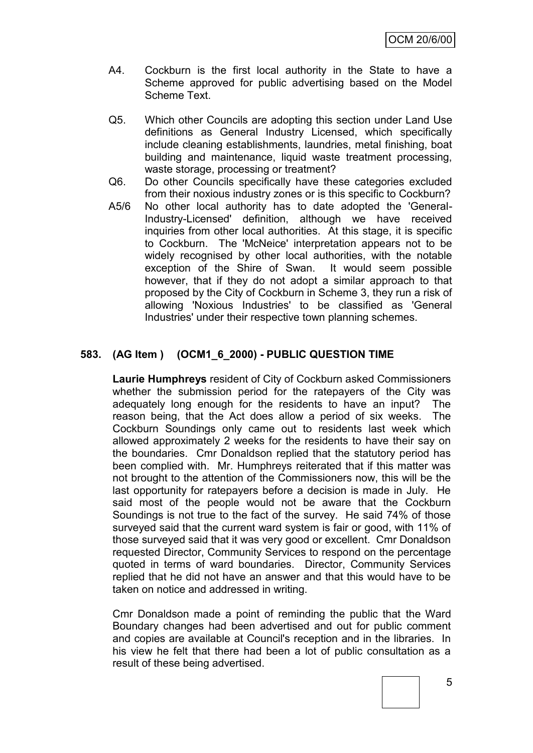A4. Cockburn is the first local authority in the State to have a Scheme approved for public advertising based on the Model Scheme Text.

Q5. Which other Councils are adopting this section under Land Use definitions as General Industry Licensed, which specifically include cleaning establishments, laundries, metal finishing, boat building and maintenance, liquid waste treatment processing, waste storage, processing or treatment?

Q6. Do other Councils specifically have these categories excluded from their noxious industry zones or is this specific to Cockburn?

A5/6 No other local authority has to date adopted the 'General-Industry-Licensed' definition, although we have received inquiries from other local authorities. At this stage, it is specific to Cockburn. The 'McNeice' interpretation appears not to be widely recognised by other local authorities, with the notable exception of the Shire of Swan. It would seem possible however, that if they do not adopt a similar approach to that proposed by the City of Cockburn in Scheme 3, they run a risk of allowing 'Noxious Industries' to be classified as 'General Industries' under their respective town planning schemes.

## 583. (AG Item ) (OCM1_6_2000) - PUBLIC QUESTION TIME

**Laurie Humphreys** resident of City of Cockburn asked Commissioners whether the submission period for the ratepayers of the City was adequately long enough for the residents to have an input? The reason being, that the Act does allow a period of six weeks. The Cockburn Soundings only came out to residents last week which allowed approximately 2 weeks for the residents to have their say on the boundaries. Cmr Donaldson replied that the statutory period has been complied with. Mr. Humphreys reiterated that if this matter was not brought to the attention of the Commissioners now, this will be the last opportunity for ratepayers before a decision is made in July. He said most of the people would not be aware that the Cockburn Soundings is not true to the fact of the survey. He said 74% of those surveyed said that the current ward system is fair or good, with 11% of those surveyed said that it was very good or excellent. Cmr Donaldson requested Director, Community Services to respond on the percentage quoted in terms of ward boundaries. Director, Community Services replied that he did not have an answer and that this would have to be taken on notice and addressed in writing.

Cmr Donaldson made a point of reminding the public that the Ward Boundary changes had been advertised and out for public comment and copies are available at Council's reception and in the libraries. In his view he felt that there had been a lot of public consultation as a result of these being advertised.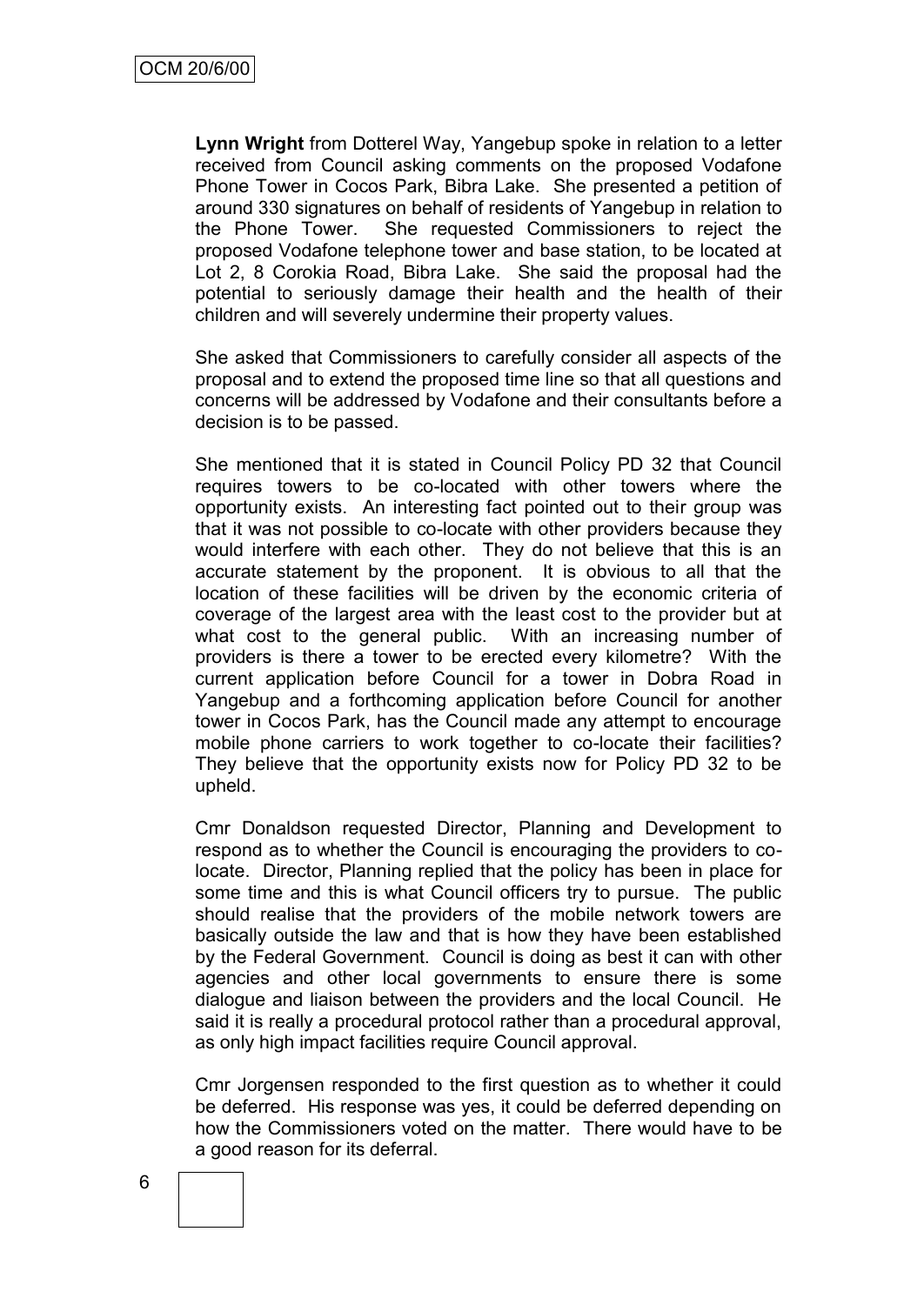**Lynn Wright** from Dotterel Way, Yangebup spoke in relation to a letter received from Council asking comments on the proposed Vodafone Phone Tower in Cocos Park, Bibra Lake. She presented a petition of around 330 signatures on behalf of residents of Yangebup in relation to the Phone Tower. She requested Commissioners to reject the proposed Vodafone telephone tower and base station, to be located at Lot 2, 8 Corokia Road, Bibra Lake. She said the proposal had the potential to seriously damage their health and the health of their children and will severely undermine their property values.

She asked that Commissioners to carefully consider all aspects of the proposal and to extend the proposed time line so that all questions and concerns will be addressed by Vodafone and their consultants before a decision is to be passed.

She mentioned that it is stated in Council Policy PD 32 that Council requires towers to be co-located with other towers where the opportunity exists. An interesting fact pointed out to their group was that it was not possible to co-locate with other providers because they would interfere with each other. They do not believe that this is an accurate statement by the proponent. It is obvious to all that the location of these facilities will be driven by the economic criteria of coverage of the largest area with the least cost to the provider but at what cost to the general public. With an increasing number of providers is there a tower to be erected every kilometre? With the current application before Council for a tower in Dobra Road in Yangebup and a forthcoming application before Council for another tower in Cocos Park, has the Council made any attempt to encourage mobile phone carriers to work together to co-locate their facilities? They believe that the opportunity exists now for Policy PD 32 to be upheld.

Cmr Donaldson requested Director, Planning and Development to respond as to whether the Council is encouraging the providers to co-locate. Director, Planning replied that the policy has been in place for some time and this is what Council officers try to pursue. The public should realise that the providers of the mobile network towers are basically outside the law and that is how they have been established by the Federal Government. Council is doing as best it can with other agencies and other local governments to ensure there is some dialogue and liaison between the providers and the local Council. He said it is really a procedural protocol rather than a procedural approval, as only high impact facilities require Council approval.

Cmr Jorgensen responded to the first question as to whether it could be deferred. His response was yes, it could be deferred depending on how the Commissioners voted on the matter. There would have to be a good reason for its deferral.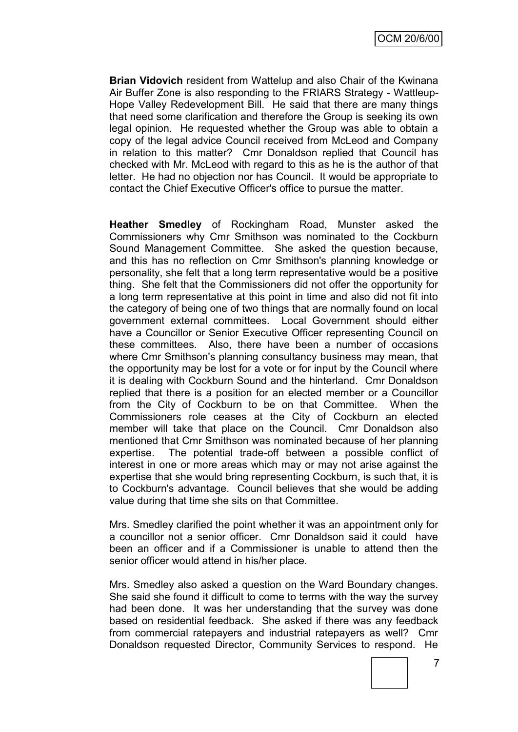**Brian Vidovich** resident from Wattelup and also Chair of the Kwinana Air Buffer Zone is also responding to the FRIARS Strategy - Wattleup-Hope Valley Redevelopment Bill. He said that there are many things that need some clarification and therefore the Group is seeking its own legal opinion. He requested whether the Group was able to obtain a copy of the legal advice Council received from McLeod and Company in relation to this matter? Cmr Donaldson replied that Council has checked with Mr. McLeod with regard to this as he is the author of that letter. He had no objection nor has Council. It would be appropriate to contact the Chief Executive Officer's office to pursue the matter.

**Heather Smedley** of Rockingham Road, Munster asked the Commissioners why Cmr Smithson was nominated to the Cockburn Sound Management Committee. She asked the question because, and this has no reflection on Cmr Smithson's planning knowledge or personality, she felt that a long term representative would be a positive thing. She felt that the Commissioners did not offer the opportunity for a long term representative at this point in time and also did not fit into the category of being one of two things that are normally found on local government external committees. Local Government should either have a Councillor or Senior Executive Officer representing Council on these committees. Also, there have been a number of occasions where Cmr Smithson's planning consultancy business may mean, that the opportunity may be lost for a vote or for input by the Council where it is dealing with Cockburn Sound and the hinterland. Cmr Donaldson replied that there is a position for an elected member or a Councillor from the City of Cockburn to be on that Committee. When the Commissioners role ceases at the City of Cockburn an elected member will take that place on the Council. Cmr Donaldson also mentioned that Cmr Smithson was nominated because of her planning expertise. The potential trade-off between a possible conflict of interest in one or more areas which may or may not arise against the expertise that she would bring representing Cockburn, is such that, it is to Cockburn's advantage. Council believes that she would be adding value during that time she sits on that Committee.

Mrs. Smedley clarified the point whether it was an appointment only for a councillor not a senior officer. Cmr Donaldson said it could have been an officer and if a Commissioner is unable to attend then the senior officer would attend in his/her place.

Mrs. Smedley also asked a question on the Ward Boundary changes. She said she found it difficult to come to terms with the way the survey had been done. It was her understanding that the survey was done based on residential feedback. She asked if there was any feedback from commercial ratepayers and industrial ratepayers as well? Cmr Donaldson requested Director, Community Services to respond. He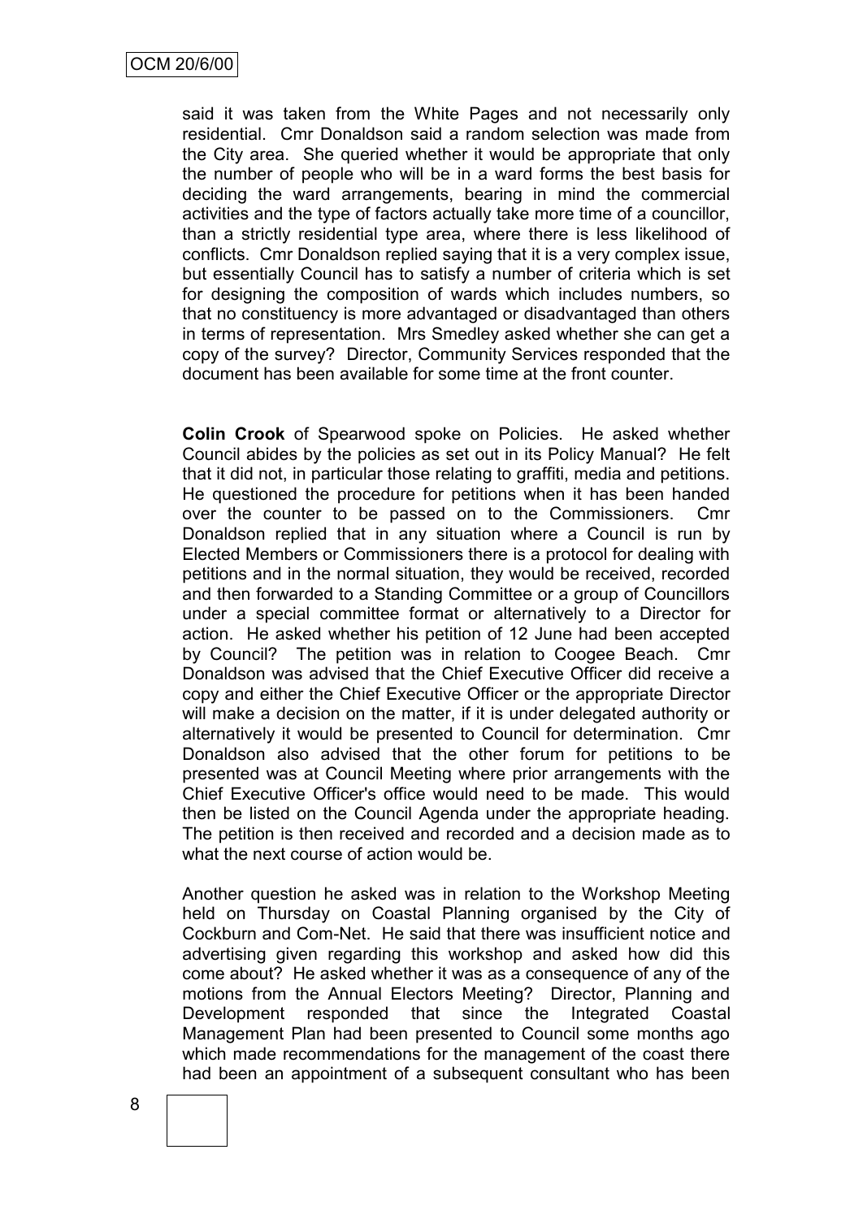said it was taken from the White Pages and not necessarily only residential. Cmr Donaldson said a random selection was made from the City area. She queried whether it would be appropriate that only the number of people who will be in a ward forms the best basis for deciding the ward arrangements, bearing in mind the commercial activities and the type of factors actually take more time of a councillor, than a strictly residential type area, where there is less likelihood of conflicts. Cmr Donaldson replied saying that it is a very complex issue, but essentially Council has to satisfy a number of criteria which is set for designing the composition of wards which includes numbers, so that no constituency is more advantaged or disadvantaged than others in terms of representation. Mrs Smedley asked whether she can get a copy of the survey? Director, Community Services responded that the document has been available for some time at the front counter.

**Colin Crook** of Spearwood spoke on Policies. He asked whether Council abides by the policies as set out in its Policy Manual? He felt that it did not, in particular those relating to graffiti, media and petitions. He questioned the procedure for petitions when it has been handed over the counter to be passed on to the Commissioners. Cmr Donaldson replied that in any situation where a Council is run by Elected Members or Commissioners there is a protocol for dealing with petitions and in the normal situation, they would be received, recorded and then forwarded to a Standing Committee or a group of Councillors under a special committee format or alternatively to a Director for action. He asked whether his petition of 12 June had been accepted by Council? The petition was in relation to Coogee Beach. Cmr Donaldson was advised that the Chief Executive Officer did receive a copy and either the Chief Executive Officer or the appropriate Director will make a decision on the matter, if it is under delegated authority or alternatively it would be presented to Council for determination. Cmr Donaldson also advised that the other forum for petitions to be presented was at Council Meeting where prior arrangements with the Chief Executive Officer's office would need to be made. This would then be listed on the Council Agenda under the appropriate heading. The petition is then received and recorded and a decision made as to what the next course of action would be.

Another question he asked was in relation to the Workshop Meeting held on Thursday on Coastal Planning organised by the City of Cockburn and Com-Net. He said that there was insufficient notice and advertising given regarding this workshop and asked how did this come about? He asked whether it was as a consequence of any of the motions from the Annual Electors Meeting? Director, Planning and Development responded that since the Integrated Coastal Management Plan had been presented to Council some months ago which made recommendations for the management of the coast there had been an appointment of a subsequent consultant who has been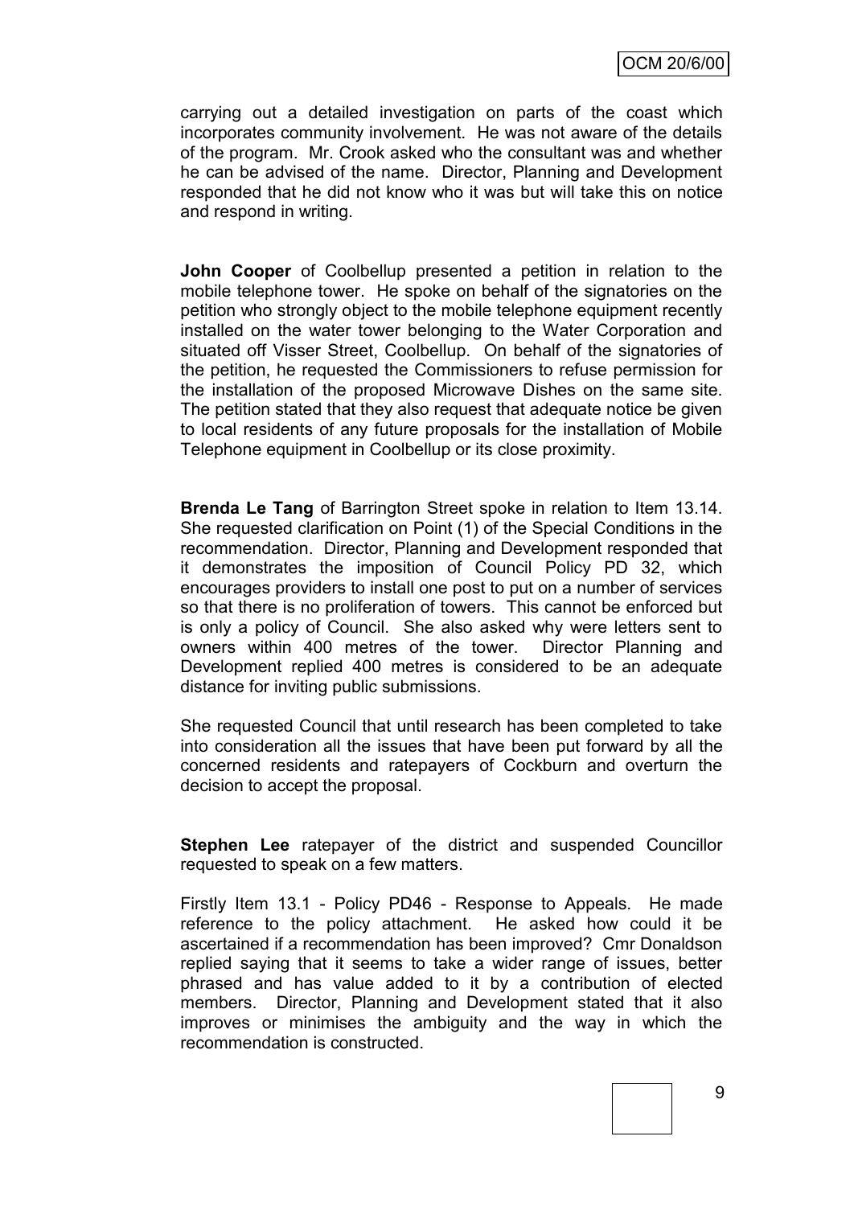carrying out a detailed investigation on parts of the coast which incorporates community involvement. He was not aware of the details of the program. Mr. Crook asked who the consultant was and whether he can be advised of the name. Director, Planning and Development responded that he did not know who it was but will take this on notice and respond in writing.

**John Cooper** of Coolbellup presented a petition in relation to the mobile telephone tower. He spoke on behalf of the signatories on the petition who strongly object to the mobile telephone equipment recently installed on the water tower belonging to the Water Corporation and situated off Visser Street, Coolbellup. On behalf of the signatories of the petition, he requested the Commissioners to refuse permission for the installation of the proposed Microwave Dishes on the same site. The petition stated that they also request that adequate notice be given to local residents of any future proposals for the installation of Mobile Telephone equipment in Coolbellup or its close proximity.

**Brenda Le Tang** of Barrington Street spoke in relation to Item 13.14. She requested clarification on Point (1) of the Special Conditions in the recommendation. Director, Planning and Development responded that it demonstrates the imposition of Council Policy PD 32, which encourages providers to install one post to put on a number of services so that there is no proliferation of towers. This cannot be enforced but is only a policy of Council. She also asked why were letters sent to owners within 400 metres of the tower. Director Planning and Development replied 400 metres is considered to be an adequate distance for inviting public submissions.

She requested Council that until research has been completed to take into consideration all the issues that have been put forward by all the concerned residents and ratepayers of Cockburn and overturn the decision to accept the proposal.

**Stephen Lee** ratepayer of the district and suspended Councillor requested to speak on a few matters.

Firstly Item 13.1 - Policy PD46 - Response to Appeals. He made reference to the policy attachment. He asked how could it be ascertained if a recommendation has been improved? Cmr Donaldson replied saying that it seems to take a wider range of issues, better phrased and has value added to it by a contribution of elected members. Director, Planning and Development stated that it also improves or minimises the ambiguity and the way in which the recommendation is constructed.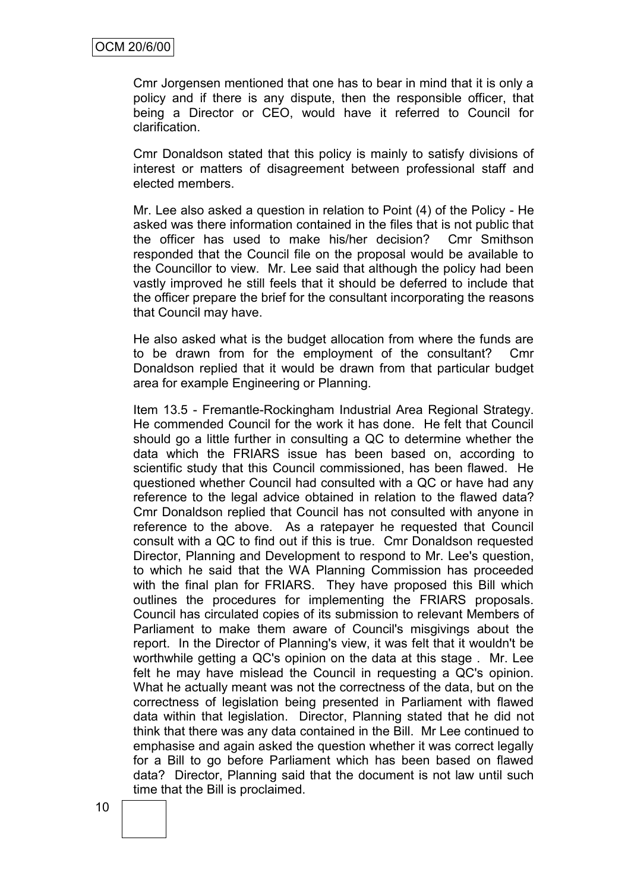Cmr Jorgensen mentioned that one has to bear in mind that it is only a policy and if there is any dispute, then the responsible officer, that being a Director or CEO, would have it referred to Council for clarification.

Cmr Donaldson stated that this policy is mainly to satisfy divisions of interest or matters of disagreement between professional staff and elected members.

Mr. Lee also asked a question in relation to Point (4) of the Policy - He asked was there information contained in the files that is not public that the officer has used to make his/her decision? Cmr Smithson responded that the Council file on the proposal would be available to the Councillor to view. Mr. Lee said that although the policy had been vastly improved he still feels that it should be deferred to include that the officer prepare the brief for the consultant incorporating the reasons that Council may have.

He also asked what is the budget allocation from where the funds are to be drawn from for the employment of the consultant? Cmr Donaldson replied that it would be drawn from that particular budget area for example Engineering or Planning.

Item 13.5 - Fremantle-Rockingham Industrial Area Regional Strategy. He commended Council for the work it has done. He felt that Council should go a little further in consulting a QC to determine whether the data which the FRIARS issue has been based on, according to scientific study that this Council commissioned, has been flawed. He questioned whether Council had consulted with a QC or have had any reference to the legal advice obtained in relation to the flawed data? Cmr Donaldson replied that Council has not consulted with anyone in reference to the above. As a ratepayer he requested that Council consult with a QC to find out if this is true. Cmr Donaldson requested Director, Planning and Development to respond to Mr. Lee's question, to which he said that the WA Planning Commission has proceeded with the final plan for FRIARS. They have proposed this Bill which outlines the procedures for implementing the FRIARS proposals. Council has circulated copies of its submission to relevant Members of Parliament to make them aware of Council's misgivings about the report. In the Director of Planning's view, it was felt that it wouldn't be worthwhile getting a QC's opinion on the data at this stage . Mr. Lee felt he may have mislead the Council in requesting a QC's opinion. What he actually meant was not the correctness of the data, but on the correctness of legislation being presented in Parliament with flawed data within that legislation. Director, Planning stated that he did not think that there was any data contained in the Bill. Mr Lee continued to emphasise and again asked the question whether it was correct legally for a Bill to go before Parliament which has been based on flawed data? Director, Planning said that the document is not law until such time that the Bill is proclaimed.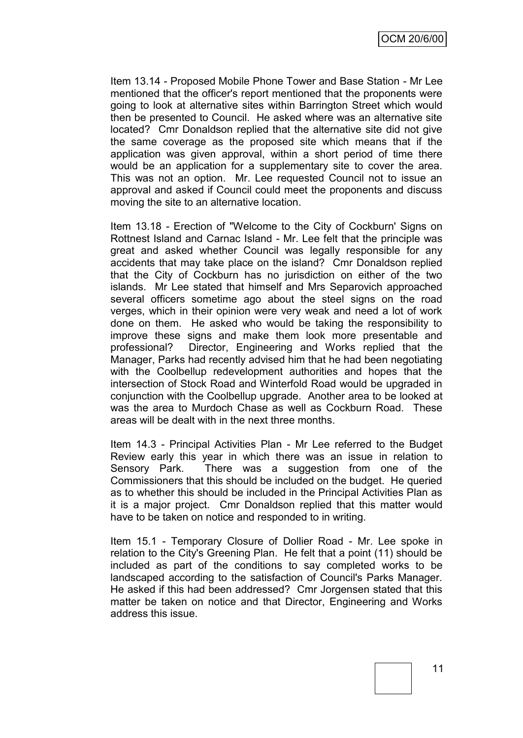Item 13.14 - Proposed Mobile Phone Tower and Base Station - Mr Lee mentioned that the officer's report mentioned that the proponents were going to look at alternative sites within Barrington Street which would then be presented to Council. He asked where was an alternative site located? Cmr Donaldson replied that the alternative site did not give the same coverage as the proposed site which means that if the application was given approval, within a short period of time there would be an application for a supplementary site to cover the area. This was not an option. Mr. Lee requested Council not to issue an approval and asked if Council could meet the proponents and discuss moving the site to an alternative location.

Item 13.18 - Erection of "Welcome to the City of Cockburn' Signs on Rottnest Island and Carnac Island - Mr. Lee felt that the principle was great and asked whether Council was legally responsible for any accidents that may take place on the island? Cmr Donaldson replied that the City of Cockburn has no jurisdiction on either of the two islands. Mr Lee stated that himself and Mrs Separovich approached several officers sometime ago about the steel signs on the road verges, which in their opinion were very weak and need a lot of work done on them. He asked who would be taking the responsibility to improve these signs and make them look more presentable and professional? Director, Engineering and Works replied that the Manager, Parks had recently advised him that he had been negotiating with the Coolbellup redevelopment authorities and hopes that the intersection of Stock Road and Winterfold Road would be upgraded in conjunction with the Coolbellup upgrade. Another area to be looked at was the area to Murdoch Chase as well as Cockburn Road. These areas will be dealt with in the next three months.

Item 14.3 - Principal Activities Plan - Mr Lee referred to the Budget Review early this year in which there was an issue in relation to Sensory Park. There was a suggestion from one of the Commissioners that this should be included on the budget. He queried as to whether this should be included in the Principal Activities Plan as it is a major project. Cmr Donaldson replied that this matter would have to be taken on notice and responded to in writing.

Item 15.1 - Temporary Closure of Dollier Road - Mr. Lee spoke in relation to the City's Greening Plan. He felt that a point (11) should be included as part of the conditions to say completed works to be landscaped according to the satisfaction of Council's Parks Manager. He asked if this had been addressed? Cmr Jorgensen stated that this matter be taken on notice and that Director, Engineering and Works address this issue.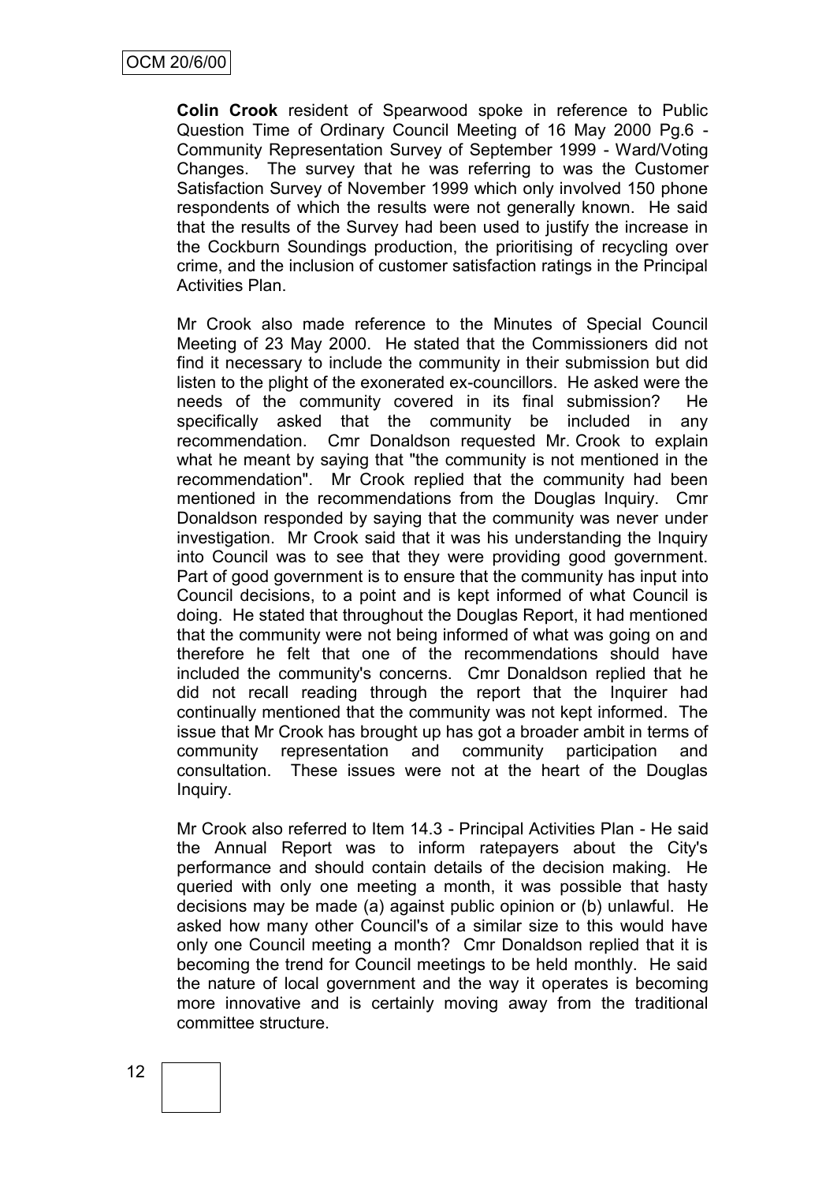**Colin Crook** resident of Spearwood spoke in reference to Public Question Time of Ordinary Council Meeting of 16 May 2000 Pg.6 - Community Representation Survey of September 1999 - Ward/Voting Changes. The survey that he was referring to was the Customer Satisfaction Survey of November 1999 which only involved 150 phone respondents of which the results were not generally known. He said that the results of the Survey had been used to justify the increase in the Cockburn Soundings production, the prioritising of recycling over crime, and the inclusion of customer satisfaction ratings in the Principal Activities Plan.

Mr Crook also made reference to the Minutes of Special Council Meeting of 23 May 2000. He stated that the Commissioners did not find it necessary to include the community in their submission but did listen to the plight of the exonerated ex-councillors. He asked were the needs of the community covered in its final submission? He specifically asked that the community be included in any recommendation. Cmr Donaldson requested Mr. Crook to explain what he meant by saying that "the community is not mentioned in the recommendation". Mr Crook replied that the community had been mentioned in the recommendations from the Douglas Inquiry. Cmr Donaldson responded by saying that the community was never under investigation. Mr Crook said that it was his understanding the Inquiry into Council was to see that they were providing good government. Part of good government is to ensure that the community has input into Council decisions, to a point and is kept informed of what Council is doing. He stated that throughout the Douglas Report, it had mentioned that the community were not being informed of what was going on and therefore he felt that one of the recommendations should have included the community's concerns. Cmr Donaldson replied that he did not recall reading through the report that the Inquirer had continually mentioned that the community was not kept informed. The issue that Mr Crook has brought up has got a broader ambit in terms of community representation and community participation and consultation. These issues were not at the heart of the Douglas Inquiry.

Mr Crook also referred to Item 14.3 - Principal Activities Plan - He said the Annual Report was to inform ratepayers about the City's performance and should contain details of the decision making. He queried with only one meeting a month, it was possible that hasty decisions may be made (a) against public opinion or (b) unlawful. He asked how many other Council's of a similar size to this would have only one Council meeting a month? Cmr Donaldson replied that it is becoming the trend for Council meetings to be held monthly. He said the nature of local government and the way it operates is becoming more innovative and is certainly moving away from the traditional committee structure.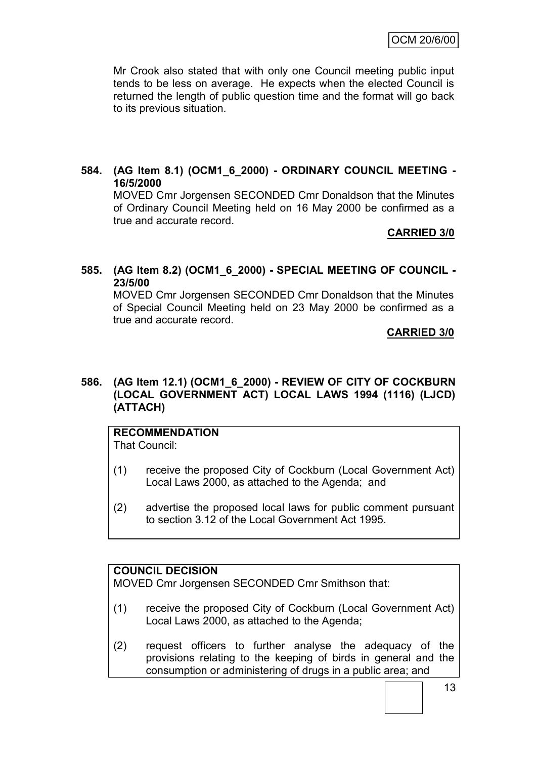Mr Crook also stated that with only one Council meeting public input tends to be less on average. He expects when the elected Council is returned the length of public question time and the format will go back to its previous situation.

**584. (AG Item 8.1) (OCM1_6_2000) - ORDINARY COUNCIL MEETING - 16/5/2000**

MOVED Cmr Jorgensen SECONDED Cmr Donaldson that the Minutes of Ordinary Council Meeting held on 16 May 2000 be confirmed as a true and accurate record.

**CARRIED 3/0**

**585. (AG Item 8.2) (OCM1_6_2000) - SPECIAL MEETING OF COUNCIL - 23/5/00**

MOVED Cmr Jorgensen SECONDED Cmr Donaldson that the Minutes of Special Council Meeting held on 23 May 2000 be confirmed as a true and accurate record.

**CARRIED 3/0**

**586. (AG Item 12.1) (OCM1_6_2000) - REVIEW OF CITY OF COCKBURN (LOCAL GOVERNMENT ACT) LOCAL LAWS 1994 (1116) (LJCD) (ATTACH)**

**RECOMMENDATION**

That Council:

(1) receive the proposed City of Cockburn (Local Government Act) Local Laws 2000, as attached to the Agenda; and

(2) advertise the proposed local laws for public comment pursuant to section 3.12 of the Local Government Act 1995.

**COUNCIL DECISION**

MOVED Cmr Jorgensen SECONDED Cmr Smithson that:

(1) receive the proposed City of Cockburn (Local Government Act) Local Laws 2000, as attached to the Agenda;

(2) request officers to further analyse the adequacy of the provisions relating to the keeping of birds in general and the consumption or administering of drugs in a public area; and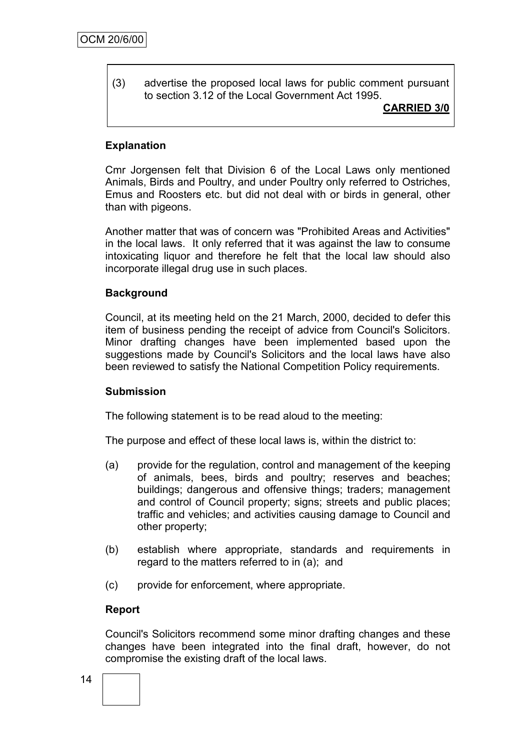(3) advertise the proposed local laws for public comment pursuant to section 3.12 of the Local Government Act 1995.

**CARRIED 3/0**

**Explanation**

Cmr Jorgensen felt that Division 6 of the Local Laws only mentioned Animals, Birds and Poultry, and under Poultry only referred to Ostriches, Emus and Roosters etc. but did not deal with or birds in general, other than with pigeons.

Another matter that was of concern was "Prohibited Areas and Activities" in the local laws. It only referred that it was against the law to consume intoxicating liquor and therefore he felt that the local law should also incorporate illegal drug use in such places.

**Background**

Council, at its meeting held on the 21 March, 2000, decided to defer this item of business pending the receipt of advice from Council's Solicitors. Minor drafting changes have been implemented based upon the suggestions made by Council's Solicitors and the local laws have also been reviewed to satisfy the National Competition Policy requirements.

**Submission**

The following statement is to be read aloud to the meeting:

The purpose and effect of these local laws is, within the district to:

(a) provide for the regulation, control and management of the keeping of animals, bees, birds and poultry; reserves and beaches; buildings; dangerous and offensive things; traders; management and control of Council property; signs; streets and public places; traffic and vehicles; and activities causing damage to Council and other property;

(b) establish where appropriate, standards and requirements in regard to the matters referred to in (a); and

(c) provide for enforcement, where appropriate.

**Report**

Council's Solicitors recommend some minor drafting changes and these changes have been integrated into the final draft, however, do not compromise the existing draft of the local laws.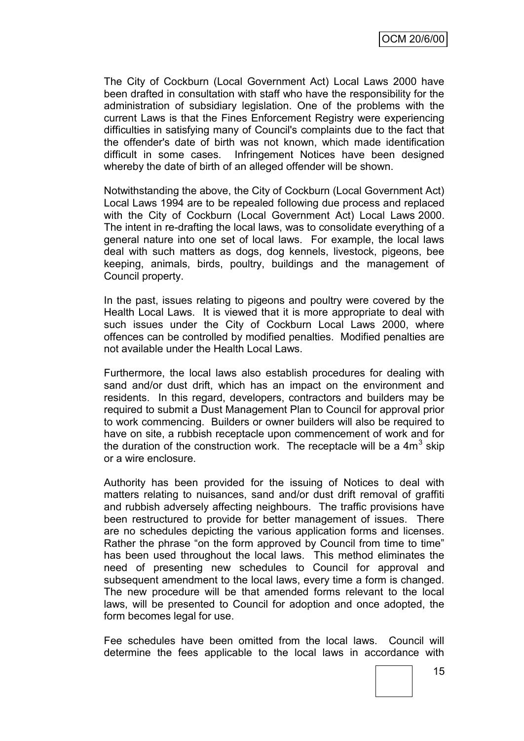The City of Cockburn (Local Government Act) Local Laws 2000 have been drafted in consultation with staff who have the responsibility for the administration of subsidiary legislation. One of the problems with the current Laws is that the Fines Enforcement Registry were experiencing difficulties in satisfying many of Council's complaints due to the fact that the offender's date of birth was not known, which made identification difficult in some cases. Infringement Notices have been designed whereby the date of birth of an alleged offender will be shown.

Notwithstanding the above, the City of Cockburn (Local Government Act) Local Laws 1994 are to be repealed following due process and replaced with the City of Cockburn (Local Government Act) Local Laws 2000. The intent in re-drafting the local laws, was to consolidate everything of a general nature into one set of local laws. For example, the local laws deal with such matters as dogs, dog kennels, livestock, pigeons, bee keeping, animals, birds, poultry, buildings and the management of Council property.

In the past, issues relating to pigeons and poultry were covered by the Health Local Laws. It is viewed that it is more appropriate to deal with such issues under the City of Cockburn Local Laws 2000, where offences can be controlled by modified penalties. Modified penalties are not available under the Health Local Laws.

Furthermore, the local laws also establish procedures for dealing with sand and/or dust drift, which has an impact on the environment and residents. In this regard, developers, contractors and builders may be required to submit a Dust Management Plan to Council for approval prior to work commencing. Builders or owner builders will also be required to have on site, a rubbish receptacle upon commencement of work and for the duration of the construction work. The receptacle will be a $4m^3$ skip or a wire enclosure.

Authority has been provided for the issuing of Notices to deal with matters relating to nuisances, sand and/or dust drift removal of graffiti and rubbish adversely affecting neighbours. The traffic provisions have been restructured to provide for better management of issues. There are no schedules depicting the various application forms and licenses. Rather the phrase "on the form approved by Council from time to time" has been used throughout the local laws. This method eliminates the need of presenting new schedules to Council for approval and subsequent amendment to the local laws, every time a form is changed. The new procedure will be that amended forms relevant to the local laws, will be presented to Council for adoption and once adopted, the form becomes legal for use.

Fee schedules have been omitted from the local laws. Council will determine the fees applicable to the local laws in accordance with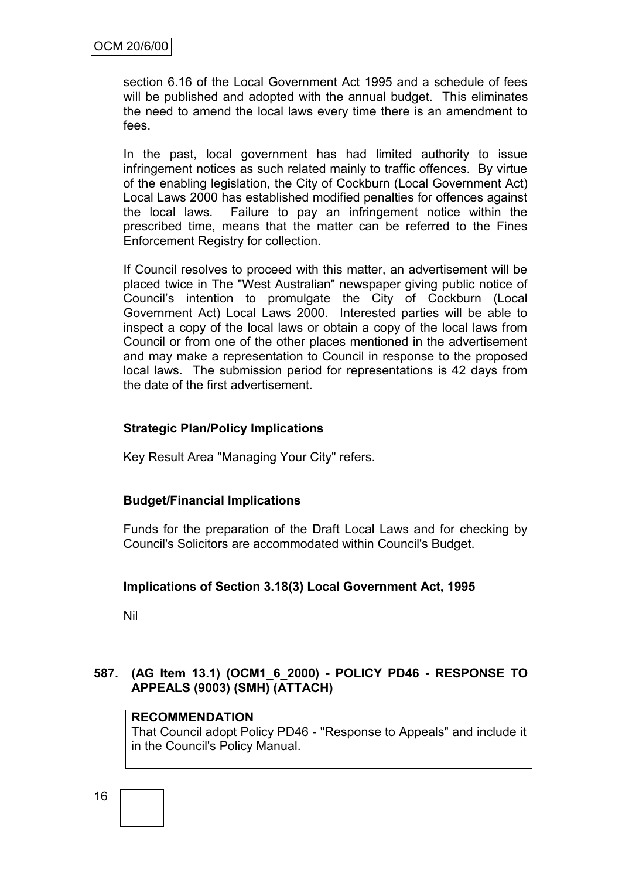section 6.16 of the Local Government Act 1995 and a schedule of fees will be published and adopted with the annual budget. This eliminates the need to amend the local laws every time there is an amendment to fees.

In the past, local government has had limited authority to issue infringement notices as such related mainly to traffic offences. By virtue of the enabling legislation, the City of Cockburn (Local Government Act) Local Laws 2000 has established modified penalties for offences against the local laws. Failure to pay an infringement notice within the prescribed time, means that the matter can be referred to the Fines Enforcement Registry for collection.

If Council resolves to proceed with this matter, an advertisement will be placed twice in The "West Australian" newspaper giving public notice of Council's intention to promulgate the City of Cockburn (Local Government Act) Local Laws 2000. Interested parties will be able to inspect a copy of the local laws or obtain a copy of the local laws from Council or from one of the other places mentioned in the advertisement and may make a representation to Council in response to the proposed local laws. The submission period for representations is 42 days from the date of the first advertisement.

**Strategic Plan/Policy Implications**

Key Result Area "Managing Your City" refers.

**Budget/Financial Implications**

Funds for the preparation of the Draft Local Laws and for checking by Council's Solicitors are accommodated within Council's Budget.

**Implications of Section 3.18(3) Local Government Act, 1995**

Nil

**587. (AG Item 13.1) (OCM1_6_2000) - POLICY PD46 - RESPONSE TO APPEALS (9003) (SMH) (ATTACH)**

**RECOMMENDATION**
That Council adopt Policy PD46 - "Response to Appeals" and include it in the Council's Policy Manual.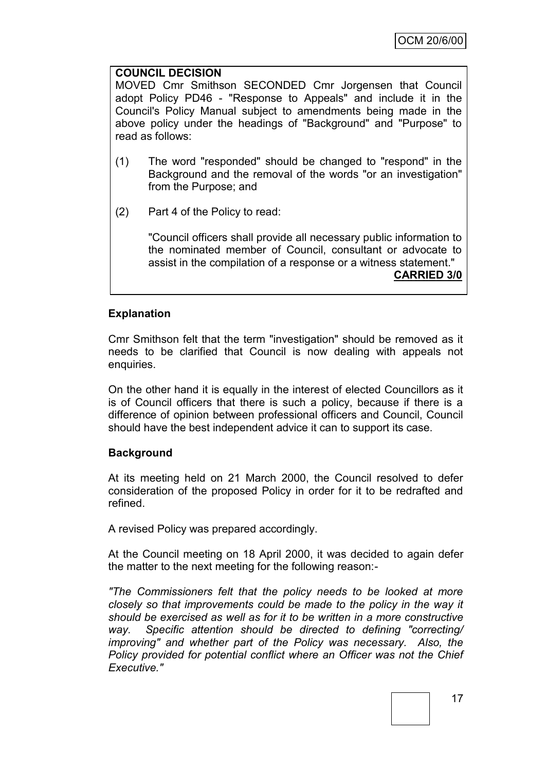**COUNCIL DECISION**

MOVED Cmr Smithson SECONDED Cmr Jorgensen that Council adopt Policy PD46 - "Response to Appeals" and include it in the Council's Policy Manual subject to amendments being made in the above policy under the headings of "Background" and "Purpose" to read as follows:

(1) The word "responded" should be changed to "respond" in the Background and the removal of the words "or an investigation" from the Purpose; and

(2) Part 4 of the Policy to read:

"Council officers shall provide all necessary public information to the nominated member of Council, consultant or advocate to assist in the compilation of a response or a witness statement."

**CARRIED 3/0**

**Explanation**

Cmr Smithson felt that the term "investigation" should be removed as it needs to be clarified that Council is now dealing with appeals not enquiries.

On the other hand it is equally in the interest of elected Councillors as it is of Council officers that there is such a policy, because if there is a difference of opinion between professional officers and Council, Council should have the best independent advice it can to support its case.

**Background**

At its meeting held on 21 March 2000, the Council resolved to defer consideration of the proposed Policy in order for it to be redrafted and refined.

A revised Policy was prepared accordingly.

At the Council meeting on 18 April 2000, it was decided to again defer the matter to the next meeting for the following reason:-

*"The Commissioners felt that the policy needs to be looked at more closely so that improvements could be made to the policy in the way it should be exercised as well as for it to be written in a more constructive way. Specific attention should be directed to defining "correcting/ improving" and whether part of the Policy was necessary. Also, the Policy provided for potential conflict where an Officer was not the Chief Executive."*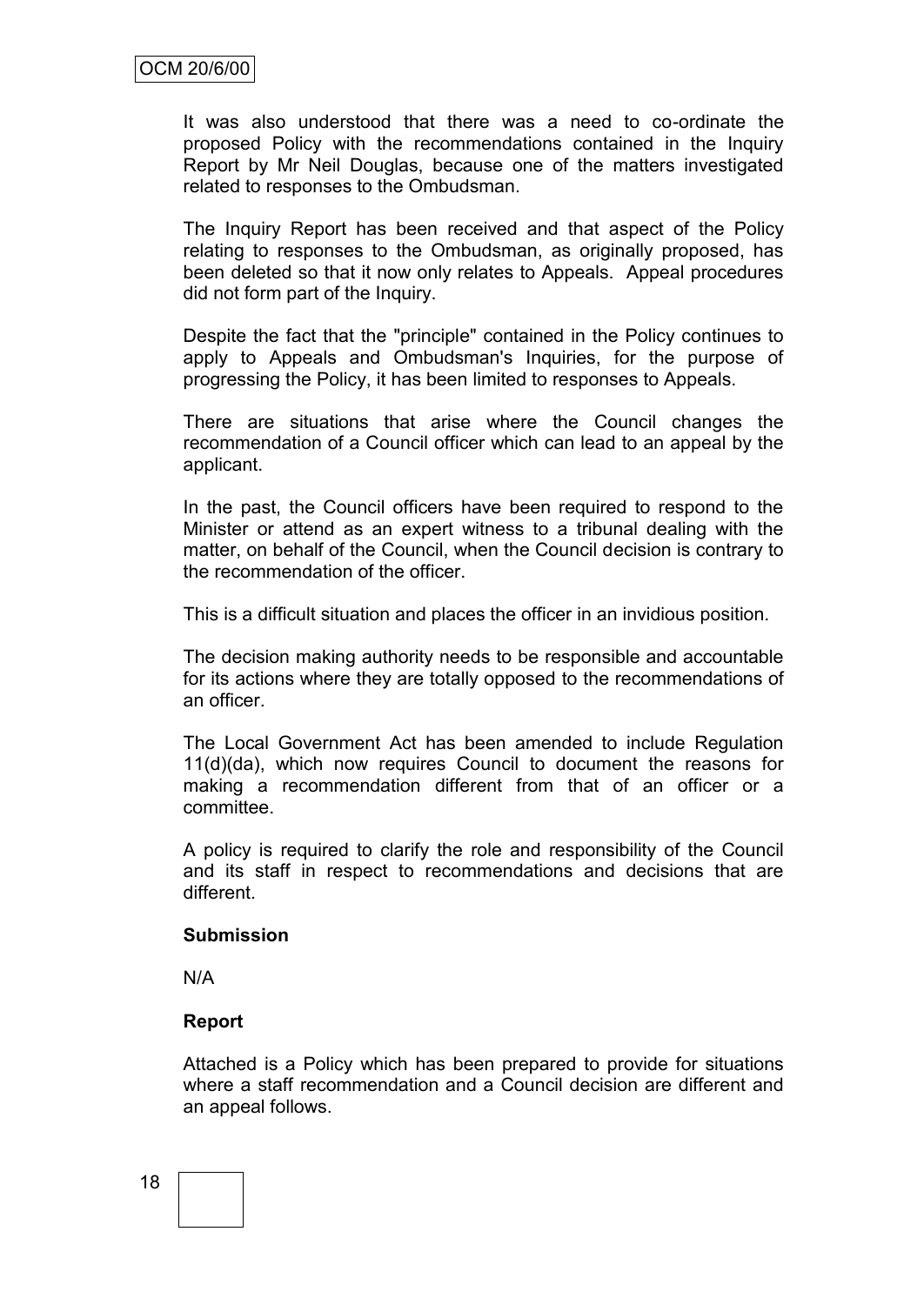It was also understood that there was a need to co-ordinate the proposed Policy with the recommendations contained in the Inquiry Report by Mr Neil Douglas, because one of the matters investigated related to responses to the Ombudsman.

The Inquiry Report has been received and that aspect of the Policy relating to responses to the Ombudsman, as originally proposed, has been deleted so that it now only relates to Appeals. Appeal procedures did not form part of the Inquiry.

Despite the fact that the "principle" contained in the Policy continues to apply to Appeals and Ombudsman's Inquiries, for the purpose of progressing the Policy, it has been limited to responses to Appeals.

There are situations that arise where the Council changes the recommendation of a Council officer which can lead to an appeal by the applicant.

In the past, the Council officers have been required to respond to the Minister or attend as an expert witness to a tribunal dealing with the matter, on behalf of the Council, when the Council decision is contrary to the recommendation of the officer.

This is a difficult situation and places the officer in an invidious position.

The decision making authority needs to be responsible and accountable for its actions where they are totally opposed to the recommendations of an officer.

The Local Government Act has been amended to include Regulation 11(d)(da), which now requires Council to document the reasons for making a recommendation different from that of an officer or a committee.

A policy is required to clarify the role and responsibility of the Council and its staff in respect to recommendations and decisions that are different.

**Submission**

N/A

**Report**

Attached is a Policy which has been prepared to provide for situations where a staff recommendation and a Council decision are different and an appeal follows.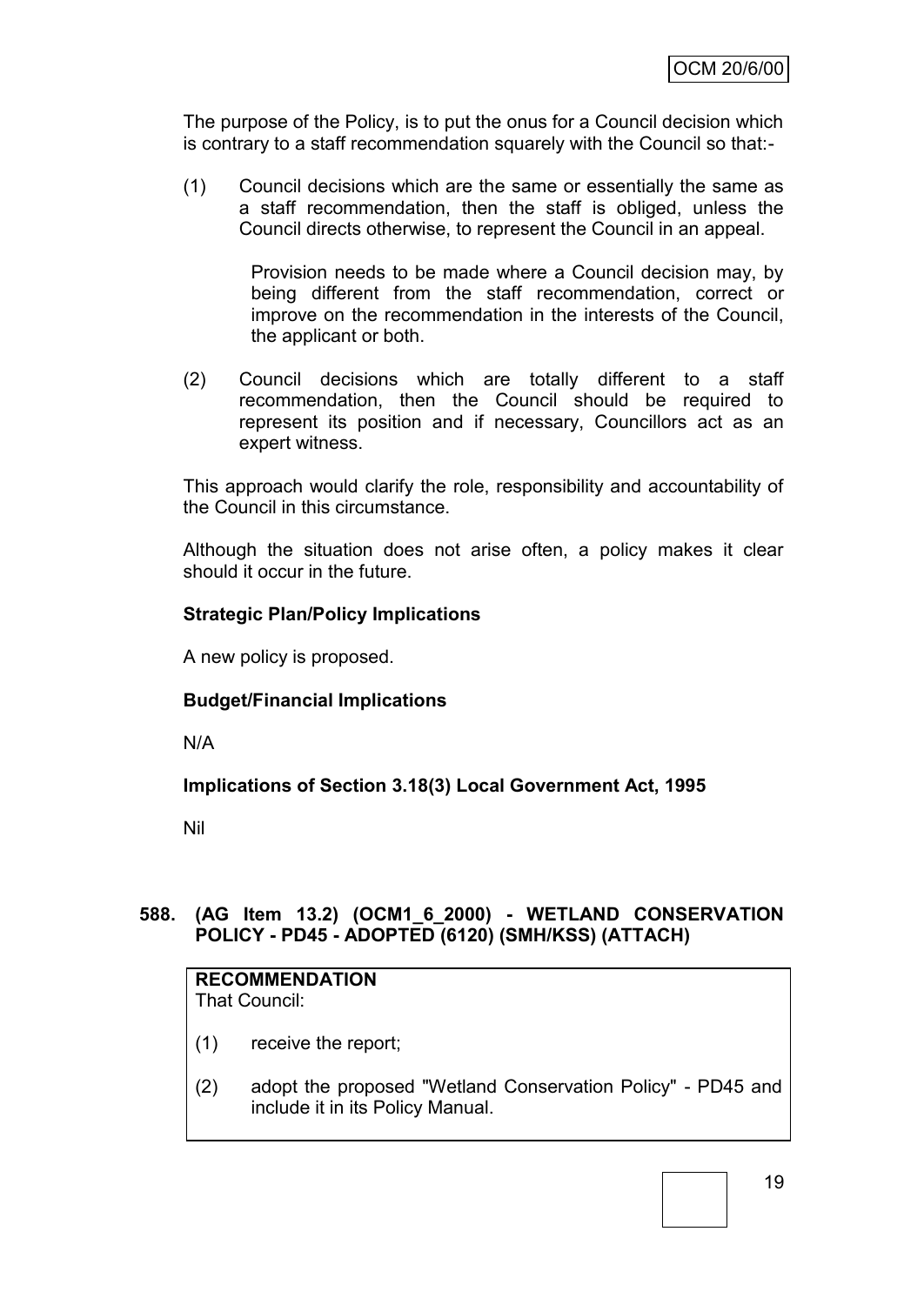The purpose of the Policy, is to put the onus for a Council decision which is contrary to a staff recommendation squarely with the Council so that:-

(1) Council decisions which are the same or essentially the same as a staff recommendation, then the staff is obliged, unless the Council directs otherwise, to represent the Council in an appeal.

    Provision needs to be made where a Council decision may, by being different from the staff recommendation, correct or improve on the recommendation in the interests of the Council, the applicant or both.

(2) Council decisions which are totally different to a staff recommendation, then the Council should be required to represent its position and if necessary, Councillors act as an expert witness.

This approach would clarify the role, responsibility and accountability of the Council in this circumstance.

Although the situation does not arise often, a policy makes it clear should it occur in the future.

**Strategic Plan/Policy Implications**

A new policy is proposed.

**Budget/Financial Implications**

N/A

**Implications of Section 3.18(3) Local Government Act, 1995**

Nil

**588. (AG Item 13.2) (OCM1_6_2000) - WETLAND CONSERVATION POLICY - PD45 - ADOPTED (6120) (SMH/KSS) (ATTACH)**

**RECOMMENDATION**
That Council:

(1) receive the report;

(2) adopt the proposed "Wetland Conservation Policy" - PD45 and include it in its Policy Manual.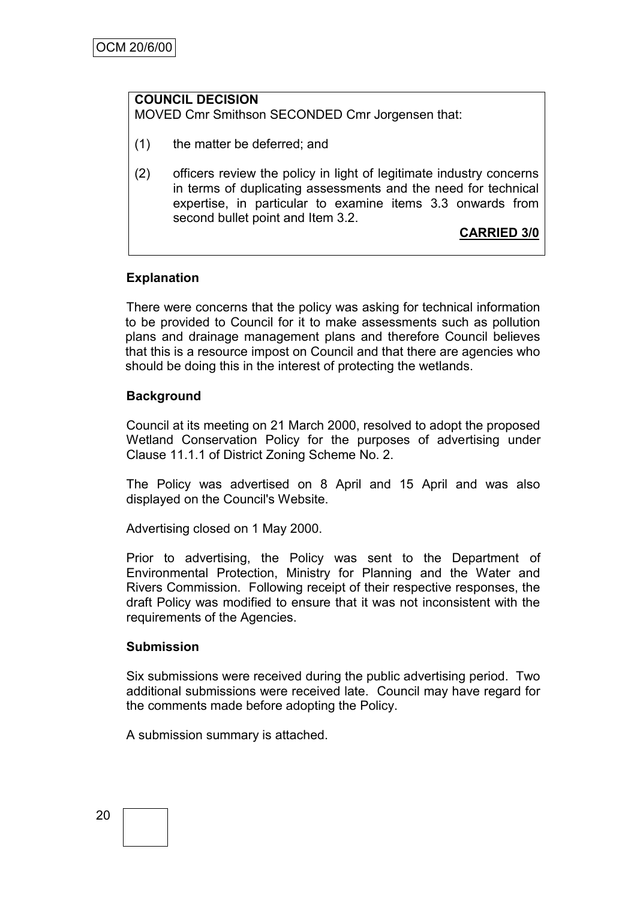**COUNCIL DECISION**

MOVED Cmr Smithson SECONDED Cmr Jorgensen that:

(1) the matter be deferred; and

(2) officers review the policy in light of legitimate industry concerns in terms of duplicating assessments and the need for technical expertise, in particular to examine items 3.3 onwards from second bullet point and Item 3.2.

**CARRIED 3/0**

### Explanation

There were concerns that the policy was asking for technical information to be provided to Council for it to make assessments such as pollution plans and drainage management plans and therefore Council believes that this is a resource impost on Council and that there are agencies who should be doing this in the interest of protecting the wetlands.

### Background

Council at its meeting on 21 March 2000, resolved to adopt the proposed Wetland Conservation Policy for the purposes of advertising under Clause 11.1.1 of District Zoning Scheme No. 2.

The Policy was advertised on 8 April and 15 April and was also displayed on the Council's Website.

Advertising closed on 1 May 2000.

Prior to advertising, the Policy was sent to the Department of Environmental Protection, Ministry for Planning and the Water and Rivers Commission. Following receipt of their respective responses, the draft Policy was modified to ensure that it was not inconsistent with the requirements of the Agencies.

### Submission

Six submissions were received during the public advertising period. Two additional submissions were received late. Council may have regard for the comments made before adopting the Policy.

A submission summary is attached.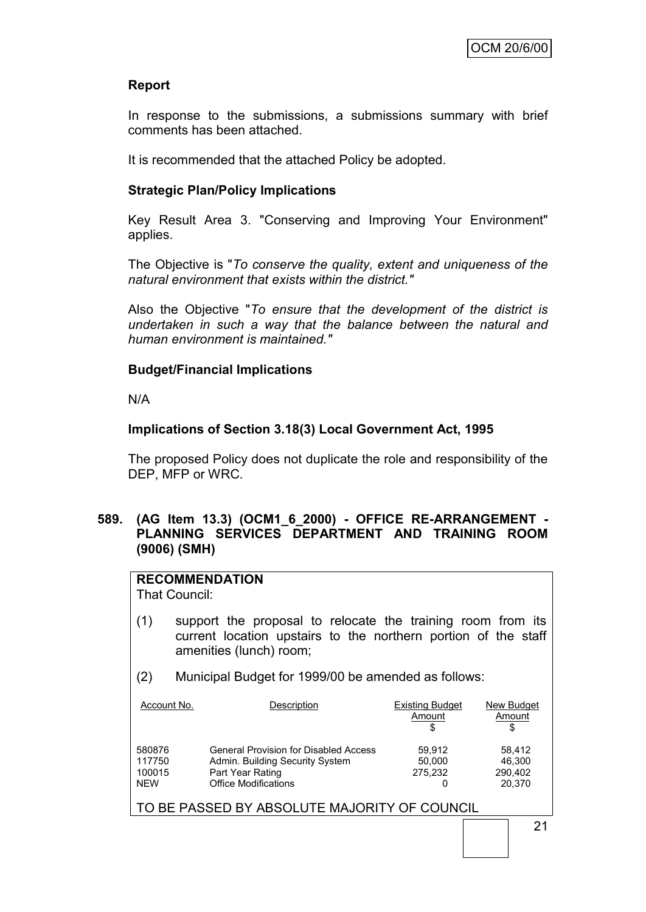**Report**

In response to the submissions, a submissions summary with brief comments has been attached.

It is recommended that the attached Policy be adopted.

**Strategic Plan/Policy Implications**

Key Result Area 3. "Conserving and Improving Your Environment" applies.

The Objective is "*To conserve the quality, extent and uniqueness of the natural environment that exists within the district."*

Also the Objective "*To ensure that the development of the district is undertaken in such a way that the balance between the natural and human environment is maintained."*

**Budget/Financial Implications**

N/A

**Implications of Section 3.18(3) Local Government Act, 1995**

The proposed Policy does not duplicate the role and responsibility of the DEP, MFP or WRC.

**589. (AG Item 13.3) (OCM1_6_2000) - OFFICE RE-ARRANGEMENT - PLANNING SERVICES DEPARTMENT AND TRAINING ROOM (9006) (SMH)**

**RECOMMENDATION**

That Council:

(1) support the proposal to relocate the training room from its current location upstairs to the northern portion of the staff amenities (lunch) room;

(2) Municipal Budget for 1999/00 be amended as follows:

| Account No. | Description | Existing Budget Amount $ | New Budget Amount $ |
|---|---|---|---|
| 580876 | General Provision for Disabled Access | 59,912 | 58,412 |
| 117750 | Admin. Building Security System | 50,000 | 46,300 |
| 100015 | Part Year Rating | 275,232 | 290,402 |
| NEW | Office Modifications | 0 | 20,370 |

TO BE PASSED BY ABSOLUTE MAJORITY OF COUNCIL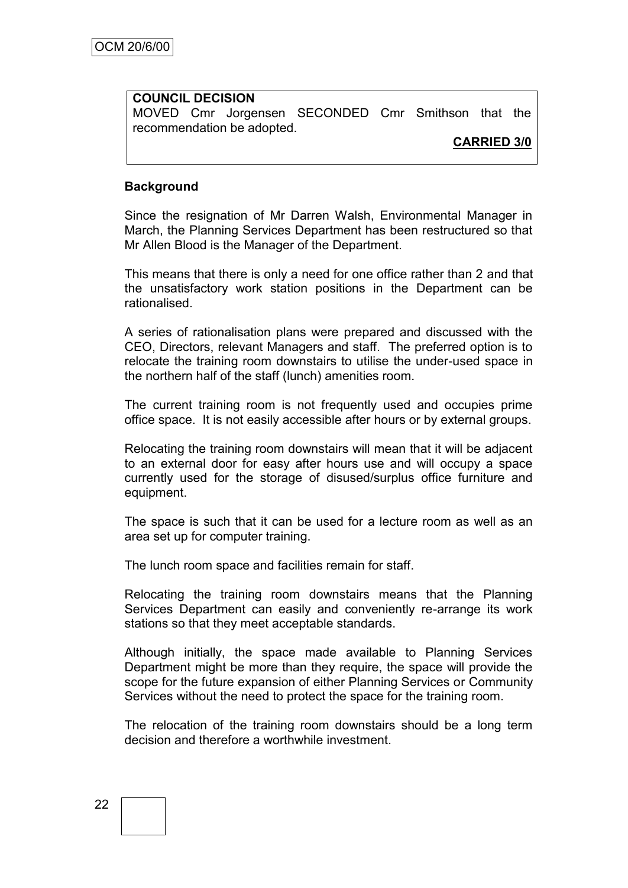**COUNCIL DECISION**

MOVED Cmr Jorgensen SECONDED Cmr Smithson that the recommendation be adopted.

**CARRIED 3/0**

**Background**

Since the resignation of Mr Darren Walsh, Environmental Manager in March, the Planning Services Department has been restructured so that Mr Allen Blood is the Manager of the Department.

This means that there is only a need for one office rather than 2 and that the unsatisfactory work station positions in the Department can be rationalised.

A series of rationalisation plans were prepared and discussed with the CEO, Directors, relevant Managers and staff. The preferred option is to relocate the training room downstairs to utilise the under-used space in the northern half of the staff (lunch) amenities room.

The current training room is not frequently used and occupies prime office space. It is not easily accessible after hours or by external groups.

Relocating the training room downstairs will mean that it will be adjacent to an external door for easy after hours use and will occupy a space currently used for the storage of disused/surplus office furniture and equipment.

The space is such that it can be used for a lecture room as well as an area set up for computer training.

The lunch room space and facilities remain for staff.

Relocating the training room downstairs means that the Planning Services Department can easily and conveniently re-arrange its work stations so that they meet acceptable standards.

Although initially, the space made available to Planning Services Department might be more than they require, the space will provide the scope for the future expansion of either Planning Services or Community Services without the need to protect the space for the training room.

The relocation of the training room downstairs should be a long term decision and therefore a worthwhile investment.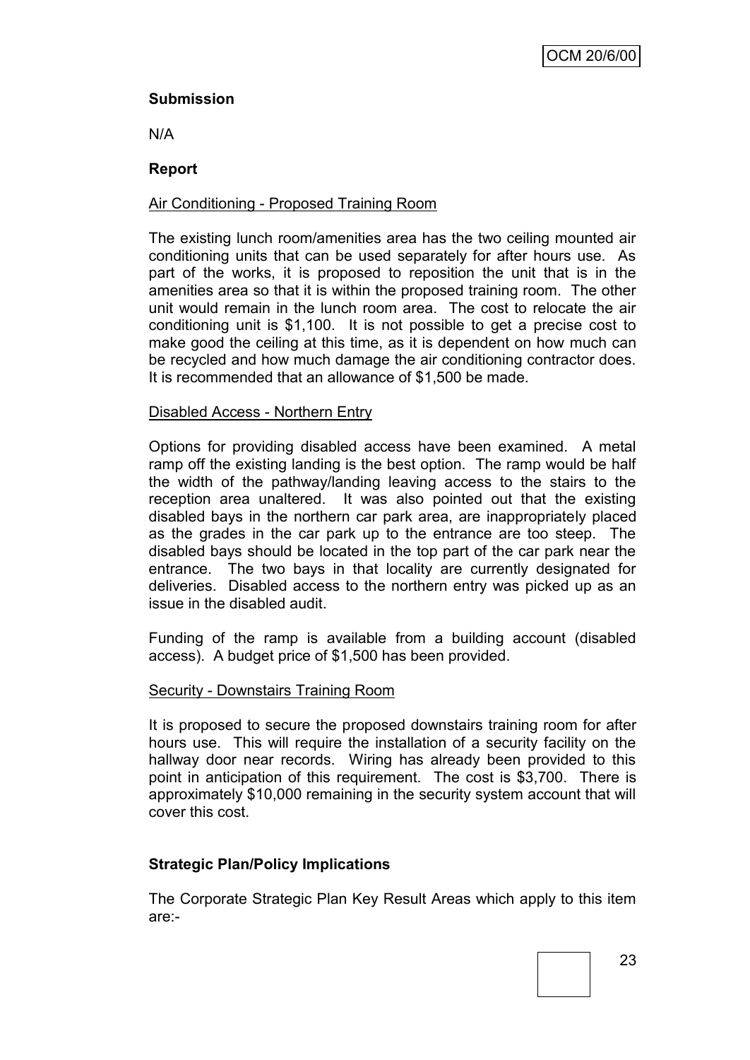**Submission**

N/A

**Report**

Air Conditioning - Proposed Training Room

The existing lunch room/amenities area has the two ceiling mounted air conditioning units that can be used separately for after hours use. As part of the works, it is proposed to reposition the unit that is in the amenities area so that it is within the proposed training room. The other unit would remain in the lunch room area. The cost to relocate the air conditioning unit is $1,100. It is not possible to get a precise cost to make good the ceiling at this time, as it is dependent on how much can be recycled and how much damage the air conditioning contractor does. It is recommended that an allowance of $1,500 be made.

Disabled Access - Northern Entry

Options for providing disabled access have been examined. A metal ramp off the existing landing is the best option. The ramp would be half the width of the pathway/landing leaving access to the stairs to the reception area unaltered. It was also pointed out that the existing disabled bays in the northern car park area, are inappropriately placed as the grades in the car park up to the entrance are too steep. The disabled bays should be located in the top part of the car park near the entrance. The two bays in that locality are currently designated for deliveries. Disabled access to the northern entry was picked up as an issue in the disabled audit.

Funding of the ramp is available from a building account (disabled access). A budget price of $1,500 has been provided.

Security - Downstairs Training Room

It is proposed to secure the proposed downstairs training room for after hours use. This will require the installation of a security facility on the hallway door near records. Wiring has already been provided to this point in anticipation of this requirement. The cost is $3,700. There is approximately $10,000 remaining in the security system account that will cover this cost.

**Strategic Plan/Policy Implications**

The Corporate Strategic Plan Key Result Areas which apply to this item are:-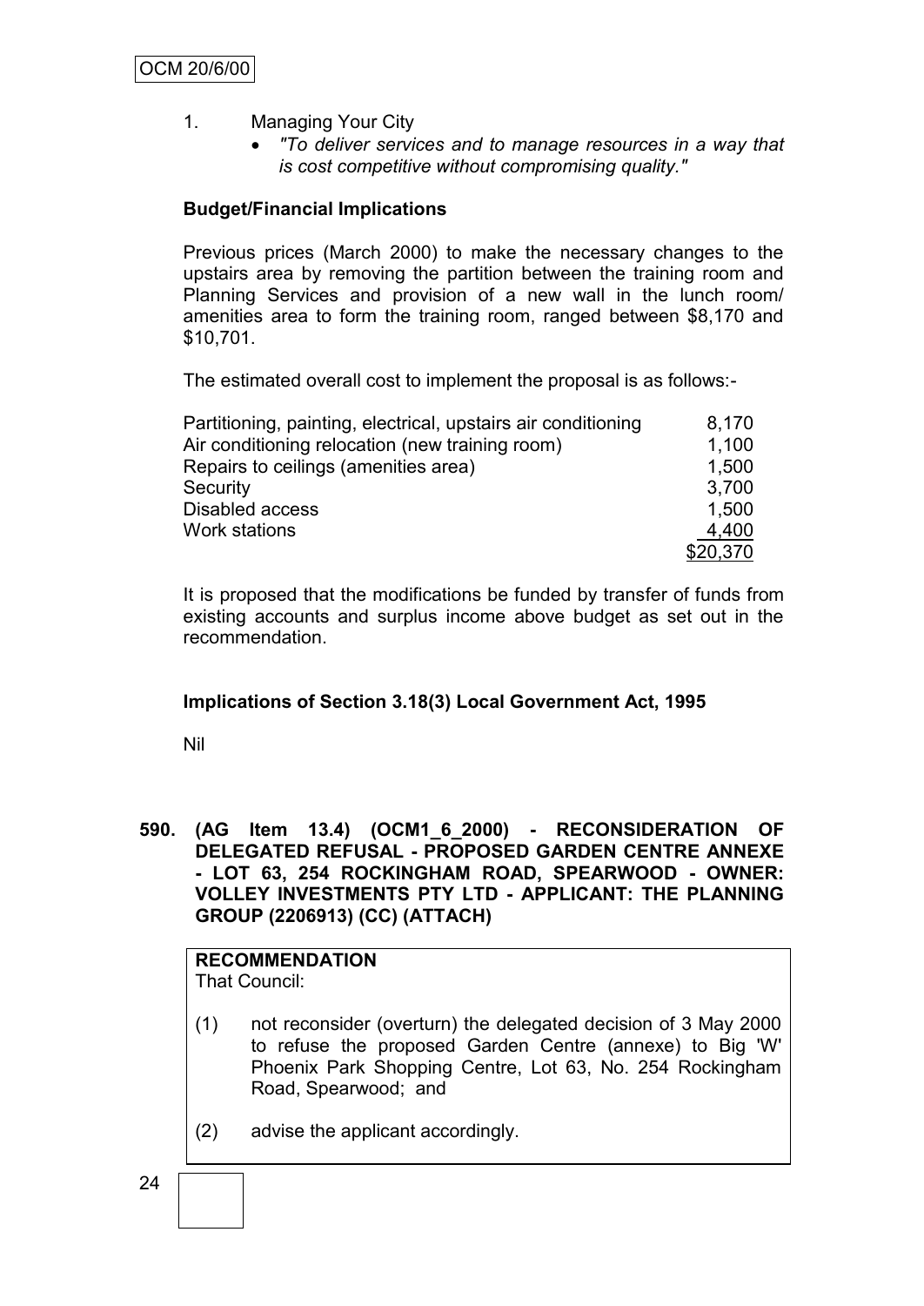1. Managing Your City
   - *"To deliver services and to manage resources in a way that is cost competitive without compromising quality."*

**Budget/Financial Implications**

Previous prices (March 2000) to make the necessary changes to the upstairs area by removing the partition between the training room and Planning Services and provision of a new wall in the lunch room/ amenities area to form the training room, ranged between $8,170 and $10,701.

The estimated overall cost to implement the proposal is as follows:-

| | |
|---|---|
| Partitioning, painting, electrical, upstairs air conditioning | 8,170 |
| Air conditioning relocation (new training room) | 1,100 |
| Repairs to ceilings (amenities area) | 1,500 |
| Security | 3,700 |
| Disabled access | 1,500 |
| Work stations | 4,400 |
| | $20,370 |

It is proposed that the modifications be funded by transfer of funds from existing accounts and surplus income above budget as set out in the recommendation.

**Implications of Section 3.18(3) Local Government Act, 1995**

Nil

**590. (AG Item 13.4) (OCM1_6_2000) - RECONSIDERATION OF DELEGATED REFUSAL - PROPOSED GARDEN CENTRE ANNEXE - LOT 63, 254 ROCKINGHAM ROAD, SPEARWOOD - OWNER: VOLLEY INVESTMENTS PTY LTD - APPLICANT: THE PLANNING GROUP (2206913) (CC) (ATTACH)**

**RECOMMENDATION**
That Council:

(1) not reconsider (overturn) the delegated decision of 3 May 2000 to refuse the proposed Garden Centre (annexe) to Big 'W' Phoenix Park Shopping Centre, Lot 63, No. 254 Rockingham Road, Spearwood; and

(2) advise the applicant accordingly.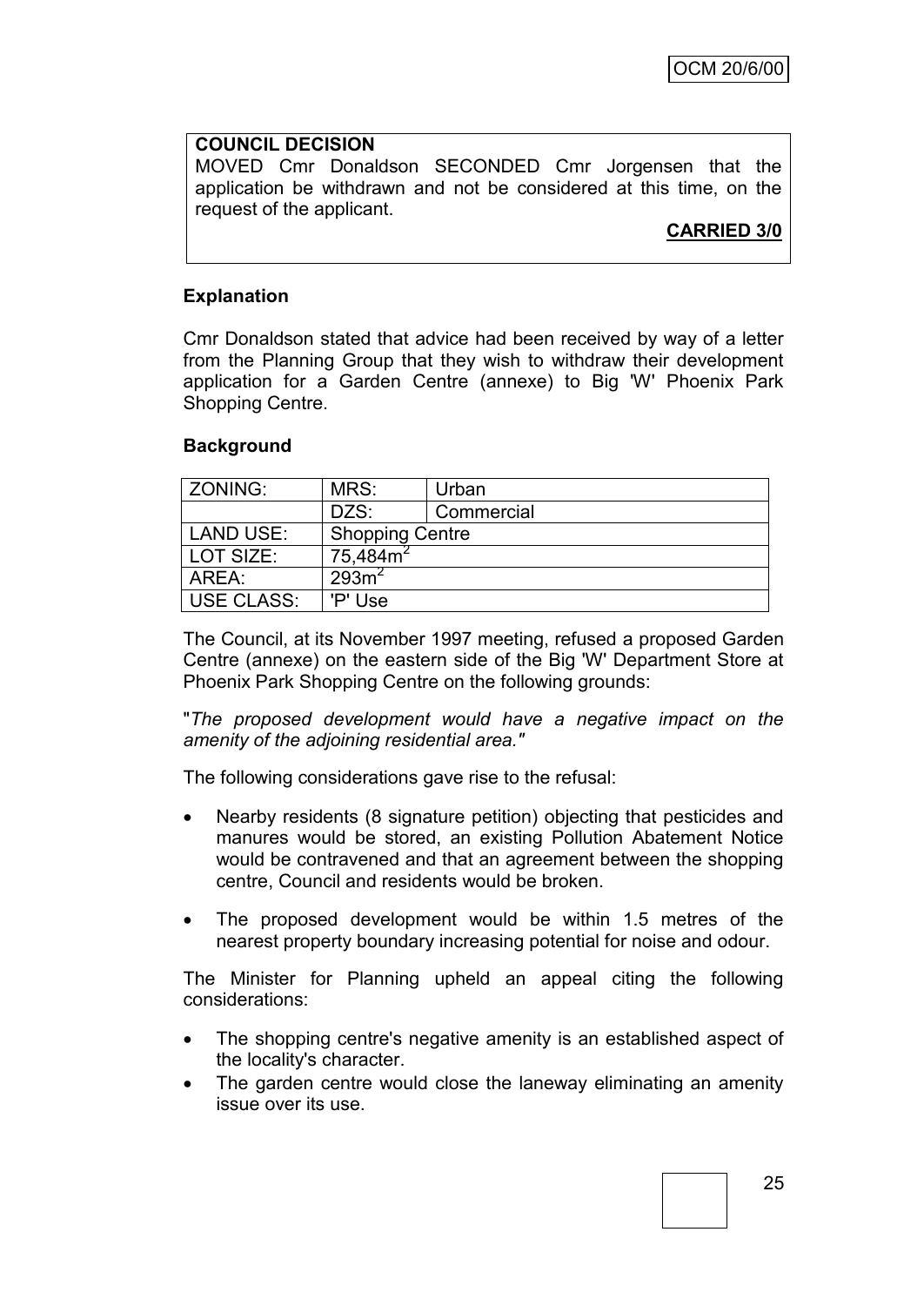**COUNCIL DECISION**

MOVED Cmr Donaldson SECONDED Cmr Jorgensen that the application be withdrawn and not be considered at this time, on the request of the applicant.

**CARRIED 3/0**

**Explanation**

Cmr Donaldson stated that advice had been received by way of a letter from the Planning Group that they wish to withdraw their development application for a Garden Centre (annexe) to Big 'W' Phoenix Park Shopping Centre.

**Background**

| ZONING: | MRS: | Urban |
|---|---|---|
| | DZS: | Commercial |
| LAND USE: | Shopping Centre | |
| LOT SIZE: | 75,484m$^2$ | |
| AREA: | 293m$^2$ | |
| USE CLASS: | 'P' Use | |

The Council, at its November 1997 meeting, refused a proposed Garden Centre (annexe) on the eastern side of the Big 'W' Department Store at Phoenix Park Shopping Centre on the following grounds:

"*The proposed development would have a negative impact on the amenity of the adjoining residential area."*

The following considerations gave rise to the refusal:

- Nearby residents (8 signature petition) objecting that pesticides and manures would be stored, an existing Pollution Abatement Notice would be contravened and that an agreement between the shopping centre, Council and residents would be broken.
- The proposed development would be within 1.5 metres of the nearest property boundary increasing potential for noise and odour.

The Minister for Planning upheld an appeal citing the following considerations:

- The shopping centre's negative amenity is an established aspect of the locality's character.
- The garden centre would close the laneway eliminating an amenity issue over its use.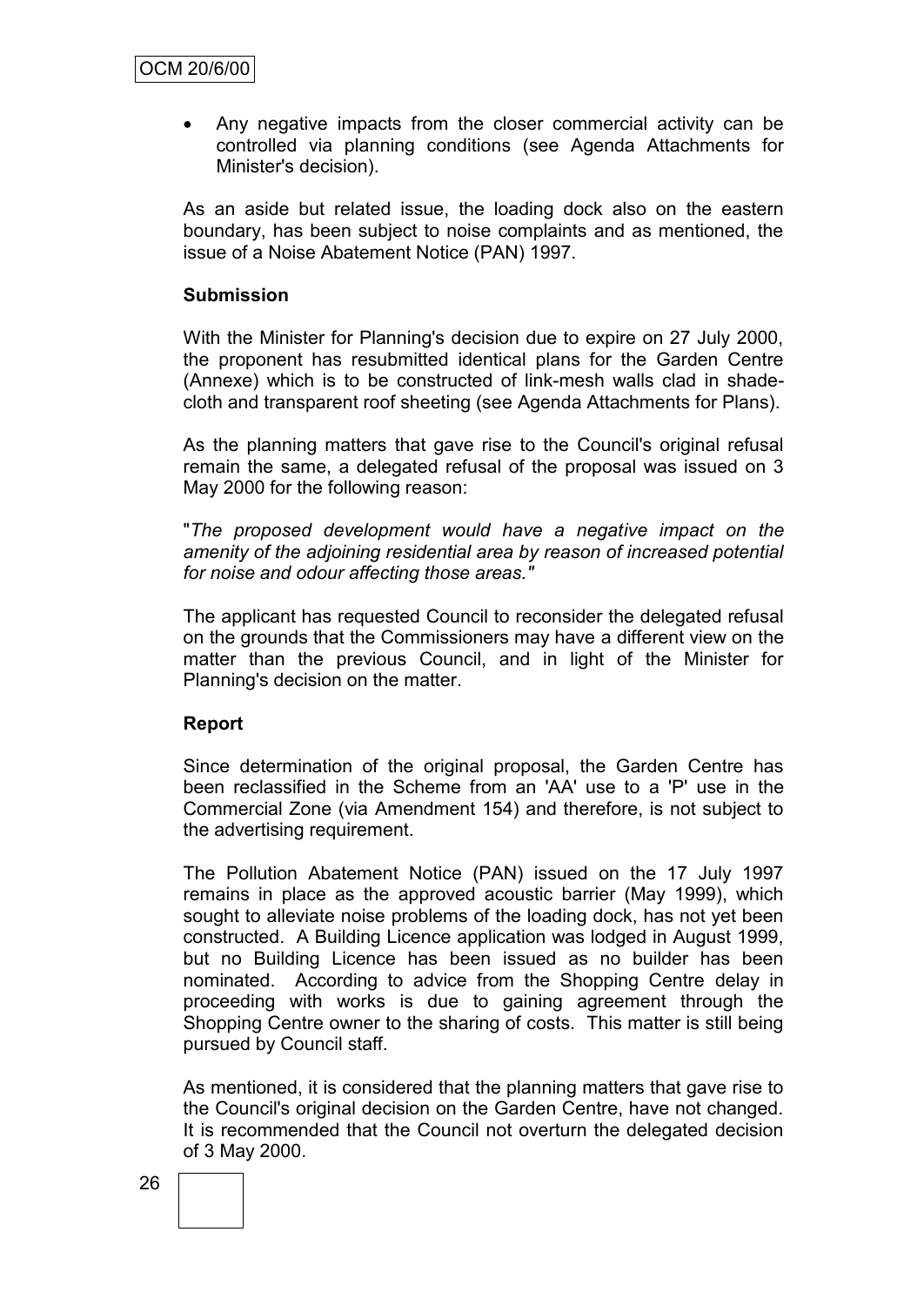- Any negative impacts from the closer commercial activity can be controlled via planning conditions (see Agenda Attachments for Minister's decision).

As an aside but related issue, the loading dock also on the eastern boundary, has been subject to noise complaints and as mentioned, the issue of a Noise Abatement Notice (PAN) 1997.

**Submission**

With the Minister for Planning's decision due to expire on 27 July 2000, the proponent has resubmitted identical plans for the Garden Centre (Annexe) which is to be constructed of link-mesh walls clad in shade-cloth and transparent roof sheeting (see Agenda Attachments for Plans).

As the planning matters that gave rise to the Council's original refusal remain the same, a delegated refusal of the proposal was issued on 3 May 2000 for the following reason:

"*The proposed development would have a negative impact on the amenity of the adjoining residential area by reason of increased potential for noise and odour affecting those areas."*

The applicant has requested Council to reconsider the delegated refusal on the grounds that the Commissioners may have a different view on the matter than the previous Council, and in light of the Minister for Planning's decision on the matter.

**Report**

Since determination of the original proposal, the Garden Centre has been reclassified in the Scheme from an 'AA' use to a 'P' use in the Commercial Zone (via Amendment 154) and therefore, is not subject to the advertising requirement.

The Pollution Abatement Notice (PAN) issued on the 17 July 1997 remains in place as the approved acoustic barrier (May 1999), which sought to alleviate noise problems of the loading dock, has not yet been constructed. A Building Licence application was lodged in August 1999, but no Building Licence has been issued as no builder has been nominated. According to advice from the Shopping Centre delay in proceeding with works is due to gaining agreement through the Shopping Centre owner to the sharing of costs. This matter is still being pursued by Council staff.

As mentioned, it is considered that the planning matters that gave rise to the Council's original decision on the Garden Centre, have not changed. It is recommended that the Council not overturn the delegated decision of 3 May 2000.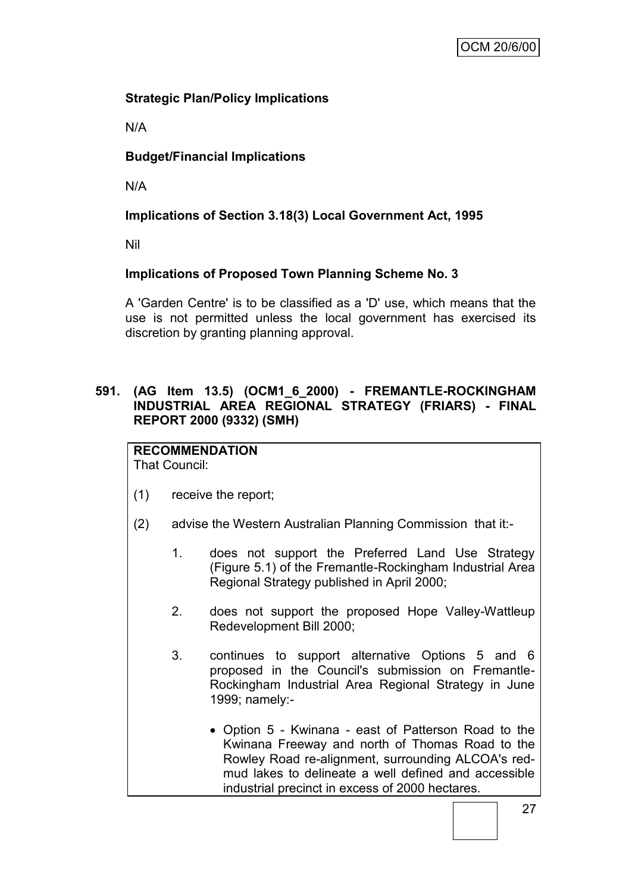**Strategic Plan/Policy Implications**

N/A

**Budget/Financial Implications**

N/A

**Implications of Section 3.18(3) Local Government Act, 1995**

Nil

**Implications of Proposed Town Planning Scheme No. 3**

A 'Garden Centre' is to be classified as a 'D' use, which means that the use is not permitted unless the local government has exercised its discretion by granting planning approval.

## 591. (AG Item 13.5) (OCM1_6_2000) - FREMANTLE-ROCKINGHAM INDUSTRIAL AREA REGIONAL STRATEGY (FRIARS) - FINAL REPORT 2000 (9332) (SMH)

**RECOMMENDATION**
That Council:

(1) receive the report;

(2) advise the Western Australian Planning Commission that it:-

1. does not support the Preferred Land Use Strategy (Figure 5.1) of the Fremantle-Rockingham Industrial Area Regional Strategy published in April 2000;

2. does not support the proposed Hope Valley-Wattleup Redevelopment Bill 2000;

3. continues to support alternative Options 5 and 6 proposed in the Council's submission on Fremantle-Rockingham Industrial Area Regional Strategy in June 1999; namely:-

   - Option 5 - Kwinana - east of Patterson Road to the Kwinana Freeway and north of Thomas Road to the Rowley Road re-alignment, surrounding ALCOA's red-mud lakes to delineate a well defined and accessible industrial precinct in excess of 2000 hectares.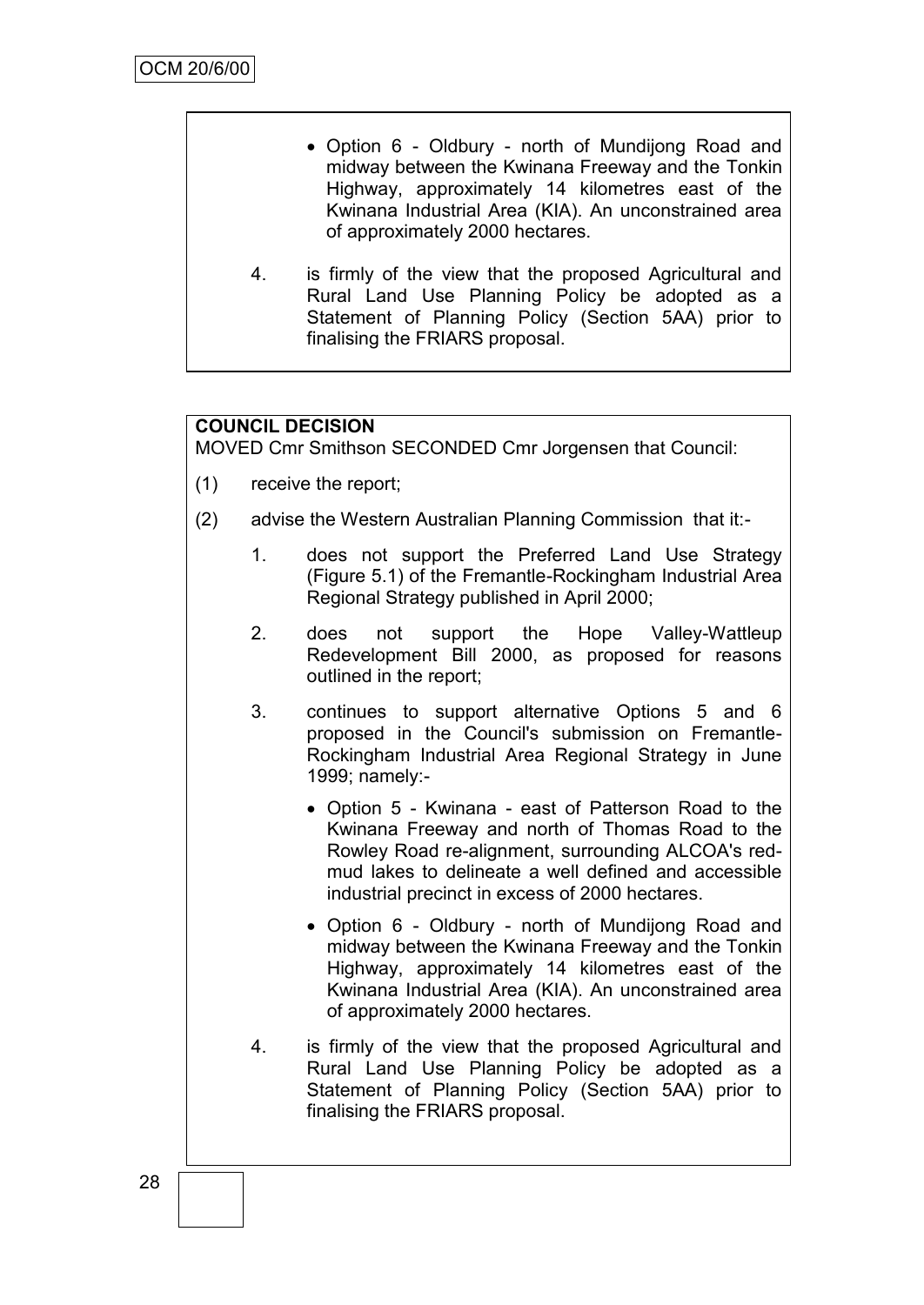- Option 6 - Oldbury - north of Mundijong Road and midway between the Kwinana Freeway and the Tonkin Highway, approximately 14 kilometres east of the Kwinana Industrial Area (KIA). An unconstrained area of approximately 2000 hectares.

4. is firmly of the view that the proposed Agricultural and Rural Land Use Planning Policy be adopted as a Statement of Planning Policy (Section 5AA) prior to finalising the FRIARS proposal.

**COUNCIL DECISION**

MOVED Cmr Smithson SECONDED Cmr Jorgensen that Council:

(1) receive the report;

(2) advise the Western Australian Planning Commission that it:-

1. does not support the Preferred Land Use Strategy (Figure 5.1) of the Fremantle-Rockingham Industrial Area Regional Strategy published in April 2000;

2. does not support the Hope Valley-Wattleup Redevelopment Bill 2000, as proposed for reasons outlined in the report;

3. continues to support alternative Options 5 and 6 proposed in the Council's submission on Fremantle-Rockingham Industrial Area Regional Strategy in June 1999; namely:-

   - Option 5 - Kwinana - east of Patterson Road to the Kwinana Freeway and north of Thomas Road to the Rowley Road re-alignment, surrounding ALCOA's red-mud lakes to delineate a well defined and accessible industrial precinct in excess of 2000 hectares.

   - Option 6 - Oldbury - north of Mundijong Road and midway between the Kwinana Freeway and the Tonkin Highway, approximately 14 kilometres east of the Kwinana Industrial Area (KIA). An unconstrained area of approximately 2000 hectares.

4. is firmly of the view that the proposed Agricultural and Rural Land Use Planning Policy be adopted as a Statement of Planning Policy (Section 5AA) prior to finalising the FRIARS proposal.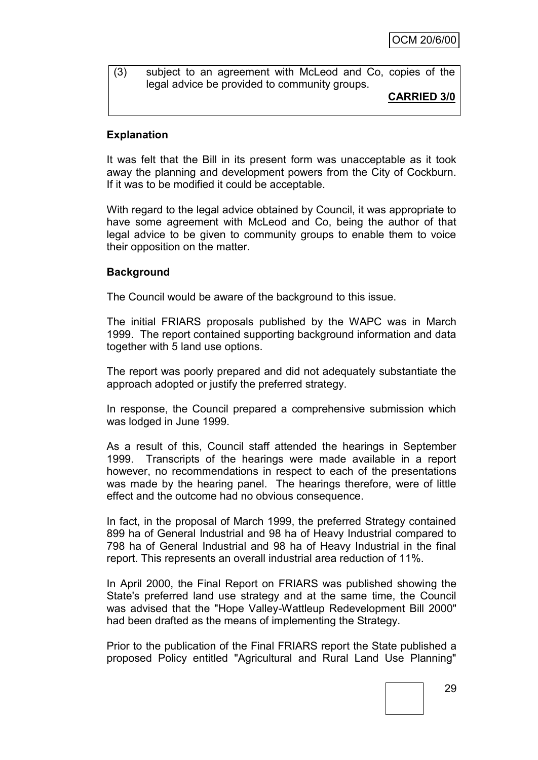(3) subject to an agreement with McLeod and Co, copies of the legal advice be provided to community groups.

**CARRIED 3/0**

**Explanation**

It was felt that the Bill in its present form was unacceptable as it took away the planning and development powers from the City of Cockburn. If it was to be modified it could be acceptable.

With regard to the legal advice obtained by Council, it was appropriate to have some agreement with McLeod and Co, being the author of that legal advice to be given to community groups to enable them to voice their opposition on the matter.

**Background**

The Council would be aware of the background to this issue.

The initial FRIARS proposals published by the WAPC was in March 1999. The report contained supporting background information and data together with 5 land use options.

The report was poorly prepared and did not adequately substantiate the approach adopted or justify the preferred strategy.

In response, the Council prepared a comprehensive submission which was lodged in June 1999.

As a result of this, Council staff attended the hearings in September 1999. Transcripts of the hearings were made available in a report however, no recommendations in respect to each of the presentations was made by the hearing panel. The hearings therefore, were of little effect and the outcome had no obvious consequence.

In fact, in the proposal of March 1999, the preferred Strategy contained 899 ha of General Industrial and 98 ha of Heavy Industrial compared to 798 ha of General Industrial and 98 ha of Heavy Industrial in the final report. This represents an overall industrial area reduction of 11%.

In April 2000, the Final Report on FRIARS was published showing the State's preferred land use strategy and at the same time, the Council was advised that the "Hope Valley-Wattleup Redevelopment Bill 2000" had been drafted as the means of implementing the Strategy.

Prior to the publication of the Final FRIARS report the State published a proposed Policy entitled "Agricultural and Rural Land Use Planning"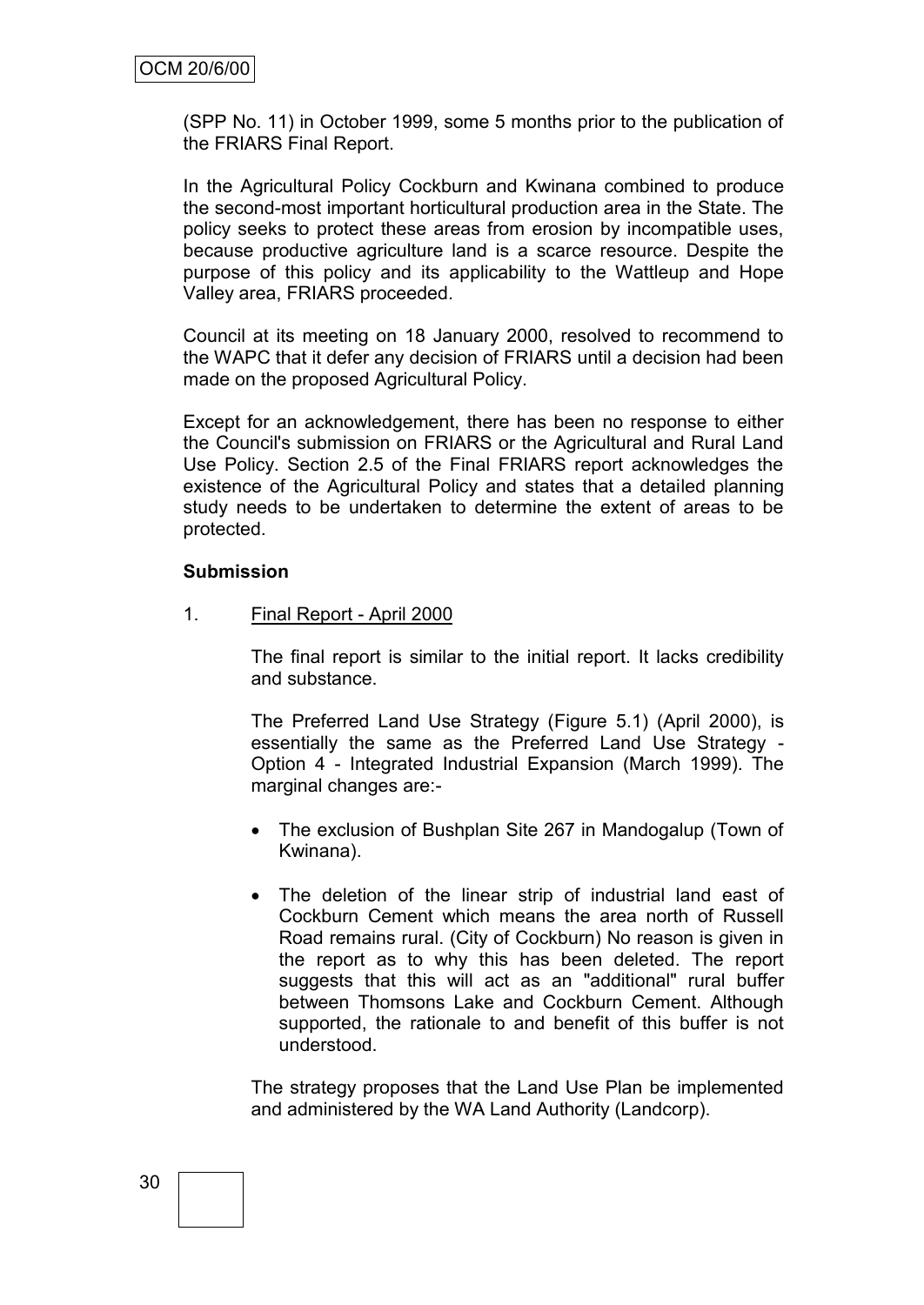(SPP No. 11) in October 1999, some 5 months prior to the publication of the FRIARS Final Report.

In the Agricultural Policy Cockburn and Kwinana combined to produce the second-most important horticultural production area in the State. The policy seeks to protect these areas from erosion by incompatible uses, because productive agriculture land is a scarce resource. Despite the purpose of this policy and its applicability to the Wattleup and Hope Valley area, FRIARS proceeded.

Council at its meeting on 18 January 2000, resolved to recommend to the WAPC that it defer any decision of FRIARS until a decision had been made on the proposed Agricultural Policy.

Except for an acknowledgement, there has been no response to either the Council's submission on FRIARS or the Agricultural and Rural Land Use Policy. Section 2.5 of the Final FRIARS report acknowledges the existence of the Agricultural Policy and states that a detailed planning study needs to be undertaken to determine the extent of areas to be protected.

**Submission**

1. Final Report - April 2000

   The final report is similar to the initial report. It lacks credibility and substance.

   The Preferred Land Use Strategy (Figure 5.1) (April 2000), is essentially the same as the Preferred Land Use Strategy - Option 4 - Integrated Industrial Expansion (March 1999). The marginal changes are:-

   - The exclusion of Bushplan Site 267 in Mandogalup (Town of Kwinana).
   - The deletion of the linear strip of industrial land east of Cockburn Cement which means the area north of Russell Road remains rural. (City of Cockburn) No reason is given in the report as to why this has been deleted. The report suggests that this will act as an "additional" rural buffer between Thomsons Lake and Cockburn Cement. Although supported, the rationale to and benefit of this buffer is not understood.

   The strategy proposes that the Land Use Plan be implemented and administered by the WA Land Authority (Landcorp).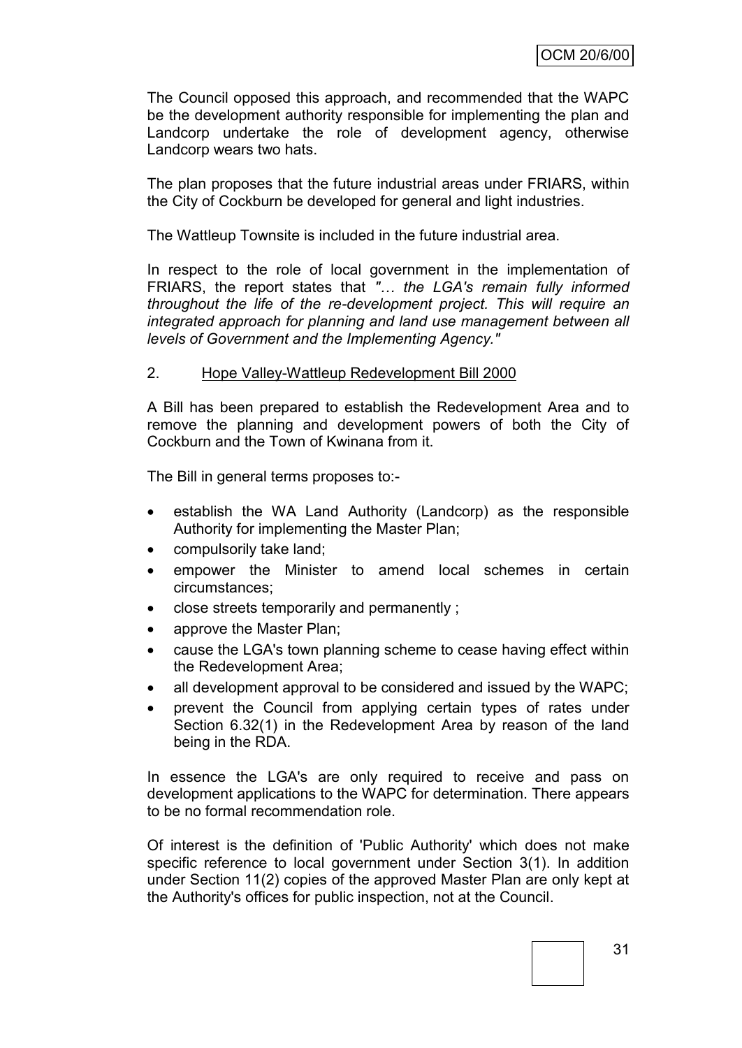The Council opposed this approach, and recommended that the WAPC be the development authority responsible for implementing the plan and Landcorp undertake the role of development agency, otherwise Landcorp wears two hats.

The plan proposes that the future industrial areas under FRIARS, within the City of Cockburn be developed for general and light industries.

The Wattleup Townsite is included in the future industrial area.

In respect to the role of local government in the implementation of FRIARS, the report states that *"… the LGA's remain fully informed throughout the life of the re-development project. This will require an integrated approach for planning and land use management between all levels of Government and the Implementing Agency."*

2. Hope Valley-Wattleup Redevelopment Bill 2000

A Bill has been prepared to establish the Redevelopment Area and to remove the planning and development powers of both the City of Cockburn and the Town of Kwinana from it.

The Bill in general terms proposes to:-

- establish the WA Land Authority (Landcorp) as the responsible Authority for implementing the Master Plan;
- compulsorily take land;
- empower the Minister to amend local schemes in certain circumstances;
- close streets temporarily and permanently ;
- approve the Master Plan;
- cause the LGA's town planning scheme to cease having effect within the Redevelopment Area;
- all development approval to be considered and issued by the WAPC;
- prevent the Council from applying certain types of rates under Section 6.32(1) in the Redevelopment Area by reason of the land being in the RDA.

In essence the LGA's are only required to receive and pass on development applications to the WAPC for determination. There appears to be no formal recommendation role.

Of interest is the definition of 'Public Authority' which does not make specific reference to local government under Section 3(1). In addition under Section 11(2) copies of the approved Master Plan are only kept at the Authority's offices for public inspection, not at the Council.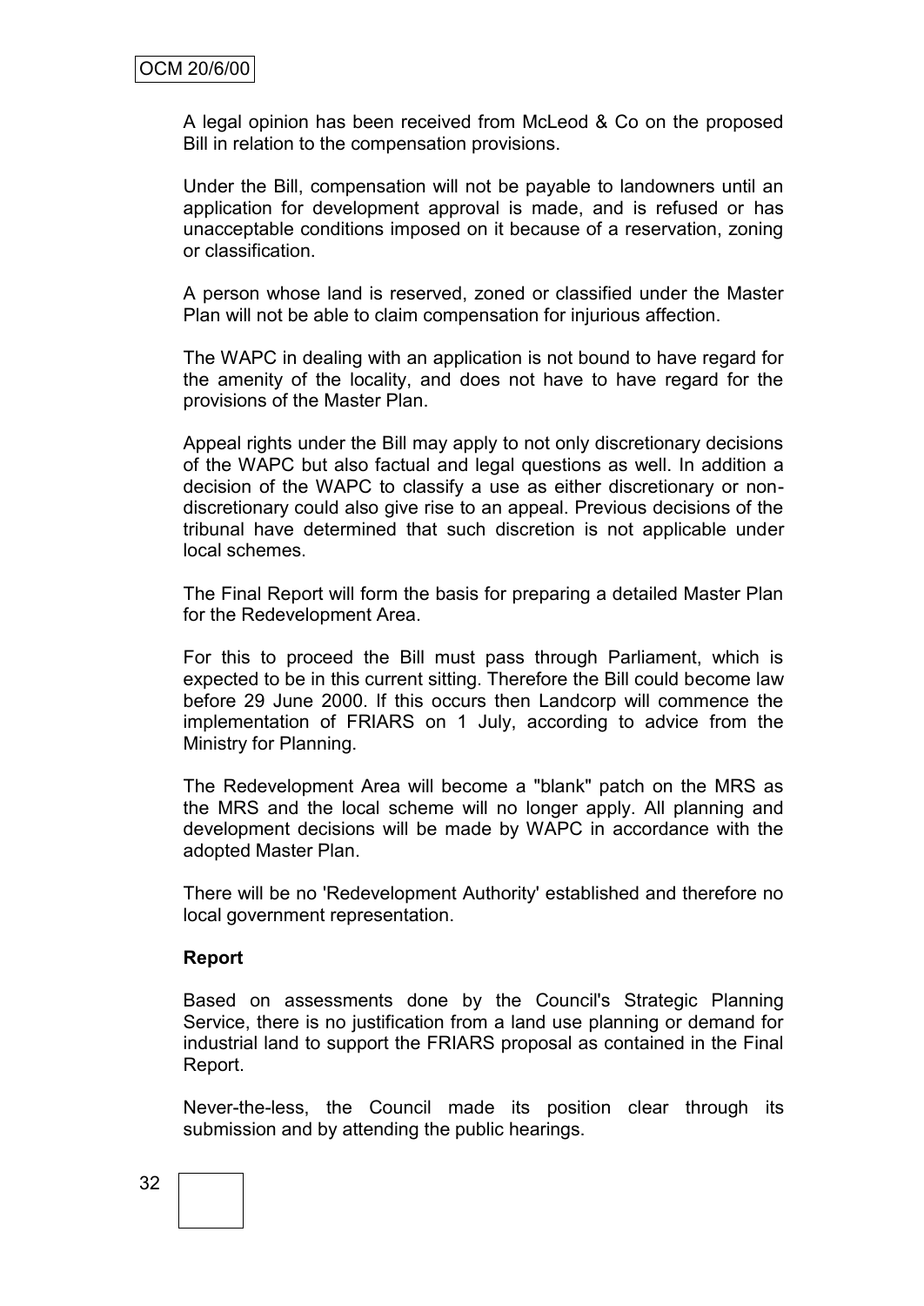A legal opinion has been received from McLeod & Co on the proposed Bill in relation to the compensation provisions.

Under the Bill, compensation will not be payable to landowners until an application for development approval is made, and is refused or has unacceptable conditions imposed on it because of a reservation, zoning or classification.

A person whose land is reserved, zoned or classified under the Master Plan will not be able to claim compensation for injurious affection.

The WAPC in dealing with an application is not bound to have regard for the amenity of the locality, and does not have to have regard for the provisions of the Master Plan.

Appeal rights under the Bill may apply to not only discretionary decisions of the WAPC but also factual and legal questions as well. In addition a decision of the WAPC to classify a use as either discretionary or non-discretionary could also give rise to an appeal. Previous decisions of the tribunal have determined that such discretion is not applicable under local schemes.

The Final Report will form the basis for preparing a detailed Master Plan for the Redevelopment Area.

For this to proceed the Bill must pass through Parliament, which is expected to be in this current sitting. Therefore the Bill could become law before 29 June 2000. If this occurs then Landcorp will commence the implementation of FRIARS on 1 July, according to advice from the Ministry for Planning.

The Redevelopment Area will become a "blank" patch on the MRS as the MRS and the local scheme will no longer apply. All planning and development decisions will be made by WAPC in accordance with the adopted Master Plan.

There will be no 'Redevelopment Authority' established and therefore no local government representation.

**Report**

Based on assessments done by the Council's Strategic Planning Service, there is no justification from a land use planning or demand for industrial land to support the FRIARS proposal as contained in the Final Report.

Never-the-less, the Council made its position clear through its submission and by attending the public hearings.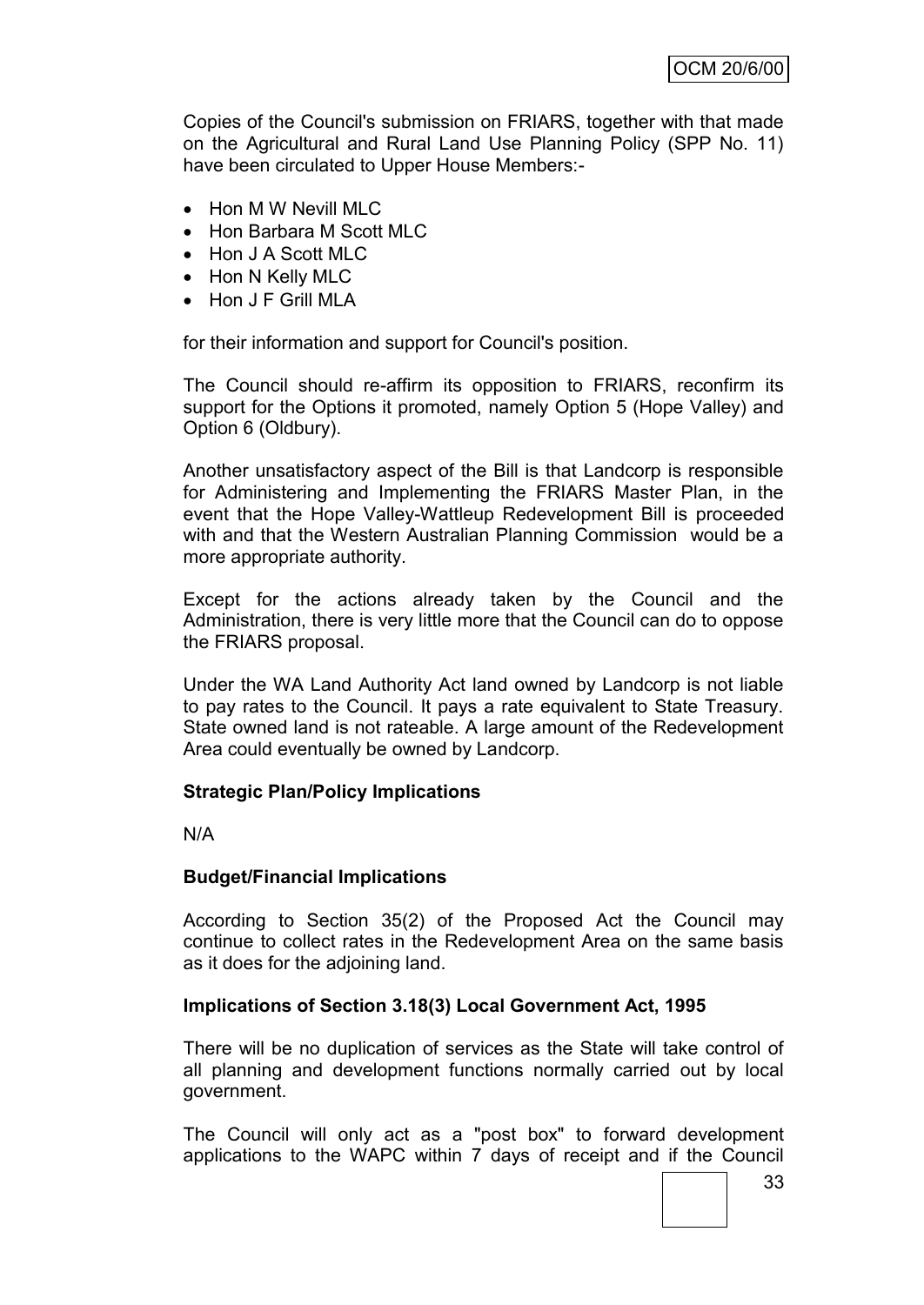Copies of the Council's submission on FRIARS, together with that made on the Agricultural and Rural Land Use Planning Policy (SPP No. 11) have been circulated to Upper House Members:-

- Hon M W Nevill MLC
- Hon Barbara M Scott MLC
- Hon J A Scott MLC
- Hon N Kelly MLC
- Hon J F Grill MLA

for their information and support for Council's position.

The Council should re-affirm its opposition to FRIARS, reconfirm its support for the Options it promoted, namely Option 5 (Hope Valley) and Option 6 (Oldbury).

Another unsatisfactory aspect of the Bill is that Landcorp is responsible for Administering and Implementing the FRIARS Master Plan, in the event that the Hope Valley-Wattleup Redevelopment Bill is proceeded with and that the Western Australian Planning Commission would be a more appropriate authority.

Except for the actions already taken by the Council and the Administration, there is very little more that the Council can do to oppose the FRIARS proposal.

Under the WA Land Authority Act land owned by Landcorp is not liable to pay rates to the Council. It pays a rate equivalent to State Treasury. State owned land is not rateable. A large amount of the Redevelopment Area could eventually be owned by Landcorp.

**Strategic Plan/Policy Implications**

N/A

**Budget/Financial Implications**

According to Section 35(2) of the Proposed Act the Council may continue to collect rates in the Redevelopment Area on the same basis as it does for the adjoining land.

**Implications of Section 3.18(3) Local Government Act, 1995**

There will be no duplication of services as the State will take control of all planning and development functions normally carried out by local government.

The Council will only act as a "post box" to forward development applications to the WAPC within 7 days of receipt and if the Council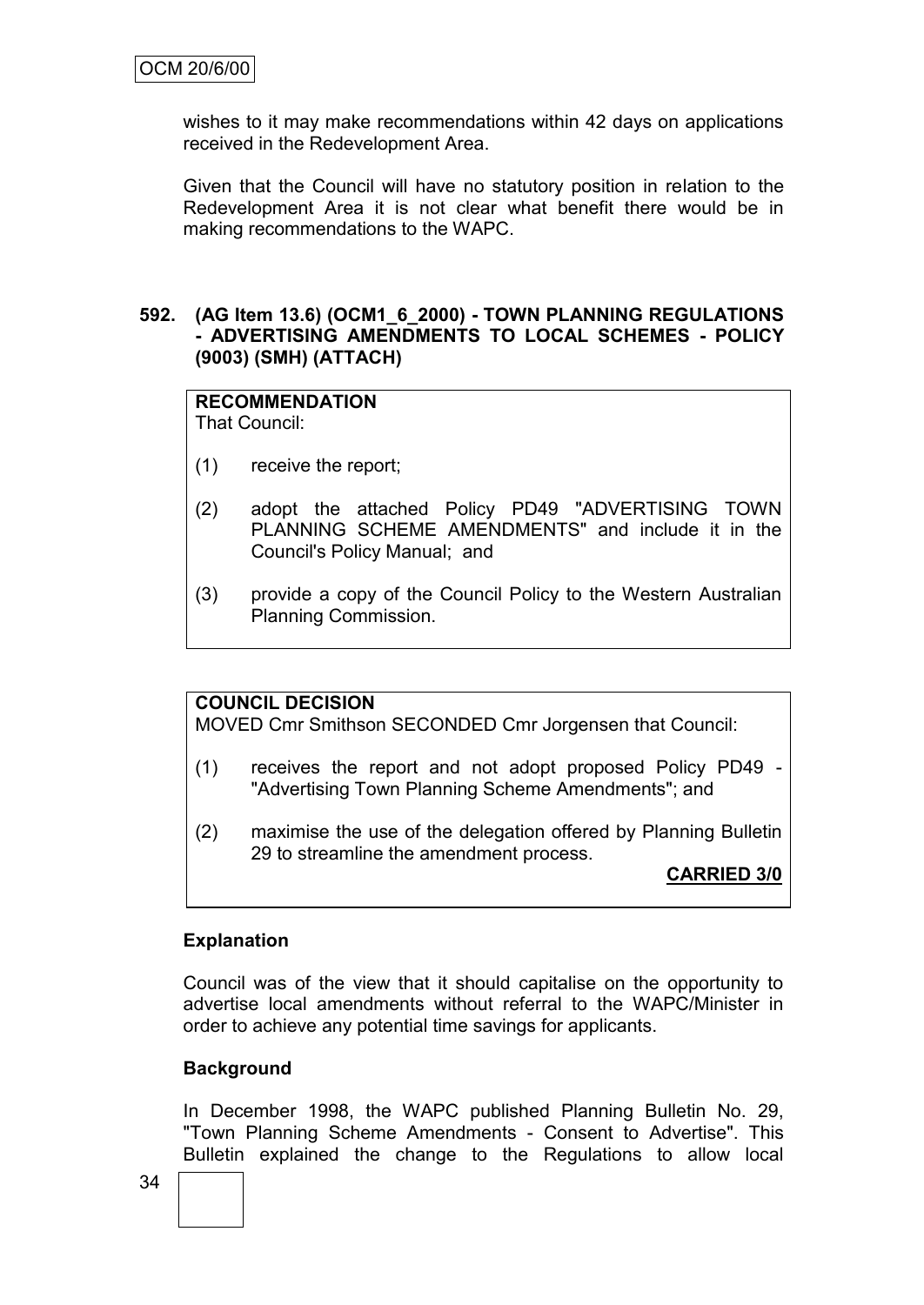wishes to it may make recommendations within 42 days on applications received in the Redevelopment Area.

Given that the Council will have no statutory position in relation to the Redevelopment Area it is not clear what benefit there would be in making recommendations to the WAPC.

**592. (AG Item 13.6) (OCM1_6_2000) - TOWN PLANNING REGULATIONS - ADVERTISING AMENDMENTS TO LOCAL SCHEMES - POLICY (9003) (SMH) (ATTACH)**

**RECOMMENDATION**
That Council:

(1) receive the report;

(2) adopt the attached Policy PD49 "ADVERTISING TOWN PLANNING SCHEME AMENDMENTS" and include it in the Council's Policy Manual; and

(3) provide a copy of the Council Policy to the Western Australian Planning Commission.

**COUNCIL DECISION**
MOVED Cmr Smithson SECONDED Cmr Jorgensen that Council:

(1) receives the report and not adopt proposed Policy PD49 - "Advertising Town Planning Scheme Amendments"; and

(2) maximise the use of the delegation offered by Planning Bulletin 29 to streamline the amendment process.

**CARRIED 3/0**

**Explanation**

Council was of the view that it should capitalise on the opportunity to advertise local amendments without referral to the WAPC/Minister in order to achieve any potential time savings for applicants.

**Background**

In December 1998, the WAPC published Planning Bulletin No. 29, "Town Planning Scheme Amendments - Consent to Advertise". This Bulletin explained the change to the Regulations to allow local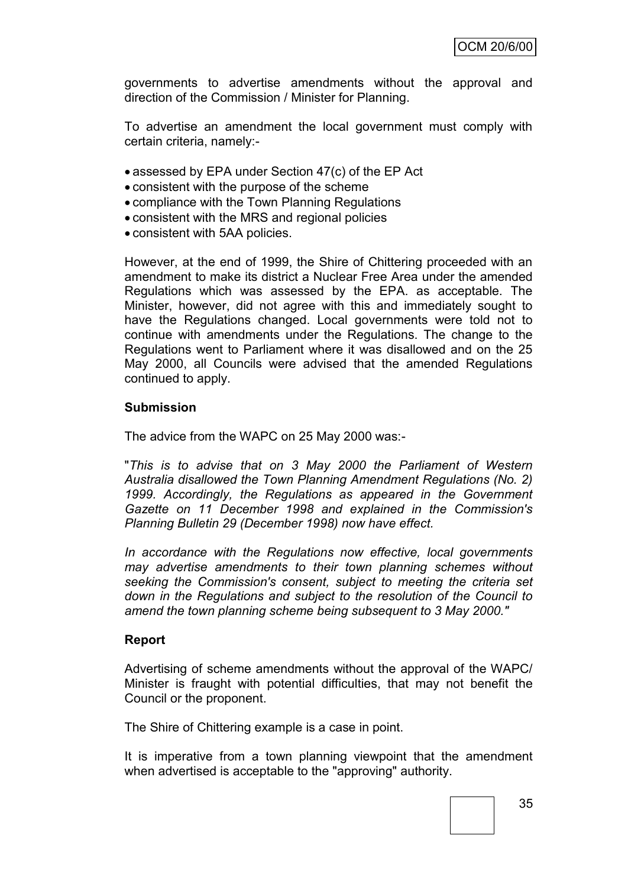governments to advertise amendments without the approval and direction of the Commission / Minister for Planning.

To advertise an amendment the local government must comply with certain criteria, namely:-

- assessed by EPA under Section 47(c) of the EP Act
- consistent with the purpose of the scheme
- compliance with the Town Planning Regulations
- consistent with the MRS and regional policies
- consistent with 5AA policies.

However, at the end of 1999, the Shire of Chittering proceeded with an amendment to make its district a Nuclear Free Area under the amended Regulations which was assessed by the EPA. as acceptable. The Minister, however, did not agree with this and immediately sought to have the Regulations changed. Local governments were told not to continue with amendments under the Regulations. The change to the Regulations went to Parliament where it was disallowed and on the 25 May 2000, all Councils were advised that the amended Regulations continued to apply.

**Submission**

The advice from the WAPC on 25 May 2000 was:-

"*This is to advise that on 3 May 2000 the Parliament of Western Australia disallowed the Town Planning Amendment Regulations (No. 2) 1999. Accordingly, the Regulations as appeared in the Government Gazette on 11 December 1998 and explained in the Commission's Planning Bulletin 29 (December 1998) now have effect.*

*In accordance with the Regulations now effective, local governments may advertise amendments to their town planning schemes without seeking the Commission's consent, subject to meeting the criteria set down in the Regulations and subject to the resolution of the Council to amend the town planning scheme being subsequent to 3 May 2000.*"

**Report**

Advertising of scheme amendments without the approval of the WAPC/ Minister is fraught with potential difficulties, that may not benefit the Council or the proponent.

The Shire of Chittering example is a case in point.

It is imperative from a town planning viewpoint that the amendment when advertised is acceptable to the "approving" authority.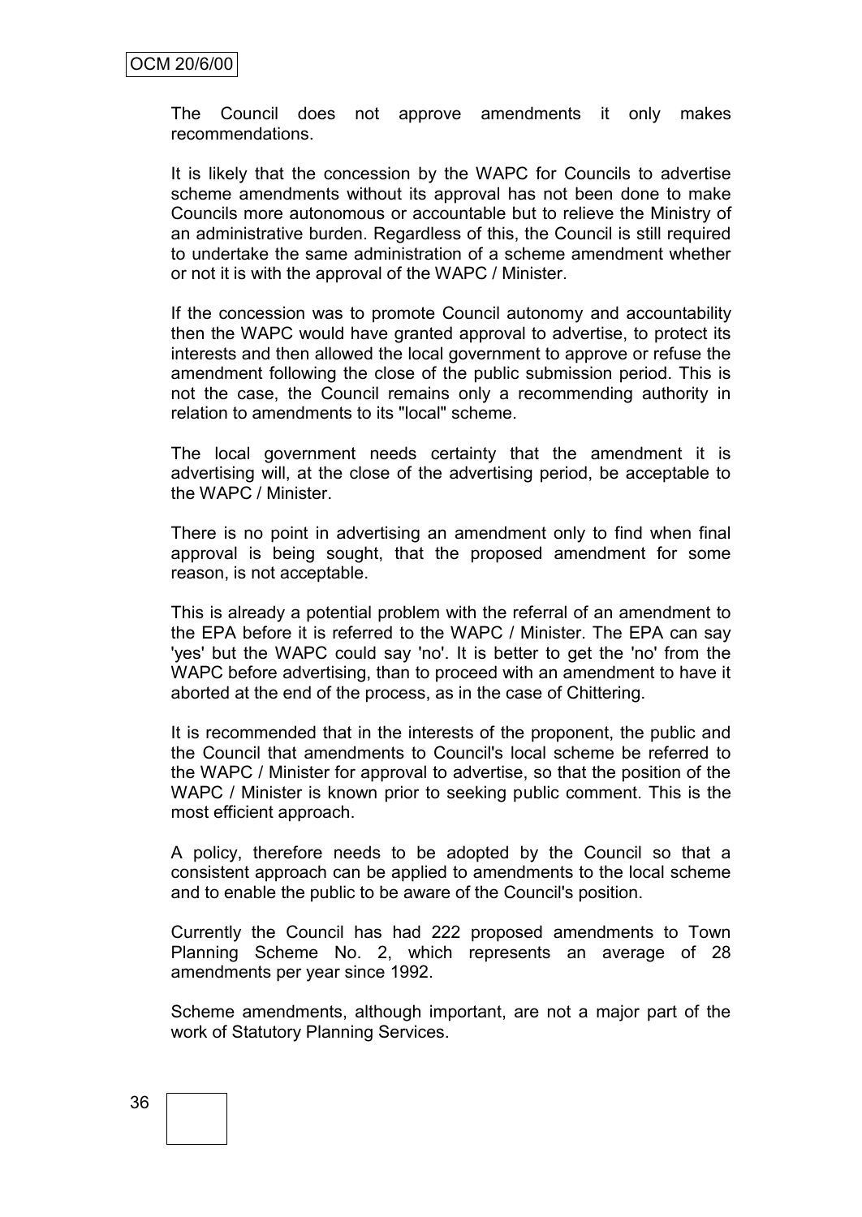The Council does not approve amendments it only makes recommendations.

It is likely that the concession by the WAPC for Councils to advertise scheme amendments without its approval has not been done to make Councils more autonomous or accountable but to relieve the Ministry of an administrative burden. Regardless of this, the Council is still required to undertake the same administration of a scheme amendment whether or not it is with the approval of the WAPC / Minister.

If the concession was to promote Council autonomy and accountability then the WAPC would have granted approval to advertise, to protect its interests and then allowed the local government to approve or refuse the amendment following the close of the public submission period. This is not the case, the Council remains only a recommending authority in relation to amendments to its "local" scheme.

The local government needs certainty that the amendment it is advertising will, at the close of the advertising period, be acceptable to the WAPC / Minister.

There is no point in advertising an amendment only to find when final approval is being sought, that the proposed amendment for some reason, is not acceptable.

This is already a potential problem with the referral of an amendment to the EPA before it is referred to the WAPC / Minister. The EPA can say 'yes' but the WAPC could say 'no'. It is better to get the 'no' from the WAPC before advertising, than to proceed with an amendment to have it aborted at the end of the process, as in the case of Chittering.

It is recommended that in the interests of the proponent, the public and the Council that amendments to Council's local scheme be referred to the WAPC / Minister for approval to advertise, so that the position of the WAPC / Minister is known prior to seeking public comment. This is the most efficient approach.

A policy, therefore needs to be adopted by the Council so that a consistent approach can be applied to amendments to the local scheme and to enable the public to be aware of the Council's position.

Currently the Council has had 222 proposed amendments to Town Planning Scheme No. 2, which represents an average of 28 amendments per year since 1992.

Scheme amendments, although important, are not a major part of the work of Statutory Planning Services.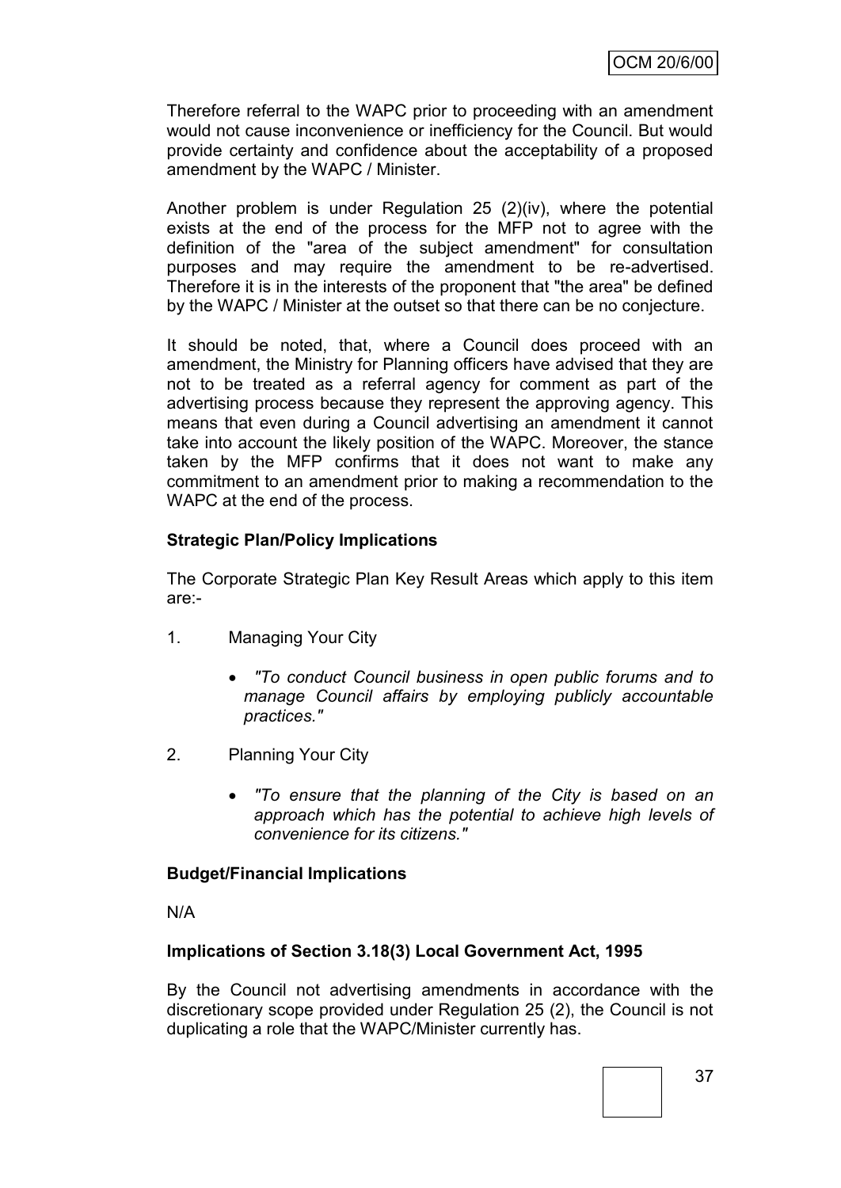Therefore referral to the WAPC prior to proceeding with an amendment would not cause inconvenience or inefficiency for the Council. But would provide certainty and confidence about the acceptability of a proposed amendment by the WAPC / Minister.

Another problem is under Regulation 25 (2)(iv), where the potential exists at the end of the process for the MFP not to agree with the definition of the "area of the subject amendment" for consultation purposes and may require the amendment to be re-advertised. Therefore it is in the interests of the proponent that "the area" be defined by the WAPC / Minister at the outset so that there can be no conjecture.

It should be noted, that, where a Council does proceed with an amendment, the Ministry for Planning officers have advised that they are not to be treated as a referral agency for comment as part of the advertising process because they represent the approving agency. This means that even during a Council advertising an amendment it cannot take into account the likely position of the WAPC. Moreover, the stance taken by the MFP confirms that it does not want to make any commitment to an amendment prior to making a recommendation to the WAPC at the end of the process.

**Strategic Plan/Policy Implications**

The Corporate Strategic Plan Key Result Areas which apply to this item are:-

1. Managing Your City

   - *"To conduct Council business in open public forums and to manage Council affairs by employing publicly accountable practices."*

2. Planning Your City

   - *"To ensure that the planning of the City is based on an approach which has the potential to achieve high levels of convenience for its citizens."*

**Budget/Financial Implications**

N/A

**Implications of Section 3.18(3) Local Government Act, 1995**

By the Council not advertising amendments in accordance with the discretionary scope provided under Regulation 25 (2), the Council is not duplicating a role that the WAPC/Minister currently has.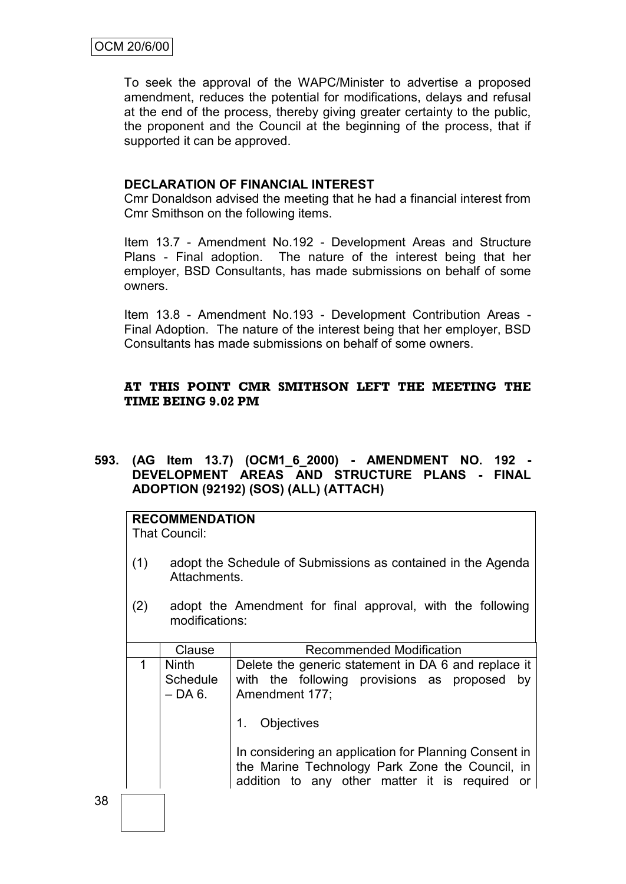To seek the approval of the WAPC/Minister to advertise a proposed amendment, reduces the potential for modifications, delays and refusal at the end of the process, thereby giving greater certainty to the public, the proponent and the Council at the beginning of the process, that if supported it can be approved.

**DECLARATION OF FINANCIAL INTEREST**

Cmr Donaldson advised the meeting that he had a financial interest from Cmr Smithson on the following items.

Item 13.7 - Amendment No.192 - Development Areas and Structure Plans - Final adoption. The nature of the interest being that her employer, BSD Consultants, has made submissions on behalf of some owners.

Item 13.8 - Amendment No.193 - Development Contribution Areas - Final Adoption. The nature of the interest being that her employer, BSD Consultants has made submissions on behalf of some owners.

**AT THIS POINT CMR SMITHSON LEFT THE MEETING THE TIME BEING 9.02 PM**

**593. (AG Item 13.7) (OCM1_6_2000) - AMENDMENT NO. 192 - DEVELOPMENT AREAS AND STRUCTURE PLANS - FINAL ADOPTION (92192) (SOS) (ALL) (ATTACH)**

**RECOMMENDATION**

That Council:

(1) adopt the Schedule of Submissions as contained in the Agenda Attachments.

(2) adopt the Amendment for final approval, with the following modifications:

| | Clause | Recommended Modification |
|---|---|---|
| 1 | Ninth Schedule – DA 6. | Delete the generic statement in DA 6 and replace it with the following provisions as proposed by Amendment 177;<br><br>1. Objectives<br><br>In considering an application for Planning Consent in the Marine Technology Park Zone the Council, in addition to any other matter it is required or |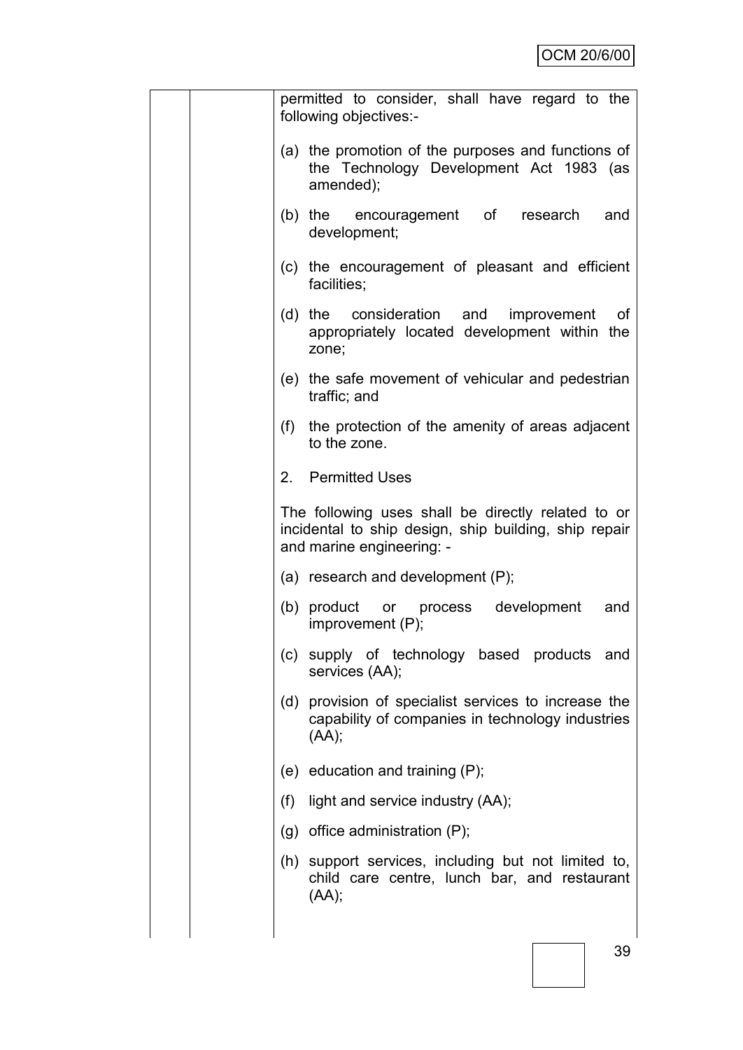permitted to consider, shall have regard to the following objectives:-

(a) the promotion of the purposes and functions of the Technology Development Act 1983 (as amended);

(b) the encouragement of research and development;

(c) the encouragement of pleasant and efficient facilities;

(d) the consideration and improvement of appropriately located development within the zone;

(e) the safe movement of vehicular and pedestrian traffic; and

(f) the protection of the amenity of areas adjacent to the zone.

2. Permitted Uses

The following uses shall be directly related to or incidental to ship design, ship building, ship repair and marine engineering: -

(a) research and development (P);

(b) product or process development and improvement (P);

(c) supply of technology based products and services (AA);

(d) provision of specialist services to increase the capability of companies in technology industries (AA);

(e) education and training (P);

(f) light and service industry (AA);

(g) office administration (P);

(h) support services, including but not limited to, child care centre, lunch bar, and restaurant (AA);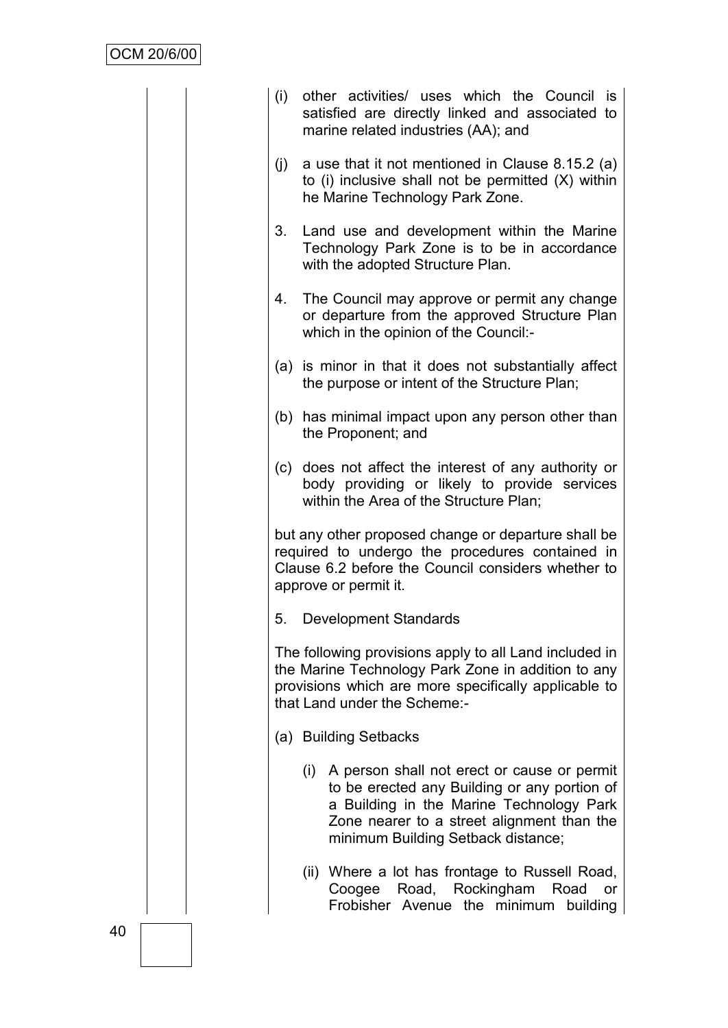(i) other activities/ uses which the Council is satisfied are directly linked and associated to marine related industries (AA); and

(j) a use that it not mentioned in Clause 8.15.2 (a) to (i) inclusive shall not be permitted (X) within he Marine Technology Park Zone.

3. Land use and development within the Marine Technology Park Zone is to be in accordance with the adopted Structure Plan.

4. The Council may approve or permit any change or departure from the approved Structure Plan which in the opinion of the Council:-

(a) is minor in that it does not substantially affect the purpose or intent of the Structure Plan;

(b) has minimal impact upon any person other than the Proponent; and

(c) does not affect the interest of any authority or body providing or likely to provide services within the Area of the Structure Plan;

but any other proposed change or departure shall be required to undergo the procedures contained in Clause 6.2 before the Council considers whether to approve or permit it.

5. Development Standards

The following provisions apply to all Land included in the Marine Technology Park Zone in addition to any provisions which are more specifically applicable to that Land under the Scheme:-

(a) Building Setbacks

   (i) A person shall not erect or cause or permit to be erected any Building or any portion of a Building in the Marine Technology Park Zone nearer to a street alignment than the minimum Building Setback distance;

   (ii) Where a lot has frontage to Russell Road, Coogee Road, Rockingham Road or Frobisher Avenue the minimum building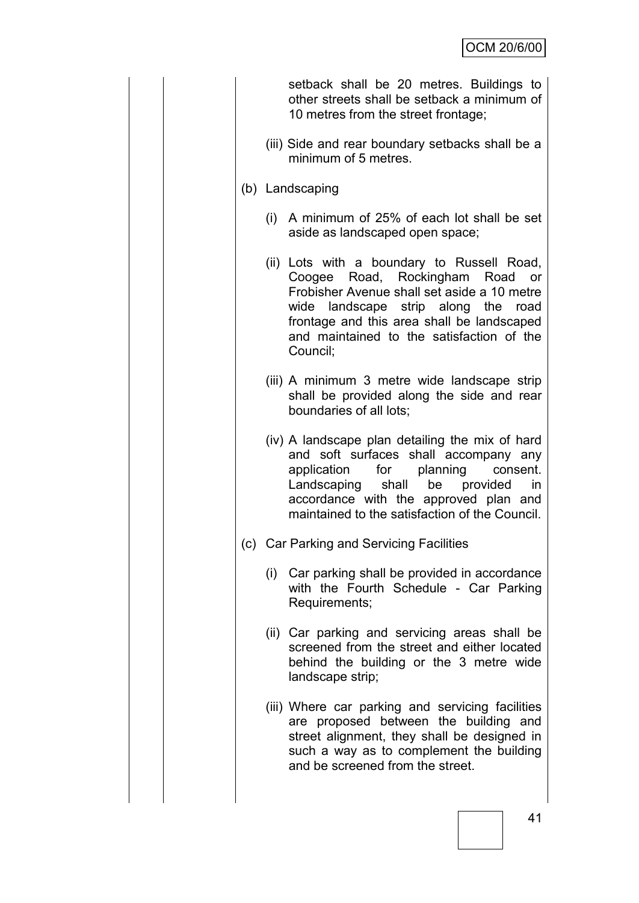setback shall be 20 metres. Buildings to other streets shall be setback a minimum of 10 metres from the street frontage;

(iii) Side and rear boundary setbacks shall be a minimum of 5 metres.

(b) Landscaping

(i) A minimum of 25% of each lot shall be set aside as landscaped open space;

(ii) Lots with a boundary to Russell Road, Coogee Road, Rockingham Road or Frobisher Avenue shall set aside a 10 metre wide landscape strip along the road frontage and this area shall be landscaped and maintained to the satisfaction of the Council;

(iii) A minimum 3 metre wide landscape strip shall be provided along the side and rear boundaries of all lots;

(iv) A landscape plan detailing the mix of hard and soft surfaces shall accompany any application for planning consent. Landscaping shall be provided in accordance with the approved plan and maintained to the satisfaction of the Council.

(c) Car Parking and Servicing Facilities

(i) Car parking shall be provided in accordance with the Fourth Schedule - Car Parking Requirements;

(ii) Car parking and servicing areas shall be screened from the street and either located behind the building or the 3 metre wide landscape strip;

(iii) Where car parking and servicing facilities are proposed between the building and street alignment, they shall be designed in such a way as to complement the building and be screened from the street.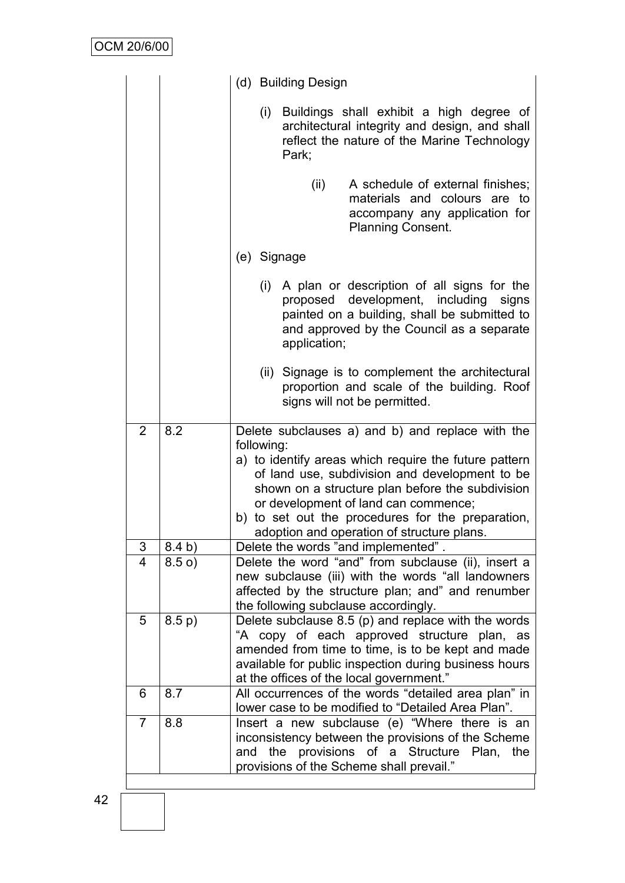| | | |
|---|---|---|
| | | (d) Building Design<br><br>(i) Buildings shall exhibit a high degree of architectural integrity and design, and shall reflect the nature of the Marine Technology Park;<br><br>(ii) A schedule of external finishes; materials and colours are to accompany any application for Planning Consent.<br><br>(e) Signage<br><br>(i) A plan or description of all signs for the proposed development, including signs painted on a building, shall be submitted to and approved by the Council as a separate application;<br><br>(ii) Signage is to complement the architectural proportion and scale of the building. Roof signs will not be permitted. |
| 2 | 8.2 | Delete subclauses a) and b) and replace with the following:<br>a) to identify areas which require the future pattern of land use, subdivision and development to be shown on a structure plan before the subdivision or development of land can commence;<br>b) to set out the procedures for the preparation, adoption and operation of structure plans. |
| 3 | 8.4 b) | Delete the words "and implemented" . |
| 4 | 8.5 o) | Delete the word "and" from subclause (ii), insert a new subclause (iii) with the words "all landowners affected by the structure plan; and" and renumber the following subclause accordingly. |
| 5 | 8.5 p) | Delete subclause 8.5 (p) and replace with the words "A copy of each approved structure plan, as amended from time to time, is to be kept and made available for public inspection during business hours at the offices of the local government." |
| 6 | 8.7 | All occurrences of the words "detailed area plan" in lower case to be modified to "Detailed Area Plan". |
| 7 | 8.8 | Insert a new subclause (e) "Where there is an inconsistency between the provisions of the Scheme and the provisions of a Structure Plan, the provisions of the Scheme shall prevail." |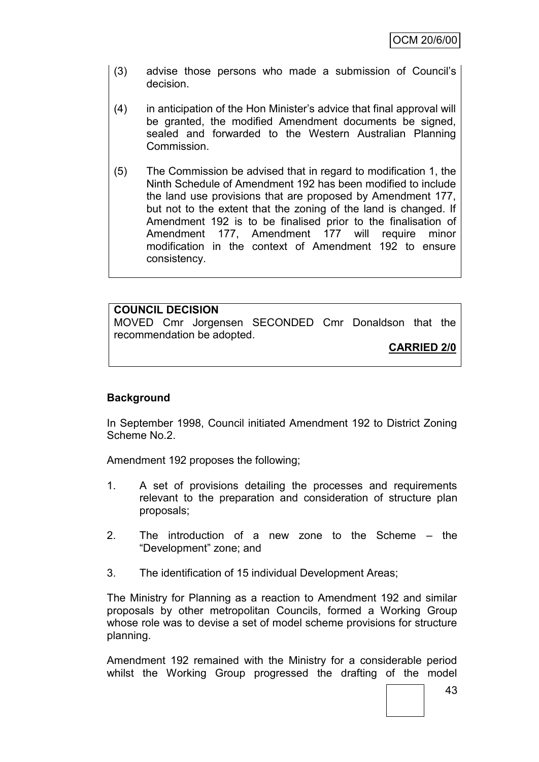(3) advise those persons who made a submission of Council's decision.

(4) in anticipation of the Hon Minister's advice that final approval will be granted, the modified Amendment documents be signed, sealed and forwarded to the Western Australian Planning Commission.

(5) The Commission be advised that in regard to modification 1, the Ninth Schedule of Amendment 192 has been modified to include the land use provisions that are proposed by Amendment 177, but not to the extent that the zoning of the land is changed. If Amendment 192 is to be finalised prior to the finalisation of Amendment 177, Amendment 177 will require minor modification in the context of Amendment 192 to ensure consistency.

**COUNCIL DECISION**

MOVED Cmr Jorgensen SECONDED Cmr Donaldson that the recommendation be adopted.

**CARRIED 2/0**

**Background**

In September 1998, Council initiated Amendment 192 to District Zoning Scheme No.2.

Amendment 192 proposes the following;

1. A set of provisions detailing the processes and requirements relevant to the preparation and consideration of structure plan proposals;

2. The introduction of a new zone to the Scheme – the "Development" zone; and

3. The identification of 15 individual Development Areas;

The Ministry for Planning as a reaction to Amendment 192 and similar proposals by other metropolitan Councils, formed a Working Group whose role was to devise a set of model scheme provisions for structure planning.

Amendment 192 remained with the Ministry for a considerable period whilst the Working Group progressed the drafting of the model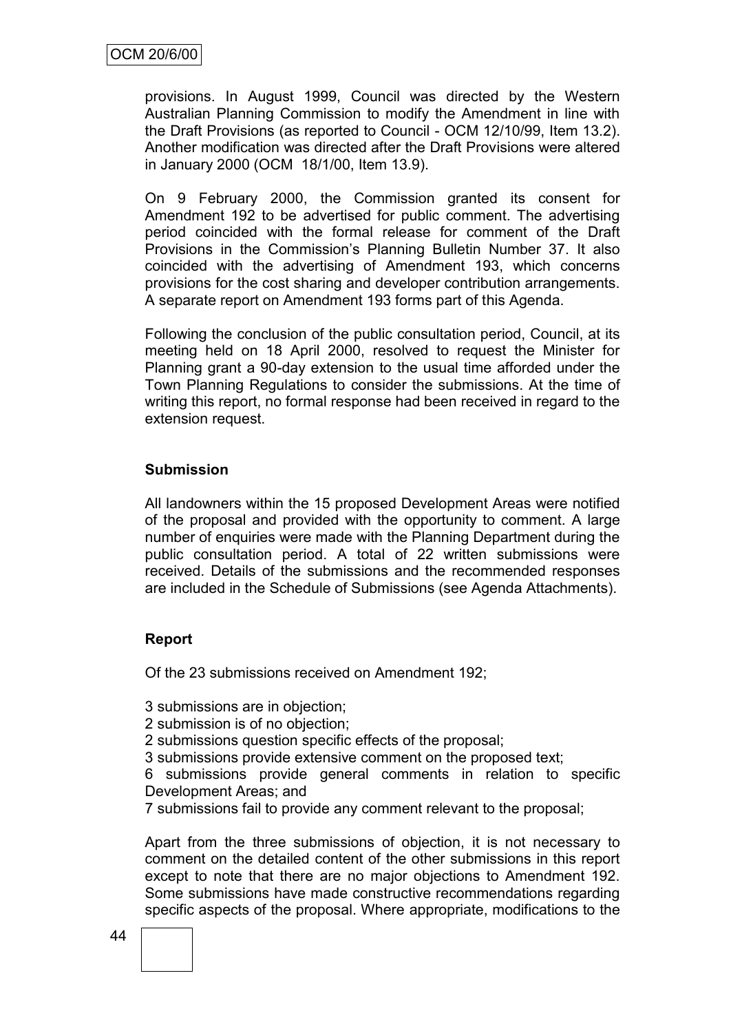provisions. In August 1999, Council was directed by the Western Australian Planning Commission to modify the Amendment in line with the Draft Provisions (as reported to Council - OCM 12/10/99, Item 13.2). Another modification was directed after the Draft Provisions were altered in January 2000 (OCM 18/1/00, Item 13.9).

On 9 February 2000, the Commission granted its consent for Amendment 192 to be advertised for public comment. The advertising period coincided with the formal release for comment of the Draft Provisions in the Commission's Planning Bulletin Number 37. It also coincided with the advertising of Amendment 193, which concerns provisions for the cost sharing and developer contribution arrangements. A separate report on Amendment 193 forms part of this Agenda.

Following the conclusion of the public consultation period, Council, at its meeting held on 18 April 2000, resolved to request the Minister for Planning grant a 90-day extension to the usual time afforded under the Town Planning Regulations to consider the submissions. At the time of writing this report, no formal response had been received in regard to the extension request.

**Submission**

All landowners within the 15 proposed Development Areas were notified of the proposal and provided with the opportunity to comment. A large number of enquiries were made with the Planning Department during the public consultation period. A total of 22 written submissions were received. Details of the submissions and the recommended responses are included in the Schedule of Submissions (see Agenda Attachments).

**Report**

Of the 23 submissions received on Amendment 192;

3 submissions are in objection;
2 submission is of no objection;
2 submissions question specific effects of the proposal;
3 submissions provide extensive comment on the proposed text;
6 submissions provide general comments in relation to specific Development Areas; and
7 submissions fail to provide any comment relevant to the proposal;

Apart from the three submissions of objection, it is not necessary to comment on the detailed content of the other submissions in this report except to note that there are no major objections to Amendment 192. Some submissions have made constructive recommendations regarding specific aspects of the proposal. Where appropriate, modifications to the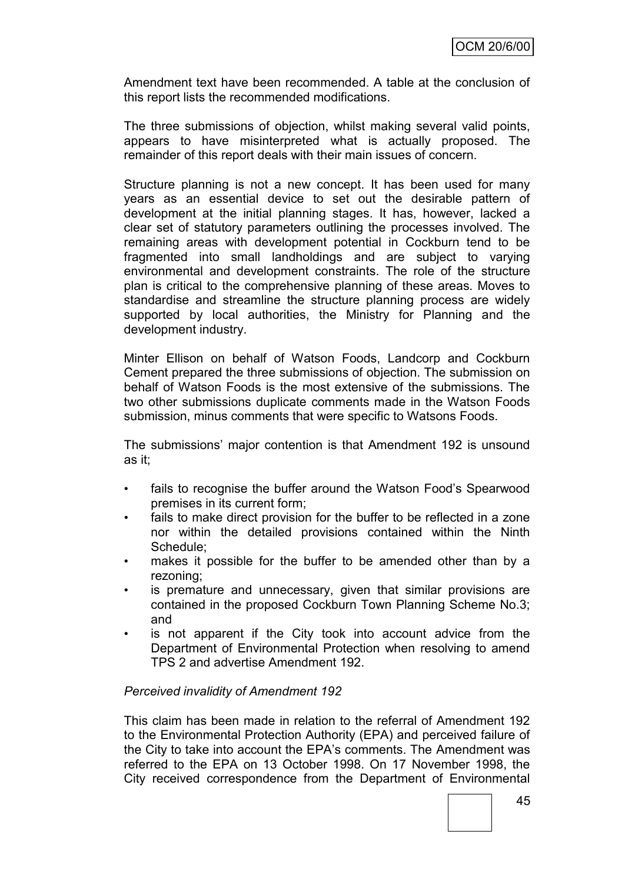Amendment text have been recommended. A table at the conclusion of this report lists the recommended modifications.

The three submissions of objection, whilst making several valid points, appears to have misinterpreted what is actually proposed. The remainder of this report deals with their main issues of concern.

Structure planning is not a new concept. It has been used for many years as an essential device to set out the desirable pattern of development at the initial planning stages. It has, however, lacked a clear set of statutory parameters outlining the processes involved. The remaining areas with development potential in Cockburn tend to be fragmented into small landholdings and are subject to varying environmental and development constraints. The role of the structure plan is critical to the comprehensive planning of these areas. Moves to standardise and streamline the structure planning process are widely supported by local authorities, the Ministry for Planning and the development industry.

Minter Ellison on behalf of Watson Foods, Landcorp and Cockburn Cement prepared the three submissions of objection. The submission on behalf of Watson Foods is the most extensive of the submissions. The two other submissions duplicate comments made in the Watson Foods submission, minus comments that were specific to Watsons Foods.

The submissions' major contention is that Amendment 192 is unsound as it;

- fails to recognise the buffer around the Watson Food's Spearwood premises in its current form;
- fails to make direct provision for the buffer to be reflected in a zone nor within the detailed provisions contained within the Ninth Schedule;
- makes it possible for the buffer to be amended other than by a rezoning;
- is premature and unnecessary, given that similar provisions are contained in the proposed Cockburn Town Planning Scheme No.3; and
- is not apparent if the City took into account advice from the Department of Environmental Protection when resolving to amend TPS 2 and advertise Amendment 192.

*Perceived invalidity of Amendment 192*

This claim has been made in relation to the referral of Amendment 192 to the Environmental Protection Authority (EPA) and perceived failure of the City to take into account the EPA's comments. The Amendment was referred to the EPA on 13 October 1998. On 17 November 1998, the City received correspondence from the Department of Environmental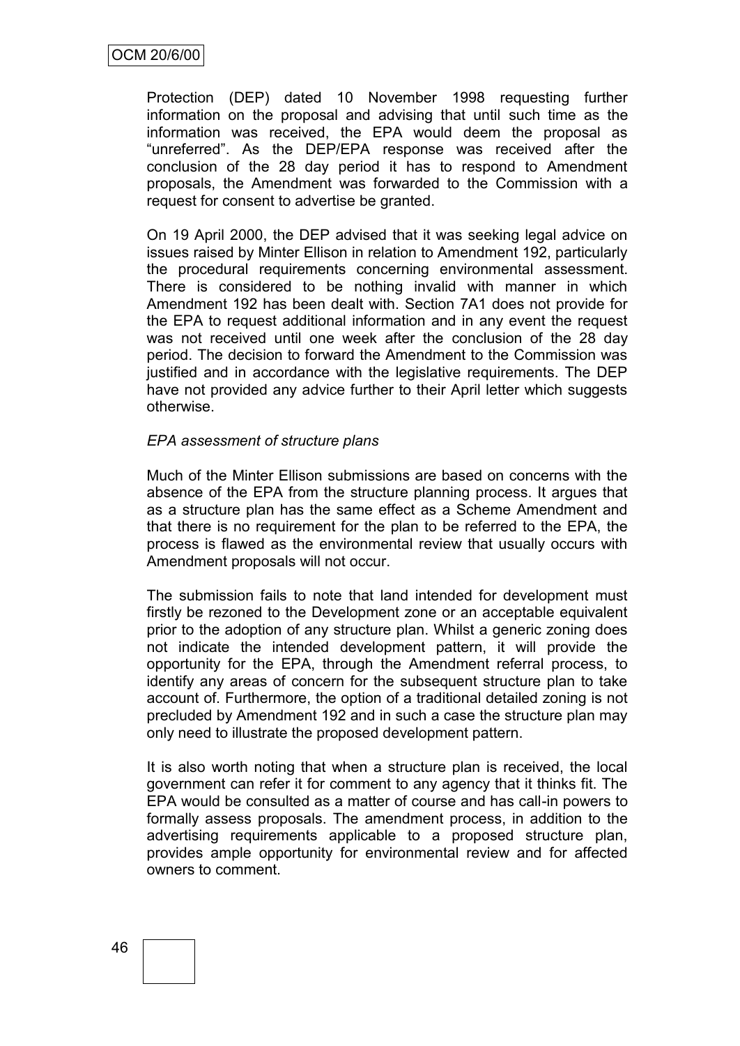Protection (DEP) dated 10 November 1998 requesting further information on the proposal and advising that until such time as the information was received, the EPA would deem the proposal as "unreferred". As the DEP/EPA response was received after the conclusion of the 28 day period it has to respond to Amendment proposals, the Amendment was forwarded to the Commission with a request for consent to advertise be granted.

On 19 April 2000, the DEP advised that it was seeking legal advice on issues raised by Minter Ellison in relation to Amendment 192, particularly the procedural requirements concerning environmental assessment. There is considered to be nothing invalid with manner in which Amendment 192 has been dealt with. Section 7A1 does not provide for the EPA to request additional information and in any event the request was not received until one week after the conclusion of the 28 day period. The decision to forward the Amendment to the Commission was justified and in accordance with the legislative requirements. The DEP have not provided any advice further to their April letter which suggests otherwise.

*EPA assessment of structure plans*

Much of the Minter Ellison submissions are based on concerns with the absence of the EPA from the structure planning process. It argues that as a structure plan has the same effect as a Scheme Amendment and that there is no requirement for the plan to be referred to the EPA, the process is flawed as the environmental review that usually occurs with Amendment proposals will not occur.

The submission fails to note that land intended for development must firstly be rezoned to the Development zone or an acceptable equivalent prior to the adoption of any structure plan. Whilst a generic zoning does not indicate the intended development pattern, it will provide the opportunity for the EPA, through the Amendment referral process, to identify any areas of concern for the subsequent structure plan to take account of. Furthermore, the option of a traditional detailed zoning is not precluded by Amendment 192 and in such a case the structure plan may only need to illustrate the proposed development pattern.

It is also worth noting that when a structure plan is received, the local government can refer it for comment to any agency that it thinks fit. The EPA would be consulted as a matter of course and has call-in powers to formally assess proposals. The amendment process, in addition to the advertising requirements applicable to a proposed structure plan, provides ample opportunity for environmental review and for affected owners to comment.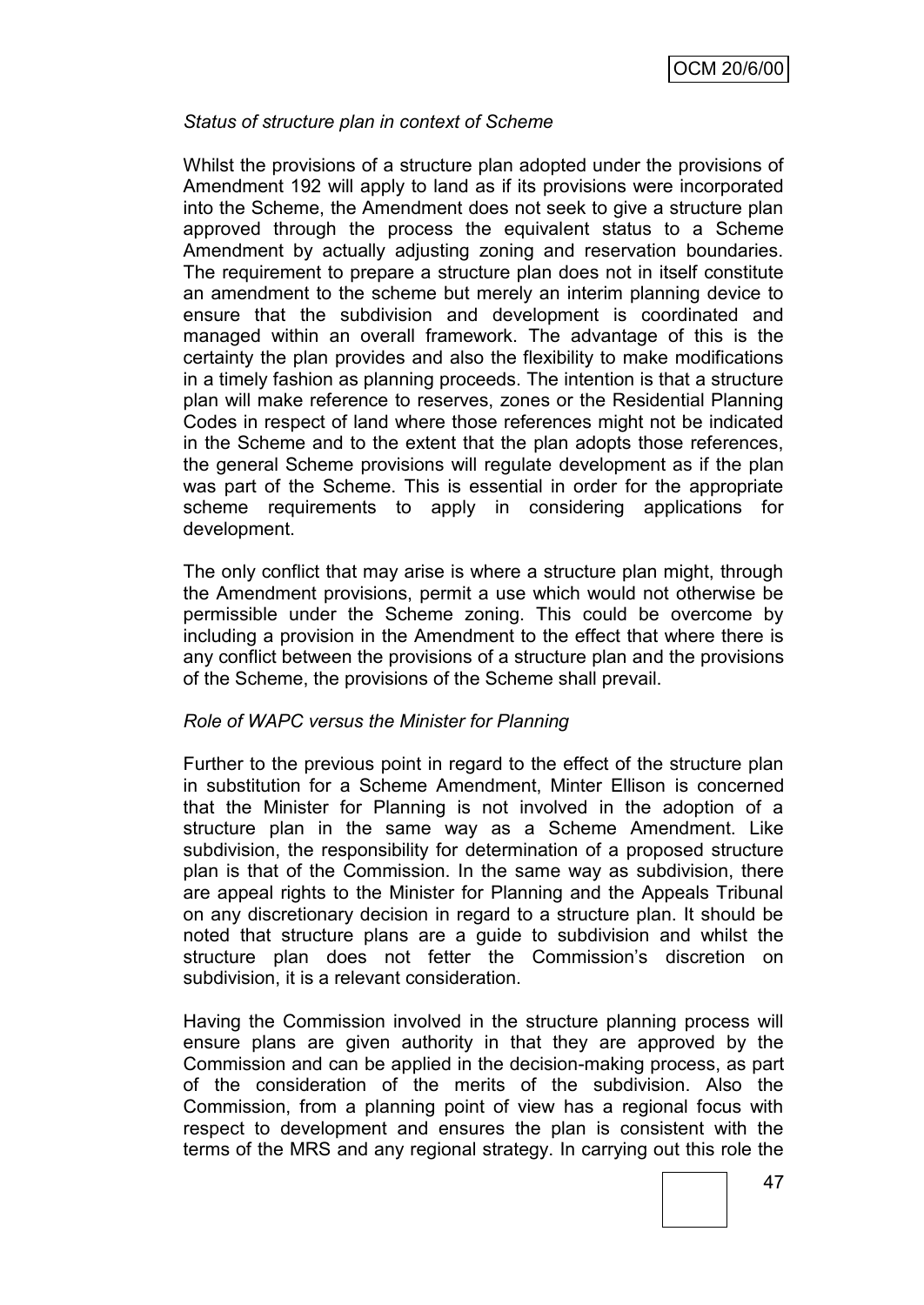*Status of structure plan in context of Scheme*

Whilst the provisions of a structure plan adopted under the provisions of Amendment 192 will apply to land as if its provisions were incorporated into the Scheme, the Amendment does not seek to give a structure plan approved through the process the equivalent status to a Scheme Amendment by actually adjusting zoning and reservation boundaries. The requirement to prepare a structure plan does not in itself constitute an amendment to the scheme but merely an interim planning device to ensure that the subdivision and development is coordinated and managed within an overall framework. The advantage of this is the certainty the plan provides and also the flexibility to make modifications in a timely fashion as planning proceeds. The intention is that a structure plan will make reference to reserves, zones or the Residential Planning Codes in respect of land where those references might not be indicated in the Scheme and to the extent that the plan adopts those references, the general Scheme provisions will regulate development as if the plan was part of the Scheme. This is essential in order for the appropriate scheme requirements to apply in considering applications for development.

The only conflict that may arise is where a structure plan might, through the Amendment provisions, permit a use which would not otherwise be permissible under the Scheme zoning. This could be overcome by including a provision in the Amendment to the effect that where there is any conflict between the provisions of a structure plan and the provisions of the Scheme, the provisions of the Scheme shall prevail.

*Role of WAPC versus the Minister for Planning*

Further to the previous point in regard to the effect of the structure plan in substitution for a Scheme Amendment, Minter Ellison is concerned that the Minister for Planning is not involved in the adoption of a structure plan in the same way as a Scheme Amendment. Like subdivision, the responsibility for determination of a proposed structure plan is that of the Commission. In the same way as subdivision, there are appeal rights to the Minister for Planning and the Appeals Tribunal on any discretionary decision in regard to a structure plan. It should be noted that structure plans are a guide to subdivision and whilst the structure plan does not fetter the Commission's discretion on subdivision, it is a relevant consideration.

Having the Commission involved in the structure planning process will ensure plans are given authority in that they are approved by the Commission and can be applied in the decision-making process, as part of the consideration of the merits of the subdivision. Also the Commission, from a planning point of view has a regional focus with respect to development and ensures the plan is consistent with the terms of the MRS and any regional strategy. In carrying out this role the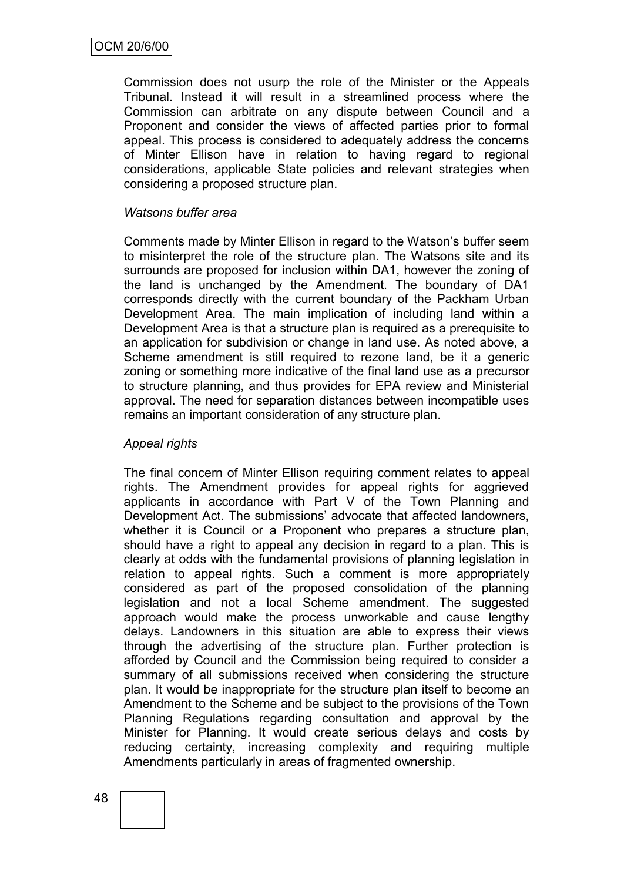Commission does not usurp the role of the Minister or the Appeals Tribunal. Instead it will result in a streamlined process where the Commission can arbitrate on any dispute between Council and a Proponent and consider the views of affected parties prior to formal appeal. This process is considered to adequately address the concerns of Minter Ellison have in relation to having regard to regional considerations, applicable State policies and relevant strategies when considering a proposed structure plan.

*Watsons buffer area*

Comments made by Minter Ellison in regard to the Watson's buffer seem to misinterpret the role of the structure plan. The Watsons site and its surrounds are proposed for inclusion within DA1, however the zoning of the land is unchanged by the Amendment. The boundary of DA1 corresponds directly with the current boundary of the Packham Urban Development Area. The main implication of including land within a Development Area is that a structure plan is required as a prerequisite to an application for subdivision or change in land use. As noted above, a Scheme amendment is still required to rezone land, be it a generic zoning or something more indicative of the final land use as a precursor to structure planning, and thus provides for EPA review and Ministerial approval. The need for separation distances between incompatible uses remains an important consideration of any structure plan.

*Appeal rights*

The final concern of Minter Ellison requiring comment relates to appeal rights. The Amendment provides for appeal rights for aggrieved applicants in accordance with Part V of the Town Planning and Development Act. The submissions' advocate that affected landowners, whether it is Council or a Proponent who prepares a structure plan, should have a right to appeal any decision in regard to a plan. This is clearly at odds with the fundamental provisions of planning legislation in relation to appeal rights. Such a comment is more appropriately considered as part of the proposed consolidation of the planning legislation and not a local Scheme amendment. The suggested approach would make the process unworkable and cause lengthy delays. Landowners in this situation are able to express their views through the advertising of the structure plan. Further protection is afforded by Council and the Commission being required to consider a summary of all submissions received when considering the structure plan. It would be inappropriate for the structure plan itself to become an Amendment to the Scheme and be subject to the provisions of the Town Planning Regulations regarding consultation and approval by the Minister for Planning. It would create serious delays and costs by reducing certainty, increasing complexity and requiring multiple Amendments particularly in areas of fragmented ownership.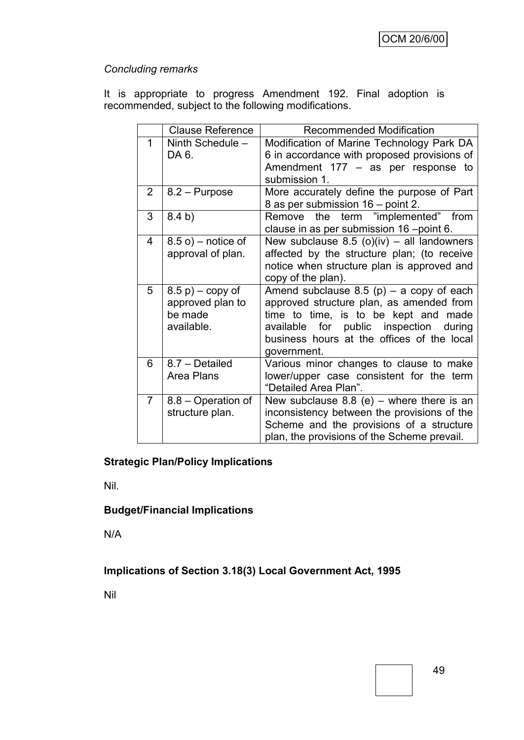*Concluding remarks*

It is appropriate to progress Amendment 192. Final adoption is recommended, subject to the following modifications.

| | Clause Reference | Recommended Modification |
|---|---|---|
| 1 | Ninth Schedule – DA 6. | Modification of Marine Technology Park DA 6 in accordance with proposed provisions of Amendment 177 – as per response to submission 1. |
| 2 | 8.2 – Purpose | More accurately define the purpose of Part 8 as per submission 16 – point 2. |
| 3 | 8.4 b) | Remove the term "implemented" from clause in as per submission 16 –point 6. |
| 4 | 8.5 o) – notice of approval of plan. | New subclause 8.5 (o)(iv) – all landowners affected by the structure plan; (to receive notice when structure plan is approved and copy of the plan). |
| 5 | 8.5 p) – copy of approved plan to be made available. | Amend subclause 8.5 (p) – a copy of each approved structure plan, as amended from time to time, is to be kept and made available for public inspection during business hours at the offices of the local government. |
| 6 | 8.7 – Detailed Area Plans | Various minor changes to clause to make lower/upper case consistent for the term "Detailed Area Plan". |
| 7 | 8.8 – Operation of structure plan. | New subclause 8.8 (e) – where there is an inconsistency between the provisions of the Scheme and the provisions of a structure plan, the provisions of the Scheme prevail. |

**Strategic Plan/Policy Implications**

Nil.

**Budget/Financial Implications**

N/A

**Implications of Section 3.18(3) Local Government Act, 1995**

Nil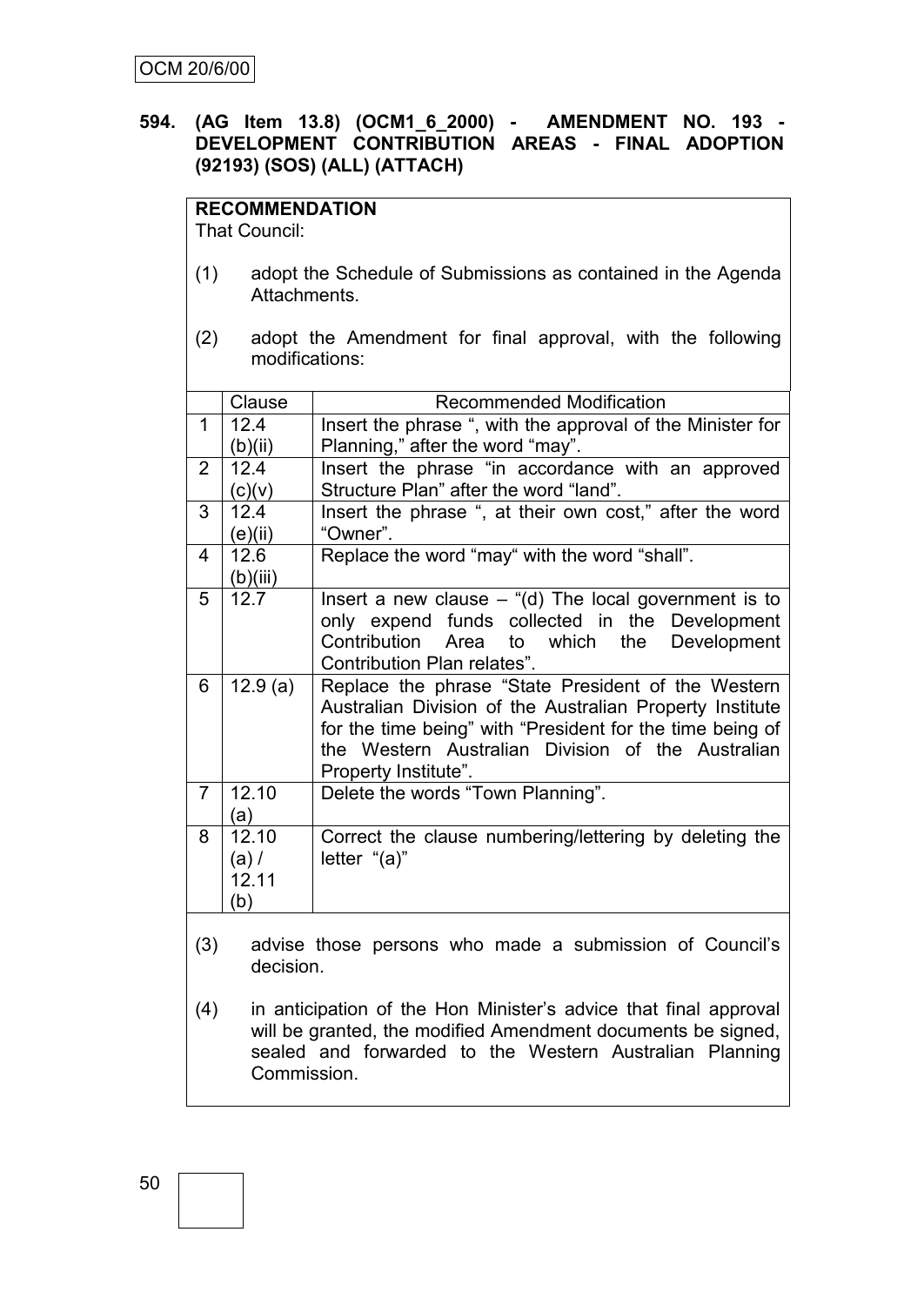**594. (AG Item 13.8) (OCM1_6_2000) - AMENDMENT NO. 193 - DEVELOPMENT CONTRIBUTION AREAS - FINAL ADOPTION (92193) (SOS) (ALL) (ATTACH)**

**RECOMMENDATION**

That Council:

(1) adopt the Schedule of Submissions as contained in the Agenda Attachments.

(2) adopt the Amendment for final approval, with the following modifications:

| | Clause | Recommended Modification |
|---|---|---|
| 1 | 12.4 (b)(ii) | Insert the phrase ", with the approval of the Minister for Planning," after the word "may". |
| 2 | 12.4 (c)(v) | Insert the phrase "in accordance with an approved Structure Plan" after the word "land". |
| 3 | 12.4 (e)(ii) | Insert the phrase ", at their own cost," after the word "Owner". |
| 4 | 12.6 (b)(iii) | Replace the word "may" with the word "shall". |
| 5 | 12.7 | Insert a new clause – "(d) The local government is to only expend funds collected in the Development Contribution Area to which the Development Contribution Plan relates". |
| 6 | 12.9 (a) | Replace the phrase "State President of the Western Australian Division of the Australian Property Institute for the time being" with "President for the time being of the Western Australian Division of the Australian Property Institute". |
| 7 | 12.10 (a) | Delete the words "Town Planning". |
| 8 | 12.10 (a) / 12.11 (b) | Correct the clause numbering/lettering by deleting the letter "(a)" |

(3) advise those persons who made a submission of Council's decision.

(4) in anticipation of the Hon Minister's advice that final approval will be granted, the modified Amendment documents be signed, sealed and forwarded to the Western Australian Planning Commission.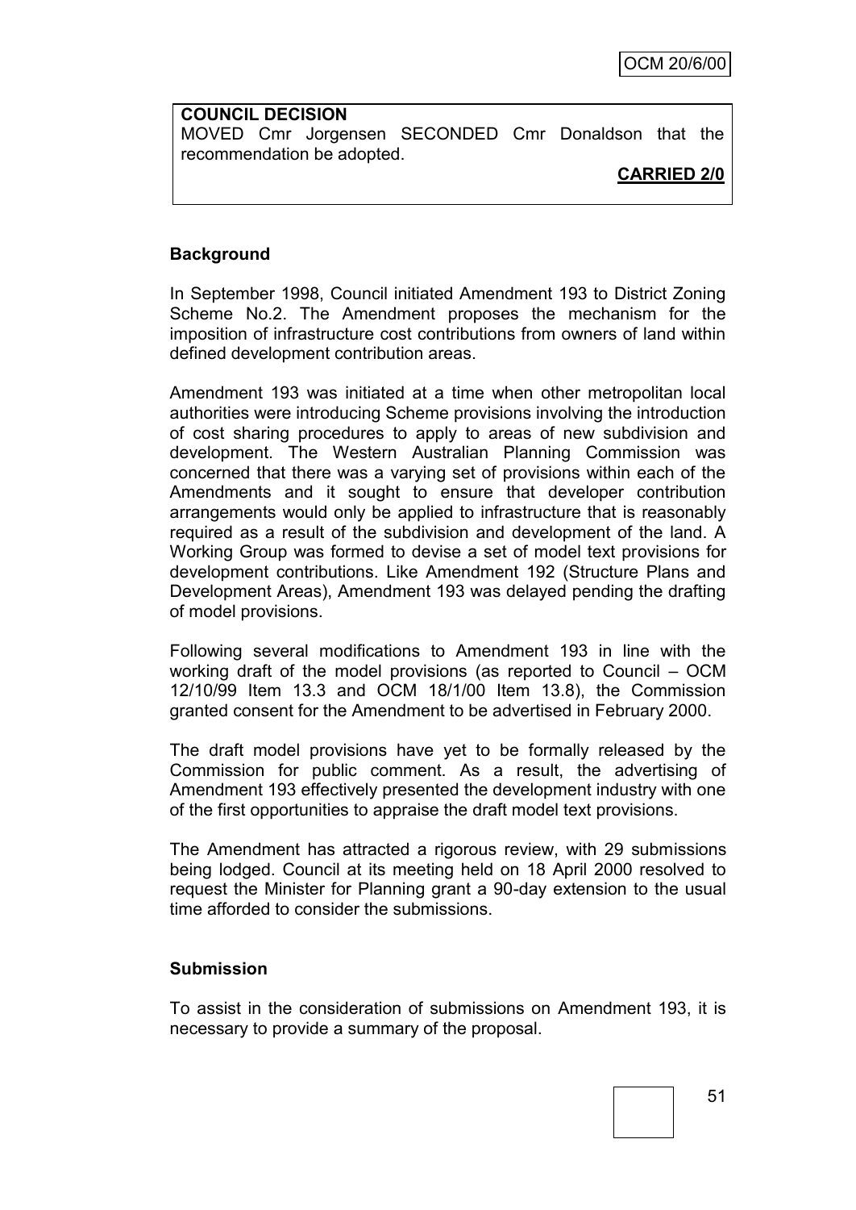**COUNCIL DECISION**

MOVED Cmr Jorgensen SECONDED Cmr Donaldson that the recommendation be adopted.

**CARRIED 2/0**

**Background**

In September 1998, Council initiated Amendment 193 to District Zoning Scheme No.2. The Amendment proposes the mechanism for the imposition of infrastructure cost contributions from owners of land within defined development contribution areas.

Amendment 193 was initiated at a time when other metropolitan local authorities were introducing Scheme provisions involving the introduction of cost sharing procedures to apply to areas of new subdivision and development. The Western Australian Planning Commission was concerned that there was a varying set of provisions within each of the Amendments and it sought to ensure that developer contribution arrangements would only be applied to infrastructure that is reasonably required as a result of the subdivision and development of the land. A Working Group was formed to devise a set of model text provisions for development contributions. Like Amendment 192 (Structure Plans and Development Areas), Amendment 193 was delayed pending the drafting of model provisions.

Following several modifications to Amendment 193 in line with the working draft of the model provisions (as reported to Council – OCM 12/10/99 Item 13.3 and OCM 18/1/00 Item 13.8), the Commission granted consent for the Amendment to be advertised in February 2000.

The draft model provisions have yet to be formally released by the Commission for public comment. As a result, the advertising of Amendment 193 effectively presented the development industry with one of the first opportunities to appraise the draft model text provisions.

The Amendment has attracted a rigorous review, with 29 submissions being lodged. Council at its meeting held on 18 April 2000 resolved to request the Minister for Planning grant a 90-day extension to the usual time afforded to consider the submissions.

**Submission**

To assist in the consideration of submissions on Amendment 193, it is necessary to provide a summary of the proposal.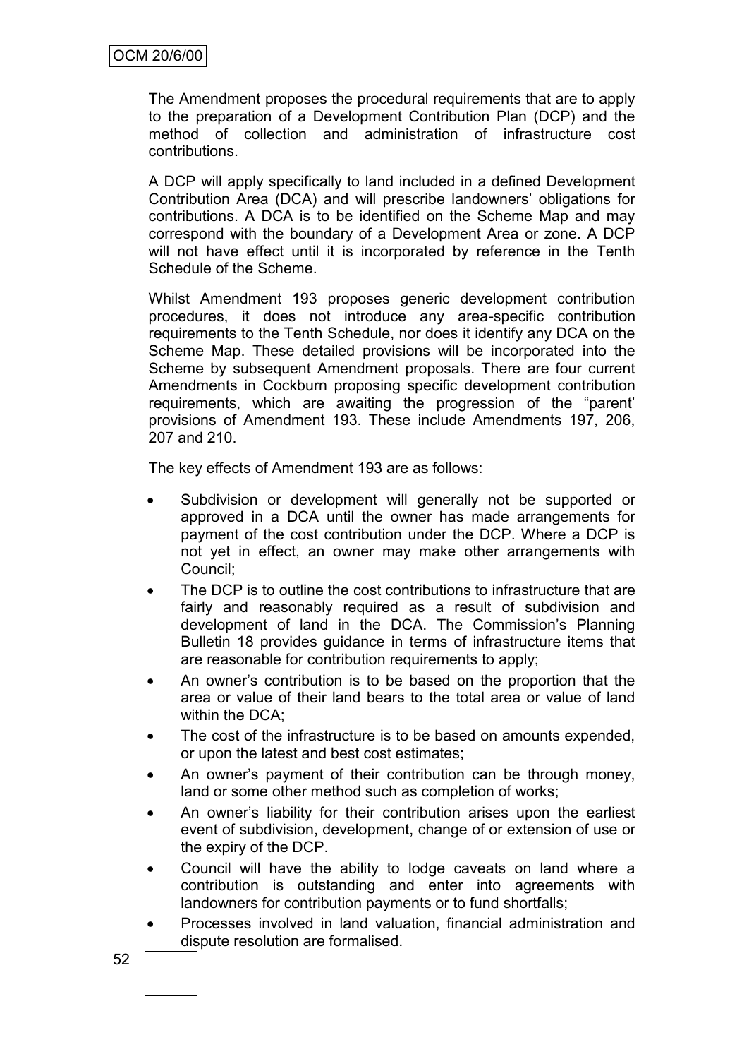The Amendment proposes the procedural requirements that are to apply to the preparation of a Development Contribution Plan (DCP) and the method of collection and administration of infrastructure cost contributions.

A DCP will apply specifically to land included in a defined Development Contribution Area (DCA) and will prescribe landowners' obligations for contributions. A DCA is to be identified on the Scheme Map and may correspond with the boundary of a Development Area or zone. A DCP will not have effect until it is incorporated by reference in the Tenth Schedule of the Scheme.

Whilst Amendment 193 proposes generic development contribution procedures, it does not introduce any area-specific contribution requirements to the Tenth Schedule, nor does it identify any DCA on the Scheme Map. These detailed provisions will be incorporated into the Scheme by subsequent Amendment proposals. There are four current Amendments in Cockburn proposing specific development contribution requirements, which are awaiting the progression of the "parent' provisions of Amendment 193. These include Amendments 197, 206, 207 and 210.

The key effects of Amendment 193 are as follows:

- Subdivision or development will generally not be supported or approved in a DCA until the owner has made arrangements for payment of the cost contribution under the DCP. Where a DCP is not yet in effect, an owner may make other arrangements with Council;
- The DCP is to outline the cost contributions to infrastructure that are fairly and reasonably required as a result of subdivision and development of land in the DCA. The Commission's Planning Bulletin 18 provides guidance in terms of infrastructure items that are reasonable for contribution requirements to apply;
- An owner's contribution is to be based on the proportion that the area or value of their land bears to the total area or value of land within the DCA;
- The cost of the infrastructure is to be based on amounts expended, or upon the latest and best cost estimates;
- An owner's payment of their contribution can be through money, land or some other method such as completion of works;
- An owner's liability for their contribution arises upon the earliest event of subdivision, development, change of or extension of use or the expiry of the DCP.
- Council will have the ability to lodge caveats on land where a contribution is outstanding and enter into agreements with landowners for contribution payments or to fund shortfalls;
- Processes involved in land valuation, financial administration and dispute resolution are formalised.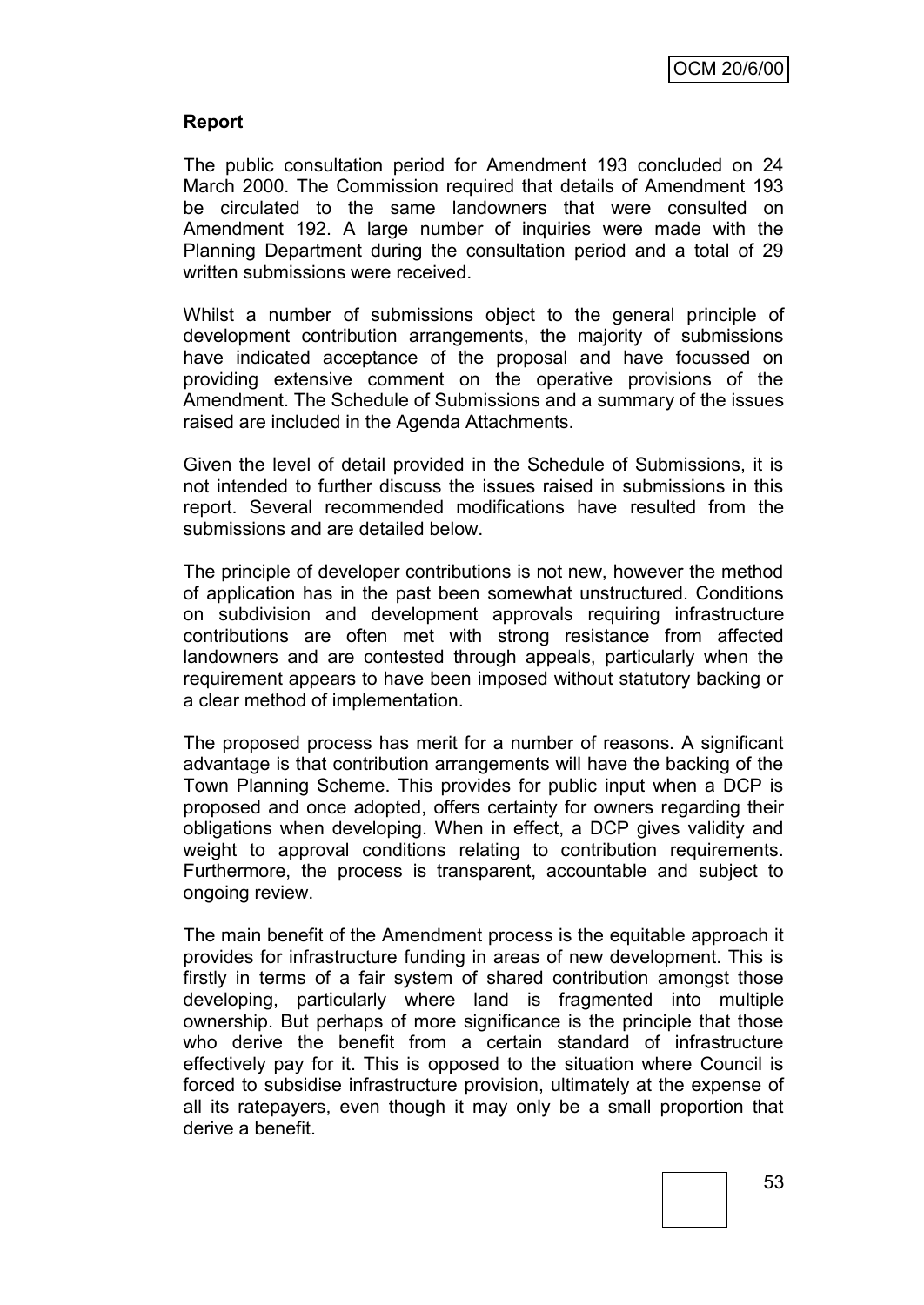**Report**

The public consultation period for Amendment 193 concluded on 24 March 2000. The Commission required that details of Amendment 193 be circulated to the same landowners that were consulted on Amendment 192. A large number of inquiries were made with the Planning Department during the consultation period and a total of 29 written submissions were received.

Whilst a number of submissions object to the general principle of development contribution arrangements, the majority of submissions have indicated acceptance of the proposal and have focussed on providing extensive comment on the operative provisions of the Amendment. The Schedule of Submissions and a summary of the issues raised are included in the Agenda Attachments.

Given the level of detail provided in the Schedule of Submissions, it is not intended to further discuss the issues raised in submissions in this report. Several recommended modifications have resulted from the submissions and are detailed below.

The principle of developer contributions is not new, however the method of application has in the past been somewhat unstructured. Conditions on subdivision and development approvals requiring infrastructure contributions are often met with strong resistance from affected landowners and are contested through appeals, particularly when the requirement appears to have been imposed without statutory backing or a clear method of implementation.

The proposed process has merit for a number of reasons. A significant advantage is that contribution arrangements will have the backing of the Town Planning Scheme. This provides for public input when a DCP is proposed and once adopted, offers certainty for owners regarding their obligations when developing. When in effect, a DCP gives validity and weight to approval conditions relating to contribution requirements. Furthermore, the process is transparent, accountable and subject to ongoing review.

The main benefit of the Amendment process is the equitable approach it provides for infrastructure funding in areas of new development. This is firstly in terms of a fair system of shared contribution amongst those developing, particularly where land is fragmented into multiple ownership. But perhaps of more significance is the principle that those who derive the benefit from a certain standard of infrastructure effectively pay for it. This is opposed to the situation where Council is forced to subsidise infrastructure provision, ultimately at the expense of all its ratepayers, even though it may only be a small proportion that derive a benefit.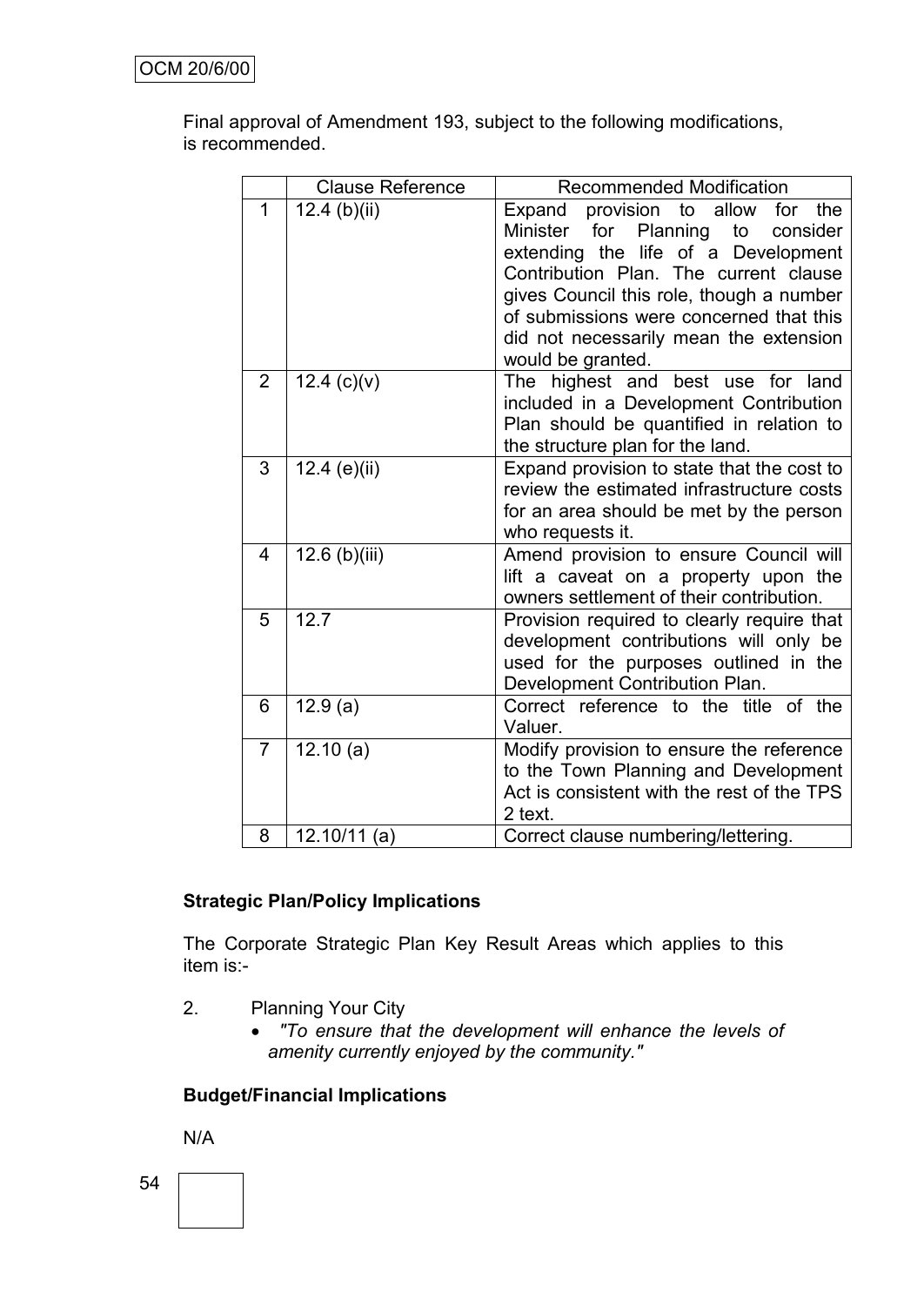Final approval of Amendment 193, subject to the following modifications, is recommended.

| | Clause Reference | Recommended Modification |
|---|---|---|
| 1 | 12.4 (b)(ii) | Expand provision to allow for the Minister for Planning to consider extending the life of a Development Contribution Plan. The current clause gives Council this role, though a number of submissions were concerned that this did not necessarily mean the extension would be granted. |
| 2 | 12.4 (c)(v) | The highest and best use for land included in a Development Contribution Plan should be quantified in relation to the structure plan for the land. |
| 3 | 12.4 (e)(ii) | Expand provision to state that the cost to review the estimated infrastructure costs for an area should be met by the person who requests it. |
| 4 | 12.6 (b)(iii) | Amend provision to ensure Council will lift a caveat on a property upon the owners settlement of their contribution. |
| 5 | 12.7 | Provision required to clearly require that development contributions will only be used for the purposes outlined in the Development Contribution Plan. |
| 6 | 12.9 (a) | Correct reference to the title of the Valuer. |
| 7 | 12.10 (a) | Modify provision to ensure the reference to the Town Planning and Development Act is consistent with the rest of the TPS 2 text. |
| 8 | 12.10/11 (a) | Correct clause numbering/lettering. |

**Strategic Plan/Policy Implications**

The Corporate Strategic Plan Key Result Areas which applies to this item is:-

2. Planning Your City
   - *"To ensure that the development will enhance the levels of amenity currently enjoyed by the community."*

**Budget/Financial Implications**

N/A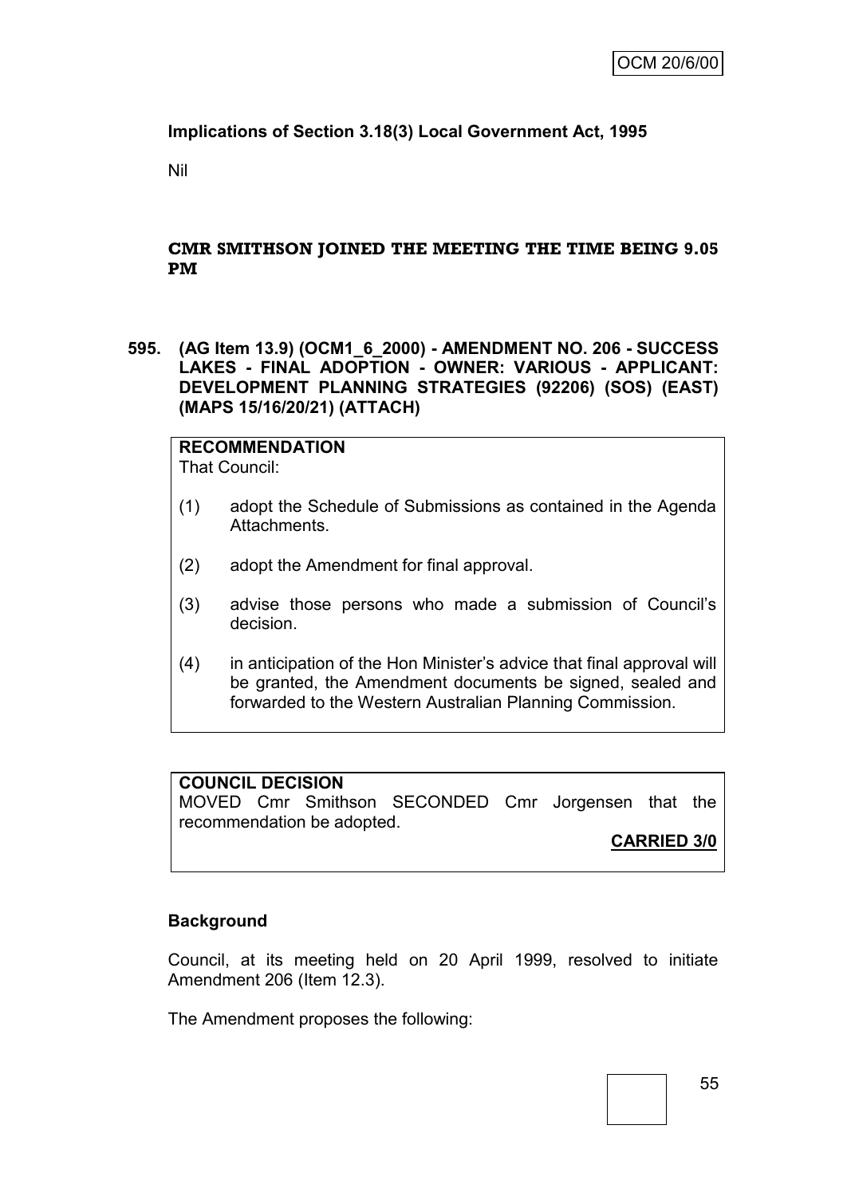**Implications of Section 3.18(3) Local Government Act, 1995**

Nil

**CMR SMITHSON JOINED THE MEETING THE TIME BEING 9.05 PM**

**595. (AG Item 13.9) (OCM1_6_2000) - AMENDMENT NO. 206 - SUCCESS LAKES - FINAL ADOPTION - OWNER: VARIOUS - APPLICANT: DEVELOPMENT PLANNING STRATEGIES (92206) (SOS) (EAST) (MAPS 15/16/20/21) (ATTACH)**

**RECOMMENDATION**
That Council:

(1) adopt the Schedule of Submissions as contained in the Agenda Attachments.

(2) adopt the Amendment for final approval.

(3) advise those persons who made a submission of Council's decision.

(4) in anticipation of the Hon Minister's advice that final approval will be granted, the Amendment documents be signed, sealed and forwarded to the Western Australian Planning Commission.

**COUNCIL DECISION**
MOVED Cmr Smithson SECONDED Cmr Jorgensen that the recommendation be adopted.

**CARRIED 3/0**

**Background**

Council, at its meeting held on 20 April 1999, resolved to initiate Amendment 206 (Item 12.3).

The Amendment proposes the following: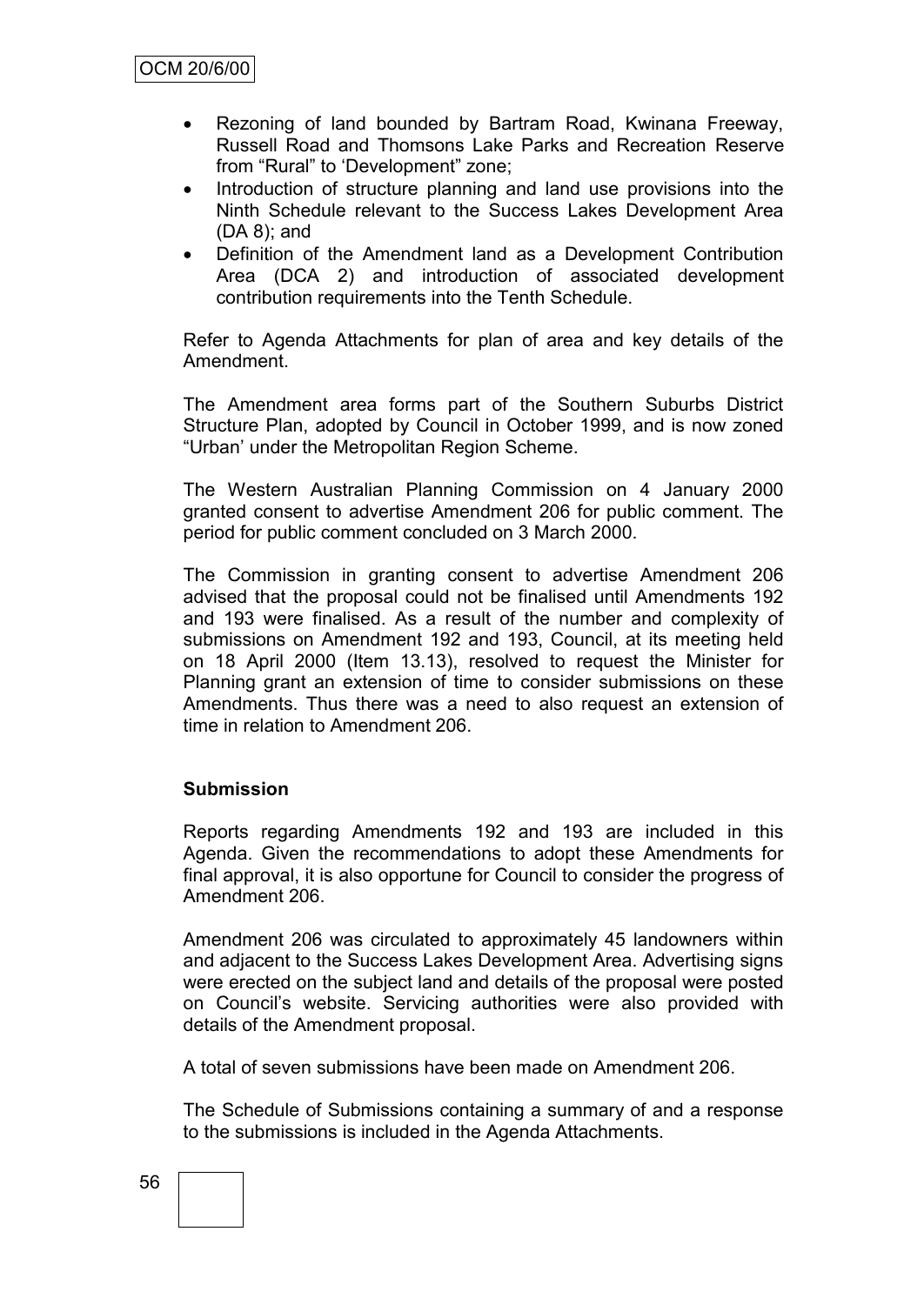- Rezoning of land bounded by Bartram Road, Kwinana Freeway, Russell Road and Thomsons Lake Parks and Recreation Reserve from "Rural" to 'Development" zone;
- Introduction of structure planning and land use provisions into the Ninth Schedule relevant to the Success Lakes Development Area (DA 8); and
- Definition of the Amendment land as a Development Contribution Area (DCA 2) and introduction of associated development contribution requirements into the Tenth Schedule.

Refer to Agenda Attachments for plan of area and key details of the Amendment.

The Amendment area forms part of the Southern Suburbs District Structure Plan, adopted by Council in October 1999, and is now zoned "Urban' under the Metropolitan Region Scheme.

The Western Australian Planning Commission on 4 January 2000 granted consent to advertise Amendment 206 for public comment. The period for public comment concluded on 3 March 2000.

The Commission in granting consent to advertise Amendment 206 advised that the proposal could not be finalised until Amendments 192 and 193 were finalised. As a result of the number and complexity of submissions on Amendment 192 and 193, Council, at its meeting held on 18 April 2000 (Item 13.13), resolved to request the Minister for Planning grant an extension of time to consider submissions on these Amendments. Thus there was a need to also request an extension of time in relation to Amendment 206.

**Submission**

Reports regarding Amendments 192 and 193 are included in this Agenda. Given the recommendations to adopt these Amendments for final approval, it is also opportune for Council to consider the progress of Amendment 206.

Amendment 206 was circulated to approximately 45 landowners within and adjacent to the Success Lakes Development Area. Advertising signs were erected on the subject land and details of the proposal were posted on Council's website. Servicing authorities were also provided with details of the Amendment proposal.

A total of seven submissions have been made on Amendment 206.

The Schedule of Submissions containing a summary of and a response to the submissions is included in the Agenda Attachments.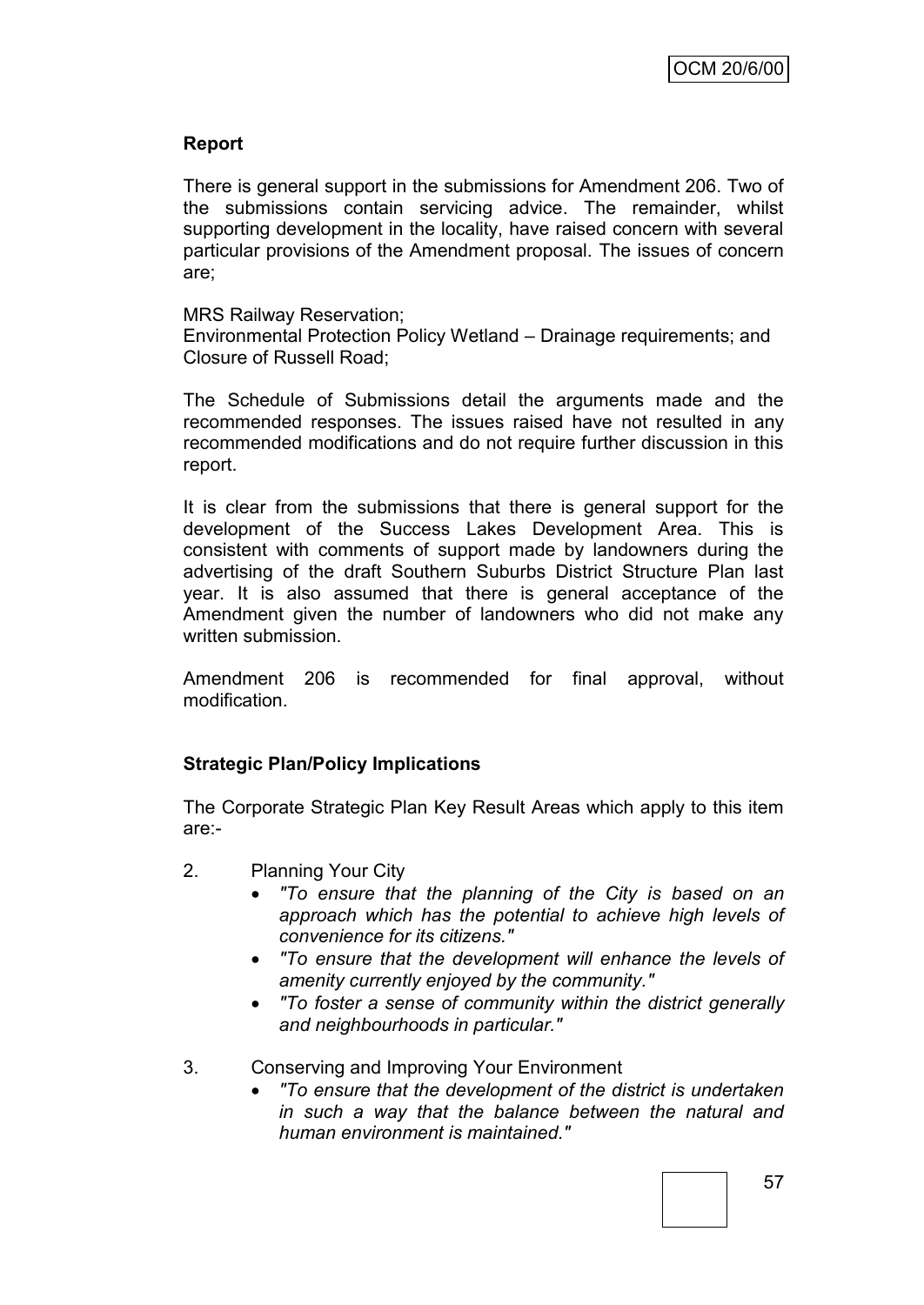**Report**

There is general support in the submissions for Amendment 206. Two of the submissions contain servicing advice. The remainder, whilst supporting development in the locality, have raised concern with several particular provisions of the Amendment proposal. The issues of concern are;

MRS Railway Reservation;
Environmental Protection Policy Wetland – Drainage requirements; and
Closure of Russell Road;

The Schedule of Submissions detail the arguments made and the recommended responses. The issues raised have not resulted in any recommended modifications and do not require further discussion in this report.

It is clear from the submissions that there is general support for the development of the Success Lakes Development Area. This is consistent with comments of support made by landowners during the advertising of the draft Southern Suburbs District Structure Plan last year. It is also assumed that there is general acceptance of the Amendment given the number of landowners who did not make any written submission.

Amendment 206 is recommended for final approval, without modification.

**Strategic Plan/Policy Implications**

The Corporate Strategic Plan Key Result Areas which apply to this item are:-

2. Planning Your City
   - *"To ensure that the planning of the City is based on an approach which has the potential to achieve high levels of convenience for its citizens."*
   - *"To ensure that the development will enhance the levels of amenity currently enjoyed by the community."*
   - *"To foster a sense of community within the district generally and neighbourhoods in particular."*

3. Conserving and Improving Your Environment
   - *"To ensure that the development of the district is undertaken in such a way that the balance between the natural and human environment is maintained."*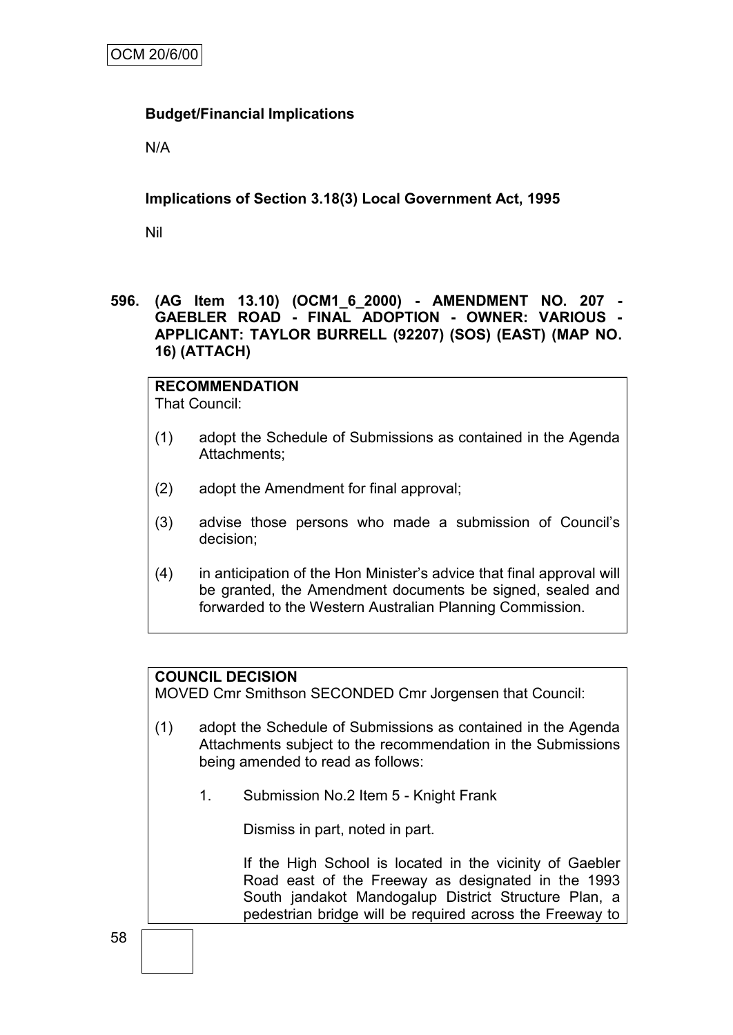**Budget/Financial Implications**

N/A

**Implications of Section 3.18(3) Local Government Act, 1995**

Nil

**596. (AG Item 13.10) (OCM1_6_2000) - AMENDMENT NO. 207 - GAEBLER ROAD - FINAL ADOPTION - OWNER: VARIOUS - APPLICANT: TAYLOR BURRELL (92207) (SOS) (EAST) (MAP NO. 16) (ATTACH)**

**RECOMMENDATION**
That Council:

(1) adopt the Schedule of Submissions as contained in the Agenda Attachments;

(2) adopt the Amendment for final approval;

(3) advise those persons who made a submission of Council's decision;

(4) in anticipation of the Hon Minister's advice that final approval will be granted, the Amendment documents be signed, sealed and forwarded to the Western Australian Planning Commission.

**COUNCIL DECISION**
MOVED Cmr Smithson SECONDED Cmr Jorgensen that Council:

(1) adopt the Schedule of Submissions as contained in the Agenda Attachments subject to the recommendation in the Submissions being amended to read as follows:

1. Submission No.2 Item 5 - Knight Frank

   Dismiss in part, noted in part.

   If the High School is located in the vicinity of Gaebler Road east of the Freeway as designated in the 1993 South jandakot Mandogalup District Structure Plan, a pedestrian bridge will be required across the Freeway to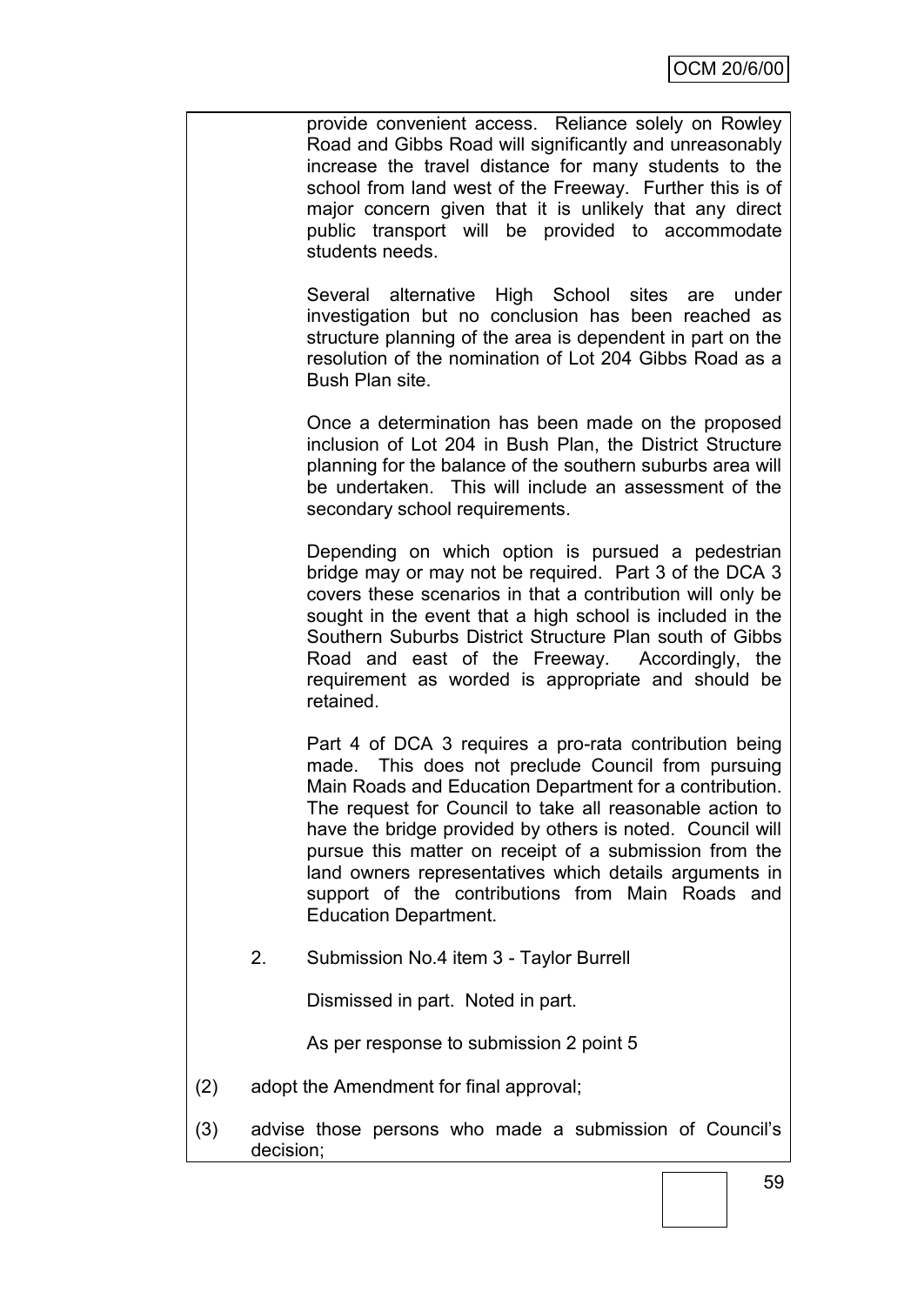provide convenient access. Reliance solely on Rowley Road and Gibbs Road will significantly and unreasonably increase the travel distance for many students to the school from land west of the Freeway. Further this is of major concern given that it is unlikely that any direct public transport will be provided to accommodate students needs.

Several alternative High School sites are under investigation but no conclusion has been reached as structure planning of the area is dependent in part on the resolution of the nomination of Lot 204 Gibbs Road as a Bush Plan site.

Once a determination has been made on the proposed inclusion of Lot 204 in Bush Plan, the District Structure planning for the balance of the southern suburbs area will be undertaken. This will include an assessment of the secondary school requirements.

Depending on which option is pursued a pedestrian bridge may or may not be required. Part 3 of the DCA 3 covers these scenarios in that a contribution will only be sought in the event that a high school is included in the Southern Suburbs District Structure Plan south of Gibbs Road and east of the Freeway. Accordingly, the requirement as worded is appropriate and should be retained.

Part 4 of DCA 3 requires a pro-rata contribution being made. This does not preclude Council from pursuing Main Roads and Education Department for a contribution. The request for Council to take all reasonable action to have the bridge provided by others is noted. Council will pursue this matter on receipt of a submission from the land owners representatives which details arguments in support of the contributions from Main Roads and Education Department.

2. Submission No.4 item 3 - Taylor Burrell

   Dismissed in part. Noted in part.

   As per response to submission 2 point 5

(2) adopt the Amendment for final approval;

(3) advise those persons who made a submission of Council's decision;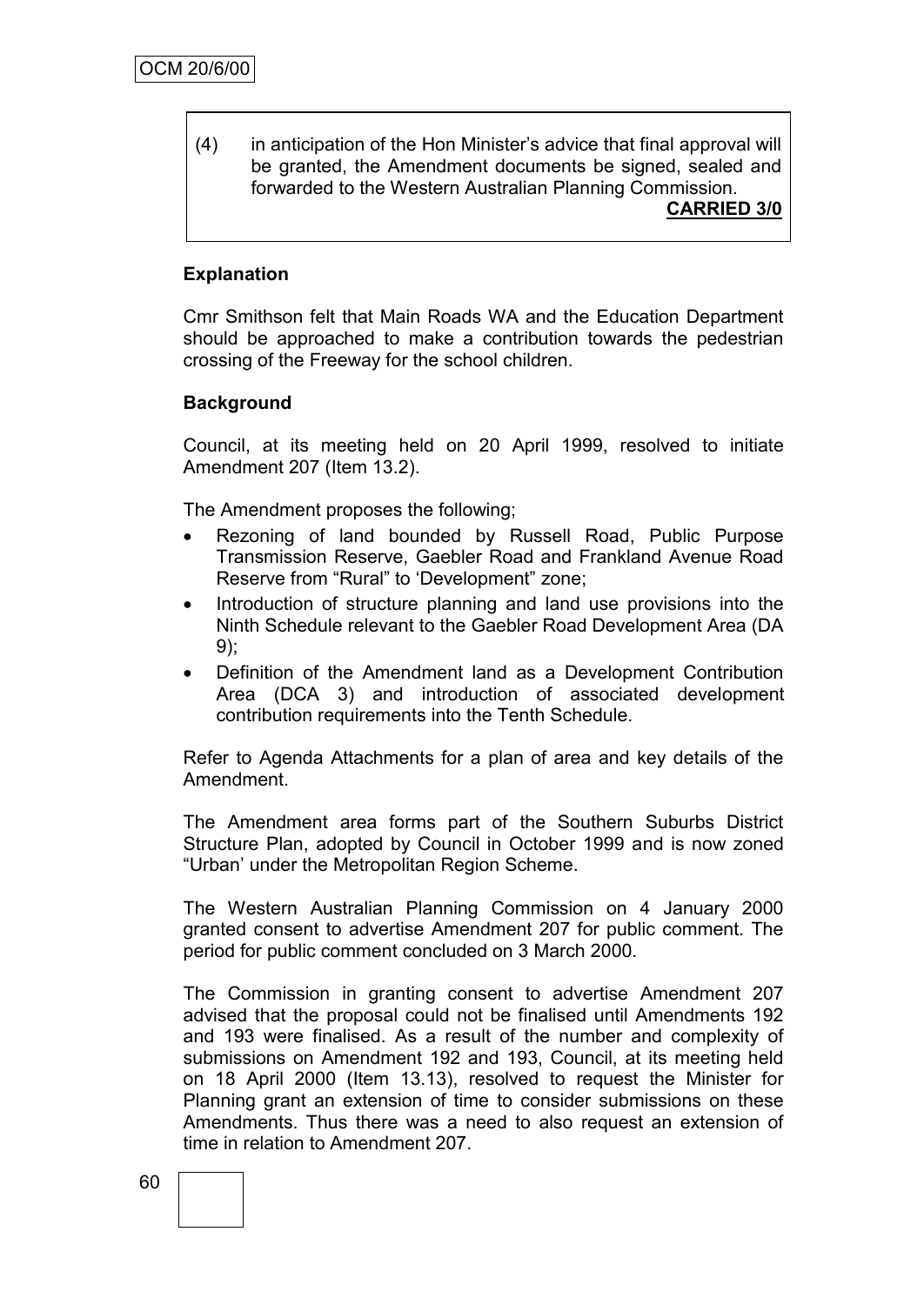(4) in anticipation of the Hon Minister's advice that final approval will be granted, the Amendment documents be signed, sealed and forwarded to the Western Australian Planning Commission.

**CARRIED 3/0**

**Explanation**

Cmr Smithson felt that Main Roads WA and the Education Department should be approached to make a contribution towards the pedestrian crossing of the Freeway for the school children.

**Background**

Council, at its meeting held on 20 April 1999, resolved to initiate Amendment 207 (Item 13.2).

The Amendment proposes the following;

- Rezoning of land bounded by Russell Road, Public Purpose Transmission Reserve, Gaebler Road and Frankland Avenue Road Reserve from "Rural" to 'Development" zone;
- Introduction of structure planning and land use provisions into the Ninth Schedule relevant to the Gaebler Road Development Area (DA 9);
- Definition of the Amendment land as a Development Contribution Area (DCA 3) and introduction of associated development contribution requirements into the Tenth Schedule.

Refer to Agenda Attachments for a plan of area and key details of the Amendment.

The Amendment area forms part of the Southern Suburbs District Structure Plan, adopted by Council in October 1999 and is now zoned "Urban' under the Metropolitan Region Scheme.

The Western Australian Planning Commission on 4 January 2000 granted consent to advertise Amendment 207 for public comment. The period for public comment concluded on 3 March 2000.

The Commission in granting consent to advertise Amendment 207 advised that the proposal could not be finalised until Amendments 192 and 193 were finalised. As a result of the number and complexity of submissions on Amendment 192 and 193, Council, at its meeting held on 18 April 2000 (Item 13.13), resolved to request the Minister for Planning grant an extension of time to consider submissions on these Amendments. Thus there was a need to also request an extension of time in relation to Amendment 207.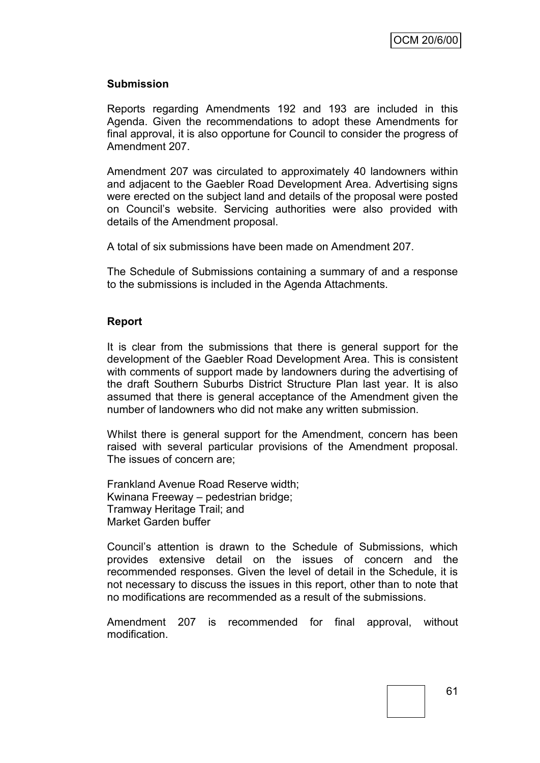**Submission**

Reports regarding Amendments 192 and 193 are included in this Agenda. Given the recommendations to adopt these Amendments for final approval, it is also opportune for Council to consider the progress of Amendment 207.

Amendment 207 was circulated to approximately 40 landowners within and adjacent to the Gaebler Road Development Area. Advertising signs were erected on the subject land and details of the proposal were posted on Council's website. Servicing authorities were also provided with details of the Amendment proposal.

A total of six submissions have been made on Amendment 207.

The Schedule of Submissions containing a summary of and a response to the submissions is included in the Agenda Attachments.

**Report**

It is clear from the submissions that there is general support for the development of the Gaebler Road Development Area. This is consistent with comments of support made by landowners during the advertising of the draft Southern Suburbs District Structure Plan last year. It is also assumed that there is general acceptance of the Amendment given the number of landowners who did not make any written submission.

Whilst there is general support for the Amendment, concern has been raised with several particular provisions of the Amendment proposal. The issues of concern are;

Frankland Avenue Road Reserve width;
Kwinana Freeway – pedestrian bridge;
Tramway Heritage Trail; and
Market Garden buffer

Council's attention is drawn to the Schedule of Submissions, which provides extensive detail on the issues of concern and the recommended responses. Given the level of detail in the Schedule, it is not necessary to discuss the issues in this report, other than to note that no modifications are recommended as a result of the submissions.

Amendment 207 is recommended for final approval, without modification.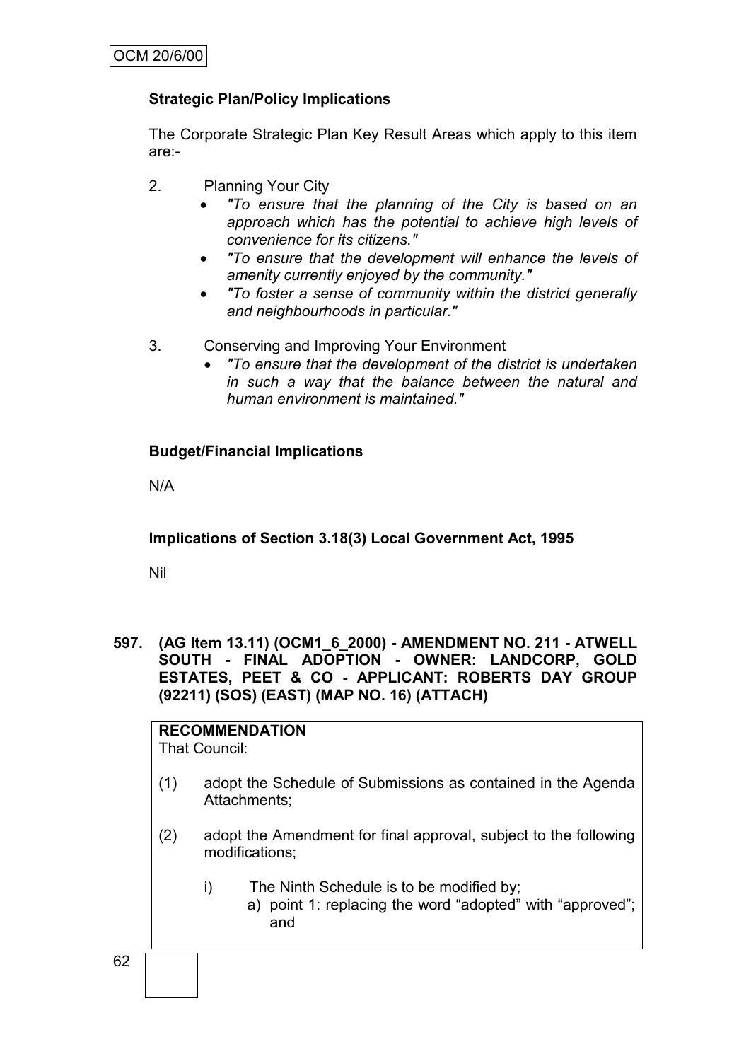**Strategic Plan/Policy Implications**

The Corporate Strategic Plan Key Result Areas which apply to this item are:-

2. Planning Your City
   - *"To ensure that the planning of the City is based on an approach which has the potential to achieve high levels of convenience for its citizens."*
   - *"To ensure that the development will enhance the levels of amenity currently enjoyed by the community."*
   - *"To foster a sense of community within the district generally and neighbourhoods in particular."*

3. Conserving and Improving Your Environment
   - *"To ensure that the development of the district is undertaken in such a way that the balance between the natural and human environment is maintained."*

**Budget/Financial Implications**

N/A

**Implications of Section 3.18(3) Local Government Act, 1995**

Nil

**597. (AG Item 13.11) (OCM1_6_2000) - AMENDMENT NO. 211 - ATWELL SOUTH - FINAL ADOPTION - OWNER: LANDCORP, GOLD ESTATES, PEET & CO - APPLICANT: ROBERTS DAY GROUP (92211) (SOS) (EAST) (MAP NO. 16) (ATTACH)**

**RECOMMENDATION**
That Council:

(1) adopt the Schedule of Submissions as contained in the Agenda Attachments;

(2) adopt the Amendment for final approval, subject to the following modifications;

   i) The Ninth Schedule is to be modified by;
      a) point 1: replacing the word "adopted" with "approved"; and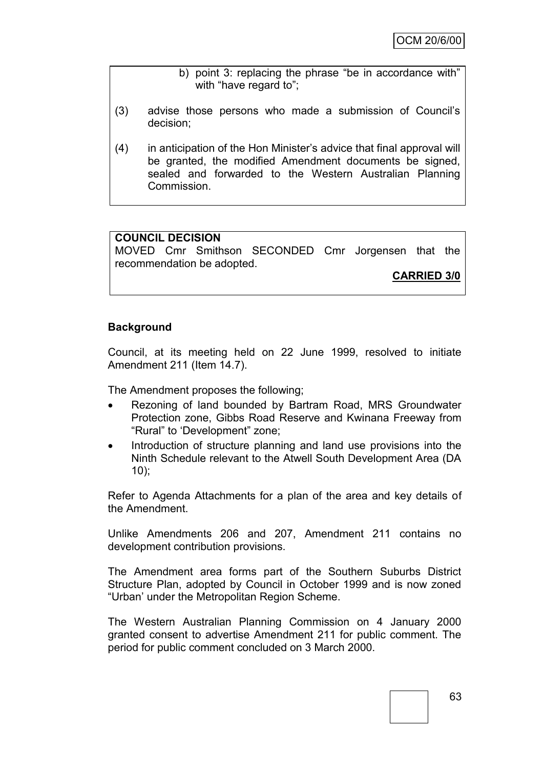b) point 3: replacing the phrase "be in accordance with" with "have regard to";

(3) advise those persons who made a submission of Council's decision;

(4) in anticipation of the Hon Minister's advice that final approval will be granted, the modified Amendment documents be signed, sealed and forwarded to the Western Australian Planning Commission.

**COUNCIL DECISION**

MOVED Cmr Smithson SECONDED Cmr Jorgensen that the recommendation be adopted.

**CARRIED 3/0**

**Background**

Council, at its meeting held on 22 June 1999, resolved to initiate Amendment 211 (Item 14.7).

The Amendment proposes the following;

- Rezoning of land bounded by Bartram Road, MRS Groundwater Protection zone, Gibbs Road Reserve and Kwinana Freeway from "Rural" to 'Development" zone;
- Introduction of structure planning and land use provisions into the Ninth Schedule relevant to the Atwell South Development Area (DA 10);

Refer to Agenda Attachments for a plan of the area and key details of the Amendment.

Unlike Amendments 206 and 207, Amendment 211 contains no development contribution provisions.

The Amendment area forms part of the Southern Suburbs District Structure Plan, adopted by Council in October 1999 and is now zoned "Urban' under the Metropolitan Region Scheme.

The Western Australian Planning Commission on 4 January 2000 granted consent to advertise Amendment 211 for public comment. The period for public comment concluded on 3 March 2000.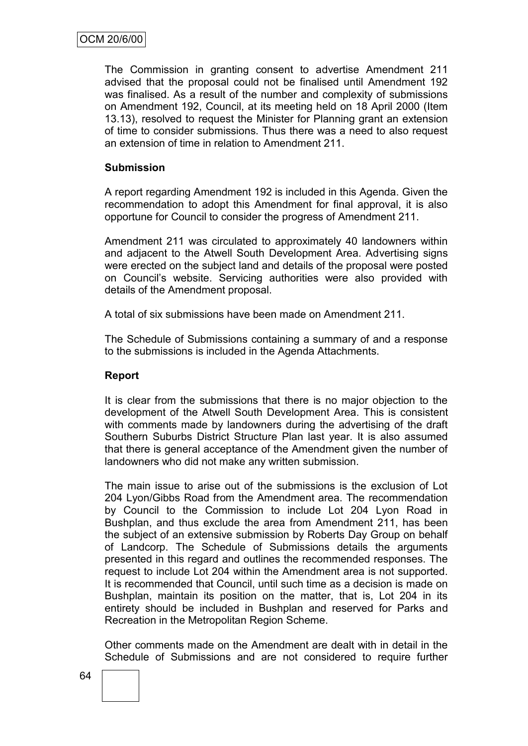The Commission in granting consent to advertise Amendment 211 advised that the proposal could not be finalised until Amendment 192 was finalised. As a result of the number and complexity of submissions on Amendment 192, Council, at its meeting held on 18 April 2000 (Item 13.13), resolved to request the Minister for Planning grant an extension of time to consider submissions. Thus there was a need to also request an extension of time in relation to Amendment 211.

**Submission**

A report regarding Amendment 192 is included in this Agenda. Given the recommendation to adopt this Amendment for final approval, it is also opportune for Council to consider the progress of Amendment 211.

Amendment 211 was circulated to approximately 40 landowners within and adjacent to the Atwell South Development Area. Advertising signs were erected on the subject land and details of the proposal were posted on Council's website. Servicing authorities were also provided with details of the Amendment proposal.

A total of six submissions have been made on Amendment 211.

The Schedule of Submissions containing a summary of and a response to the submissions is included in the Agenda Attachments.

**Report**

It is clear from the submissions that there is no major objection to the development of the Atwell South Development Area. This is consistent with comments made by landowners during the advertising of the draft Southern Suburbs District Structure Plan last year. It is also assumed that there is general acceptance of the Amendment given the number of landowners who did not make any written submission.

The main issue to arise out of the submissions is the exclusion of Lot 204 Lyon/Gibbs Road from the Amendment area. The recommendation by Council to the Commission to include Lot 204 Lyon Road in Bushplan, and thus exclude the area from Amendment 211, has been the subject of an extensive submission by Roberts Day Group on behalf of Landcorp. The Schedule of Submissions details the arguments presented in this regard and outlines the recommended responses. The request to include Lot 204 within the Amendment area is not supported. It is recommended that Council, until such time as a decision is made on Bushplan, maintain its position on the matter, that is, Lot 204 in its entirety should be included in Bushplan and reserved for Parks and Recreation in the Metropolitan Region Scheme.

Other comments made on the Amendment are dealt with in detail in the Schedule of Submissions and are not considered to require further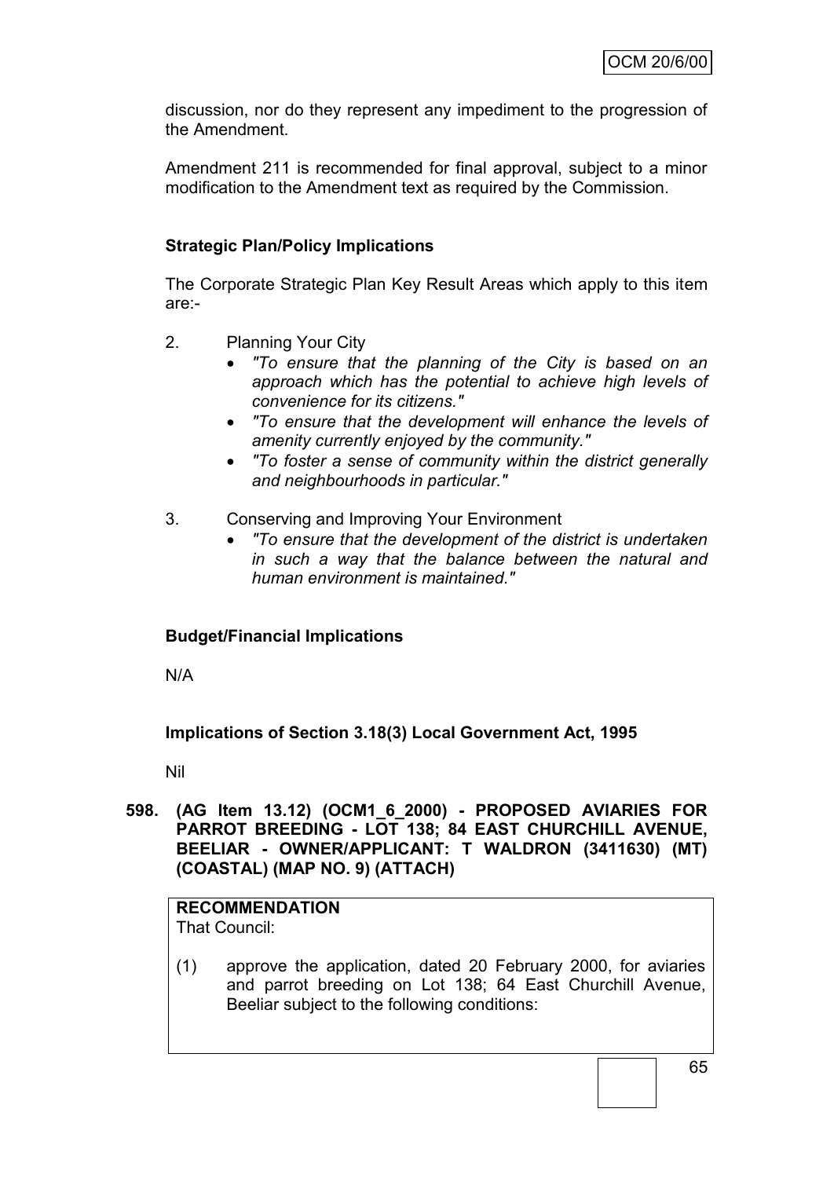discussion, nor do they represent any impediment to the progression of the Amendment.

Amendment 211 is recommended for final approval, subject to a minor modification to the Amendment text as required by the Commission.

**Strategic Plan/Policy Implications**

The Corporate Strategic Plan Key Result Areas which apply to this item are:-

2. Planning Your City
   - *"To ensure that the planning of the City is based on an approach which has the potential to achieve high levels of convenience for its citizens."*
   - *"To ensure that the development will enhance the levels of amenity currently enjoyed by the community."*
   - *"To foster a sense of community within the district generally and neighbourhoods in particular."*

3. Conserving and Improving Your Environment
   - *"To ensure that the development of the district is undertaken in such a way that the balance between the natural and human environment is maintained."*

**Budget/Financial Implications**

N/A

**Implications of Section 3.18(3) Local Government Act, 1995**

Nil

**598. (AG Item 13.12) (OCM1_6_2000) - PROPOSED AVIARIES FOR PARROT BREEDING - LOT 138; 84 EAST CHURCHILL AVENUE, BEELIAR - OWNER/APPLICANT: T WALDRON (3411630) (MT) (COASTAL) (MAP NO. 9) (ATTACH)**

**RECOMMENDATION**
That Council:

(1) approve the application, dated 20 February 2000, for aviaries and parrot breeding on Lot 138; 64 East Churchill Avenue, Beeliar subject to the following conditions: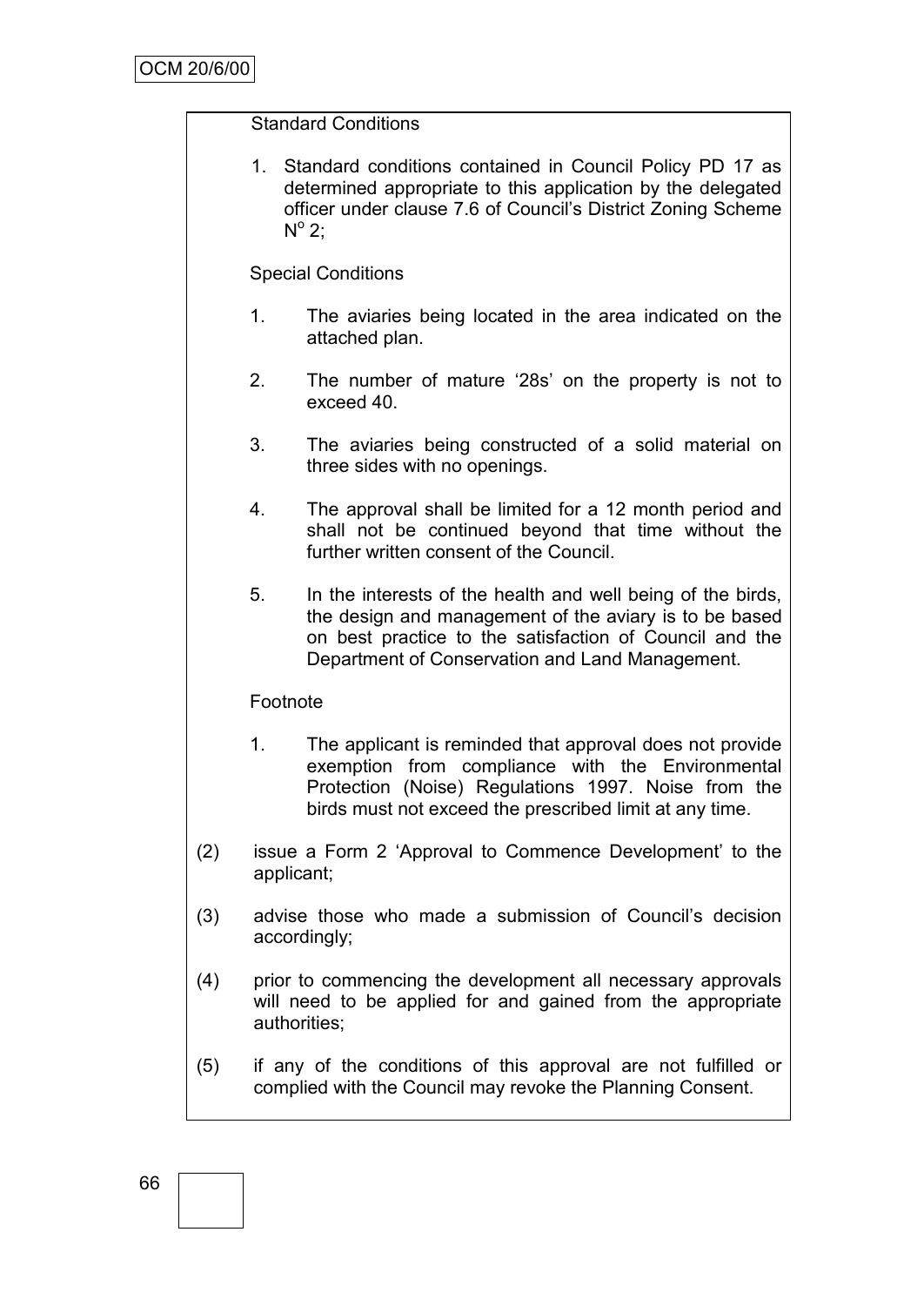Standard Conditions

1. Standard conditions contained in Council Policy PD 17 as determined appropriate to this application by the delegated officer under clause 7.6 of Council's District Zoning Scheme N$^{o}$ 2;

Special Conditions

1. The aviaries being located in the area indicated on the attached plan.
2. The number of mature '28s' on the property is not to exceed 40.
3. The aviaries being constructed of a solid material on three sides with no openings.
4. The approval shall be limited for a 12 month period and shall not be continued beyond that time without the further written consent of the Council.
5. In the interests of the health and well being of the birds, the design and management of the aviary is to be based on best practice to the satisfaction of Council and the Department of Conservation and Land Management.

Footnote

1. The applicant is reminded that approval does not provide exemption from compliance with the Environmental Protection (Noise) Regulations 1997. Noise from the birds must not exceed the prescribed limit at any time.

(2) issue a Form 2 'Approval to Commence Development' to the applicant;

(3) advise those who made a submission of Council's decision accordingly;

(4) prior to commencing the development all necessary approvals will need to be applied for and gained from the appropriate authorities;

(5) if any of the conditions of this approval are not fulfilled or complied with the Council may revoke the Planning Consent.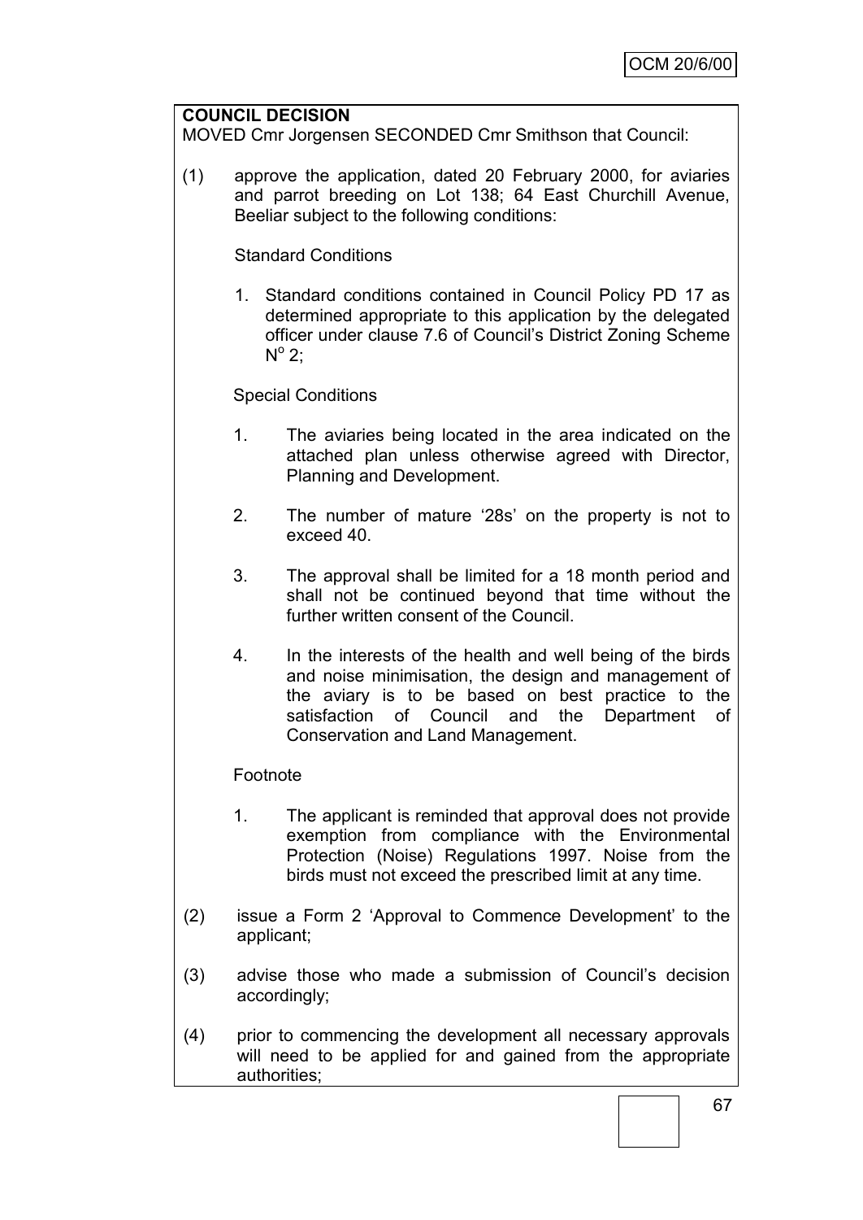**COUNCIL DECISION**

MOVED Cmr Jorgensen SECONDED Cmr Smithson that Council:

(1) approve the application, dated 20 February 2000, for aviaries and parrot breeding on Lot 138; 64 East Churchill Avenue, Beeliar subject to the following conditions:

Standard Conditions

1. Standard conditions contained in Council Policy PD 17 as determined appropriate to this application by the delegated officer under clause 7.6 of Council's District Zoning Scheme N° 2;

Special Conditions

1. The aviaries being located in the area indicated on the attached plan unless otherwise agreed with Director, Planning and Development.

2. The number of mature '28s' on the property is not to exceed 40.

3. The approval shall be limited for a 18 month period and shall not be continued beyond that time without the further written consent of the Council.

4. In the interests of the health and well being of the birds and noise minimisation, the design and management of the aviary is to be based on best practice to the satisfaction of Council and the Department of Conservation and Land Management.

Footnote

1. The applicant is reminded that approval does not provide exemption from compliance with the Environmental Protection (Noise) Regulations 1997. Noise from the birds must not exceed the prescribed limit at any time.

(2) issue a Form 2 'Approval to Commence Development' to the applicant;

(3) advise those who made a submission of Council's decision accordingly;

(4) prior to commencing the development all necessary approvals will need to be applied for and gained from the appropriate authorities;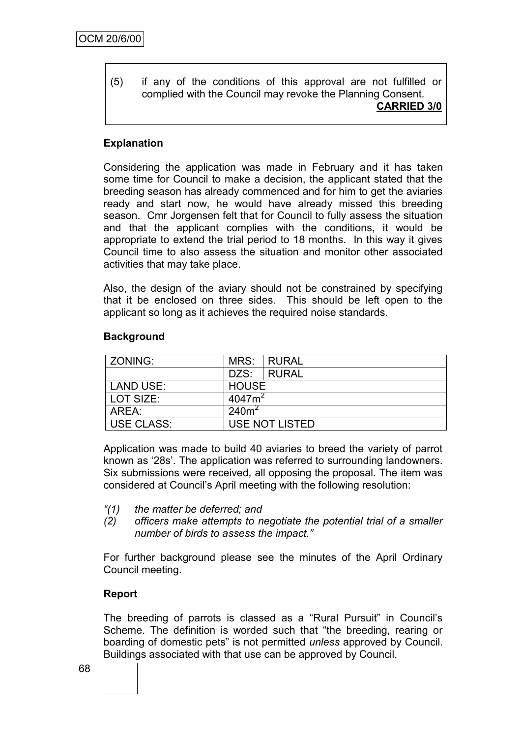(5) if any of the conditions of this approval are not fulfilled or complied with the Council may revoke the Planning Consent.

**CARRIED 3/0**

### Explanation

Considering the application was made in February and it has taken some time for Council to make a decision, the applicant stated that the breeding season has already commenced and for him to get the aviaries ready and start now, he would have already missed this breeding season. Cmr Jorgensen felt that for Council to fully assess the situation and that the applicant complies with the conditions, it would be appropriate to extend the trial period to 18 months. In this way it gives Council time to also assess the situation and monitor other associated activities that may take place.

Also, the design of the aviary should not be constrained by specifying that it be enclosed on three sides. This should be left open to the applicant so long as it achieves the required noise standards.

### Background

| ZONING: | MRS: | RURAL |
|---|---|---|
| | DZS: | RURAL |
| LAND USE: | HOUSE | |
| LOT SIZE: | 4047m$^2$ | |
| AREA: | 240m$^2$ | |
| USE CLASS: | USE NOT LISTED | |

Application was made to build 40 aviaries to breed the variety of parrot known as '28s'. The application was referred to surrounding landowners. Six submissions were received, all opposing the proposal. The item was considered at Council's April meeting with the following resolution:

*"(1) the matter be deferred; and*
*(2) officers make attempts to negotiate the potential trial of a smaller number of birds to assess the impact."*

For further background please see the minutes of the April Ordinary Council meeting.

### Report

The breeding of parrots is classed as a "Rural Pursuit" in Council's Scheme. The definition is worded such that "the breeding, rearing or boarding of domestic pets" is not permitted *unless* approved by Council. Buildings associated with that use can be approved by Council.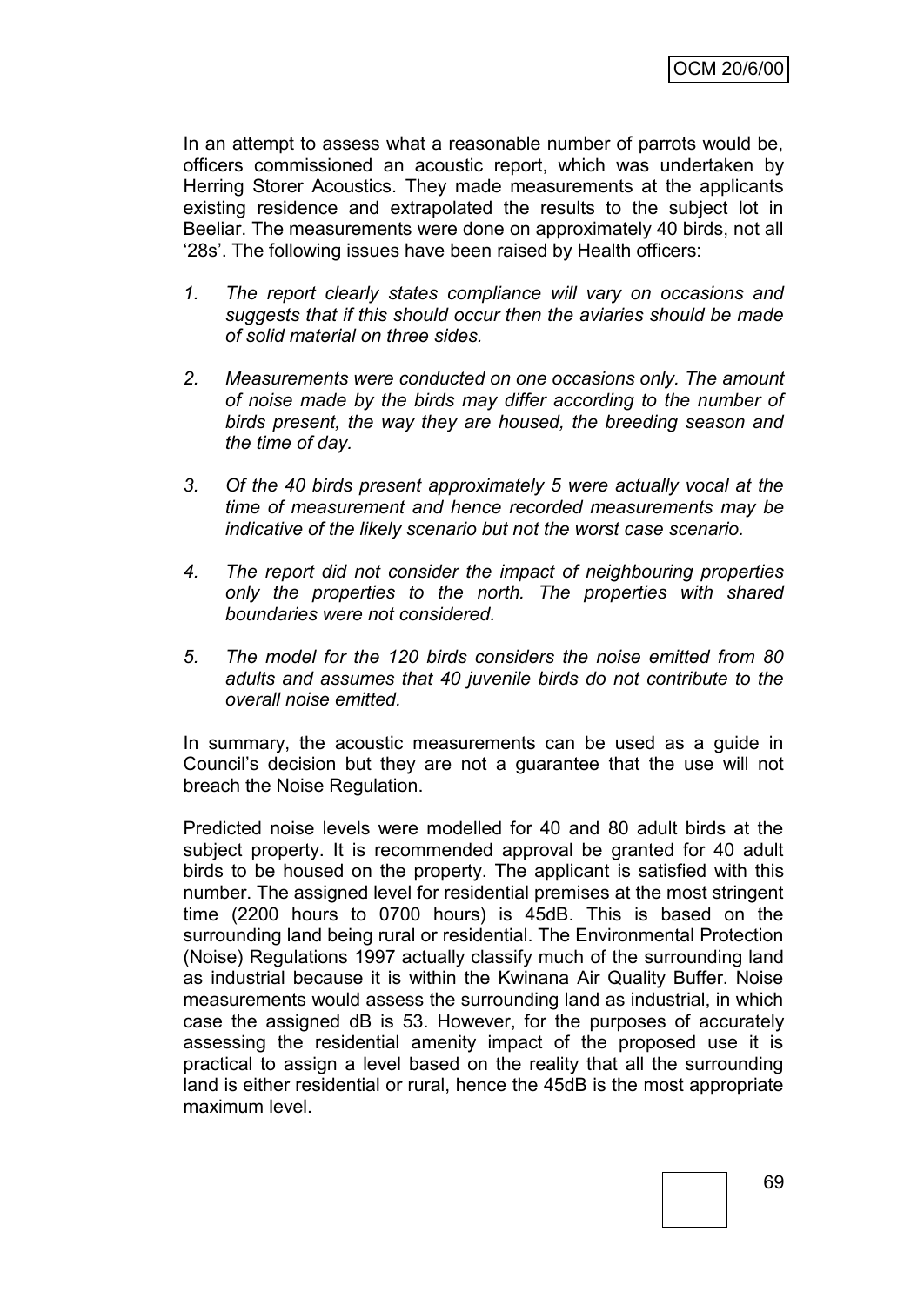In an attempt to assess what a reasonable number of parrots would be, officers commissioned an acoustic report, which was undertaken by Herring Storer Acoustics. They made measurements at the applicants existing residence and extrapolated the results to the subject lot in Beeliar. The measurements were done on approximately 40 birds, not all '28s'. The following issues have been raised by Health officers:

1. *The report clearly states compliance will vary on occasions and suggests that if this should occur then the aviaries should be made of solid material on three sides.*

2. *Measurements were conducted on one occasions only. The amount of noise made by the birds may differ according to the number of birds present, the way they are housed, the breeding season and the time of day.*

3. *Of the 40 birds present approximately 5 were actually vocal at the time of measurement and hence recorded measurements may be indicative of the likely scenario but not the worst case scenario.*

4. *The report did not consider the impact of neighbouring properties only the properties to the north. The properties with shared boundaries were not considered.*

5. *The model for the 120 birds considers the noise emitted from 80 adults and assumes that 40 juvenile birds do not contribute to the overall noise emitted.*

In summary, the acoustic measurements can be used as a guide in Council's decision but they are not a guarantee that the use will not breach the Noise Regulation.

Predicted noise levels were modelled for 40 and 80 adult birds at the subject property. It is recommended approval be granted for 40 adult birds to be housed on the property. The applicant is satisfied with this number. The assigned level for residential premises at the most stringent time (2200 hours to 0700 hours) is 45dB. This is based on the surrounding land being rural or residential. The Environmental Protection (Noise) Regulations 1997 actually classify much of the surrounding land as industrial because it is within the Kwinana Air Quality Buffer. Noise measurements would assess the surrounding land as industrial, in which case the assigned dB is 53. However, for the purposes of accurately assessing the residential amenity impact of the proposed use it is practical to assign a level based on the reality that all the surrounding land is either residential or rural, hence the 45dB is the most appropriate maximum level.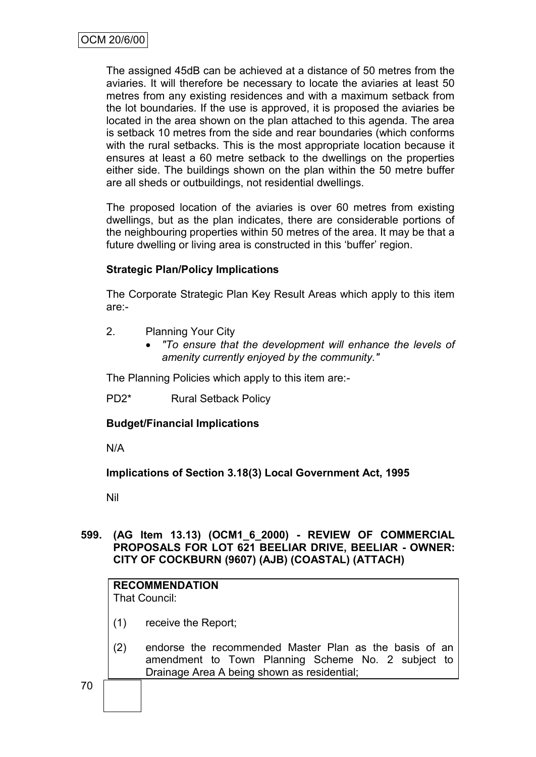The assigned 45dB can be achieved at a distance of 50 metres from the aviaries. It will therefore be necessary to locate the aviaries at least 50 metres from any existing residences and with a maximum setback from the lot boundaries. If the use is approved, it is proposed the aviaries be located in the area shown on the plan attached to this agenda. The area is setback 10 metres from the side and rear boundaries (which conforms with the rural setbacks. This is the most appropriate location because it ensures at least a 60 metre setback to the dwellings on the properties either side. The buildings shown on the plan within the 50 metre buffer are all sheds or outbuildings, not residential dwellings.

The proposed location of the aviaries is over 60 metres from existing dwellings, but as the plan indicates, there are considerable portions of the neighbouring properties within 50 metres of the area. It may be that a future dwelling or living area is constructed in this 'buffer' region.

**Strategic Plan/Policy Implications**

The Corporate Strategic Plan Key Result Areas which apply to this item are:-

2. Planning Your City
   - *"To ensure that the development will enhance the levels of amenity currently enjoyed by the community."*

The Planning Policies which apply to this item are:-

PD2* Rural Setback Policy

**Budget/Financial Implications**

N/A

**Implications of Section 3.18(3) Local Government Act, 1995**

Nil

**599. (AG Item 13.13) (OCM1_6_2000) - REVIEW OF COMMERCIAL PROPOSALS FOR LOT 621 BEELIAR DRIVE, BEELIAR - OWNER: CITY OF COCKBURN (9607) (AJB) (COASTAL) (ATTACH)**

**RECOMMENDATION**
That Council:

(1) receive the Report;

(2) endorse the recommended Master Plan as the basis of an amendment to Town Planning Scheme No. 2 subject to Drainage Area A being shown as residential;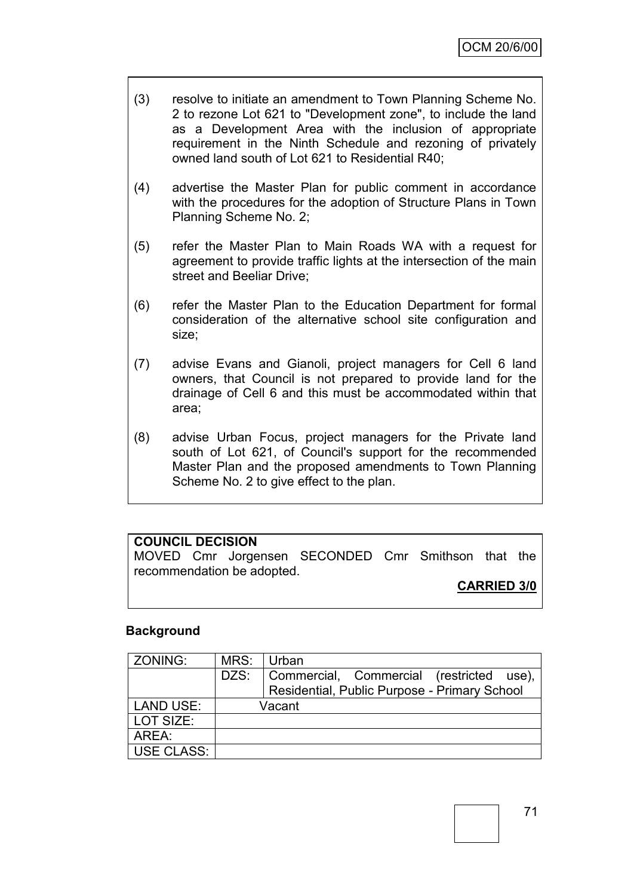(3) resolve to initiate an amendment to Town Planning Scheme No. 2 to rezone Lot 621 to "Development zone", to include the land as a Development Area with the inclusion of appropriate requirement in the Ninth Schedule and rezoning of privately owned land south of Lot 621 to Residential R40;

(4) advertise the Master Plan for public comment in accordance with the procedures for the adoption of Structure Plans in Town Planning Scheme No. 2;

(5) refer the Master Plan to Main Roads WA with a request for agreement to provide traffic lights at the intersection of the main street and Beeliar Drive;

(6) refer the Master Plan to the Education Department for formal consideration of the alternative school site configuration and size;

(7) advise Evans and Gianoli, project managers for Cell 6 land owners, that Council is not prepared to provide land for the drainage of Cell 6 and this must be accommodated within that area;

(8) advise Urban Focus, project managers for the Private land south of Lot 621, of Council's support for the recommended Master Plan and the proposed amendments to Town Planning Scheme No. 2 to give effect to the plan.

**COUNCIL DECISION**

MOVED Cmr Jorgensen SECONDED Cmr Smithson that the recommendation be adopted.

**CARRIED 3/0**

**Background**

| ZONING: | MRS: | Urban |
|---|---|---|
| | DZS: | Commercial, Commercial (restricted use), Residential, Public Purpose - Primary School |
| LAND USE: | Vacant | |
| LOT SIZE: | | |
| AREA: | | |
| USE CLASS: | | |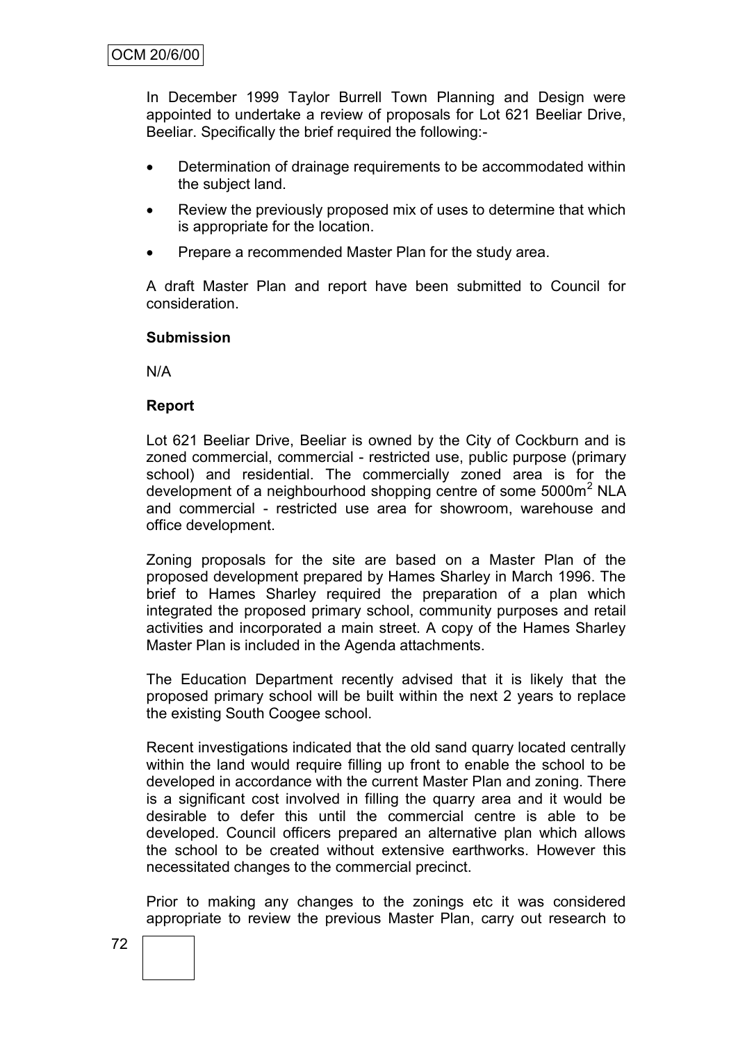In December 1999 Taylor Burrell Town Planning and Design were appointed to undertake a review of proposals for Lot 621 Beeliar Drive, Beeliar. Specifically the brief required the following:-

- Determination of drainage requirements to be accommodated within the subject land.
- Review the previously proposed mix of uses to determine that which is appropriate for the location.
- Prepare a recommended Master Plan for the study area.

A draft Master Plan and report have been submitted to Council for consideration.

**Submission**

N/A

**Report**

Lot 621 Beeliar Drive, Beeliar is owned by the City of Cockburn and is zoned commercial, commercial - restricted use, public purpose (primary school) and residential. The commercially zoned area is for the development of a neighbourhood shopping centre of some 5000m$^2$ NLA and commercial - restricted use area for showroom, warehouse and office development.

Zoning proposals for the site are based on a Master Plan of the proposed development prepared by Hames Sharley in March 1996. The brief to Hames Sharley required the preparation of a plan which integrated the proposed primary school, community purposes and retail activities and incorporated a main street. A copy of the Hames Sharley Master Plan is included in the Agenda attachments.

The Education Department recently advised that it is likely that the proposed primary school will be built within the next 2 years to replace the existing South Coogee school.

Recent investigations indicated that the old sand quarry located centrally within the land would require filling up front to enable the school to be developed in accordance with the current Master Plan and zoning. There is a significant cost involved in filling the quarry area and it would be desirable to defer this until the commercial centre is able to be developed. Council officers prepared an alternative plan which allows the school to be created without extensive earthworks. However this necessitated changes to the commercial precinct.

Prior to making any changes to the zonings etc it was considered appropriate to review the previous Master Plan, carry out research to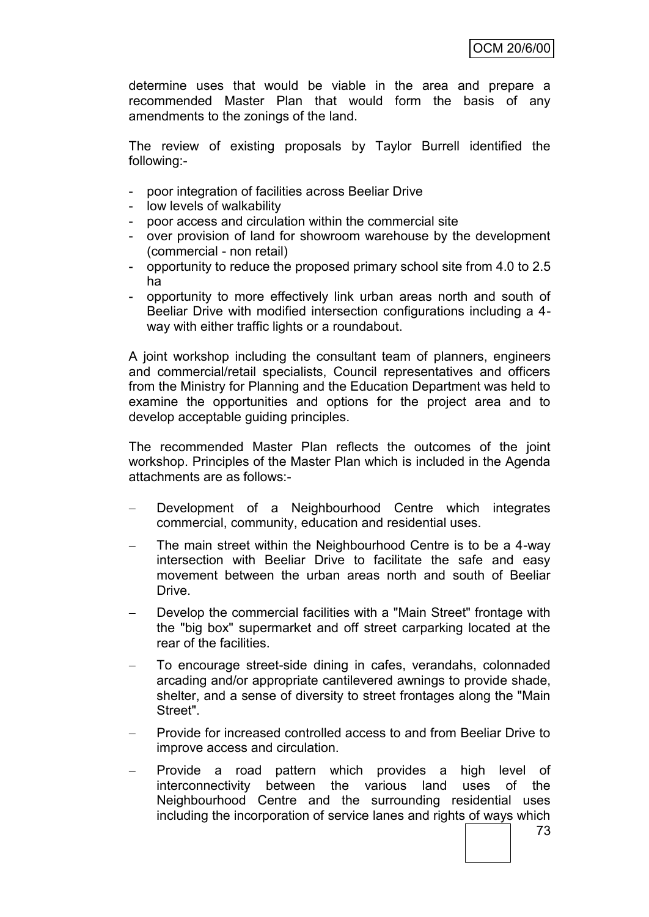determine uses that would be viable in the area and prepare a recommended Master Plan that would form the basis of any amendments to the zonings of the land.

The review of existing proposals by Taylor Burrell identified the following:-

- poor integration of facilities across Beeliar Drive
- low levels of walkability
- poor access and circulation within the commercial site
- over provision of land for showroom warehouse by the development (commercial - non retail)
- opportunity to reduce the proposed primary school site from 4.0 to 2.5 ha
- opportunity to more effectively link urban areas north and south of Beeliar Drive with modified intersection configurations including a 4-way with either traffic lights or a roundabout.

A joint workshop including the consultant team of planners, engineers and commercial/retail specialists, Council representatives and officers from the Ministry for Planning and the Education Department was held to examine the opportunities and options for the project area and to develop acceptable guiding principles.

The recommended Master Plan reflects the outcomes of the joint workshop. Principles of the Master Plan which is included in the Agenda attachments are as follows:-

- Development of a Neighbourhood Centre which integrates commercial, community, education and residential uses.
- The main street within the Neighbourhood Centre is to be a 4-way intersection with Beeliar Drive to facilitate the safe and easy movement between the urban areas north and south of Beeliar Drive.
- Develop the commercial facilities with a "Main Street" frontage with the "big box" supermarket and off street carparking located at the rear of the facilities.
- To encourage street-side dining in cafes, verandahs, colonnaded arcading and/or appropriate cantilevered awnings to provide shade, shelter, and a sense of diversity to street frontages along the "Main Street".
- Provide for increased controlled access to and from Beeliar Drive to improve access and circulation.
- Provide a road pattern which provides a high level of interconnectivity between the various land uses of the Neighbourhood Centre and the surrounding residential uses including the incorporation of service lanes and rights of ways which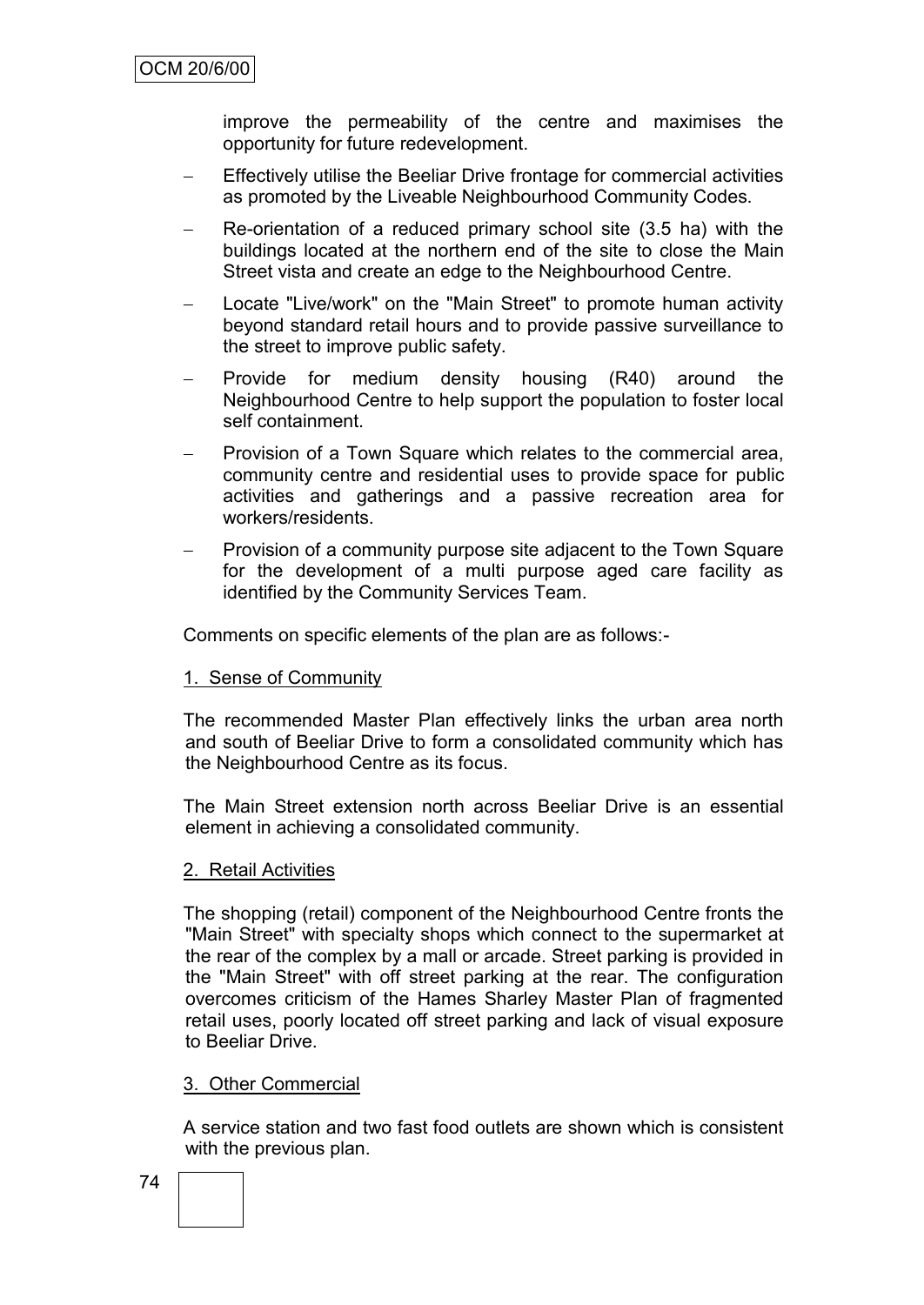improve the permeability of the centre and maximises the opportunity for future redevelopment.

- Effectively utilise the Beeliar Drive frontage for commercial activities as promoted by the Liveable Neighbourhood Community Codes.
- Re-orientation of a reduced primary school site (3.5 ha) with the buildings located at the northern end of the site to close the Main Street vista and create an edge to the Neighbourhood Centre.
- Locate "Live/work" on the "Main Street" to promote human activity beyond standard retail hours and to provide passive surveillance to the street to improve public safety.
- Provide for medium density housing (R40) around the Neighbourhood Centre to help support the population to foster local self containment.
- Provision of a Town Square which relates to the commercial area, community centre and residential uses to provide space for public activities and gatherings and a passive recreation area for workers/residents.
- Provision of a community purpose site adjacent to the Town Square for the development of a multi purpose aged care facility as identified by the Community Services Team.

Comments on specific elements of the plan are as follows:-

1. Sense of Community

The recommended Master Plan effectively links the urban area north and south of Beeliar Drive to form a consolidated community which has the Neighbourhood Centre as its focus.

The Main Street extension north across Beeliar Drive is an essential element in achieving a consolidated community.

2. Retail Activities

The shopping (retail) component of the Neighbourhood Centre fronts the "Main Street" with specialty shops which connect to the supermarket at the rear of the complex by a mall or arcade. Street parking is provided in the "Main Street" with off street parking at the rear. The configuration overcomes criticism of the Hames Sharley Master Plan of fragmented retail uses, poorly located off street parking and lack of visual exposure to Beeliar Drive.

3. Other Commercial

A service station and two fast food outlets are shown which is consistent with the previous plan.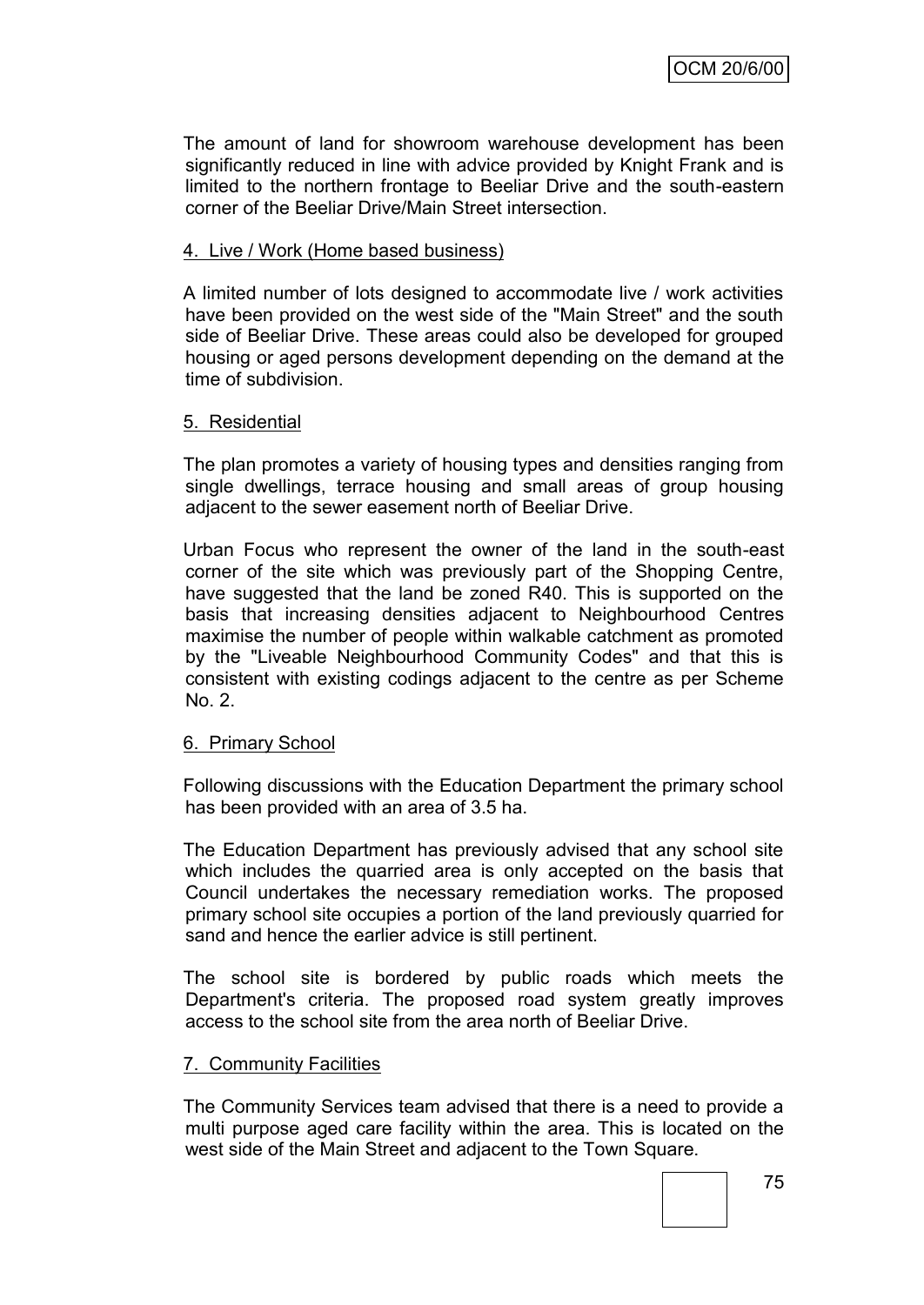The amount of land for showroom warehouse development has been significantly reduced in line with advice provided by Knight Frank and is limited to the northern frontage to Beeliar Drive and the south-eastern corner of the Beeliar Drive/Main Street intersection.

4. Live / Work (Home based business)

A limited number of lots designed to accommodate live / work activities have been provided on the west side of the "Main Street" and the south side of Beeliar Drive. These areas could also be developed for grouped housing or aged persons development depending on the demand at the time of subdivision.

5. Residential

The plan promotes a variety of housing types and densities ranging from single dwellings, terrace housing and small areas of group housing adjacent to the sewer easement north of Beeliar Drive.

Urban Focus who represent the owner of the land in the south-east corner of the site which was previously part of the Shopping Centre, have suggested that the land be zoned R40. This is supported on the basis that increasing densities adjacent to Neighbourhood Centres maximise the number of people within walkable catchment as promoted by the "Liveable Neighbourhood Community Codes" and that this is consistent with existing codings adjacent to the centre as per Scheme No. 2.

6. Primary School

Following discussions with the Education Department the primary school has been provided with an area of 3.5 ha.

The Education Department has previously advised that any school site which includes the quarried area is only accepted on the basis that Council undertakes the necessary remediation works. The proposed primary school site occupies a portion of the land previously quarried for sand and hence the earlier advice is still pertinent.

The school site is bordered by public roads which meets the Department's criteria. The proposed road system greatly improves access to the school site from the area north of Beeliar Drive.

7. Community Facilities

The Community Services team advised that there is a need to provide a multi purpose aged care facility within the area. This is located on the west side of the Main Street and adjacent to the Town Square.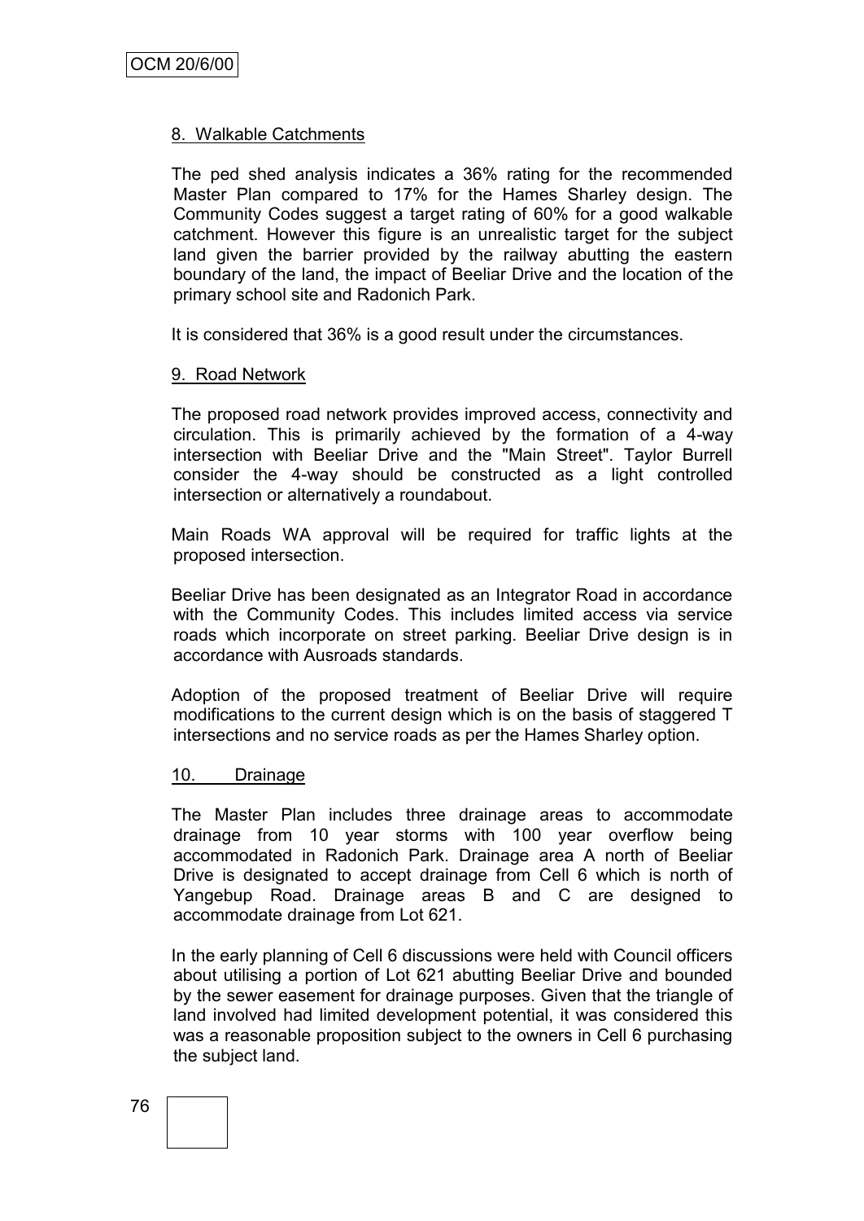8. Walkable Catchments

The ped shed analysis indicates a 36% rating for the recommended Master Plan compared to 17% for the Hames Sharley design. The Community Codes suggest a target rating of 60% for a good walkable catchment. However this figure is an unrealistic target for the subject land given the barrier provided by the railway abutting the eastern boundary of the land, the impact of Beeliar Drive and the location of the primary school site and Radonich Park.

It is considered that 36% is a good result under the circumstances.

9. Road Network

The proposed road network provides improved access, connectivity and circulation. This is primarily achieved by the formation of a 4-way intersection with Beeliar Drive and the "Main Street". Taylor Burrell consider the 4-way should be constructed as a light controlled intersection or alternatively a roundabout.

Main Roads WA approval will be required for traffic lights at the proposed intersection.

Beeliar Drive has been designated as an Integrator Road in accordance with the Community Codes. This includes limited access via service roads which incorporate on street parking. Beeliar Drive design is in accordance with Ausroads standards.

Adoption of the proposed treatment of Beeliar Drive will require modifications to the current design which is on the basis of staggered T intersections and no service roads as per the Hames Sharley option.

10. Drainage

The Master Plan includes three drainage areas to accommodate drainage from 10 year storms with 100 year overflow being accommodated in Radonich Park. Drainage area A north of Beeliar Drive is designated to accept drainage from Cell 6 which is north of Yangebup Road. Drainage areas B and C are designed to accommodate drainage from Lot 621.

In the early planning of Cell 6 discussions were held with Council officers about utilising a portion of Lot 621 abutting Beeliar Drive and bounded by the sewer easement for drainage purposes. Given that the triangle of land involved had limited development potential, it was considered this was a reasonable proposition subject to the owners in Cell 6 purchasing the subject land.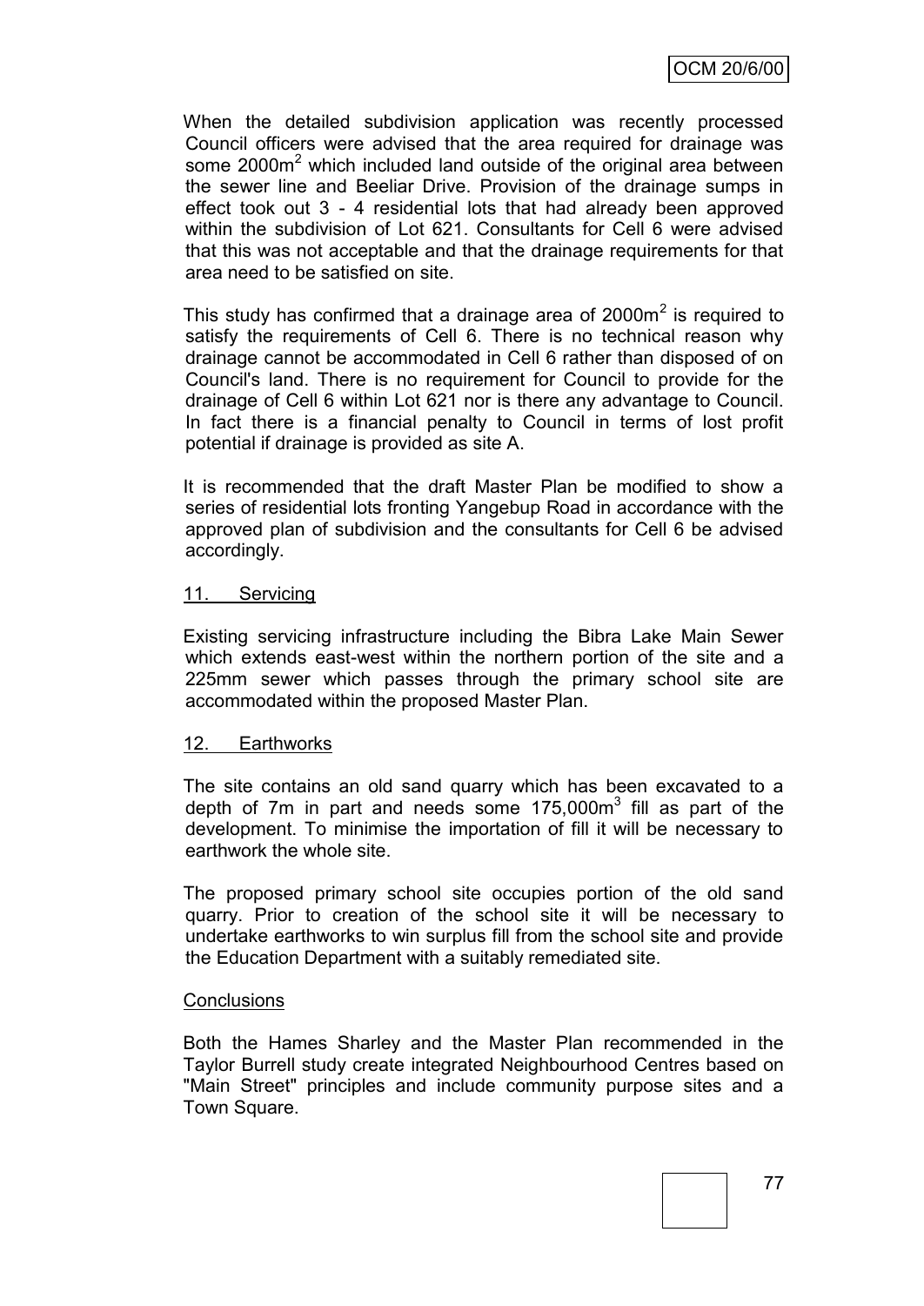When the detailed subdivision application was recently processed Council officers were advised that the area required for drainage was some 2000m$^2$ which included land outside of the original area between the sewer line and Beeliar Drive. Provision of the drainage sumps in effect took out 3 - 4 residential lots that had already been approved within the subdivision of Lot 621. Consultants for Cell 6 were advised that this was not acceptable and that the drainage requirements for that area need to be satisfied on site.

This study has confirmed that a drainage area of 2000m$^2$ is required to satisfy the requirements of Cell 6. There is no technical reason why drainage cannot be accommodated in Cell 6 rather than disposed of on Council's land. There is no requirement for Council to provide for the drainage of Cell 6 within Lot 621 nor is there any advantage to Council. In fact there is a financial penalty to Council in terms of lost profit potential if drainage is provided as site A.

It is recommended that the draft Master Plan be modified to show a series of residential lots fronting Yangebup Road in accordance with the approved plan of subdivision and the consultants for Cell 6 be advised accordingly.

## 11. Servicing

Existing servicing infrastructure including the Bibra Lake Main Sewer which extends east-west within the northern portion of the site and a 225mm sewer which passes through the primary school site are accommodated within the proposed Master Plan.

## 12. Earthworks

The site contains an old sand quarry which has been excavated to a depth of 7m in part and needs some 175,000m$^3$ fill as part of the development. To minimise the importation of fill it will be necessary to earthwork the whole site.

The proposed primary school site occupies portion of the old sand quarry. Prior to creation of the school site it will be necessary to undertake earthworks to win surplus fill from the school site and provide the Education Department with a suitably remediated site.

## Conclusions

Both the Hames Sharley and the Master Plan recommended in the Taylor Burrell study create integrated Neighbourhood Centres based on "Main Street" principles and include community purpose sites and a Town Square.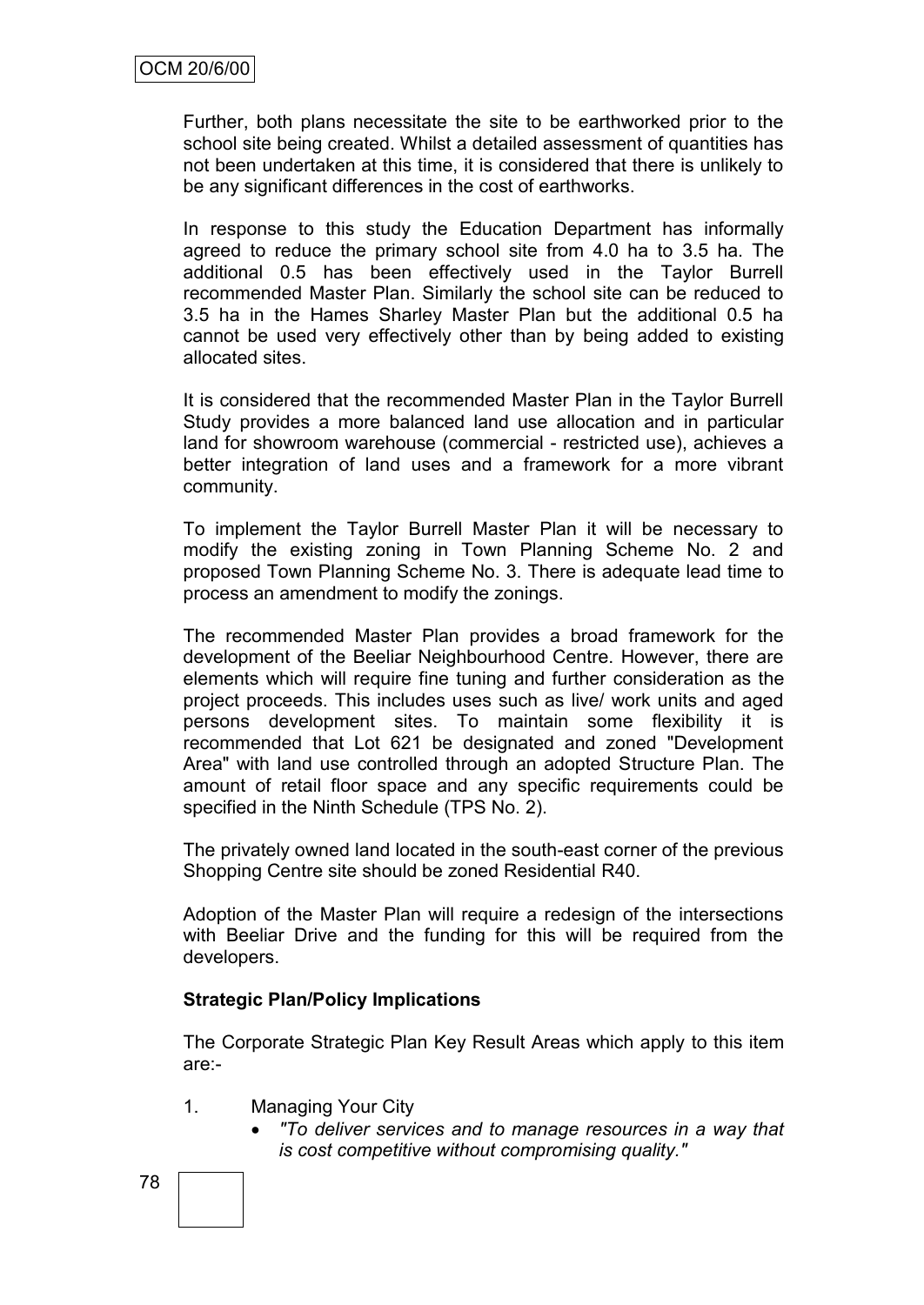Further, both plans necessitate the site to be earthworked prior to the school site being created. Whilst a detailed assessment of quantities has not been undertaken at this time, it is considered that there is unlikely to be any significant differences in the cost of earthworks.

In response to this study the Education Department has informally agreed to reduce the primary school site from 4.0 ha to 3.5 ha. The additional 0.5 has been effectively used in the Taylor Burrell recommended Master Plan. Similarly the school site can be reduced to 3.5 ha in the Hames Sharley Master Plan but the additional 0.5 ha cannot be used very effectively other than by being added to existing allocated sites.

It is considered that the recommended Master Plan in the Taylor Burrell Study provides a more balanced land use allocation and in particular land for showroom warehouse (commercial - restricted use), achieves a better integration of land uses and a framework for a more vibrant community.

To implement the Taylor Burrell Master Plan it will be necessary to modify the existing zoning in Town Planning Scheme No. 2 and proposed Town Planning Scheme No. 3. There is adequate lead time to process an amendment to modify the zonings.

The recommended Master Plan provides a broad framework for the development of the Beeliar Neighbourhood Centre. However, there are elements which will require fine tuning and further consideration as the project proceeds. This includes uses such as live/ work units and aged persons development sites. To maintain some flexibility it is recommended that Lot 621 be designated and zoned "Development Area" with land use controlled through an adopted Structure Plan. The amount of retail floor space and any specific requirements could be specified in the Ninth Schedule (TPS No. 2).

The privately owned land located in the south-east corner of the previous Shopping Centre site should be zoned Residential R40.

Adoption of the Master Plan will require a redesign of the intersections with Beeliar Drive and the funding for this will be required from the developers.

**Strategic Plan/Policy Implications**

The Corporate Strategic Plan Key Result Areas which apply to this item are:-

1. Managing Your City
   - *"To deliver services and to manage resources in a way that is cost competitive without compromising quality."*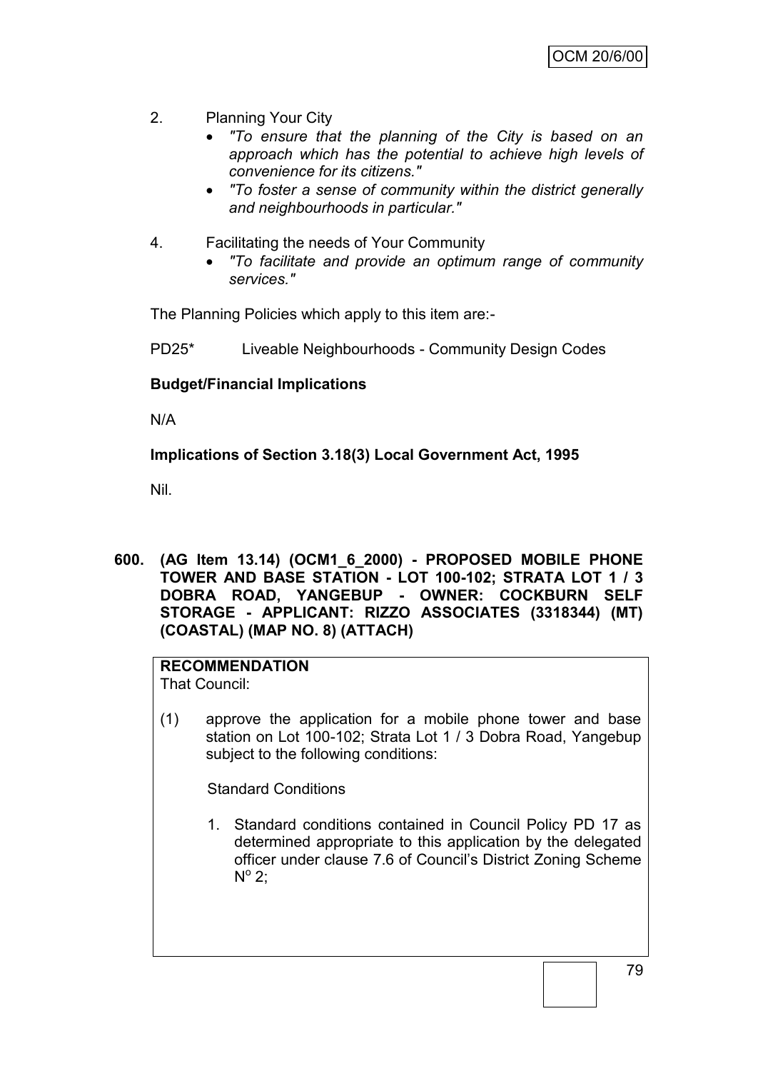2. Planning Your City
   - *"To ensure that the planning of the City is based on an approach which has the potential to achieve high levels of convenience for its citizens."*
   - *"To foster a sense of community within the district generally and neighbourhoods in particular."*

4. Facilitating the needs of Your Community
   - *"To facilitate and provide an optimum range of community services."*

The Planning Policies which apply to this item are:-

PD25* Liveable Neighbourhoods - Community Design Codes

**Budget/Financial Implications**

N/A

**Implications of Section 3.18(3) Local Government Act, 1995**

Nil.

**600. (AG Item 13.14) (OCM1_6_2000) - PROPOSED MOBILE PHONE TOWER AND BASE STATION - LOT 100-102; STRATA LOT 1 / 3 DOBRA ROAD, YANGEBUP - OWNER: COCKBURN SELF STORAGE - APPLICANT: RIZZO ASSOCIATES (3318344) (MT) (COASTAL) (MAP NO. 8) (ATTACH)**

**RECOMMENDATION**
That Council:

(1) approve the application for a mobile phone tower and base station on Lot 100-102; Strata Lot 1 / 3 Dobra Road, Yangebup subject to the following conditions:

Standard Conditions

1. Standard conditions contained in Council Policy PD 17 as determined appropriate to this application by the delegated officer under clause 7.6 of Council's District Zoning Scheme N° 2;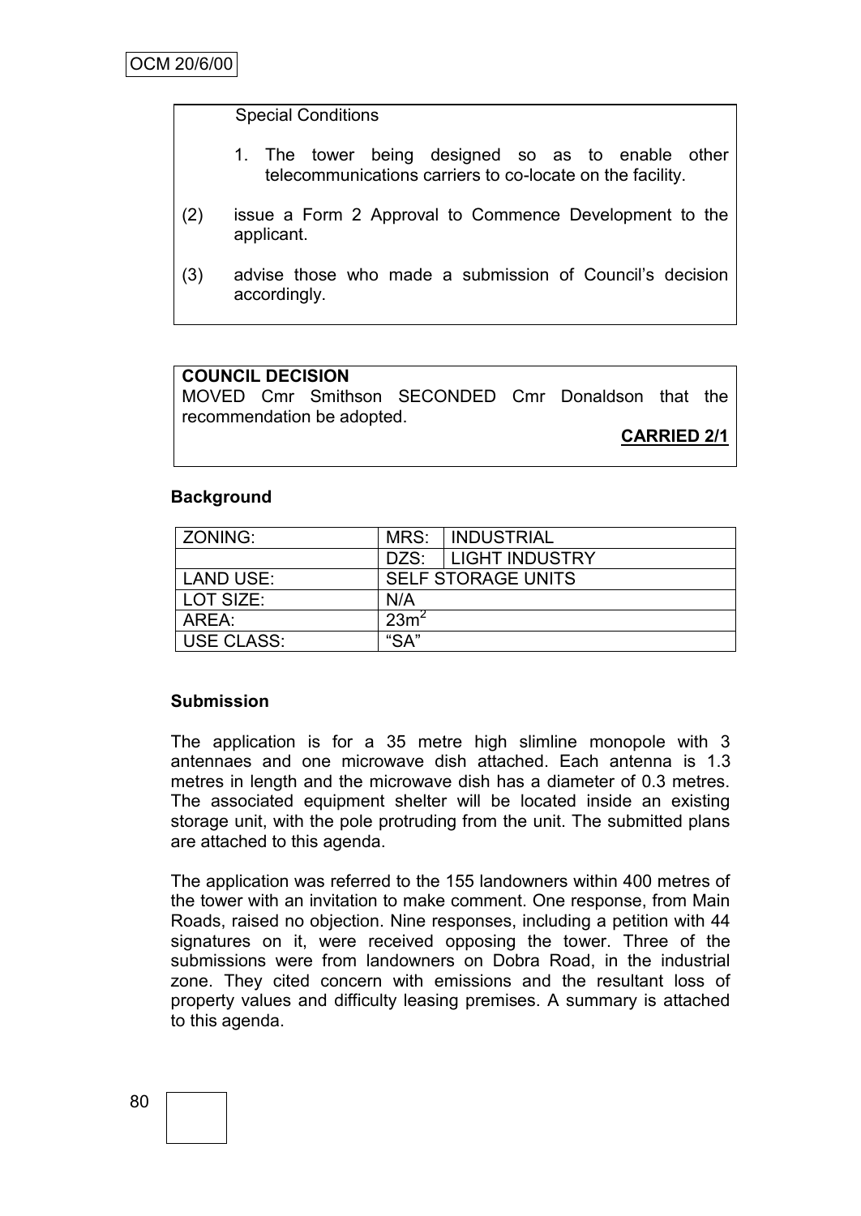Special Conditions

1. The tower being designed so as to enable other telecommunications carriers to co-locate on the facility.

(2) issue a Form 2 Approval to Commence Development to the applicant.

(3) advise those who made a submission of Council's decision accordingly.

**COUNCIL DECISION**

MOVED Cmr Smithson SECONDED Cmr Donaldson that the recommendation be adopted.

**CARRIED 2/1**

**Background**

| ZONING: | MRS: | INDUSTRIAL |
|---|---|---|
| | DZS: | LIGHT INDUSTRY |
| LAND USE: | SELF STORAGE UNITS | |
| LOT SIZE: | N/A | |
| AREA: | $23m^2$ | |
| USE CLASS: | "SA" | |

**Submission**

The application is for a 35 metre high slimline monopole with 3 antennaes and one microwave dish attached. Each antenna is 1.3 metres in length and the microwave dish has a diameter of 0.3 metres. The associated equipment shelter will be located inside an existing storage unit, with the pole protruding from the unit. The submitted plans are attached to this agenda.

The application was referred to the 155 landowners within 400 metres of the tower with an invitation to make comment. One response, from Main Roads, raised no objection. Nine responses, including a petition with 44 signatures on it, were received opposing the tower. Three of the submissions were from landowners on Dobra Road, in the industrial zone. They cited concern with emissions and the resultant loss of property values and difficulty leasing premises. A summary is attached to this agenda.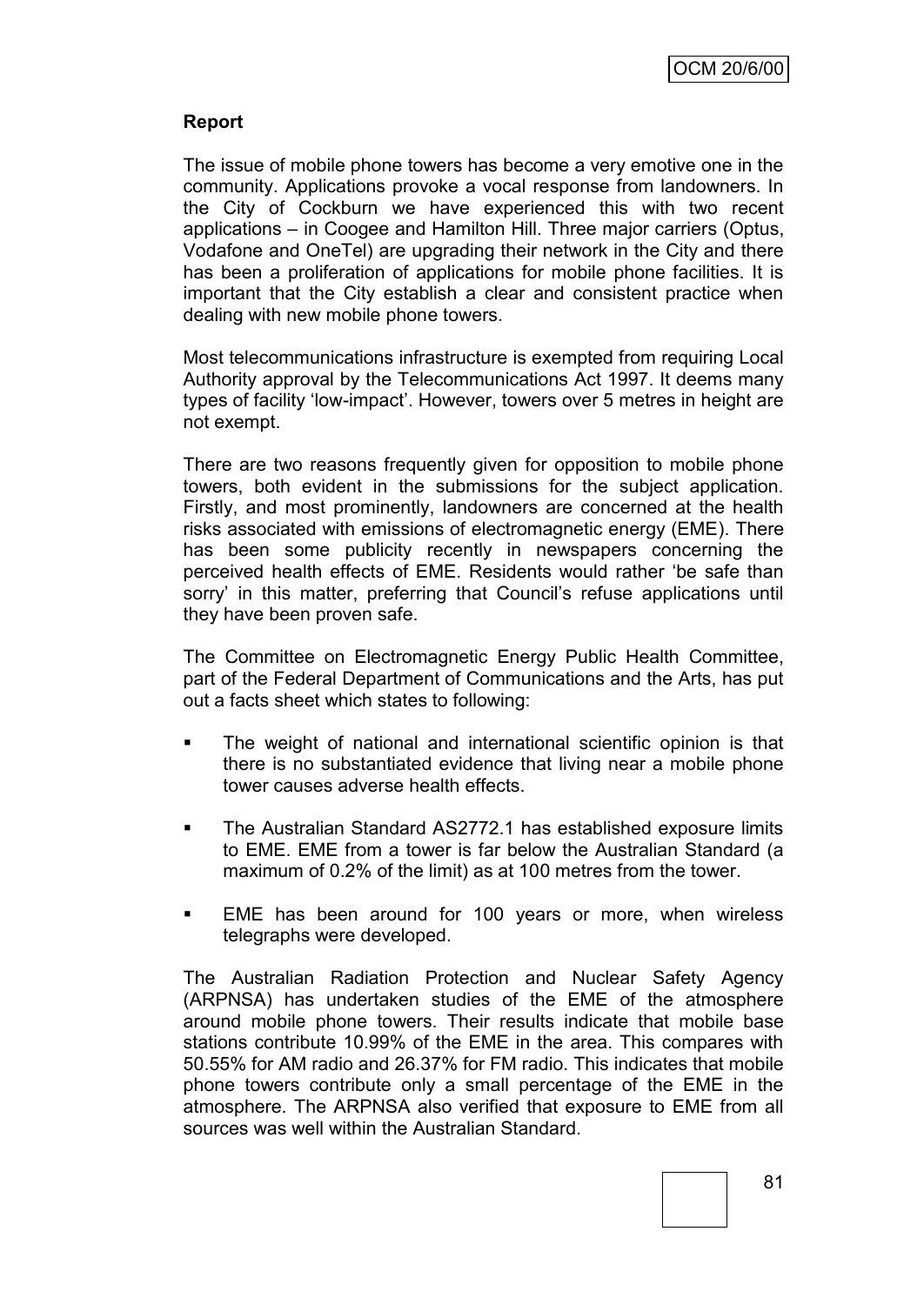**Report**

The issue of mobile phone towers has become a very emotive one in the community. Applications provoke a vocal response from landowners. In the City of Cockburn we have experienced this with two recent applications – in Coogee and Hamilton Hill. Three major carriers (Optus, Vodafone and OneTel) are upgrading their network in the City and there has been a proliferation of applications for mobile phone facilities. It is important that the City establish a clear and consistent practice when dealing with new mobile phone towers.

Most telecommunications infrastructure is exempted from requiring Local Authority approval by the Telecommunications Act 1997. It deems many types of facility 'low-impact'. However, towers over 5 metres in height are not exempt.

There are two reasons frequently given for opposition to mobile phone towers, both evident in the submissions for the subject application. Firstly, and most prominently, landowners are concerned at the health risks associated with emissions of electromagnetic energy (EME). There has been some publicity recently in newspapers concerning the perceived health effects of EME. Residents would rather 'be safe than sorry' in this matter, preferring that Council's refuse applications until they have been proven safe.

The Committee on Electromagnetic Energy Public Health Committee, part of the Federal Department of Communications and the Arts, has put out a facts sheet which states to following:

- The weight of national and international scientific opinion is that there is no substantiated evidence that living near a mobile phone tower causes adverse health effects.
- The Australian Standard AS2772.1 has established exposure limits to EME. EME from a tower is far below the Australian Standard (a maximum of 0.2% of the limit) as at 100 metres from the tower.
- EME has been around for 100 years or more, when wireless telegraphs were developed.

The Australian Radiation Protection and Nuclear Safety Agency (ARPNSA) has undertaken studies of the EME of the atmosphere around mobile phone towers. Their results indicate that mobile base stations contribute 10.99% of the EME in the area. This compares with 50.55% for AM radio and 26.37% for FM radio. This indicates that mobile phone towers contribute only a small percentage of the EME in the atmosphere. The ARPNSA also verified that exposure to EME from all sources was well within the Australian Standard.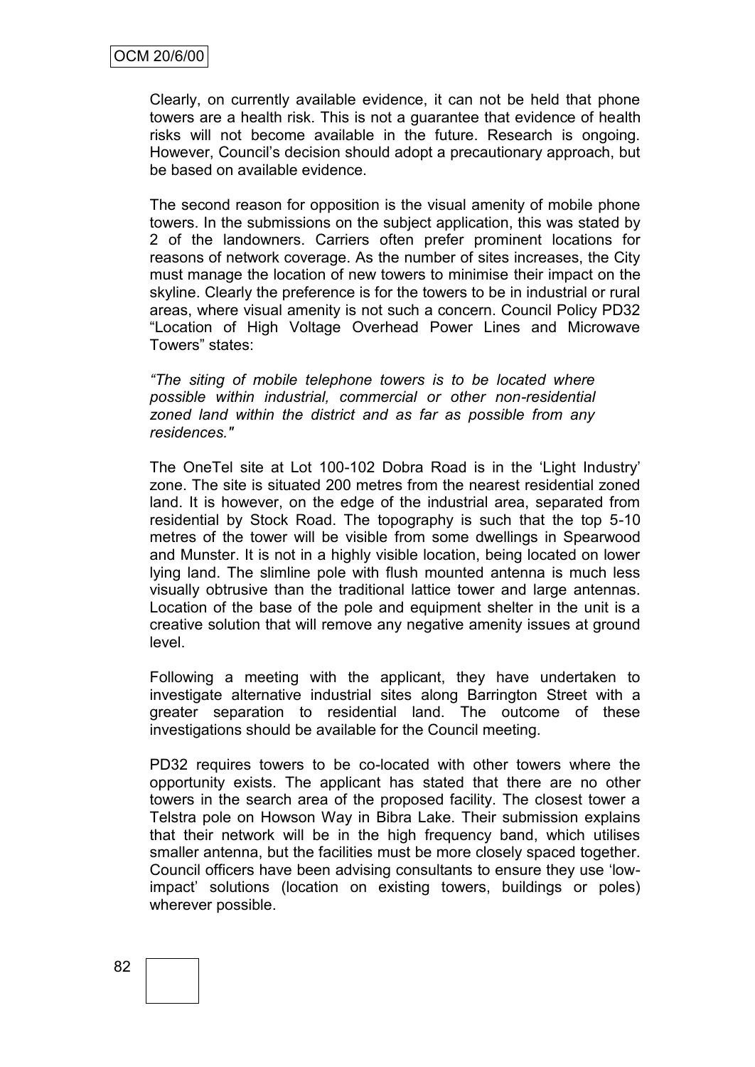Clearly, on currently available evidence, it can not be held that phone towers are a health risk. This is not a guarantee that evidence of health risks will not become available in the future. Research is ongoing. However, Council's decision should adopt a precautionary approach, but be based on available evidence.

The second reason for opposition is the visual amenity of mobile phone towers. In the submissions on the subject application, this was stated by 2 of the landowners. Carriers often prefer prominent locations for reasons of network coverage. As the number of sites increases, the City must manage the location of new towers to minimise their impact on the skyline. Clearly the preference is for the towers to be in industrial or rural areas, where visual amenity is not such a concern. Council Policy PD32 "Location of High Voltage Overhead Power Lines and Microwave Towers" states:

*"The siting of mobile telephone towers is to be located where possible within industrial, commercial or other non-residential zoned land within the district and as far as possible from any residences."*

The OneTel site at Lot 100-102 Dobra Road is in the 'Light Industry' zone. The site is situated 200 metres from the nearest residential zoned land. It is however, on the edge of the industrial area, separated from residential by Stock Road. The topography is such that the top 5-10 metres of the tower will be visible from some dwellings in Spearwood and Munster. It is not in a highly visible location, being located on lower lying land. The slimline pole with flush mounted antenna is much less visually obtrusive than the traditional lattice tower and large antennas. Location of the base of the pole and equipment shelter in the unit is a creative solution that will remove any negative amenity issues at ground level.

Following a meeting with the applicant, they have undertaken to investigate alternative industrial sites along Barrington Street with a greater separation to residential land. The outcome of these investigations should be available for the Council meeting.

PD32 requires towers to be co-located with other towers where the opportunity exists. The applicant has stated that there are no other towers in the search area of the proposed facility. The closest tower a Telstra pole on Howson Way in Bibra Lake. Their submission explains that their network will be in the high frequency band, which utilises smaller antenna, but the facilities must be more closely spaced together. Council officers have been advising consultants to ensure they use 'low-impact' solutions (location on existing towers, buildings or poles) wherever possible.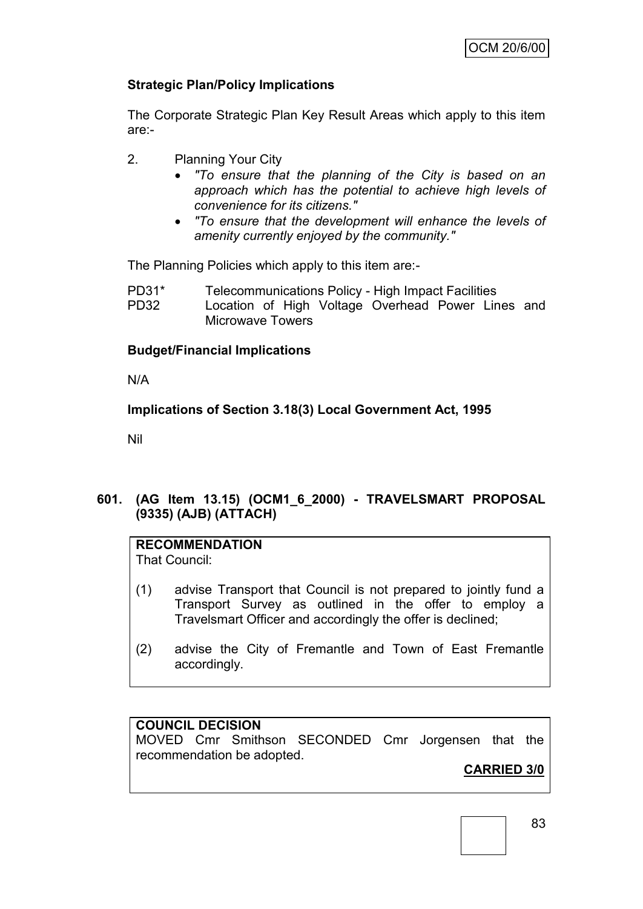**Strategic Plan/Policy Implications**

The Corporate Strategic Plan Key Result Areas which apply to this item are:-

2. Planning Your City
   - *"To ensure that the planning of the City is based on an approach which has the potential to achieve high levels of convenience for its citizens."*
   - *"To ensure that the development will enhance the levels of amenity currently enjoyed by the community."*

The Planning Policies which apply to this item are:-

PD31* Telecommunications Policy - High Impact Facilities
PD32 Location of High Voltage Overhead Power Lines and Microwave Towers

**Budget/Financial Implications**

N/A

**Implications of Section 3.18(3) Local Government Act, 1995**

Nil

### 601. (AG Item 13.15) (OCM1_6_2000) - TRAVELSMART PROPOSAL (9335) (AJB) (ATTACH)

**RECOMMENDATION**
That Council:

(1) advise Transport that Council is not prepared to jointly fund a Transport Survey as outlined in the offer to employ a Travelsmart Officer and accordingly the offer is declined;

(2) advise the City of Fremantle and Town of East Fremantle accordingly.

**COUNCIL DECISION**
MOVED Cmr Smithson SECONDED Cmr Jorgensen that the recommendation be adopted.

**CARRIED 3/0**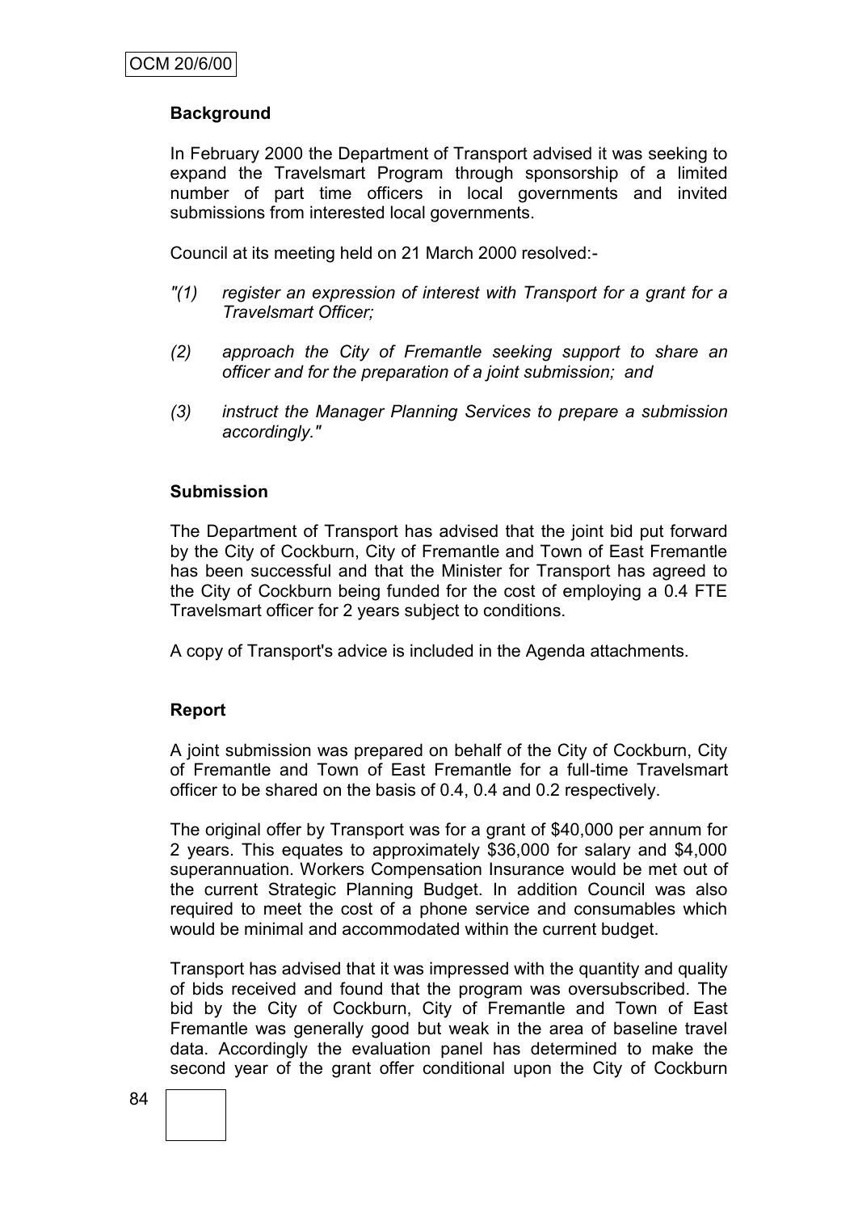## Background

In February 2000 the Department of Transport advised it was seeking to expand the Travelsmart Program through sponsorship of a limited number of part time officers in local governments and invited submissions from interested local governments.

Council at its meeting held on 21 March 2000 resolved:-

*"(1) register an expression of interest with Transport for a grant for a Travelsmart Officer;*

*(2) approach the City of Fremantle seeking support to share an officer and for the preparation of a joint submission; and*

*(3) instruct the Manager Planning Services to prepare a submission accordingly."*

## Submission

The Department of Transport has advised that the joint bid put forward by the City of Cockburn, City of Fremantle and Town of East Fremantle has been successful and that the Minister for Transport has agreed to the City of Cockburn being funded for the cost of employing a 0.4 FTE Travelsmart officer for 2 years subject to conditions.

A copy of Transport's advice is included in the Agenda attachments.

## Report

A joint submission was prepared on behalf of the City of Cockburn, City of Fremantle and Town of East Fremantle for a full-time Travelsmart officer to be shared on the basis of 0.4, 0.4 and 0.2 respectively.

The original offer by Transport was for a grant of $40,000 per annum for 2 years. This equates to approximately $36,000 for salary and $4,000 superannuation. Workers Compensation Insurance would be met out of the current Strategic Planning Budget. In addition Council was also required to meet the cost of a phone service and consumables which would be minimal and accommodated within the current budget.

Transport has advised that it was impressed with the quantity and quality of bids received and found that the program was oversubscribed. The bid by the City of Cockburn, City of Fremantle and Town of East Fremantle was generally good but weak in the area of baseline travel data. Accordingly the evaluation panel has determined to make the second year of the grant offer conditional upon the City of Cockburn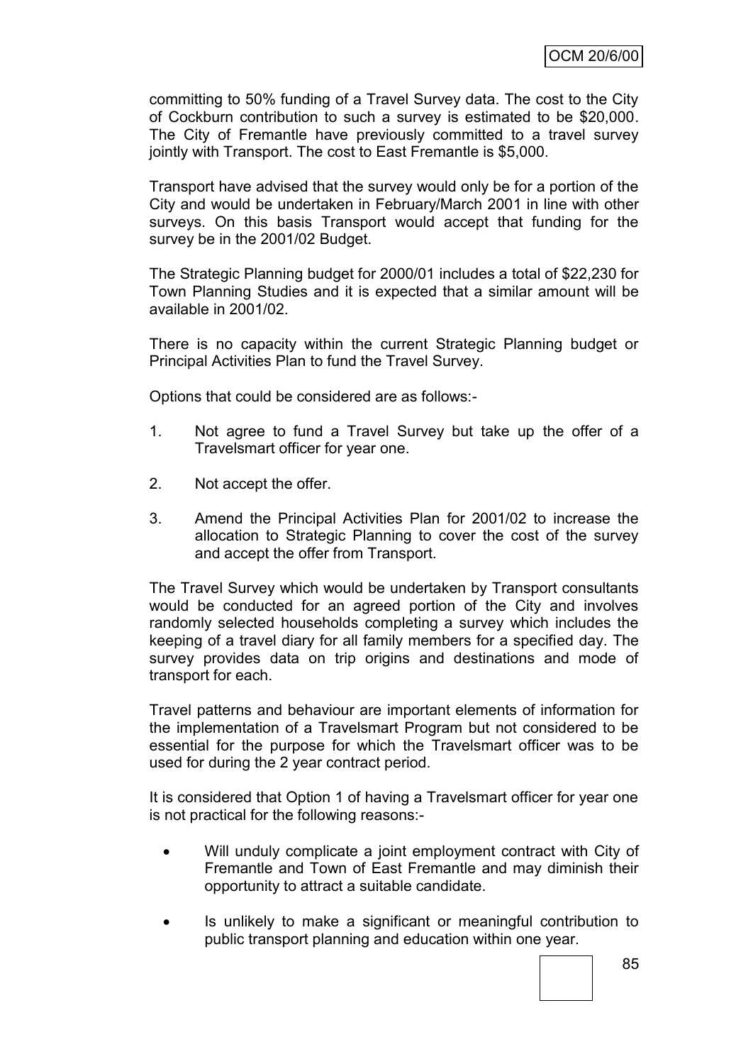committing to 50% funding of a Travel Survey data. The cost to the City of Cockburn contribution to such a survey is estimated to be $20,000. The City of Fremantle have previously committed to a travel survey jointly with Transport. The cost to East Fremantle is $5,000.

Transport have advised that the survey would only be for a portion of the City and would be undertaken in February/March 2001 in line with other surveys. On this basis Transport would accept that funding for the survey be in the 2001/02 Budget.

The Strategic Planning budget for 2000/01 includes a total of $22,230 for Town Planning Studies and it is expected that a similar amount will be available in 2001/02.

There is no capacity within the current Strategic Planning budget or Principal Activities Plan to fund the Travel Survey.

Options that could be considered are as follows:-

1. Not agree to fund a Travel Survey but take up the offer of a Travelsmart officer for year one.

2. Not accept the offer.

3. Amend the Principal Activities Plan for 2001/02 to increase the allocation to Strategic Planning to cover the cost of the survey and accept the offer from Transport.

The Travel Survey which would be undertaken by Transport consultants would be conducted for an agreed portion of the City and involves randomly selected households completing a survey which includes the keeping of a travel diary for all family members for a specified day. The survey provides data on trip origins and destinations and mode of transport for each.

Travel patterns and behaviour are important elements of information for the implementation of a Travelsmart Program but not considered to be essential for the purpose for which the Travelsmart officer was to be used for during the 2 year contract period.

It is considered that Option 1 of having a Travelsmart officer for year one is not practical for the following reasons:-

- Will unduly complicate a joint employment contract with City of Fremantle and Town of East Fremantle and may diminish their opportunity to attract a suitable candidate.

- Is unlikely to make a significant or meaningful contribution to public transport planning and education within one year.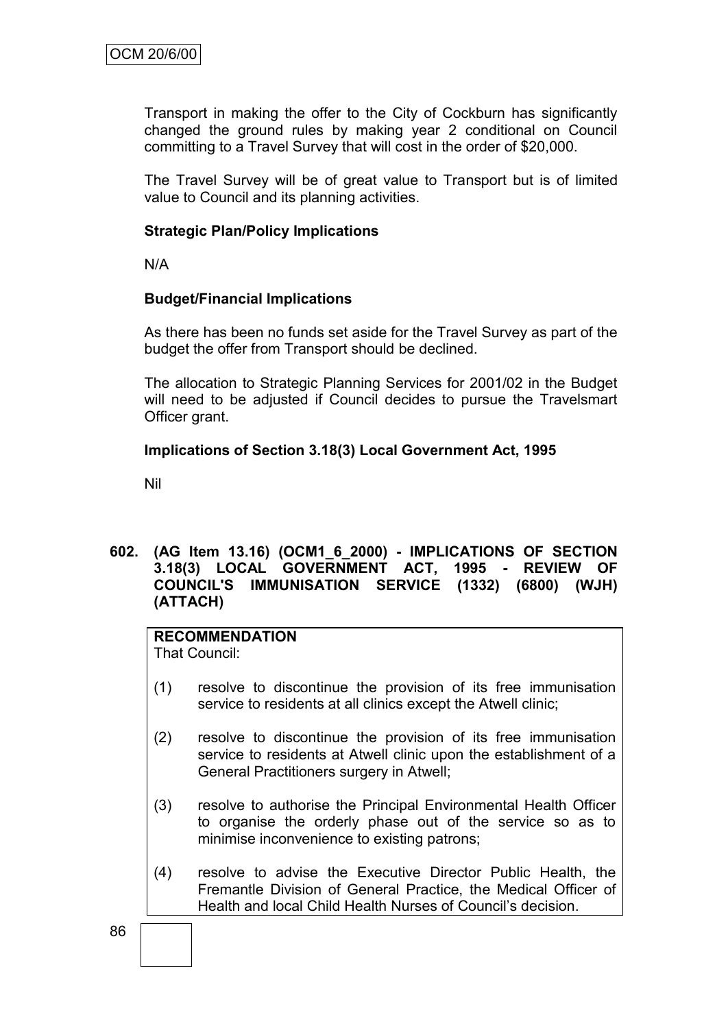Transport in making the offer to the City of Cockburn has significantly changed the ground rules by making year 2 conditional on Council committing to a Travel Survey that will cost in the order of $20,000.

The Travel Survey will be of great value to Transport but is of limited value to Council and its planning activities.

**Strategic Plan/Policy Implications**

N/A

**Budget/Financial Implications**

As there has been no funds set aside for the Travel Survey as part of the budget the offer from Transport should be declined.

The allocation to Strategic Planning Services for 2001/02 in the Budget will need to be adjusted if Council decides to pursue the Travelsmart Officer grant.

**Implications of Section 3.18(3) Local Government Act, 1995**

Nil

**602. (AG Item 13.16) (OCM1_6_2000) - IMPLICATIONS OF SECTION 3.18(3) LOCAL GOVERNMENT ACT, 1995 - REVIEW OF COUNCIL'S IMMUNISATION SERVICE (1332) (6800) (WJH) (ATTACH)**

**RECOMMENDATION**
That Council:

(1) resolve to discontinue the provision of its free immunisation service to residents at all clinics except the Atwell clinic;

(2) resolve to discontinue the provision of its free immunisation service to residents at Atwell clinic upon the establishment of a General Practitioners surgery in Atwell;

(3) resolve to authorise the Principal Environmental Health Officer to organise the orderly phase out of the service so as to minimise inconvenience to existing patrons;

(4) resolve to advise the Executive Director Public Health, the Fremantle Division of General Practice, the Medical Officer of Health and local Child Health Nurses of Council's decision.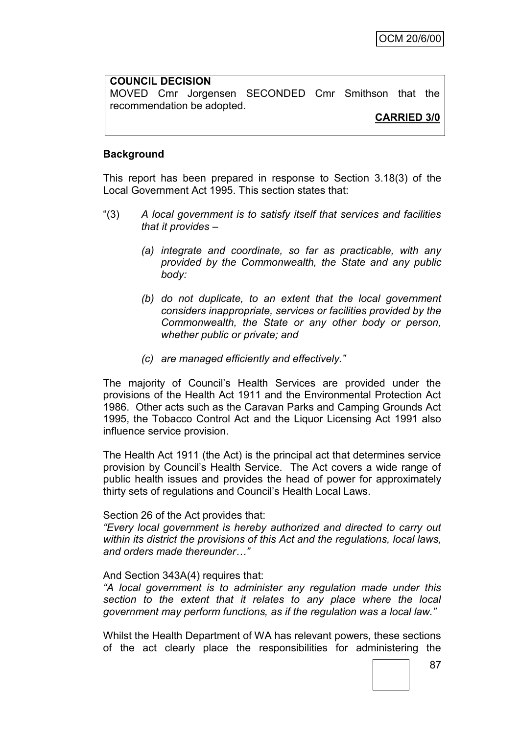**COUNCIL DECISION**

MOVED Cmr Jorgensen SECONDED Cmr Smithson that the recommendation be adopted.

**CARRIED 3/0**

**Background**

This report has been prepared in response to Section 3.18(3) of the Local Government Act 1995. This section states that:

"(3) *A local government is to satisfy itself that services and facilities that it provides –*

*(a) integrate and coordinate, so far as practicable, with any provided by the Commonwealth, the State and any public body:*

*(b) do not duplicate, to an extent that the local government considers inappropriate, services or facilities provided by the Commonwealth, the State or any other body or person, whether public or private; and*

*(c) are managed efficiently and effectively."*

The majority of Council's Health Services are provided under the provisions of the Health Act 1911 and the Environmental Protection Act 1986. Other acts such as the Caravan Parks and Camping Grounds Act 1995, the Tobacco Control Act and the Liquor Licensing Act 1991 also influence service provision.

The Health Act 1911 (the Act) is the principal act that determines service provision by Council's Health Service. The Act covers a wide range of public health issues and provides the head of power for approximately thirty sets of regulations and Council's Health Local Laws.

Section 26 of the Act provides that:

*"Every local government is hereby authorized and directed to carry out within its district the provisions of this Act and the regulations, local laws, and orders made thereunder…"*

And Section 343A(4) requires that:

*"A local government is to administer any regulation made under this section to the extent that it relates to any place where the local government may perform functions, as if the regulation was a local law."*

Whilst the Health Department of WA has relevant powers, these sections of the act clearly place the responsibilities for administering the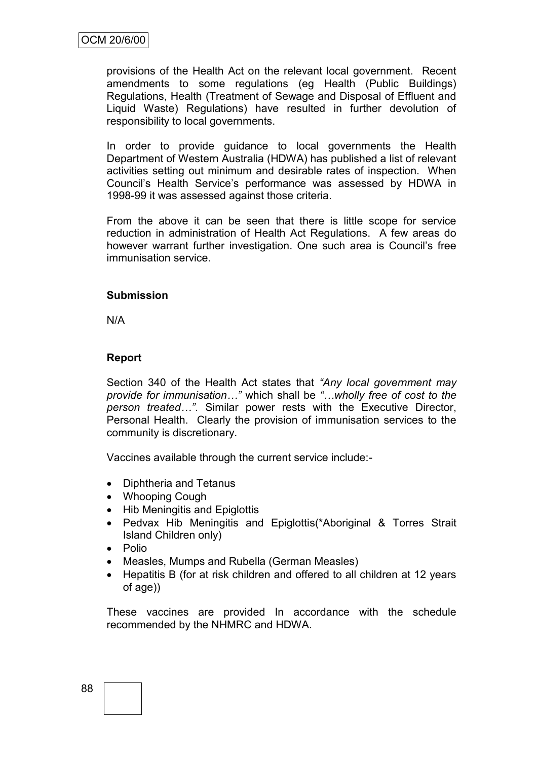provisions of the Health Act on the relevant local government. Recent amendments to some regulations (eg Health (Public Buildings) Regulations, Health (Treatment of Sewage and Disposal of Effluent and Liquid Waste) Regulations) have resulted in further devolution of responsibility to local governments.

In order to provide guidance to local governments the Health Department of Western Australia (HDWA) has published a list of relevant activities setting out minimum and desirable rates of inspection. When Council's Health Service's performance was assessed by HDWA in 1998-99 it was assessed against those criteria.

From the above it can be seen that there is little scope for service reduction in administration of Health Act Regulations. A few areas do however warrant further investigation. One such area is Council's free immunisation service.

**Submission**

N/A

**Report**

Section 340 of the Health Act states that *"Any local government may provide for immunisation…"* which shall be *"…wholly free of cost to the person treated…"*. Similar power rests with the Executive Director, Personal Health. Clearly the provision of immunisation services to the community is discretionary.

Vaccines available through the current service include:-

- Diphtheria and Tetanus
- Whooping Cough
- Hib Meningitis and Epiglottis
- Pedvax Hib Meningitis and Epiglottis(*Aboriginal & Torres Strait Island Children only)
- Polio
- Measles, Mumps and Rubella (German Measles)
- Hepatitis B (for at risk children and offered to all children at 12 years of age))

These vaccines are provided In accordance with the schedule recommended by the NHMRC and HDWA.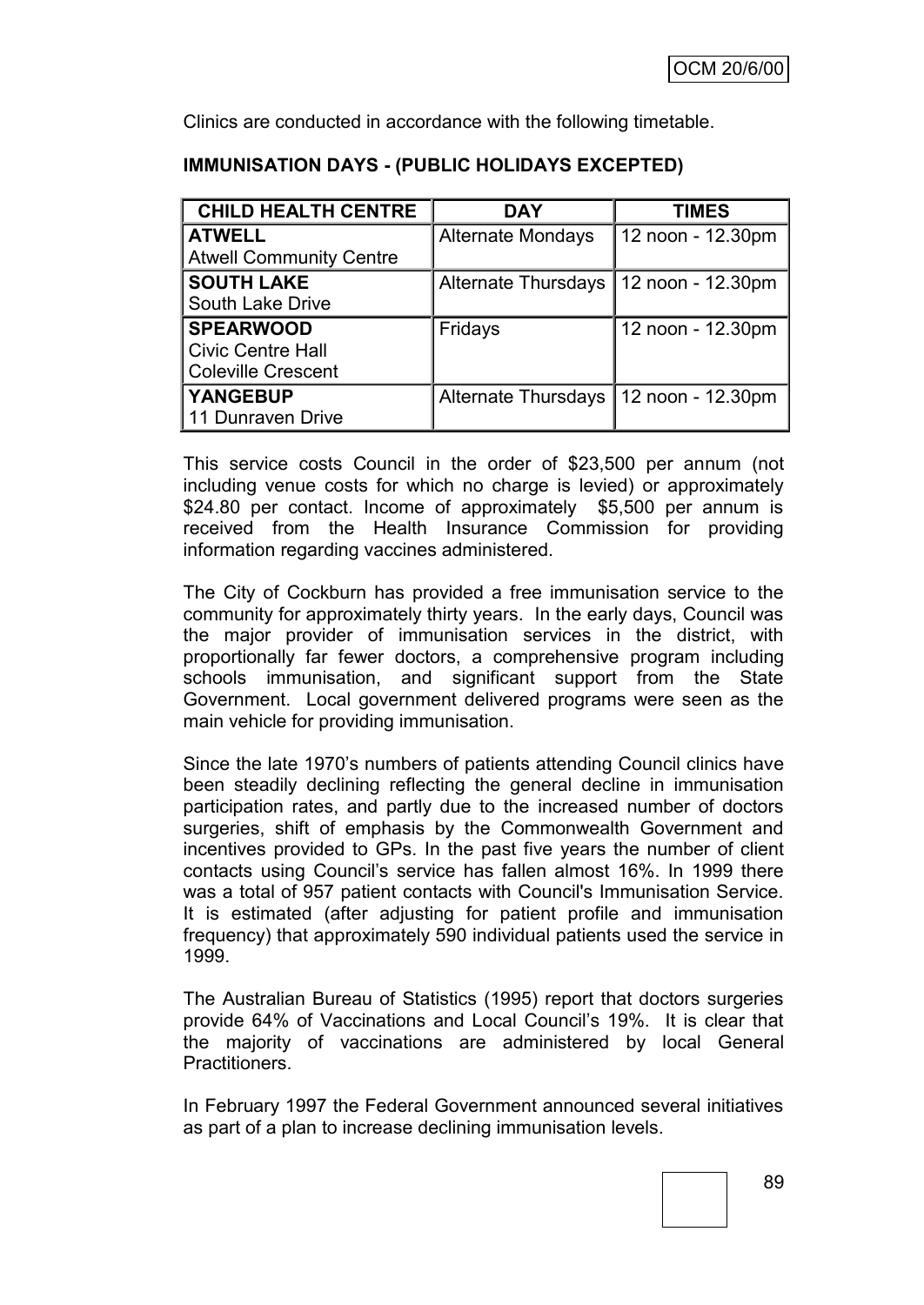Clinics are conducted in accordance with the following timetable.

**IMMUNISATION DAYS - (PUBLIC HOLIDAYS EXCEPTED)**

| CHILD HEALTH CENTRE | DAY | TIMES |
|---|---|---|
| **ATWELL**<br>Atwell Community Centre | Alternate Mondays | 12 noon - 12.30pm |
| **SOUTH LAKE**<br>South Lake Drive | Alternate Thursdays | 12 noon - 12.30pm |
| **SPEARWOOD**<br>Civic Centre Hall<br>Coleville Crescent | Fridays | 12 noon - 12.30pm |
| **YANGEBUP**<br>11 Dunraven Drive | Alternate Thursdays | 12 noon - 12.30pm |

This service costs Council in the order of $23,500 per annum (not including venue costs for which no charge is levied) or approximately $24.80 per contact. Income of approximately $5,500 per annum is received from the Health Insurance Commission for providing information regarding vaccines administered.

The City of Cockburn has provided a free immunisation service to the community for approximately thirty years. In the early days, Council was the major provider of immunisation services in the district, with proportionally far fewer doctors, a comprehensive program including schools immunisation, and significant support from the State Government. Local government delivered programs were seen as the main vehicle for providing immunisation.

Since the late 1970's numbers of patients attending Council clinics have been steadily declining reflecting the general decline in immunisation participation rates, and partly due to the increased number of doctors surgeries, shift of emphasis by the Commonwealth Government and incentives provided to GPs. In the past five years the number of client contacts using Council's service has fallen almost 16%. In 1999 there was a total of 957 patient contacts with Council's Immunisation Service. It is estimated (after adjusting for patient profile and immunisation frequency) that approximately 590 individual patients used the service in 1999.

The Australian Bureau of Statistics (1995) report that doctors surgeries provide 64% of Vaccinations and Local Council's 19%. It is clear that the majority of vaccinations are administered by local General Practitioners.

In February 1997 the Federal Government announced several initiatives as part of a plan to increase declining immunisation levels.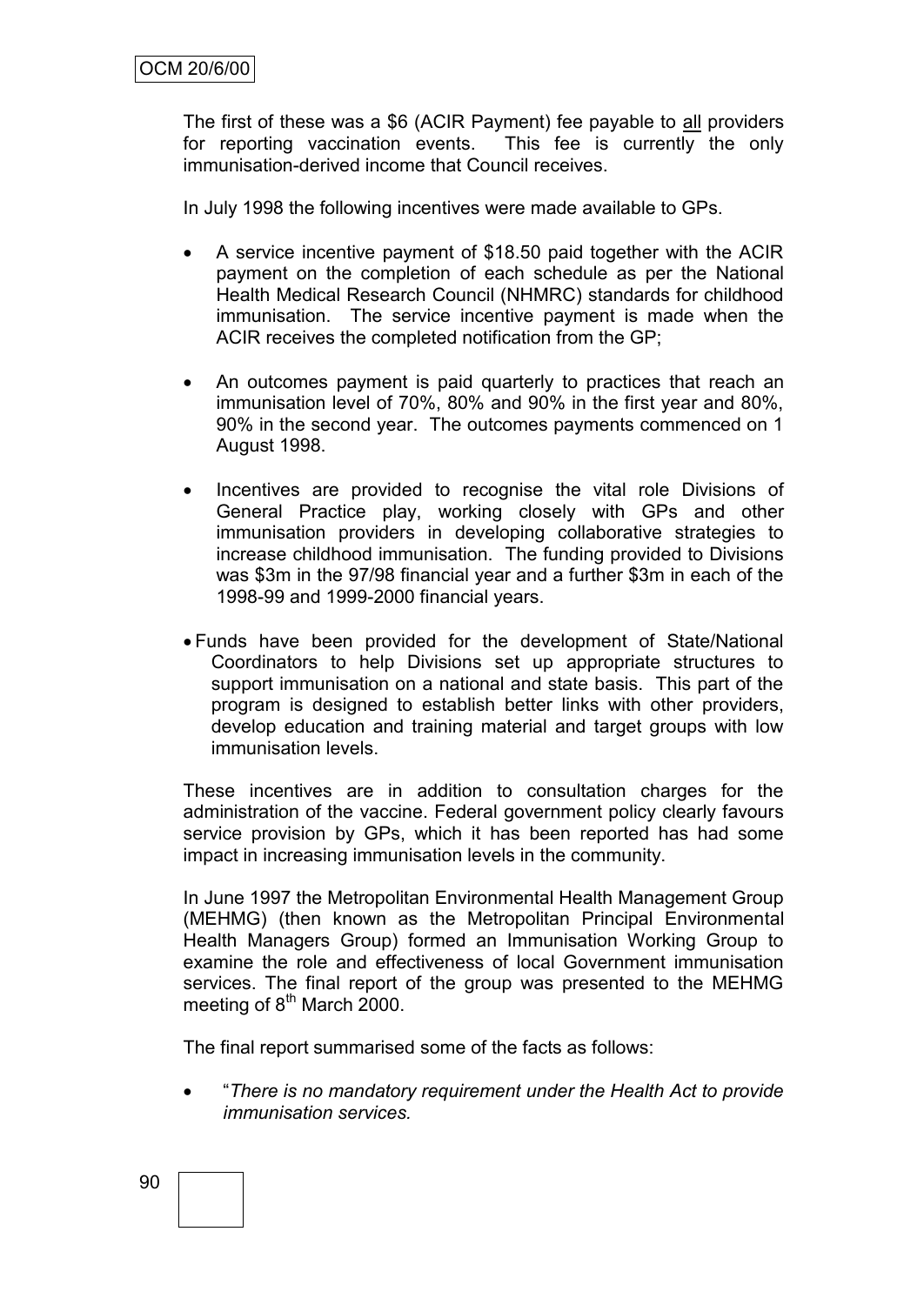The first of these was a $6 (ACIR Payment) fee payable to all providers for reporting vaccination events. This fee is currently the only immunisation-derived income that Council receives.

In July 1998 the following incentives were made available to GPs.

- A service incentive payment of $18.50 paid together with the ACIR payment on the completion of each schedule as per the National Health Medical Research Council (NHMRC) standards for childhood immunisation. The service incentive payment is made when the ACIR receives the completed notification from the GP;

- An outcomes payment is paid quarterly to practices that reach an immunisation level of 70%, 80% and 90% in the first year and 80%, 90% in the second year. The outcomes payments commenced on 1 August 1998.

- Incentives are provided to recognise the vital role Divisions of General Practice play, working closely with GPs and other immunisation providers in developing collaborative strategies to increase childhood immunisation. The funding provided to Divisions was $3m in the 97/98 financial year and a further $3m in each of the 1998-99 and 1999-2000 financial years.

- Funds have been provided for the development of State/National Coordinators to help Divisions set up appropriate structures to support immunisation on a national and state basis. This part of the program is designed to establish better links with other providers, develop education and training material and target groups with low immunisation levels.

These incentives are in addition to consultation charges for the administration of the vaccine. Federal government policy clearly favours service provision by GPs, which it has been reported has had some impact in increasing immunisation levels in the community.

In June 1997 the Metropolitan Environmental Health Management Group (MEHMG) (then known as the Metropolitan Principal Environmental Health Managers Group) formed an Immunisation Working Group to examine the role and effectiveness of local Government immunisation services. The final report of the group was presented to the MEHMG meeting of 8th March 2000.

The final report summarised some of the facts as follows:

- "*There is no mandatory requirement under the Health Act to provide immunisation services.*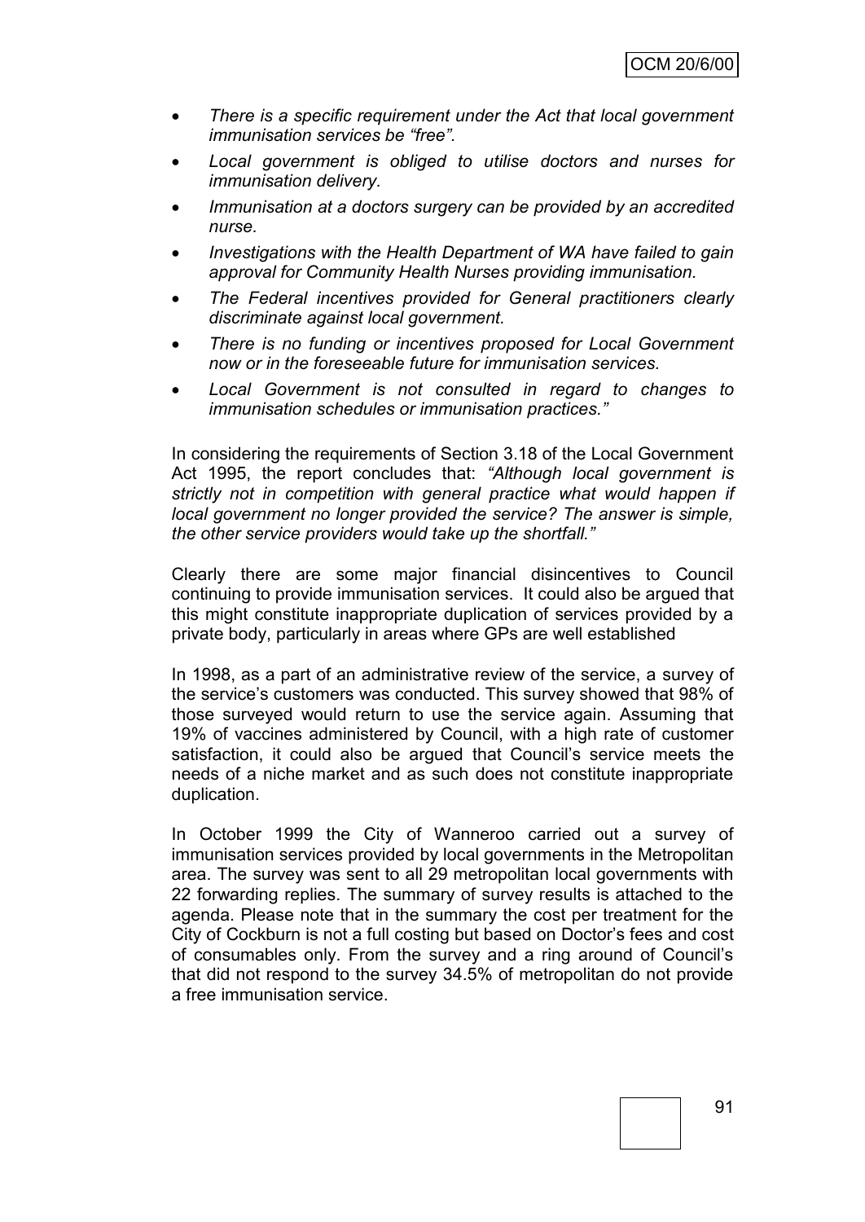- *There is a specific requirement under the Act that local government immunisation services be "free".*
- *Local government is obliged to utilise doctors and nurses for immunisation delivery.*
- *Immunisation at a doctors surgery can be provided by an accredited nurse.*
- *Investigations with the Health Department of WA have failed to gain approval for Community Health Nurses providing immunisation.*
- *The Federal incentives provided for General practitioners clearly discriminate against local government.*
- *There is no funding or incentives proposed for Local Government now or in the foreseeable future for immunisation services.*
- *Local Government is not consulted in regard to changes to immunisation schedules or immunisation practices."*

In considering the requirements of Section 3.18 of the Local Government Act 1995, the report concludes that: *"Although local government is strictly not in competition with general practice what would happen if local government no longer provided the service? The answer is simple, the other service providers would take up the shortfall."*

Clearly there are some major financial disincentives to Council continuing to provide immunisation services. It could also be argued that this might constitute inappropriate duplication of services provided by a private body, particularly in areas where GPs are well established

In 1998, as a part of an administrative review of the service, a survey of the service's customers was conducted. This survey showed that 98% of those surveyed would return to use the service again. Assuming that 19% of vaccines administered by Council, with a high rate of customer satisfaction, it could also be argued that Council's service meets the needs of a niche market and as such does not constitute inappropriate duplication.

In October 1999 the City of Wanneroo carried out a survey of immunisation services provided by local governments in the Metropolitan area. The survey was sent to all 29 metropolitan local governments with 22 forwarding replies. The summary of survey results is attached to the agenda. Please note that in the summary the cost per treatment for the City of Cockburn is not a full costing but based on Doctor's fees and cost of consumables only. From the survey and a ring around of Council's that did not respond to the survey 34.5% of metropolitan do not provide a free immunisation service.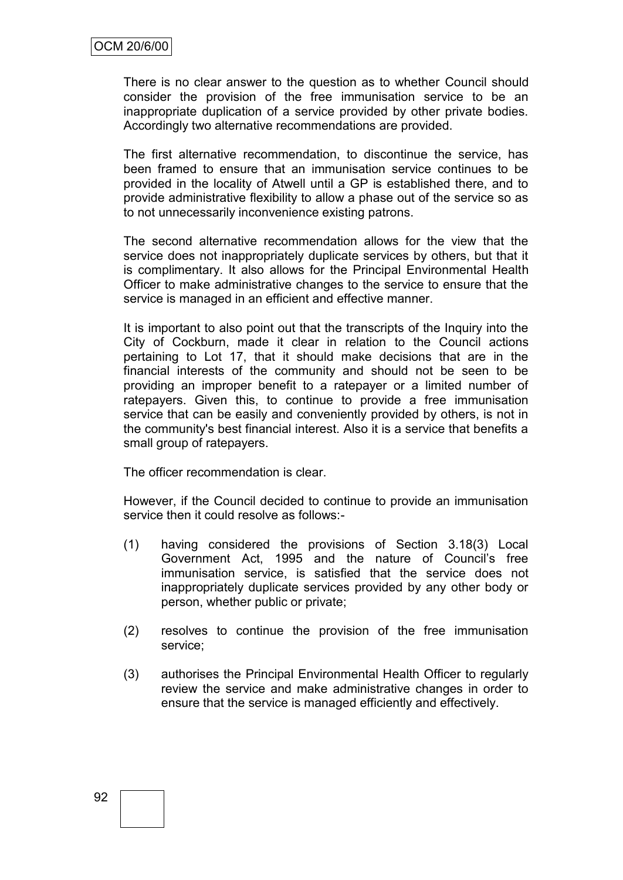There is no clear answer to the question as to whether Council should consider the provision of the free immunisation service to be an inappropriate duplication of a service provided by other private bodies. Accordingly two alternative recommendations are provided.

The first alternative recommendation, to discontinue the service, has been framed to ensure that an immunisation service continues to be provided in the locality of Atwell until a GP is established there, and to provide administrative flexibility to allow a phase out of the service so as to not unnecessarily inconvenience existing patrons.

The second alternative recommendation allows for the view that the service does not inappropriately duplicate services by others, but that it is complimentary. It also allows for the Principal Environmental Health Officer to make administrative changes to the service to ensure that the service is managed in an efficient and effective manner.

It is important to also point out that the transcripts of the Inquiry into the City of Cockburn, made it clear in relation to the Council actions pertaining to Lot 17, that it should make decisions that are in the financial interests of the community and should not be seen to be providing an improper benefit to a ratepayer or a limited number of ratepayers. Given this, to continue to provide a free immunisation service that can be easily and conveniently provided by others, is not in the community's best financial interest. Also it is a service that benefits a small group of ratepayers.

The officer recommendation is clear.

However, if the Council decided to continue to provide an immunisation service then it could resolve as follows:-

(1) having considered the provisions of Section 3.18(3) Local Government Act, 1995 and the nature of Council's free immunisation service, is satisfied that the service does not inappropriately duplicate services provided by any other body or person, whether public or private;

(2) resolves to continue the provision of the free immunisation service;

(3) authorises the Principal Environmental Health Officer to regularly review the service and make administrative changes in order to ensure that the service is managed efficiently and effectively.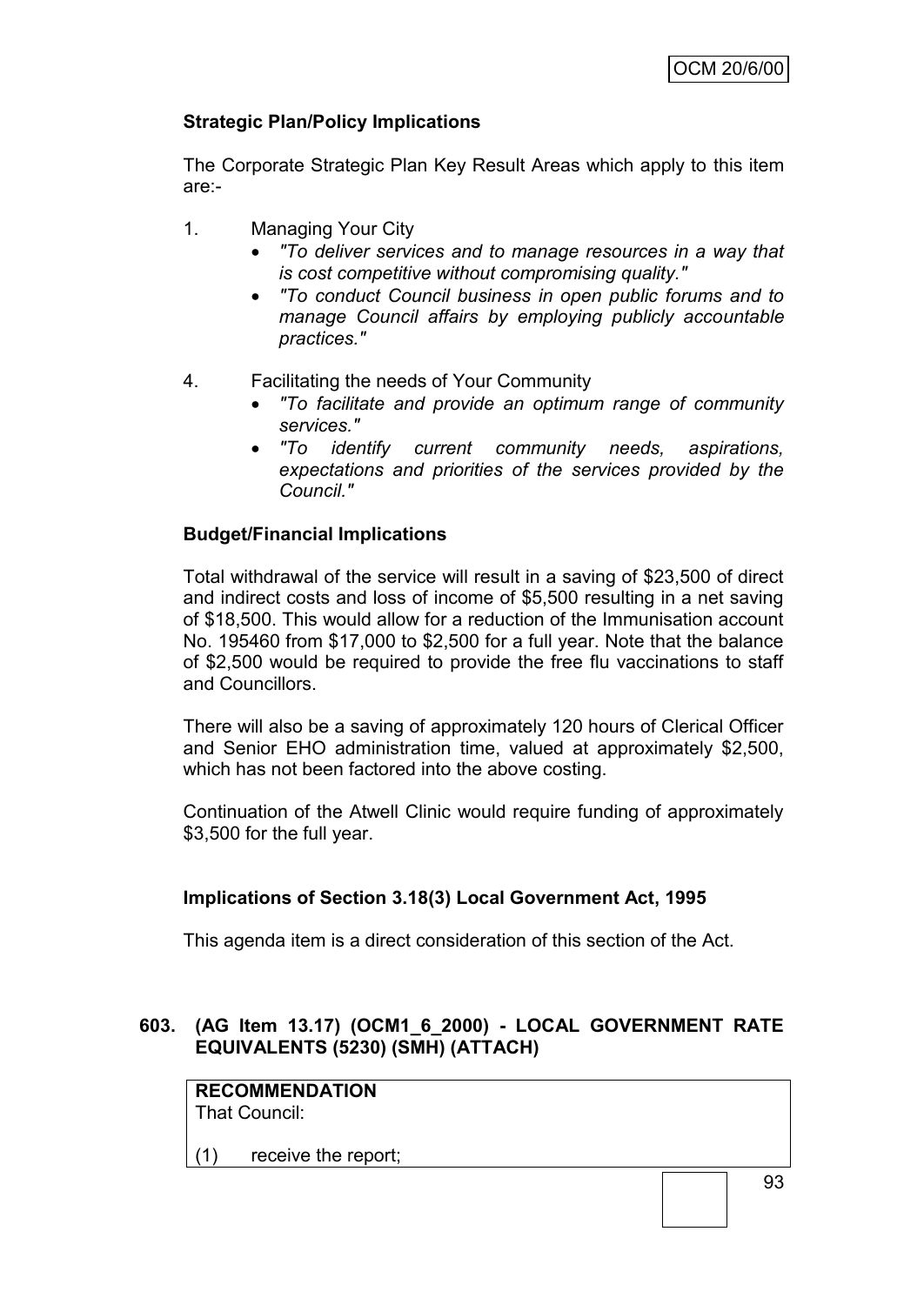**Strategic Plan/Policy Implications**

The Corporate Strategic Plan Key Result Areas which apply to this item are:-

1. Managing Your City
   - *"To deliver services and to manage resources in a way that is cost competitive without compromising quality."*
   - *"To conduct Council business in open public forums and to manage Council affairs by employing publicly accountable practices."*

4. Facilitating the needs of Your Community
   - *"To facilitate and provide an optimum range of community services."*
   - *"To identify current community needs, aspirations, expectations and priorities of the services provided by the Council."*

**Budget/Financial Implications**

Total withdrawal of the service will result in a saving of $23,500 of direct and indirect costs and loss of income of $5,500 resulting in a net saving of $18,500. This would allow for a reduction of the Immunisation account No. 195460 from $17,000 to $2,500 for a full year. Note that the balance of $2,500 would be required to provide the free flu vaccinations to staff and Councillors.

There will also be a saving of approximately 120 hours of Clerical Officer and Senior EHO administration time, valued at approximately $2,500, which has not been factored into the above costing.

Continuation of the Atwell Clinic would require funding of approximately $3,500 for the full year.

**Implications of Section 3.18(3) Local Government Act, 1995**

This agenda item is a direct consideration of this section of the Act.

**603. (AG Item 13.17) (OCM1_6_2000) - LOCAL GOVERNMENT RATE EQUIVALENTS (5230) (SMH) (ATTACH)**

**RECOMMENDATION**
That Council:

(1) receive the report;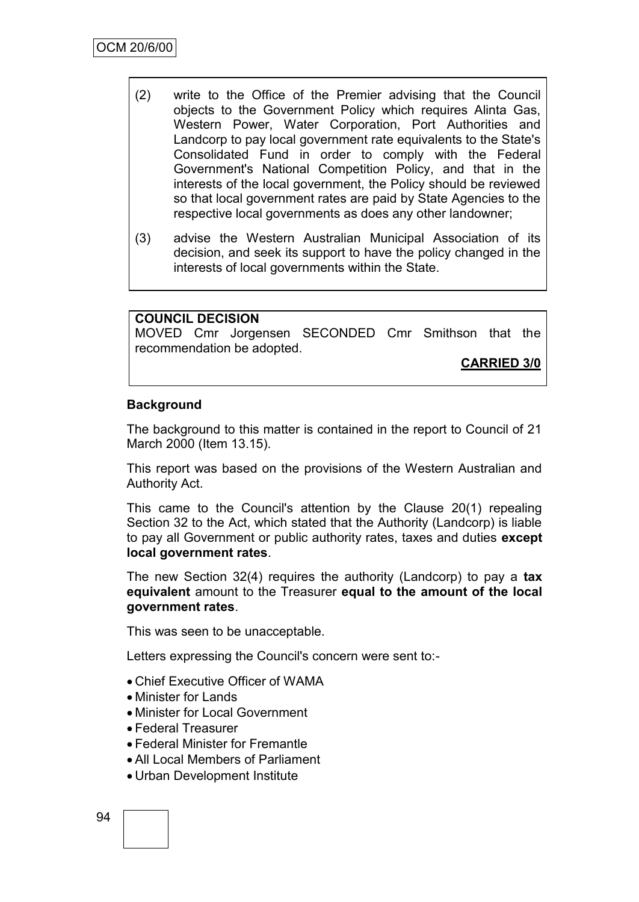(2) write to the Office of the Premier advising that the Council objects to the Government Policy which requires Alinta Gas, Western Power, Water Corporation, Port Authorities and Landcorp to pay local government rate equivalents to the State's Consolidated Fund in order to comply with the Federal Government's National Competition Policy, and that in the interests of the local government, the Policy should be reviewed so that local government rates are paid by State Agencies to the respective local governments as does any other landowner;

(3) advise the Western Australian Municipal Association of its decision, and seek its support to have the policy changed in the interests of local governments within the State.

**COUNCIL DECISION**

MOVED Cmr Jorgensen SECONDED Cmr Smithson that the recommendation be adopted.

**CARRIED 3/0**

**Background**

The background to this matter is contained in the report to Council of 21 March 2000 (Item 13.15).

This report was based on the provisions of the Western Australian and Authority Act.

This came to the Council's attention by the Clause 20(1) repealing Section 32 to the Act, which stated that the Authority (Landcorp) is liable to pay all Government or public authority rates, taxes and duties **except local government rates**.

The new Section 32(4) requires the authority (Landcorp) to pay a **tax equivalent** amount to the Treasurer **equal to the amount of the local government rates**.

This was seen to be unacceptable.

Letters expressing the Council's concern were sent to:-

- Chief Executive Officer of WAMA
- Minister for Lands
- Minister for Local Government
- Federal Treasurer
- Federal Minister for Fremantle
- All Local Members of Parliament
- Urban Development Institute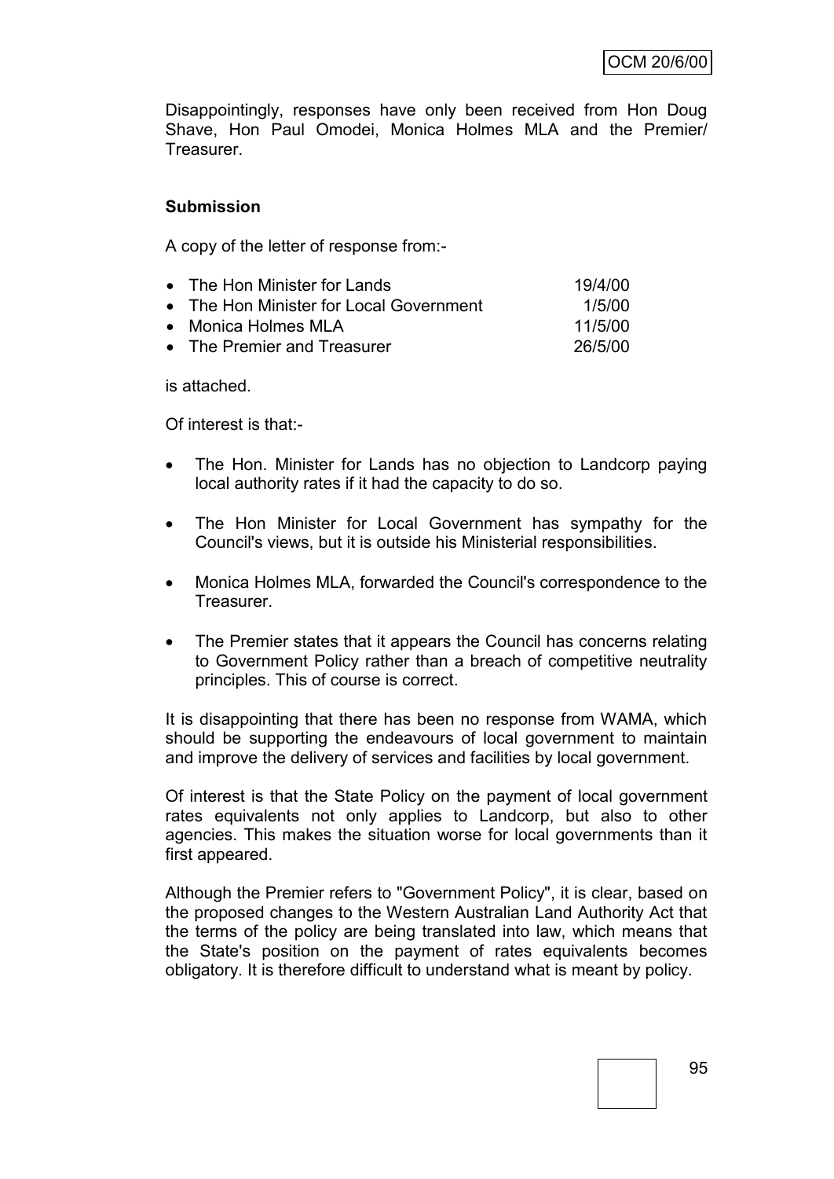Disappointingly, responses have only been received from Hon Doug Shave, Hon Paul Omodei, Monica Holmes MLA and the Premier/ Treasurer.

**Submission**

A copy of the letter of response from:-

| | |
|---|---|
| • The Hon Minister for Lands | 19/4/00 |
| • The Hon Minister for Local Government | 1/5/00 |
| • Monica Holmes MLA | 11/5/00 |
| • The Premier and Treasurer | 26/5/00 |

is attached.

Of interest is that:-

- The Hon. Minister for Lands has no objection to Landcorp paying local authority rates if it had the capacity to do so.
- The Hon Minister for Local Government has sympathy for the Council's views, but it is outside his Ministerial responsibilities.
- Monica Holmes MLA, forwarded the Council's correspondence to the Treasurer.
- The Premier states that it appears the Council has concerns relating to Government Policy rather than a breach of competitive neutrality principles. This of course is correct.

It is disappointing that there has been no response from WAMA, which should be supporting the endeavours of local government to maintain and improve the delivery of services and facilities by local government.

Of interest is that the State Policy on the payment of local government rates equivalents not only applies to Landcorp, but also to other agencies. This makes the situation worse for local governments than it first appeared.

Although the Premier refers to "Government Policy", it is clear, based on the proposed changes to the Western Australian Land Authority Act that the terms of the policy are being translated into law, which means that the State's position on the payment of rates equivalents becomes obligatory. It is therefore difficult to understand what is meant by policy.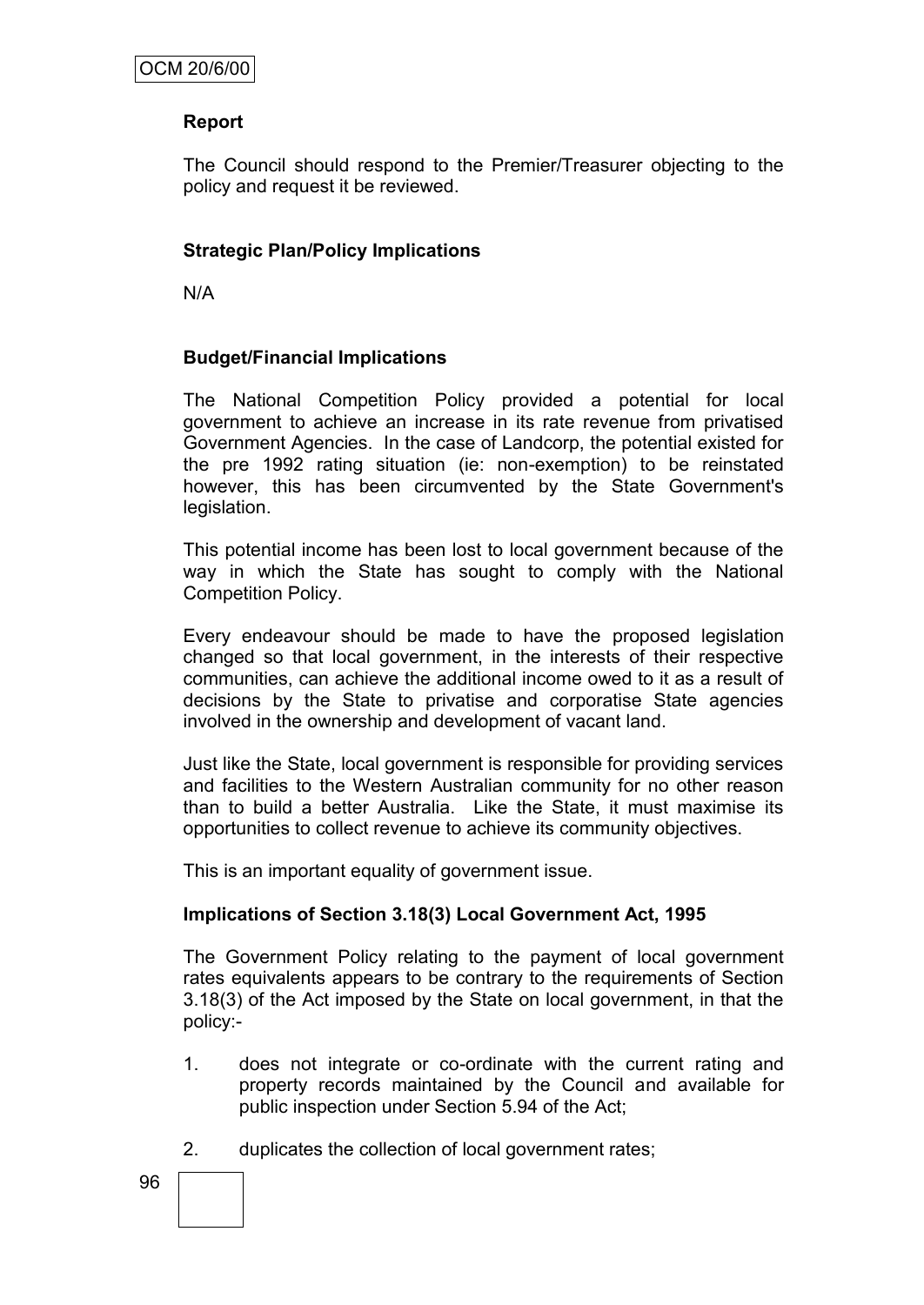**Report**

The Council should respond to the Premier/Treasurer objecting to the policy and request it be reviewed.

**Strategic Plan/Policy Implications**

N/A

**Budget/Financial Implications**

The National Competition Policy provided a potential for local government to achieve an increase in its rate revenue from privatised Government Agencies. In the case of Landcorp, the potential existed for the pre 1992 rating situation (ie: non-exemption) to be reinstated however, this has been circumvented by the State Government's legislation.

This potential income has been lost to local government because of the way in which the State has sought to comply with the National Competition Policy.

Every endeavour should be made to have the proposed legislation changed so that local government, in the interests of their respective communities, can achieve the additional income owed to it as a result of decisions by the State to privatise and corporatise State agencies involved in the ownership and development of vacant land.

Just like the State, local government is responsible for providing services and facilities to the Western Australian community for no other reason than to build a better Australia. Like the State, it must maximise its opportunities to collect revenue to achieve its community objectives.

This is an important equality of government issue.

**Implications of Section 3.18(3) Local Government Act, 1995**

The Government Policy relating to the payment of local government rates equivalents appears to be contrary to the requirements of Section 3.18(3) of the Act imposed by the State on local government, in that the policy:-

1. does not integrate or co-ordinate with the current rating and property records maintained by the Council and available for public inspection under Section 5.94 of the Act;
2. duplicates the collection of local government rates;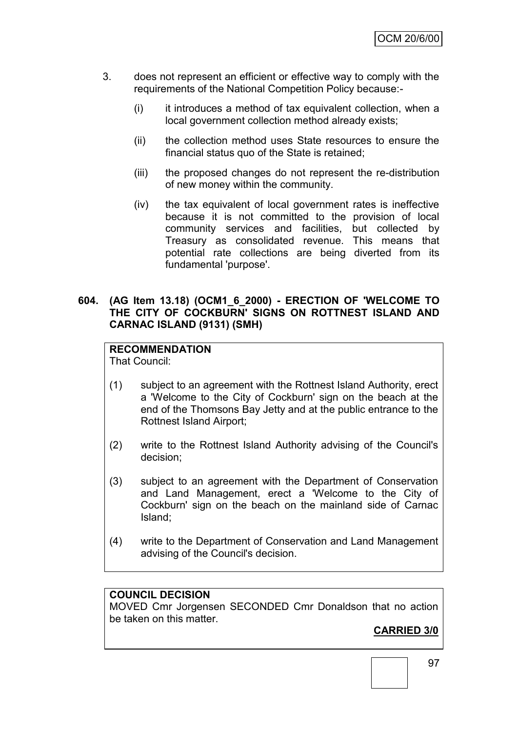3. does not represent an efficient or effective way to comply with the requirements of the National Competition Policy because:-

   (i) it introduces a method of tax equivalent collection, when a local government collection method already exists;

   (ii) the collection method uses State resources to ensure the financial status quo of the State is retained;

   (iii) the proposed changes do not represent the re-distribution of new money within the community.

   (iv) the tax equivalent of local government rates is ineffective because it is not committed to the provision of local community services and facilities, but collected by Treasury as consolidated revenue. This means that potential rate collections are being diverted from its fundamental 'purpose'.

**604. (AG Item 13.18) (OCM1_6_2000) - ERECTION OF 'WELCOME TO THE CITY OF COCKBURN' SIGNS ON ROTTNEST ISLAND AND CARNAC ISLAND (9131) (SMH)**

**RECOMMENDATION**
That Council:

(1) subject to an agreement with the Rottnest Island Authority, erect a 'Welcome to the City of Cockburn' sign on the beach at the end of the Thomsons Bay Jetty and at the public entrance to the Rottnest Island Airport;

(2) write to the Rottnest Island Authority advising of the Council's decision;

(3) subject to an agreement with the Department of Conservation and Land Management, erect a 'Welcome to the City of Cockburn' sign on the beach on the mainland side of Carnac Island;

(4) write to the Department of Conservation and Land Management advising of the Council's decision.

**COUNCIL DECISION**
MOVED Cmr Jorgensen SECONDED Cmr Donaldson that no action be taken on this matter.

**CARRIED 3/0**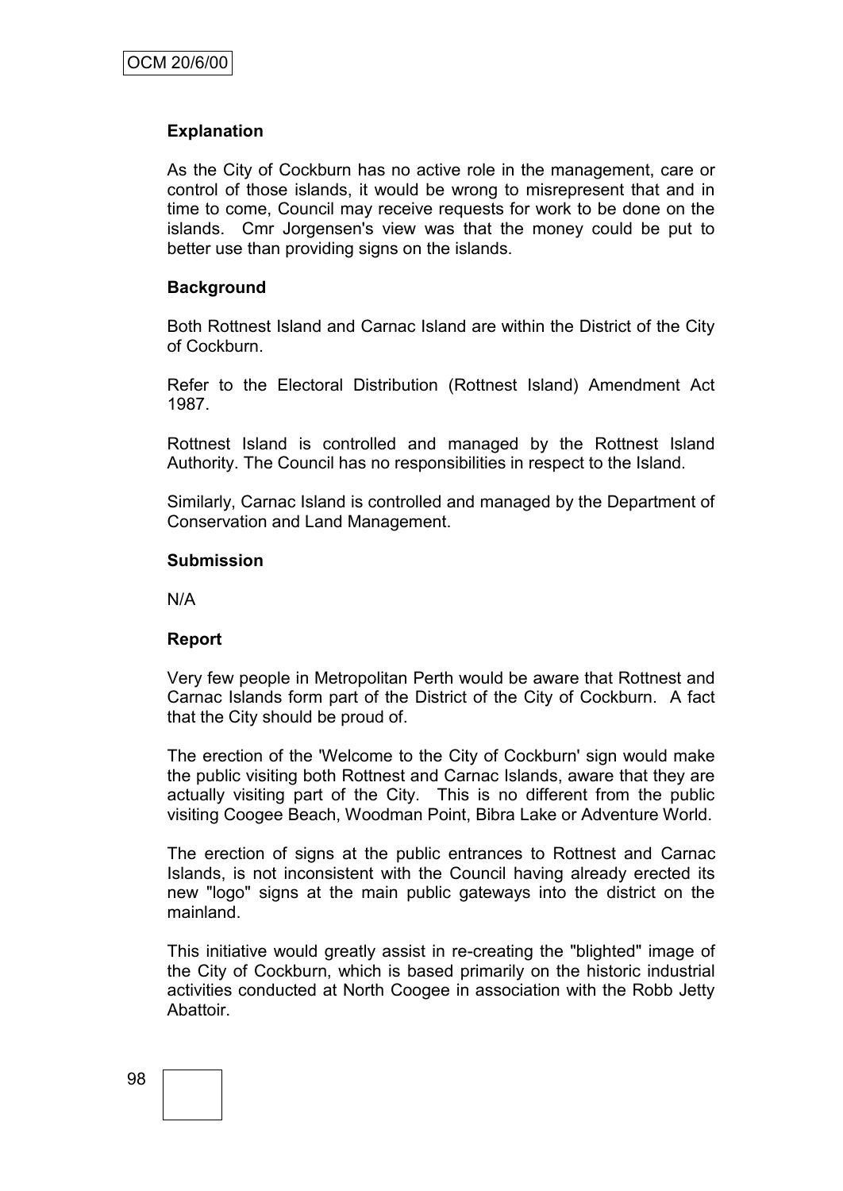**Explanation**

As the City of Cockburn has no active role in the management, care or control of those islands, it would be wrong to misrepresent that and in time to come, Council may receive requests for work to be done on the islands. Cmr Jorgensen's view was that the money could be put to better use than providing signs on the islands.

**Background**

Both Rottnest Island and Carnac Island are within the District of the City of Cockburn.

Refer to the Electoral Distribution (Rottnest Island) Amendment Act 1987.

Rottnest Island is controlled and managed by the Rottnest Island Authority. The Council has no responsibilities in respect to the Island.

Similarly, Carnac Island is controlled and managed by the Department of Conservation and Land Management.

**Submission**

N/A

**Report**

Very few people in Metropolitan Perth would be aware that Rottnest and Carnac Islands form part of the District of the City of Cockburn. A fact that the City should be proud of.

The erection of the 'Welcome to the City of Cockburn' sign would make the public visiting both Rottnest and Carnac Islands, aware that they are actually visiting part of the City. This is no different from the public visiting Coogee Beach, Woodman Point, Bibra Lake or Adventure World.

The erection of signs at the public entrances to Rottnest and Carnac Islands, is not inconsistent with the Council having already erected its new "logo" signs at the main public gateways into the district on the mainland.

This initiative would greatly assist in re-creating the "blighted" image of the City of Cockburn, which is based primarily on the historic industrial activities conducted at North Coogee in association with the Robb Jetty Abattoir.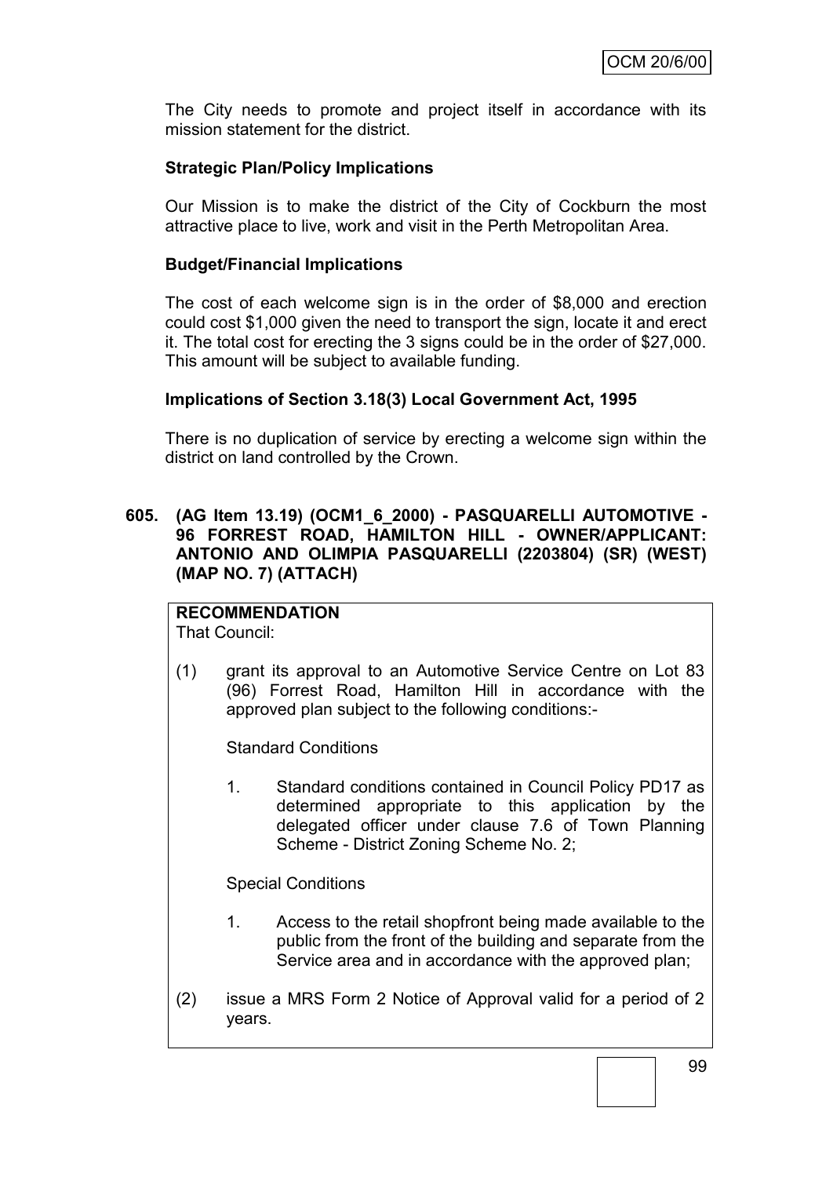The City needs to promote and project itself in accordance with its mission statement for the district.

**Strategic Plan/Policy Implications**

Our Mission is to make the district of the City of Cockburn the most attractive place to live, work and visit in the Perth Metropolitan Area.

**Budget/Financial Implications**

The cost of each welcome sign is in the order of $8,000 and erection could cost $1,000 given the need to transport the sign, locate it and erect it. The total cost for erecting the 3 signs could be in the order of $27,000. This amount will be subject to available funding.

**Implications of Section 3.18(3) Local Government Act, 1995**

There is no duplication of service by erecting a welcome sign within the district on land controlled by the Crown.

**605. (AG Item 13.19) (OCM1_6_2000) - PASQUARELLI AUTOMOTIVE - 96 FORREST ROAD, HAMILTON HILL - OWNER/APPLICANT: ANTONIO AND OLIMPIA PASQUARELLI (2203804) (SR) (WEST) (MAP NO. 7) (ATTACH)**

**RECOMMENDATION**
That Council:

(1) grant its approval to an Automotive Service Centre on Lot 83 (96) Forrest Road, Hamilton Hill in accordance with the approved plan subject to the following conditions:-

Standard Conditions

1. Standard conditions contained in Council Policy PD17 as determined appropriate to this application by the delegated officer under clause 7.6 of Town Planning Scheme - District Zoning Scheme No. 2;

Special Conditions

1. Access to the retail shopfront being made available to the public from the front of the building and separate from the Service area and in accordance with the approved plan;

(2) issue a MRS Form 2 Notice of Approval valid for a period of 2 years.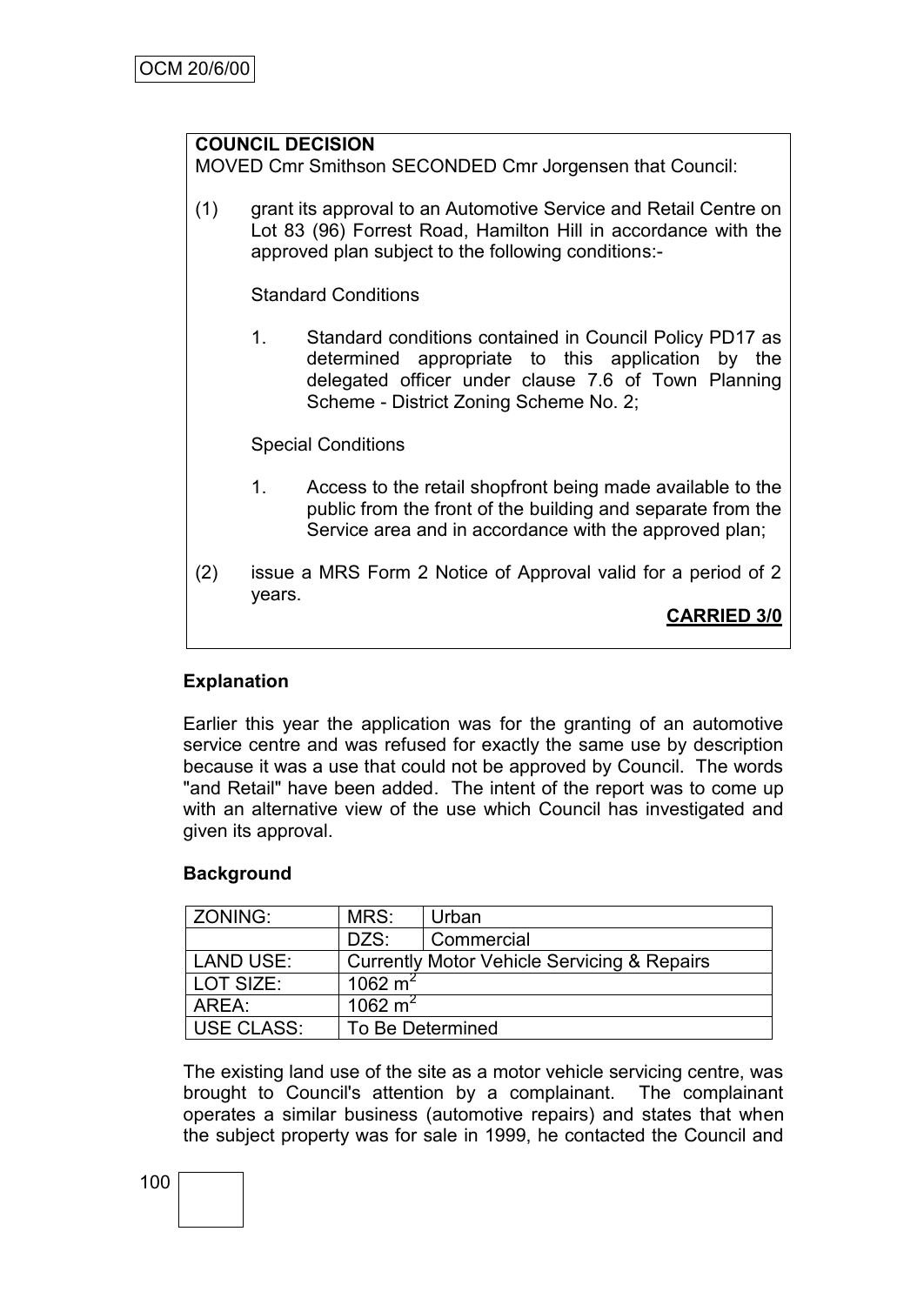**COUNCIL DECISION**

MOVED Cmr Smithson SECONDED Cmr Jorgensen that Council:

(1) grant its approval to an Automotive Service and Retail Centre on Lot 83 (96) Forrest Road, Hamilton Hill in accordance with the approved plan subject to the following conditions:-

Standard Conditions

1. Standard conditions contained in Council Policy PD17 as determined appropriate to this application by the delegated officer under clause 7.6 of Town Planning Scheme - District Zoning Scheme No. 2;

Special Conditions

1. Access to the retail shopfront being made available to the public from the front of the building and separate from the Service area and in accordance with the approved plan;

(2) issue a MRS Form 2 Notice of Approval valid for a period of 2 years.

**CARRIED 3/0**

### Explanation

Earlier this year the application was for the granting of an automotive service centre and was refused for exactly the same use by description because it was a use that could not be approved by Council. The words "and Retail" have been added. The intent of the report was to come up with an alternative view of the use which Council has investigated and given its approval.

### Background

| ZONING: | MRS: | Urban |
|---|---|---|
| | DZS: | Commercial |
| LAND USE: | Currently Motor Vehicle Servicing & Repairs | |
| LOT SIZE: | 1062 $m^2$ | |
| AREA: | 1062 $m^2$ | |
| USE CLASS: | To Be Determined | |

The existing land use of the site as a motor vehicle servicing centre, was brought to Council's attention by a complainant. The complainant operates a similar business (automotive repairs) and states that when the subject property was for sale in 1999, he contacted the Council and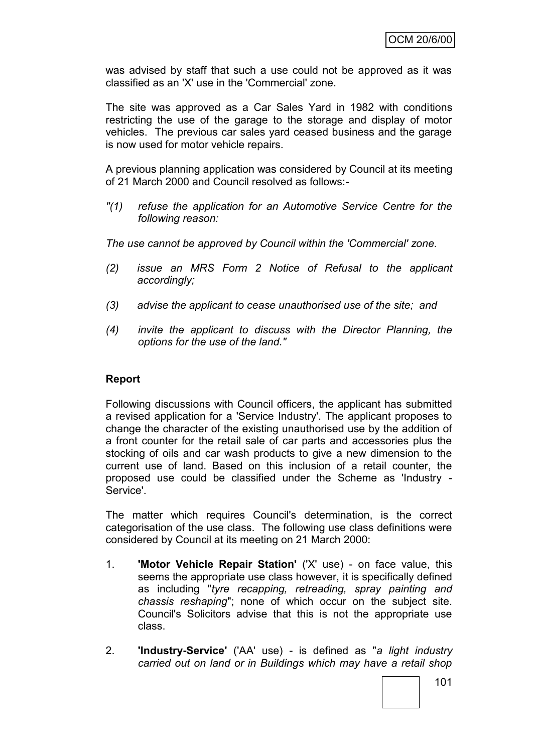was advised by staff that such a use could not be approved as it was classified as an 'X' use in the 'Commercial' zone.

The site was approved as a Car Sales Yard in 1982 with conditions restricting the use of the garage to the storage and display of motor vehicles. The previous car sales yard ceased business and the garage is now used for motor vehicle repairs.

A previous planning application was considered by Council at its meeting of 21 March 2000 and Council resolved as follows:-

*"(1) refuse the application for an Automotive Service Centre for the following reason:*

*The use cannot be approved by Council within the 'Commercial' zone.*

*(2) issue an MRS Form 2 Notice of Refusal to the applicant accordingly;*

*(3) advise the applicant to cease unauthorised use of the site; and*

*(4) invite the applicant to discuss with the Director Planning, the options for the use of the land."*

**Report**

Following discussions with Council officers, the applicant has submitted a revised application for a 'Service Industry'. The applicant proposes to change the character of the existing unauthorised use by the addition of a front counter for the retail sale of car parts and accessories plus the stocking of oils and car wash products to give a new dimension to the current use of land. Based on this inclusion of a retail counter, the proposed use could be classified under the Scheme as 'Industry - Service'.

The matter which requires Council's determination, is the correct categorisation of the use class. The following use class definitions were considered by Council at its meeting on 21 March 2000:

1. **'Motor Vehicle Repair Station'** ('X' use) - on face value, this seems the appropriate use class however, it is specifically defined as including "*tyre recapping, retreading, spray painting and chassis reshaping*"; none of which occur on the subject site. Council's Solicitors advise that this is not the appropriate use class.

2. **'Industry-Service'** ('AA' use) - is defined as "*a light industry carried out on land or in Buildings which may have a retail shop*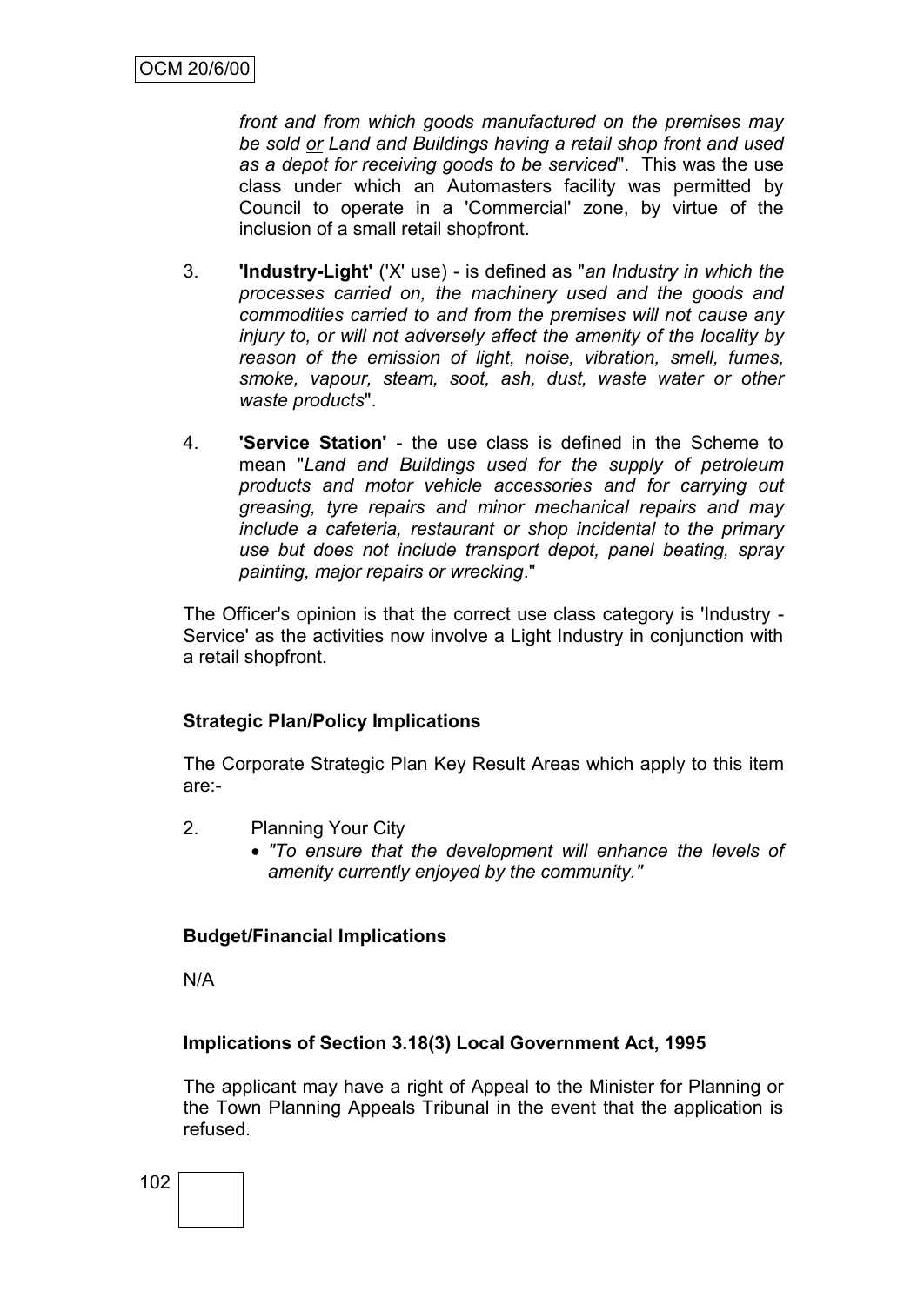*front and from which goods manufactured on the premises may be sold or Land and Buildings having a retail shop front and used as a depot for receiving goods to be serviced*". This was the use class under which an Automasters facility was permitted by Council to operate in a 'Commercial' zone, by virtue of the inclusion of a small retail shopfront.

3. **'Industry-Light'** ('X' use) - is defined as "*an Industry in which the processes carried on, the machinery used and the goods and commodities carried to and from the premises will not cause any injury to, or will not adversely affect the amenity of the locality by reason of the emission of light, noise, vibration, smell, fumes, smoke, vapour, steam, soot, ash, dust, waste water or other waste products*".

4. **'Service Station'** - the use class is defined in the Scheme to mean "*Land and Buildings used for the supply of petroleum products and motor vehicle accessories and for carrying out greasing, tyre repairs and minor mechanical repairs and may include a cafeteria, restaurant or shop incidental to the primary use but does not include transport depot, panel beating, spray painting, major repairs or wrecking*."

The Officer's opinion is that the correct use class category is 'Industry - Service' as the activities now involve a Light Industry in conjunction with a retail shopfront.

**Strategic Plan/Policy Implications**

The Corporate Strategic Plan Key Result Areas which apply to this item are:-

2. Planning Your City
   - *"To ensure that the development will enhance the levels of amenity currently enjoyed by the community."*

**Budget/Financial Implications**

N/A

**Implications of Section 3.18(3) Local Government Act, 1995**

The applicant may have a right of Appeal to the Minister for Planning or the Town Planning Appeals Tribunal in the event that the application is refused.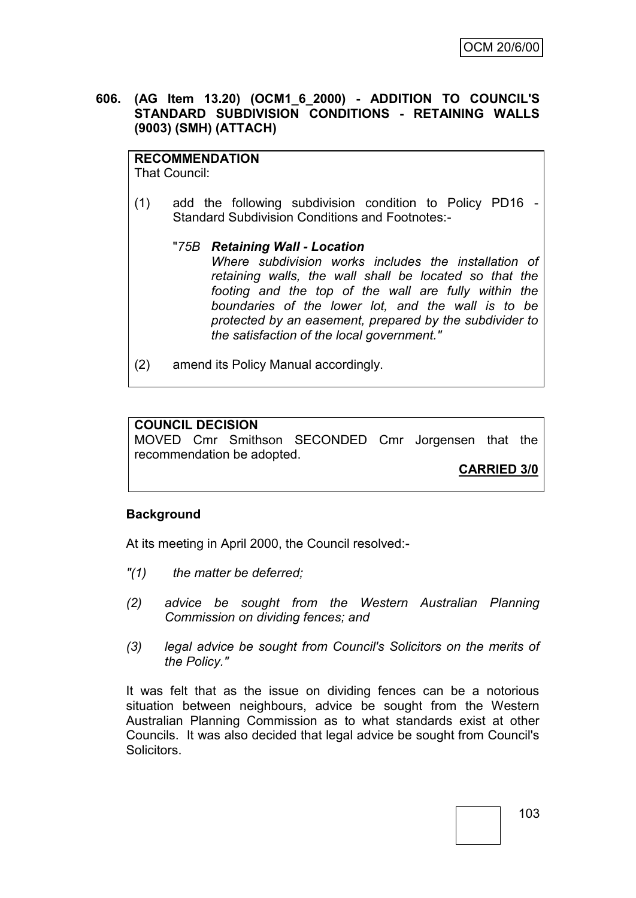**606. (AG Item 13.20) (OCM1_6_2000) - ADDITION TO COUNCIL'S STANDARD SUBDIVISION CONDITIONS - RETAINING WALLS (9003) (SMH) (ATTACH)**

**RECOMMENDATION**
That Council:

(1) add the following subdivision condition to Policy PD16 - Standard Subdivision Conditions and Footnotes:-

"*75B* ***Retaining Wall - Location***
*Where subdivision works includes the installation of retaining walls, the wall shall be located so that the footing and the top of the wall are fully within the boundaries of the lower lot, and the wall is to be protected by an easement, prepared by the subdivider to the satisfaction of the local government."*

(2) amend its Policy Manual accordingly.

**COUNCIL DECISION**
MOVED Cmr Smithson SECONDED Cmr Jorgensen that the recommendation be adopted.

**CARRIED 3/0**

**Background**

At its meeting in April 2000, the Council resolved:-

*"(1) the matter be deferred;*

*(2) advice be sought from the Western Australian Planning Commission on dividing fences; and*

*(3) legal advice be sought from Council's Solicitors on the merits of the Policy."*

It was felt that as the issue on dividing fences can be a notorious situation between neighbours, advice be sought from the Western Australian Planning Commission as to what standards exist at other Councils. It was also decided that legal advice be sought from Council's Solicitors.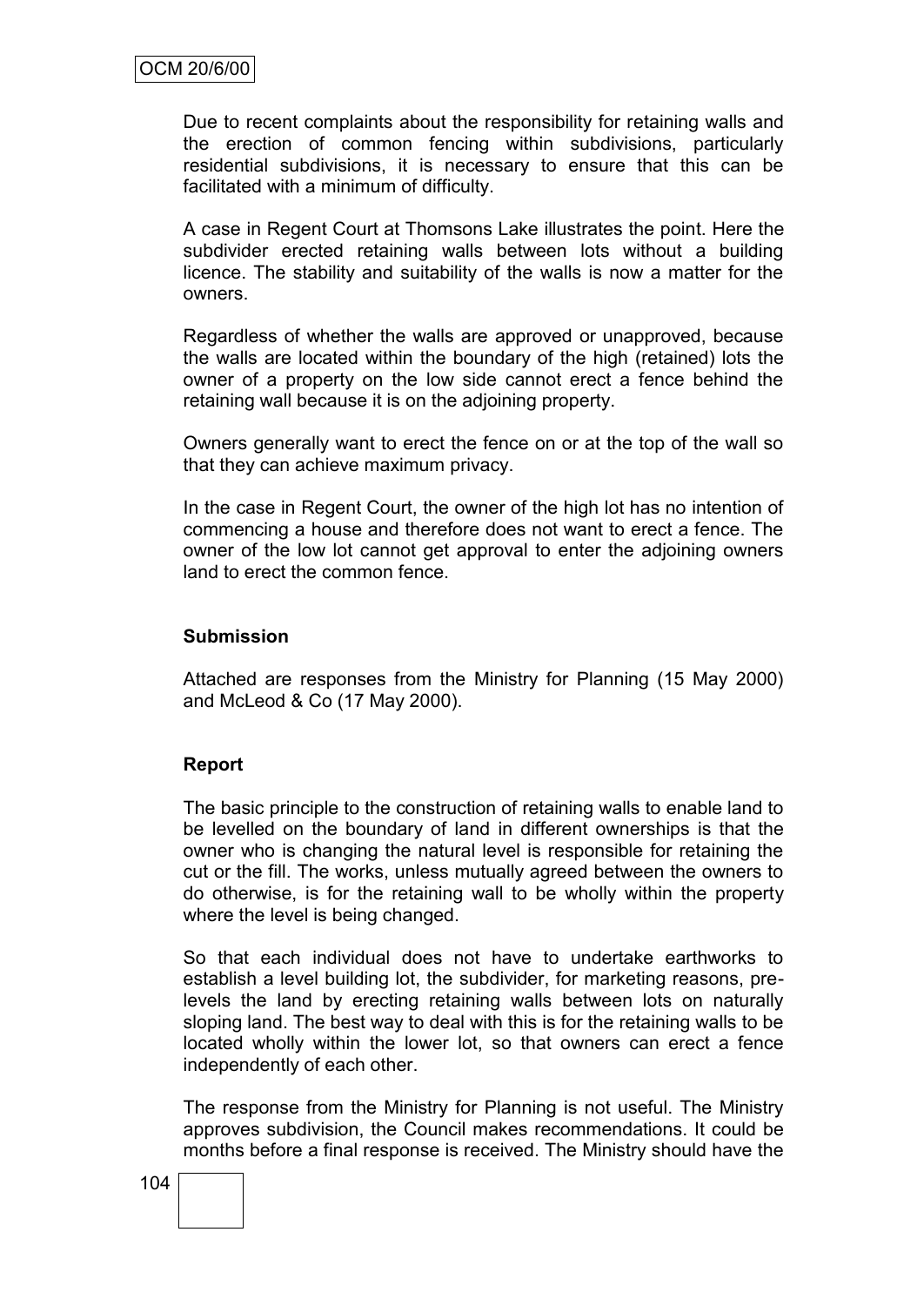Due to recent complaints about the responsibility for retaining walls and the erection of common fencing within subdivisions, particularly residential subdivisions, it is necessary to ensure that this can be facilitated with a minimum of difficulty.

A case in Regent Court at Thomsons Lake illustrates the point. Here the subdivider erected retaining walls between lots without a building licence. The stability and suitability of the walls is now a matter for the owners.

Regardless of whether the walls are approved or unapproved, because the walls are located within the boundary of the high (retained) lots the owner of a property on the low side cannot erect a fence behind the retaining wall because it is on the adjoining property.

Owners generally want to erect the fence on or at the top of the wall so that they can achieve maximum privacy.

In the case in Regent Court, the owner of the high lot has no intention of commencing a house and therefore does not want to erect a fence. The owner of the low lot cannot get approval to enter the adjoining owners land to erect the common fence.

**Submission**

Attached are responses from the Ministry for Planning (15 May 2000) and McLeod & Co (17 May 2000).

**Report**

The basic principle to the construction of retaining walls to enable land to be levelled on the boundary of land in different ownerships is that the owner who is changing the natural level is responsible for retaining the cut or the fill. The works, unless mutually agreed between the owners to do otherwise, is for the retaining wall to be wholly within the property where the level is being changed.

So that each individual does not have to undertake earthworks to establish a level building lot, the subdivider, for marketing reasons, pre-levels the land by erecting retaining walls between lots on naturally sloping land. The best way to deal with this is for the retaining walls to be located wholly within the lower lot, so that owners can erect a fence independently of each other.

The response from the Ministry for Planning is not useful. The Ministry approves subdivision, the Council makes recommendations. It could be months before a final response is received. The Ministry should have the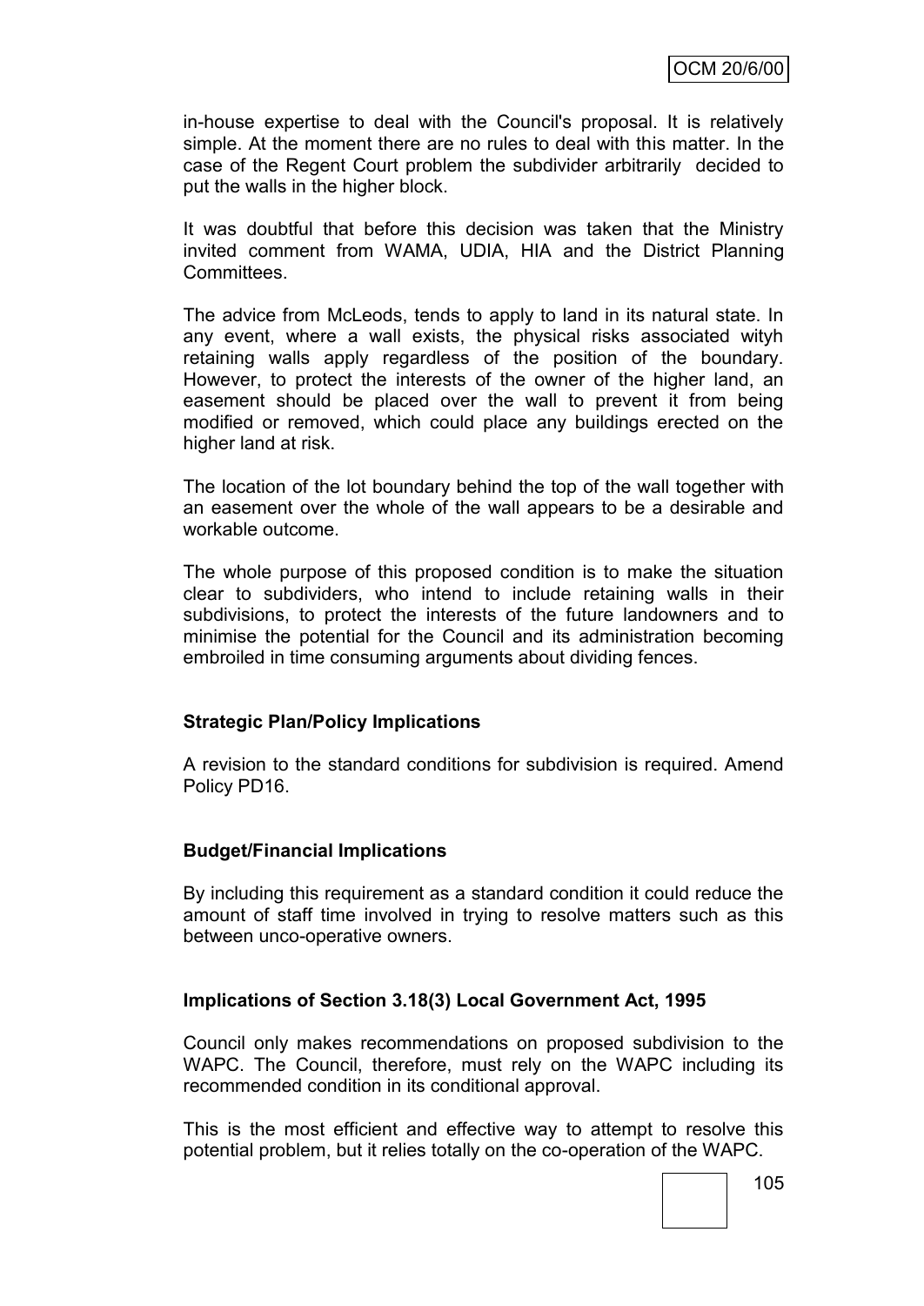in-house expertise to deal with the Council's proposal. It is relatively simple. At the moment there are no rules to deal with this matter. In the case of the Regent Court problem the subdivider arbitrarily decided to put the walls in the higher block.

It was doubtful that before this decision was taken that the Ministry invited comment from WAMA, UDIA, HIA and the District Planning Committees.

The advice from McLeods, tends to apply to land in its natural state. In any event, where a wall exists, the physical risks associated wityh retaining walls apply regardless of the position of the boundary. However, to protect the interests of the owner of the higher land, an easement should be placed over the wall to prevent it from being modified or removed, which could place any buildings erected on the higher land at risk.

The location of the lot boundary behind the top of the wall together with an easement over the whole of the wall appears to be a desirable and workable outcome.

The whole purpose of this proposed condition is to make the situation clear to subdividers, who intend to include retaining walls in their subdivisions, to protect the interests of the future landowners and to minimise the potential for the Council and its administration becoming embroiled in time consuming arguments about dividing fences.

**Strategic Plan/Policy Implications**

A revision to the standard conditions for subdivision is required. Amend Policy PD16.

**Budget/Financial Implications**

By including this requirement as a standard condition it could reduce the amount of staff time involved in trying to resolve matters such as this between unco-operative owners.

**Implications of Section 3.18(3) Local Government Act, 1995**

Council only makes recommendations on proposed subdivision to the WAPC. The Council, therefore, must rely on the WAPC including its recommended condition in its conditional approval.

This is the most efficient and effective way to attempt to resolve this potential problem, but it relies totally on the co-operation of the WAPC.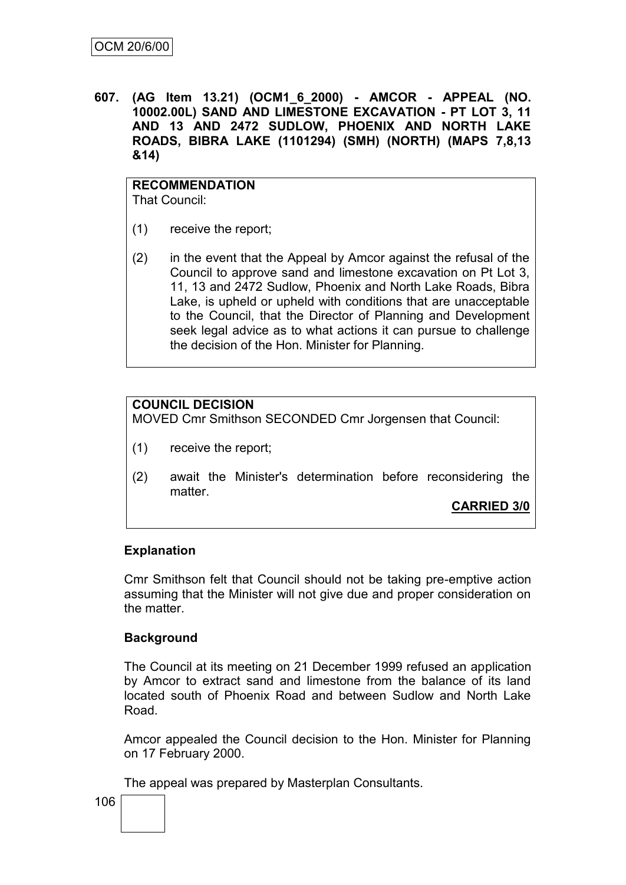**607. (AG Item 13.21) (OCM1_6_2000) - AMCOR - APPEAL (NO. 10002.00L) SAND AND LIMESTONE EXCAVATION - PT LOT 3, 11 AND 13 AND 2472 SUDLOW, PHOENIX AND NORTH LAKE ROADS, BIBRA LAKE (1101294) (SMH) (NORTH) (MAPS 7,8,13 &14)**

**RECOMMENDATION**
That Council:

(1) receive the report;

(2) in the event that the Appeal by Amcor against the refusal of the Council to approve sand and limestone excavation on Pt Lot 3, 11, 13 and 2472 Sudlow, Phoenix and North Lake Roads, Bibra Lake, is upheld or upheld with conditions that are unacceptable to the Council, that the Director of Planning and Development seek legal advice as to what actions it can pursue to challenge the decision of the Hon. Minister for Planning.

**COUNCIL DECISION**
MOVED Cmr Smithson SECONDED Cmr Jorgensen that Council:

(1) receive the report;

(2) await the Minister's determination before reconsidering the matter.

**CARRIED 3/0**

**Explanation**

Cmr Smithson felt that Council should not be taking pre-emptive action assuming that the Minister will not give due and proper consideration on the matter.

**Background**

The Council at its meeting on 21 December 1999 refused an application by Amcor to extract sand and limestone from the balance of its land located south of Phoenix Road and between Sudlow and North Lake Road.

Amcor appealed the Council decision to the Hon. Minister for Planning on 17 February 2000.

The appeal was prepared by Masterplan Consultants.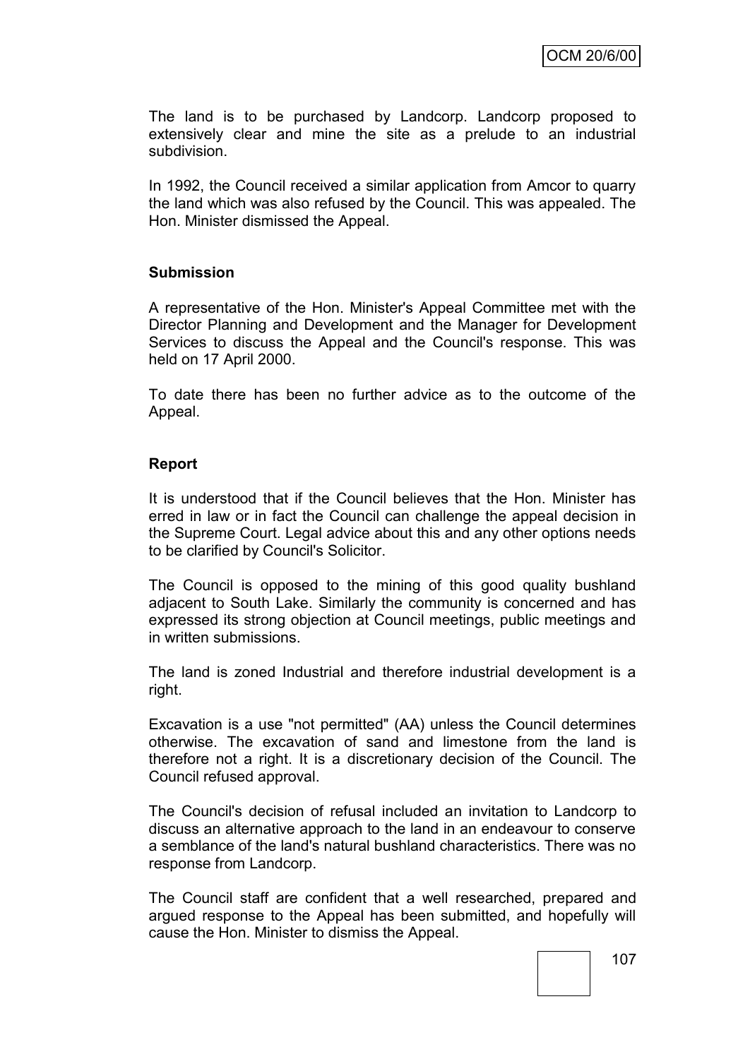The land is to be purchased by Landcorp. Landcorp proposed to extensively clear and mine the site as a prelude to an industrial subdivision.

In 1992, the Council received a similar application from Amcor to quarry the land which was also refused by the Council. This was appealed. The Hon. Minister dismissed the Appeal.

**Submission**

A representative of the Hon. Minister's Appeal Committee met with the Director Planning and Development and the Manager for Development Services to discuss the Appeal and the Council's response. This was held on 17 April 2000.

To date there has been no further advice as to the outcome of the Appeal.

**Report**

It is understood that if the Council believes that the Hon. Minister has erred in law or in fact the Council can challenge the appeal decision in the Supreme Court. Legal advice about this and any other options needs to be clarified by Council's Solicitor.

The Council is opposed to the mining of this good quality bushland adjacent to South Lake. Similarly the community is concerned and has expressed its strong objection at Council meetings, public meetings and in written submissions.

The land is zoned Industrial and therefore industrial development is a right.

Excavation is a use "not permitted" (AA) unless the Council determines otherwise. The excavation of sand and limestone from the land is therefore not a right. It is a discretionary decision of the Council. The Council refused approval.

The Council's decision of refusal included an invitation to Landcorp to discuss an alternative approach to the land in an endeavour to conserve a semblance of the land's natural bushland characteristics. There was no response from Landcorp.

The Council staff are confident that a well researched, prepared and argued response to the Appeal has been submitted, and hopefully will cause the Hon. Minister to dismiss the Appeal.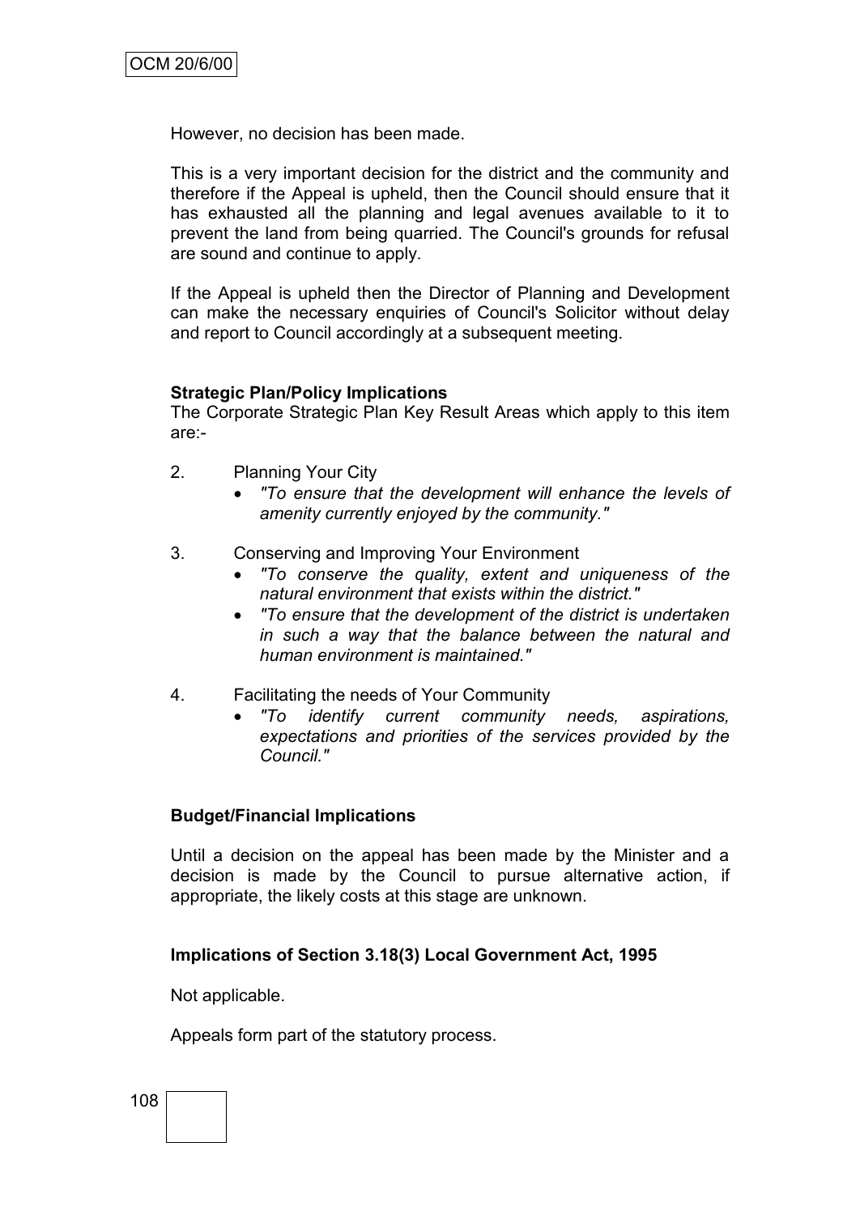However, no decision has been made.

This is a very important decision for the district and the community and therefore if the Appeal is upheld, then the Council should ensure that it has exhausted all the planning and legal avenues available to it to prevent the land from being quarried. The Council's grounds for refusal are sound and continue to apply.

If the Appeal is upheld then the Director of Planning and Development can make the necessary enquiries of Council's Solicitor without delay and report to Council accordingly at a subsequent meeting.

**Strategic Plan/Policy Implications**
The Corporate Strategic Plan Key Result Areas which apply to this item are:-

2. Planning Your City
   - *"To ensure that the development will enhance the levels of amenity currently enjoyed by the community."*

3. Conserving and Improving Your Environment
   - *"To conserve the quality, extent and uniqueness of the natural environment that exists within the district."*
   - *"To ensure that the development of the district is undertaken in such a way that the balance between the natural and human environment is maintained."*

4. Facilitating the needs of Your Community
   - *"To identify current community needs, aspirations, expectations and priorities of the services provided by the Council."*

**Budget/Financial Implications**

Until a decision on the appeal has been made by the Minister and a decision is made by the Council to pursue alternative action, if appropriate, the likely costs at this stage are unknown.

**Implications of Section 3.18(3) Local Government Act, 1995**

Not applicable.

Appeals form part of the statutory process.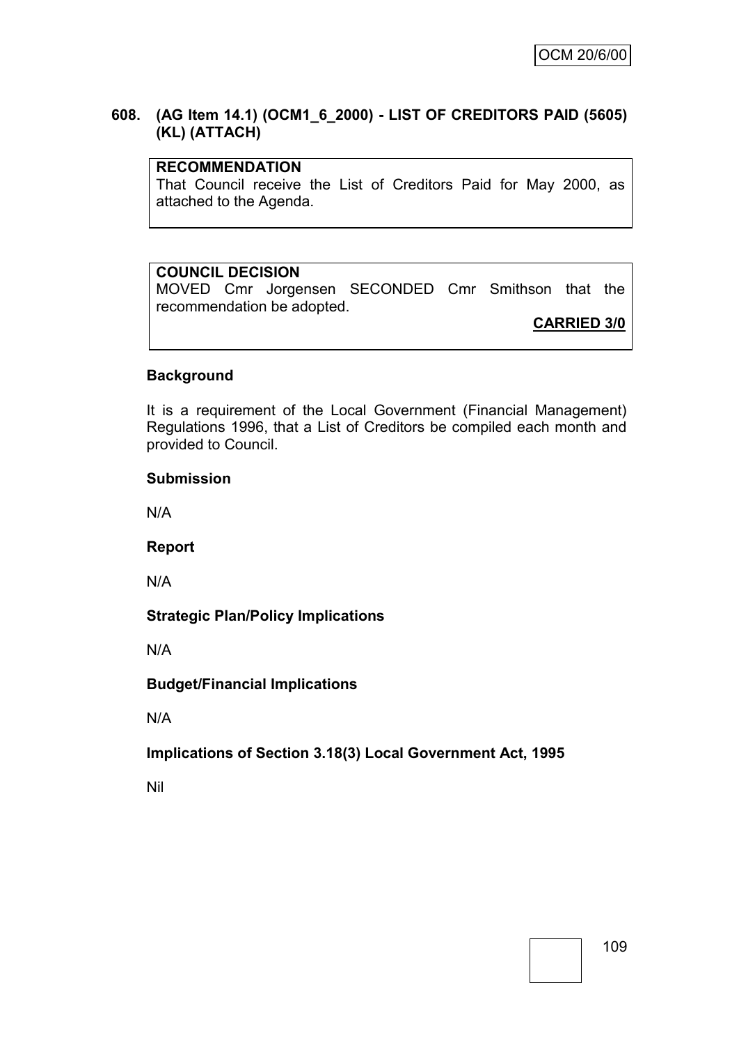## 608. (AG Item 14.1) (OCM1_6_2000) - LIST OF CREDITORS PAID (5605) (KL) (ATTACH)

**RECOMMENDATION**
That Council receive the List of Creditors Paid for May 2000, as attached to the Agenda.

**COUNCIL DECISION**
MOVED Cmr Jorgensen SECONDED Cmr Smithson that the recommendation be adopted.

**CARRIED 3/0**

### Background

It is a requirement of the Local Government (Financial Management) Regulations 1996, that a List of Creditors be compiled each month and provided to Council.

### Submission

N/A

### Report

N/A

### Strategic Plan/Policy Implications

N/A

### Budget/Financial Implications

N/A

### Implications of Section 3.18(3) Local Government Act, 1995

Nil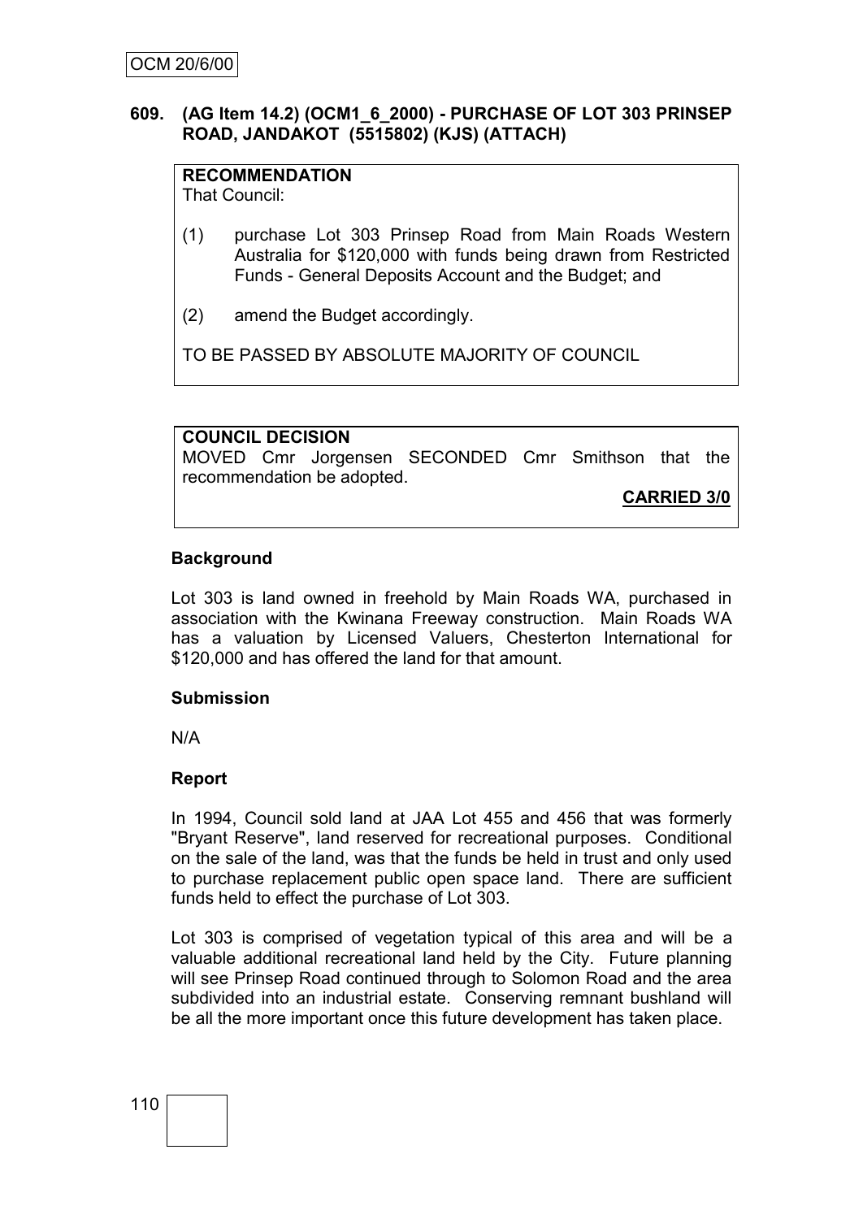**609. (AG Item 14.2) (OCM1_6_2000) - PURCHASE OF LOT 303 PRINSEP ROAD, JANDAKOT (5515802) (KJS) (ATTACH)**

**RECOMMENDATION**
That Council:

(1) purchase Lot 303 Prinsep Road from Main Roads Western Australia for $120,000 with funds being drawn from Restricted Funds - General Deposits Account and the Budget; and

(2) amend the Budget accordingly.

TO BE PASSED BY ABSOLUTE MAJORITY OF COUNCIL

**COUNCIL DECISION**
MOVED Cmr Jorgensen SECONDED Cmr Smithson that the recommendation be adopted.

**CARRIED 3/0**

**Background**

Lot 303 is land owned in freehold by Main Roads WA, purchased in association with the Kwinana Freeway construction. Main Roads WA has a valuation by Licensed Valuers, Chesterton International for $120,000 and has offered the land for that amount.

**Submission**

N/A

**Report**

In 1994, Council sold land at JAA Lot 455 and 456 that was formerly "Bryant Reserve", land reserved for recreational purposes. Conditional on the sale of the land, was that the funds be held in trust and only used to purchase replacement public open space land. There are sufficient funds held to effect the purchase of Lot 303.

Lot 303 is comprised of vegetation typical of this area and will be a valuable additional recreational land held by the City. Future planning will see Prinsep Road continued through to Solomon Road and the area subdivided into an industrial estate. Conserving remnant bushland will be all the more important once this future development has taken place.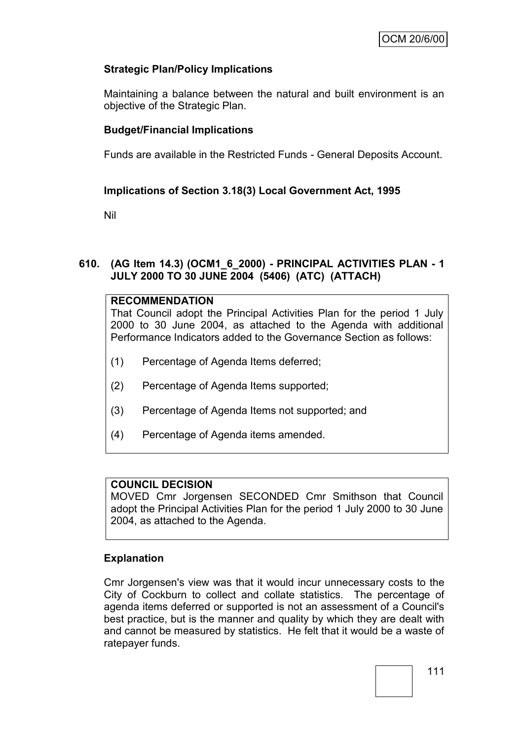### Strategic Plan/Policy Implications

Maintaining a balance between the natural and built environment is an objective of the Strategic Plan.

### Budget/Financial Implications

Funds are available in the Restricted Funds - General Deposits Account.

### Implications of Section 3.18(3) Local Government Act, 1995

Nil

## 610. (AG Item 14.3) (OCM1_6_2000) - PRINCIPAL ACTIVITIES PLAN - 1 JULY 2000 TO 30 JUNE 2004 (5406) (ATC) (ATTACH)

**RECOMMENDATION**

That Council adopt the Principal Activities Plan for the period 1 July 2000 to 30 June 2004, as attached to the Agenda with additional Performance Indicators added to the Governance Section as follows:

(1) Percentage of Agenda Items deferred;

(2) Percentage of Agenda Items supported;

(3) Percentage of Agenda Items not supported; and

(4) Percentage of Agenda items amended.

**COUNCIL DECISION**

MOVED Cmr Jorgensen SECONDED Cmr Smithson that Council adopt the Principal Activities Plan for the period 1 July 2000 to 30 June 2004, as attached to the Agenda.

### Explanation

Cmr Jorgensen's view was that it would incur unnecessary costs to the City of Cockburn to collect and collate statistics. The percentage of agenda items deferred or supported is not an assessment of a Council's best practice, but is the manner and quality by which they are dealt with and cannot be measured by statistics. He felt that it would be a waste of ratepayer funds.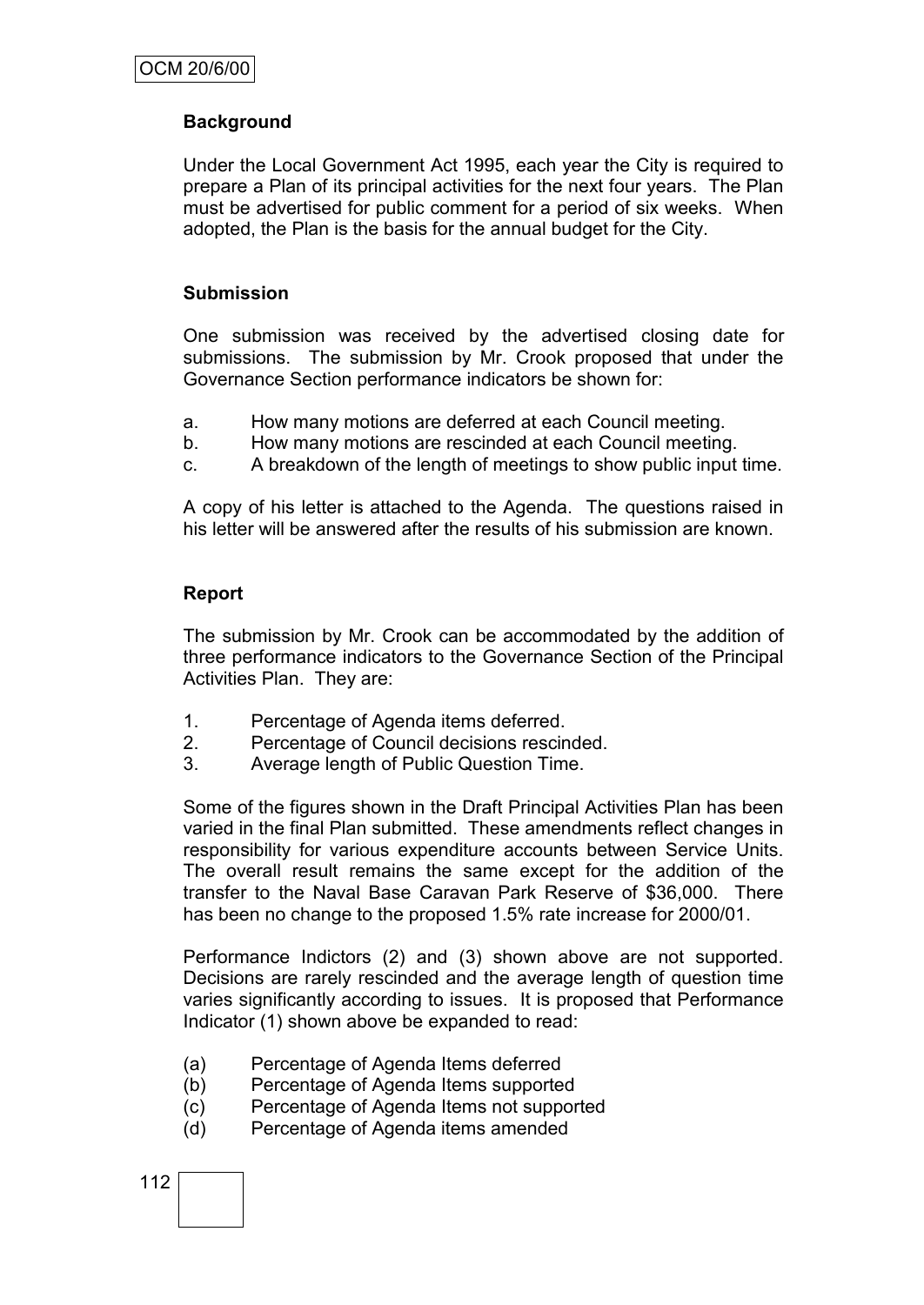### Background

Under the Local Government Act 1995, each year the City is required to prepare a Plan of its principal activities for the next four years. The Plan must be advertised for public comment for a period of six weeks. When adopted, the Plan is the basis for the annual budget for the City.

### Submission

One submission was received by the advertised closing date for submissions. The submission by Mr. Crook proposed that under the Governance Section performance indicators be shown for:

a. How many motions are deferred at each Council meeting.
b. How many motions are rescinded at each Council meeting.
c. A breakdown of the length of meetings to show public input time.

A copy of his letter is attached to the Agenda. The questions raised in his letter will be answered after the results of his submission are known.

### Report

The submission by Mr. Crook can be accommodated by the addition of three performance indicators to the Governance Section of the Principal Activities Plan. They are:

1. Percentage of Agenda items deferred.
2. Percentage of Council decisions rescinded.
3. Average length of Public Question Time.

Some of the figures shown in the Draft Principal Activities Plan has been varied in the final Plan submitted. These amendments reflect changes in responsibility for various expenditure accounts between Service Units. The overall result remains the same except for the addition of the transfer to the Naval Base Caravan Park Reserve of $36,000. There has been no change to the proposed 1.5% rate increase for 2000/01.

Performance Indictors (2) and (3) shown above are not supported. Decisions are rarely rescinded and the average length of question time varies significantly according to issues. It is proposed that Performance Indicator (1) shown above be expanded to read:

(a) Percentage of Agenda Items deferred
(b) Percentage of Agenda Items supported
(c) Percentage of Agenda Items not supported
(d) Percentage of Agenda items amended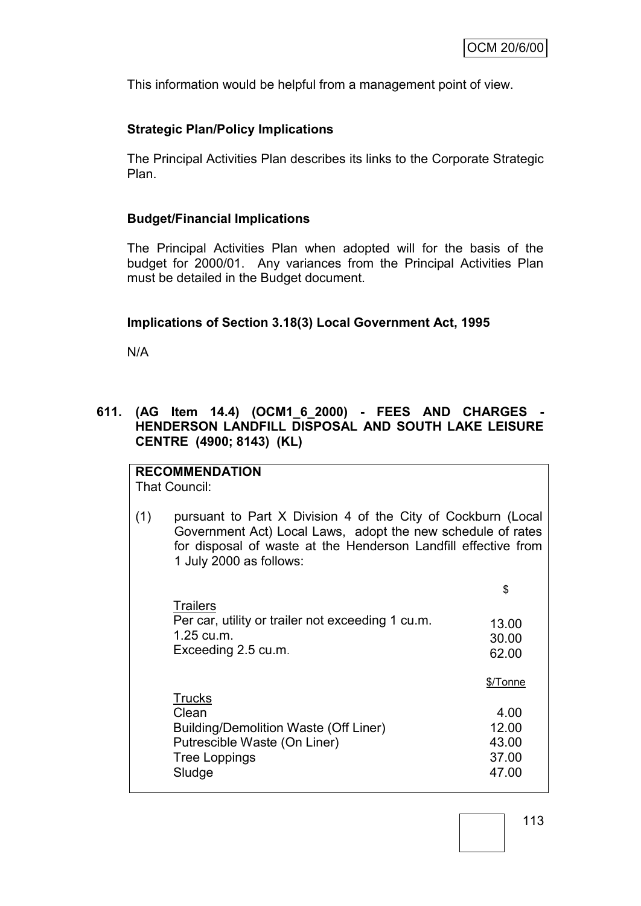This information would be helpful from a management point of view.

**Strategic Plan/Policy Implications**

The Principal Activities Plan describes its links to the Corporate Strategic Plan.

**Budget/Financial Implications**

The Principal Activities Plan when adopted will for the basis of the budget for 2000/01. Any variances from the Principal Activities Plan must be detailed in the Budget document.

**Implications of Section 3.18(3) Local Government Act, 1995**

N/A

**611. (AG Item 14.4) (OCM1_6_2000) - FEES AND CHARGES - HENDERSON LANDFILL DISPOSAL AND SOUTH LAKE LEISURE CENTRE (4900; 8143) (KL)**

**RECOMMENDATION**

That Council:

(1) pursuant to Part X Division 4 of the City of Cockburn (Local Government Act) Local Laws, adopt the new schedule of rates for disposal of waste at the Henderson Landfill effective from 1 July 2000 as follows:

| | $ |
|---|---|
| Trailers | |
| Per car, utility or trailer not exceeding 1 cu.m. | 13.00 |
| 1.25 cu.m. | 30.00 |
| Exceeding 2.5 cu.m. | 62.00 |

| | $/Tonne |
|---|---|
| Trucks | |
| Clean | 4.00 |
| Building/Demolition Waste (Off Liner) | 12.00 |
| Putrescible Waste (On Liner) | 43.00 |
| Tree Loppings | 37.00 |
| Sludge | 47.00 |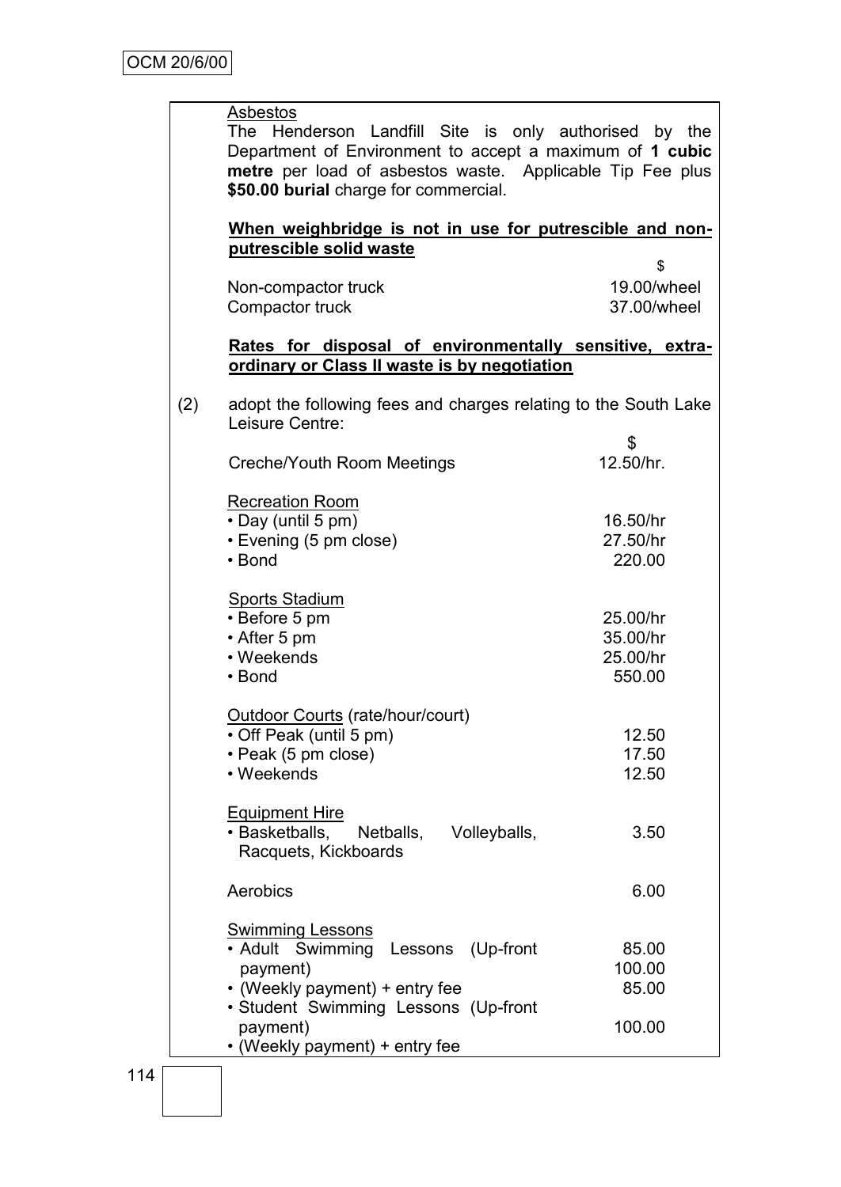Asbestos

The Henderson Landfill Site is only authorised by the Department of Environment to accept a maximum of **1 cubic metre** per load of asbestos waste. Applicable Tip Fee plus **$50.00 burial** charge for commercial.

**When weighbridge is not in use for putrescible and non-putrescible solid waste**

| | $ |
|---|---|
| Non-compactor truck | 19.00/wheel |
| Compactor truck | 37.00/wheel |

**Rates for disposal of environmentally sensitive, extra-ordinary or Class II waste is by negotiation**

(2) adopt the following fees and charges relating to the South Lake Leisure Centre:

| | $ |
|---|---|
| Creche/Youth Room Meetings | 12.50/hr. |
| Recreation Room | |
| • Day (until 5 pm) | 16.50/hr |
| • Evening (5 pm close) | 27.50/hr |
| • Bond | 220.00 |
| Sports Stadium | |
| • Before 5 pm | 25.00/hr |
| • After 5 pm | 35.00/hr |
| • Weekends | 25.00/hr |
| • Bond | 550.00 |
| Outdoor Courts (rate/hour/court) | |
| • Off Peak (until 5 pm) | 12.50 |
| • Peak (5 pm close) | 17.50 |
| • Weekends | 12.50 |
| Equipment Hire | |
| • Basketballs, Netballs, Volleyballs, Racquets, Kickboards | 3.50 |
| Aerobics | 6.00 |
| Swimming Lessons | |
| • Adult Swimming Lessons (Up-front payment) | 85.00 |
| • (Weekly payment) + entry fee | 100.00 |
| • Student Swimming Lessons (Up-front payment) | 85.00 |
| • (Weekly payment) + entry fee | 100.00 |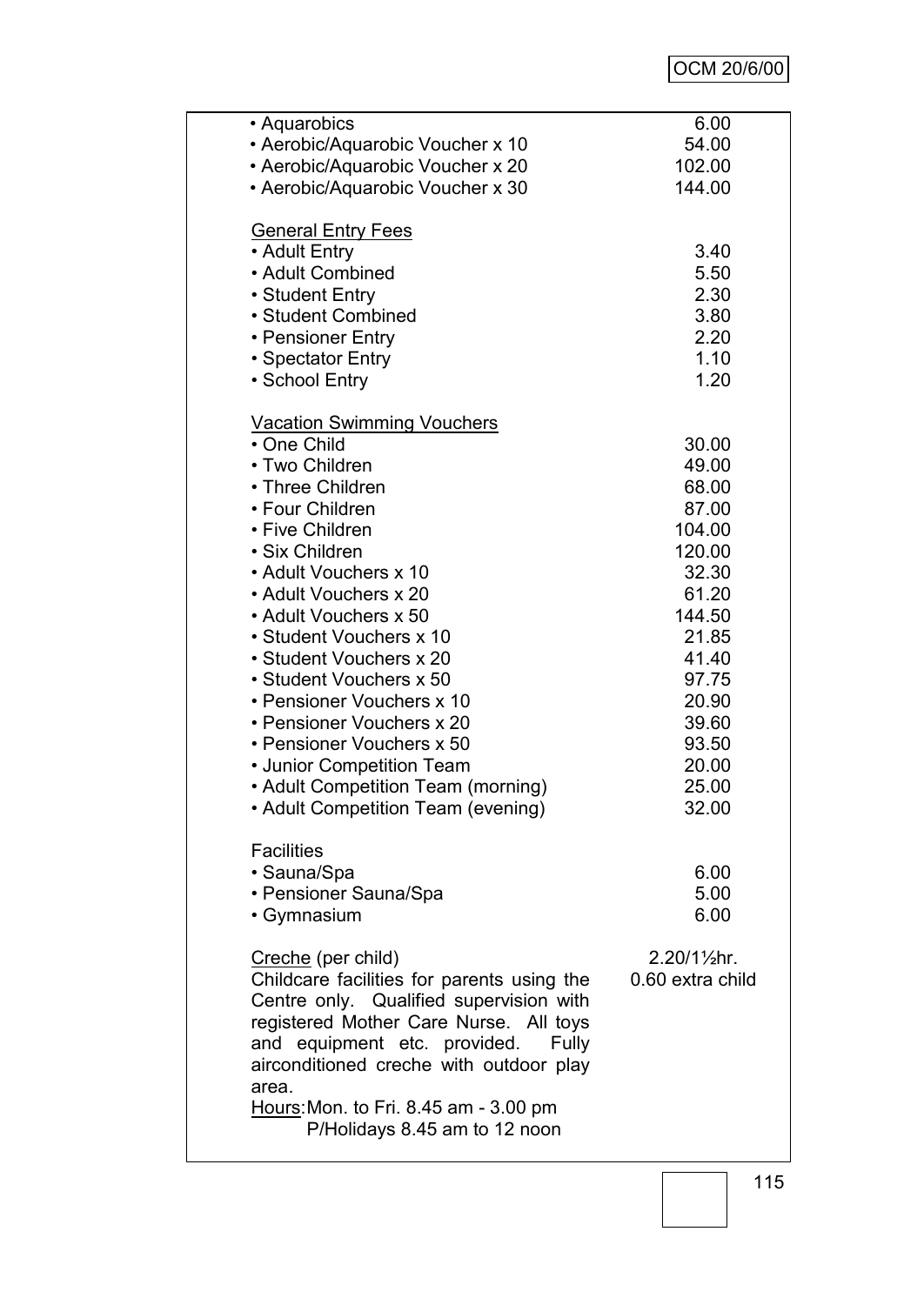| | |
|---|---|
| • Aquarobics | 6.00 |
| • Aerobic/Aquarobic Voucher x 10 | 54.00 |
| • Aerobic/Aquarobic Voucher x 20 | 102.00 |
| • Aerobic/Aquarobic Voucher x 30 | 144.00 |
| | |
| <u>General Entry Fees</u> | |
| • Adult Entry | 3.40 |
| • Adult Combined | 5.50 |
| • Student Entry | 2.30 |
| • Student Combined | 3.80 |
| • Pensioner Entry | 2.20 |
| • Spectator Entry | 1.10 |
| • School Entry | 1.20 |
| | |
| <u>Vacation Swimming Vouchers</u> | |
| • One Child | 30.00 |
| • Two Children | 49.00 |
| • Three Children | 68.00 |
| • Four Children | 87.00 |
| • Five Children | 104.00 |
| • Six Children | 120.00 |
| • Adult Vouchers x 10 | 32.30 |
| • Adult Vouchers x 20 | 61.20 |
| • Adult Vouchers x 50 | 144.50 |
| • Student Vouchers x 10 | 21.85 |
| • Student Vouchers x 20 | 41.40 |
| • Student Vouchers x 50 | 97.75 |
| • Pensioner Vouchers x 10 | 20.90 |
| • Pensioner Vouchers x 20 | 39.60 |
| • Pensioner Vouchers x 50 | 93.50 |
| • Junior Competition Team | 20.00 |
| • Adult Competition Team (morning) | 25.00 |
| • Adult Competition Team (evening) | 32.00 |
| | |
| Facilities | |
| • Sauna/Spa | 6.00 |
| • Pensioner Sauna/Spa | 5.00 |
| • Gymnasium | 6.00 |
| | |
| <u>Creche</u> (per child) | 2.20/1½hr. |
| Childcare facilities for parents using the Centre only. Qualified supervision with registered Mother Care Nurse. All toys and equipment etc. provided. Fully airconditioned creche with outdoor play area. | 0.60 extra child |
| <u>Hours</u>: Mon. to Fri. 8.45 am - 3.00 pm<br>P/Holidays 8.45 am to 12 noon | |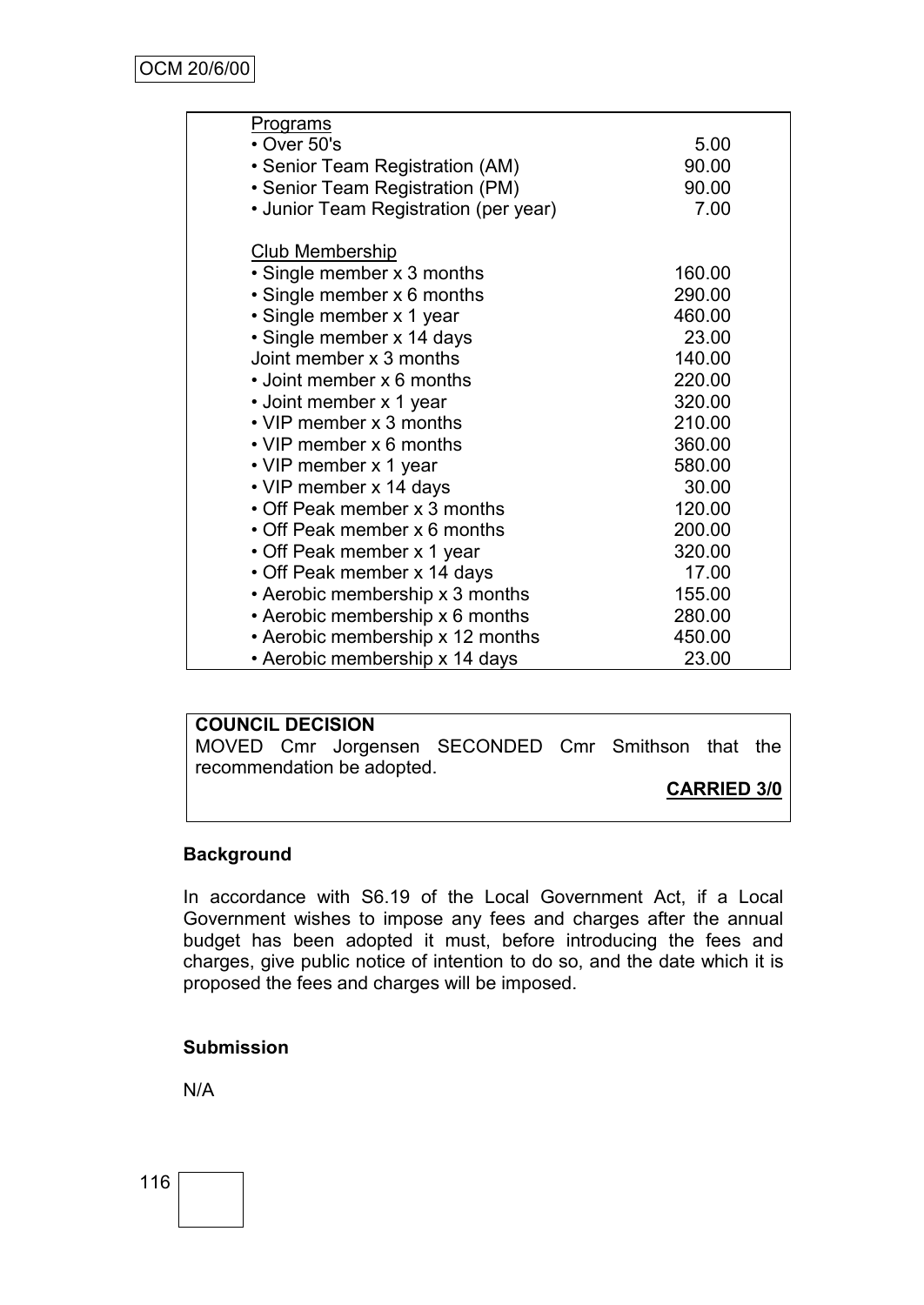| | |
|---|---|
| Programs | |
| • Over 50's | 5.00 |
| • Senior Team Registration (AM) | 90.00 |
| • Senior Team Registration (PM) | 90.00 |
| • Junior Team Registration (per year) | 7.00 |
| | |
| Club Membership | |
| • Single member x 3 months | 160.00 |
| • Single member x 6 months | 290.00 |
| • Single member x 1 year | 460.00 |
| • Single member x 14 days | 23.00 |
| Joint member x 3 months | 140.00 |
| • Joint member x 6 months | 220.00 |
| • Joint member x 1 year | 320.00 |
| • VIP member x 3 months | 210.00 |
| • VIP member x 6 months | 360.00 |
| • VIP member x 1 year | 580.00 |
| • VIP member x 14 days | 30.00 |
| • Off Peak member x 3 months | 120.00 |
| • Off Peak member x 6 months | 200.00 |
| • Off Peak member x 1 year | 320.00 |
| • Off Peak member x 14 days | 17.00 |
| • Aerobic membership x 3 months | 155.00 |
| • Aerobic membership x 6 months | 280.00 |
| • Aerobic membership x 12 months | 450.00 |
| • Aerobic membership x 14 days | 23.00 |

**COUNCIL DECISION**

MOVED Cmr Jorgensen SECONDED Cmr Smithson that the recommendation be adopted.

**CARRIED 3/0**

### Background

In accordance with S6.19 of the Local Government Act, if a Local Government wishes to impose any fees and charges after the annual budget has been adopted it must, before introducing the fees and charges, give public notice of intention to do so, and the date which it is proposed the fees and charges will be imposed.

### Submission

N/A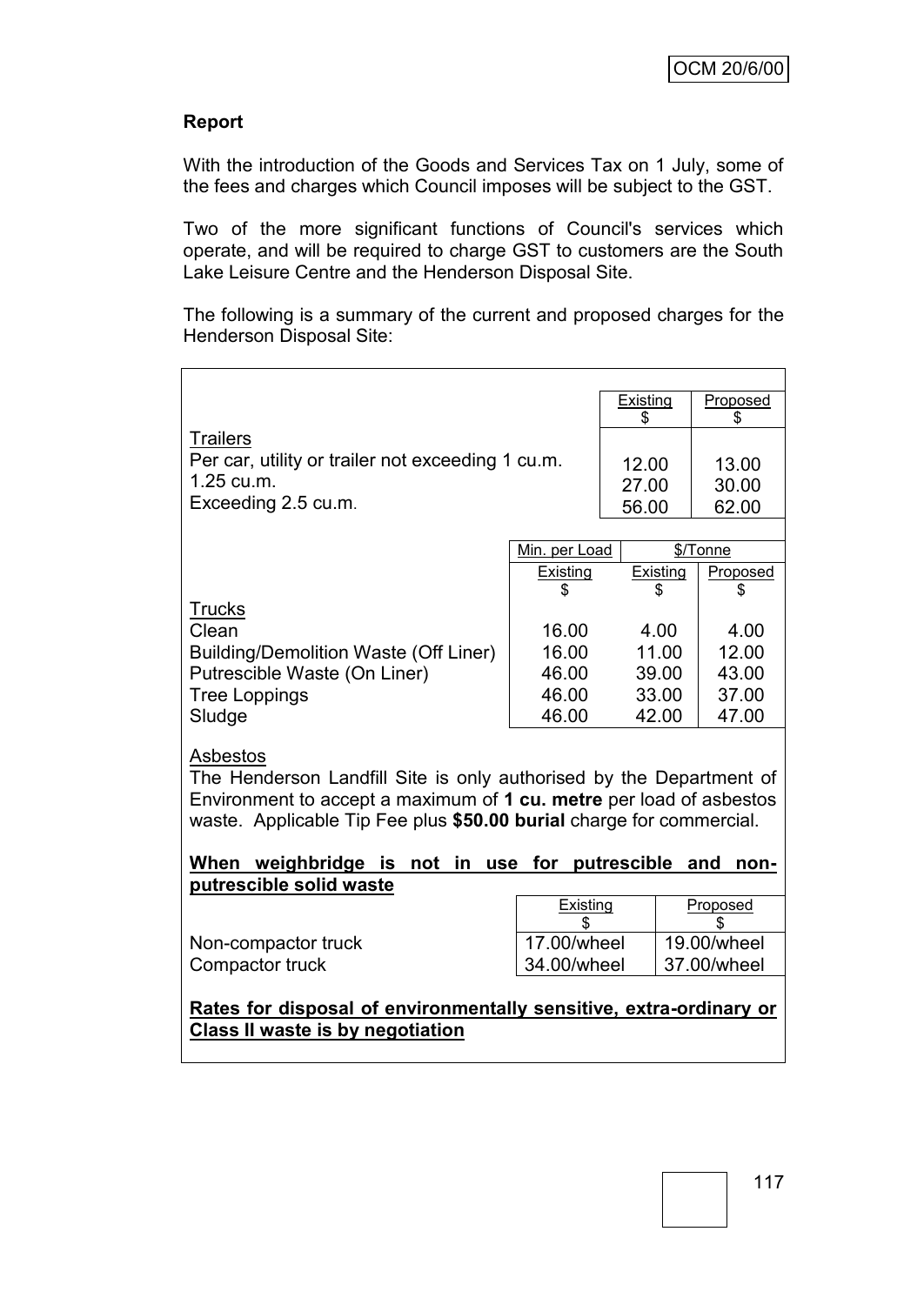**Report**

With the introduction of the Goods and Services Tax on 1 July, some of the fees and charges which Council imposes will be subject to the GST.

Two of the more significant functions of Council's services which operate, and will be required to charge GST to customers are the South Lake Leisure Centre and the Henderson Disposal Site.

The following is a summary of the current and proposed charges for the Henderson Disposal Site:

| | Existing $ | Proposed $ |
|---|---|---|
| **Trailers** | | |
| Per car, utility or trailer not exceeding 1 cu.m. | 12.00 | 13.00 |
| 1.25 cu.m. | 27.00 | 30.00 |
| Exceeding 2.5 cu.m. | 56.00 | 62.00 |

| | Min. per Load | $/Tonne | |
|---|---|---|---|
| | Existing $ | Existing $ | Proposed $ |
| **Trucks** | | | |
| Clean | 16.00 | 4.00 | 4.00 |
| Building/Demolition Waste (Off Liner) | 16.00 | 11.00 | 12.00 |
| Putrescible Waste (On Liner) | 46.00 | 39.00 | 43.00 |
| Tree Loppings | 46.00 | 33.00 | 37.00 |
| Sludge | 46.00 | 42.00 | 47.00 |

Asbestos

The Henderson Landfill Site is only authorised by the Department of Environment to accept a maximum of **1 cu. metre** per load of asbestos waste. Applicable Tip Fee plus **$50.00 burial** charge for commercial.

**When weighbridge is not in use for putrescible and non-putrescible solid waste**

| | Existing $ | Proposed $ |
|---|---|---|
| Non-compactor truck | 17.00/wheel | 19.00/wheel |
| Compactor truck | 34.00/wheel | 37.00/wheel |

**Rates for disposal of environmentally sensitive, extra-ordinary or Class II waste is by negotiation**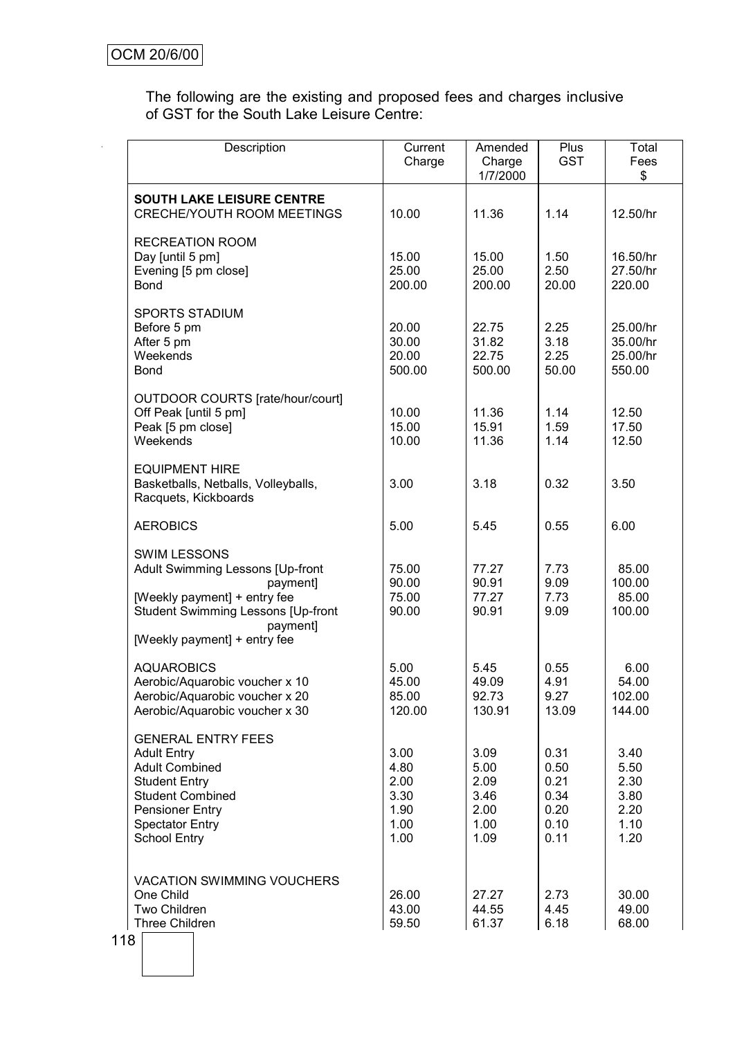The following are the existing and proposed fees and charges inclusive of GST for the South Lake Leisure Centre:

| Description | Current Charge | Amended Charge 1/7/2000 | Plus GST | Total Fees $ |
|---|---|---|---|---|
| **SOUTH LAKE LEISURE CENTRE** | | | | |
| CRECHE/YOUTH ROOM MEETINGS | 10.00 | 11.36 | 1.14 | 12.50/hr |
| RECREATION ROOM | | | | |
| Day [until 5 pm] | 15.00 | 15.00 | 1.50 | 16.50/hr |
| Evening [5 pm close] | 25.00 | 25.00 | 2.50 | 27.50/hr |
| Bond | 200.00 | 200.00 | 20.00 | 220.00 |
| SPORTS STADIUM | | | | |
| Before 5 pm | 20.00 | 22.75 | 2.25 | 25.00/hr |
| After 5 pm | 30.00 | 31.82 | 3.18 | 35.00/hr |
| Weekends | 20.00 | 22.75 | 2.25 | 25.00/hr |
| Bond | 500.00 | 500.00 | 50.00 | 550.00 |
| OUTDOOR COURTS [rate/hour/court] | | | | |
| Off Peak [until 5 pm] | 10.00 | 11.36 | 1.14 | 12.50 |
| Peak [5 pm close] | 15.00 | 15.91 | 1.59 | 17.50 |
| Weekends | 10.00 | 11.36 | 1.14 | 12.50 |
| EQUIPMENT HIRE | | | | |
| Basketballs, Netballs, Volleyballs, Racquets, Kickboards | 3.00 | 3.18 | 0.32 | 3.50 |
| AEROBICS | 5.00 | 5.45 | 0.55 | 6.00 |
| SWIM LESSONS | | | | |
| Adult Swimming Lessons [Up-front payment] | 75.00 | 77.27 | 7.73 | 85.00 |
| [Weekly payment] + entry fee | 90.00 | 90.91 | 9.09 | 100.00 |
| Student Swimming Lessons [Up-front payment] | 75.00 | 77.27 | 7.73 | 85.00 |
| [Weekly payment] + entry fee | 90.00 | 90.91 | 9.09 | 100.00 |
| AQUAROBICS | 5.00 | 5.45 | 0.55 | 6.00 |
| Aerobic/Aquarobic voucher x 10 | 45.00 | 49.09 | 4.91 | 54.00 |
| Aerobic/Aquarobic voucher x 20 | 85.00 | 92.73 | 9.27 | 102.00 |
| Aerobic/Aquarobic voucher x 30 | 120.00 | 130.91 | 13.09 | 144.00 |
| GENERAL ENTRY FEES | | | | |
| Adult Entry | 3.00 | 3.09 | 0.31 | 3.40 |
| Adult Combined | 4.80 | 5.00 | 0.50 | 5.50 |
| Student Entry | 2.00 | 2.09 | 0.21 | 2.30 |
| Student Combined | 3.30 | 3.46 | 0.34 | 3.80 |
| Pensioner Entry | 1.90 | 2.00 | 0.20 | 2.20 |
| Spectator Entry | 1.00 | 1.00 | 0.10 | 1.10 |
| School Entry | 1.00 | 1.09 | 0.11 | 1.20 |
| VACATION SWIMMING VOUCHERS | | | | |
| One Child | 26.00 | 27.27 | 2.73 | 30.00 |
| Two Children | 43.00 | 44.55 | 4.45 | 49.00 |
| Three Children | 59.50 | 61.37 | 6.18 | 68.00 |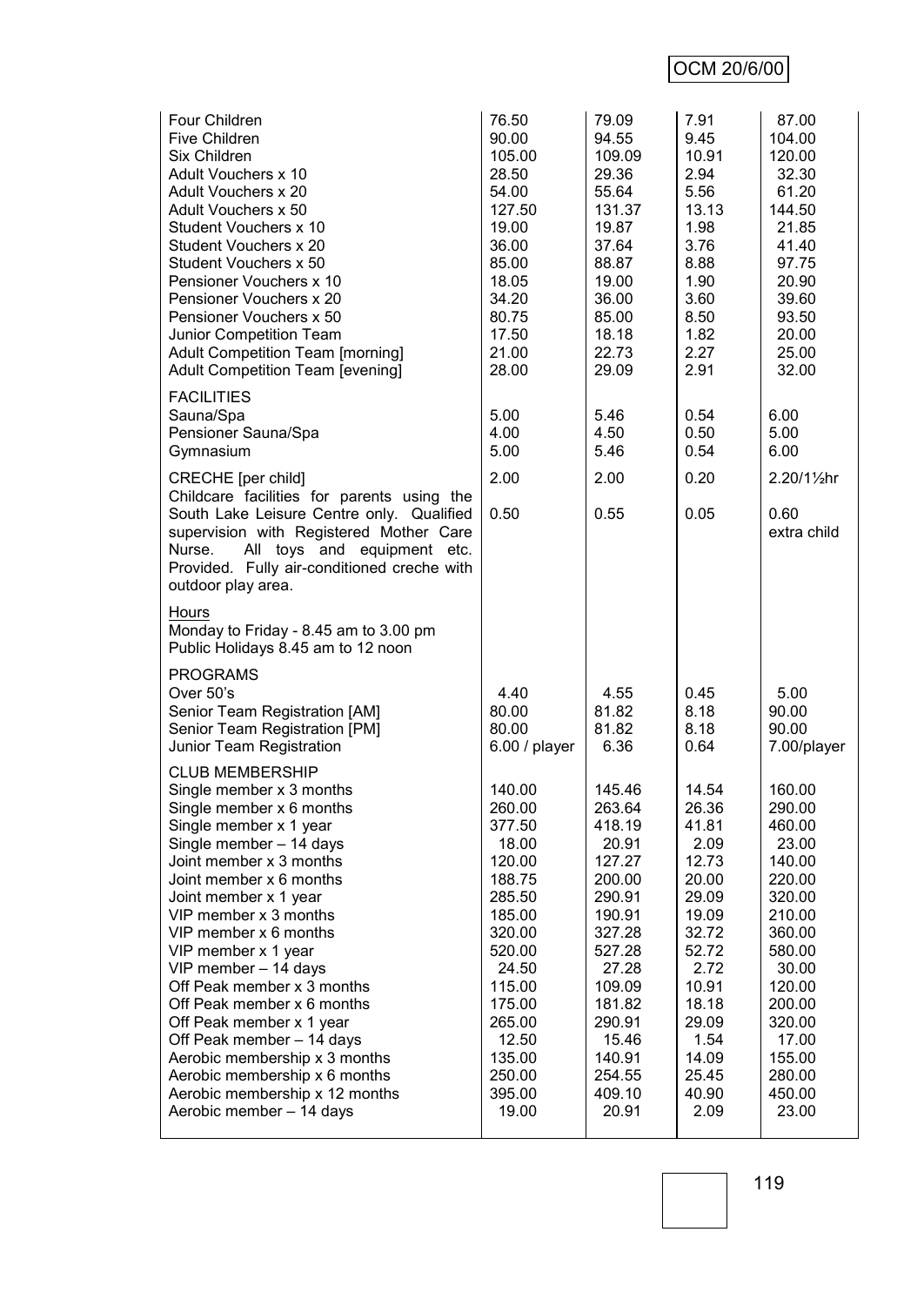| | | | | |
|---|---|---|---|---|
| Four Children | 76.50 | 79.09 | 7.91 | 87.00 |
| Five Children | 90.00 | 94.55 | 9.45 | 104.00 |
| Six Children | 105.00 | 109.09 | 10.91 | 120.00 |
| Adult Vouchers x 10 | 28.50 | 29.36 | 2.94 | 32.30 |
| Adult Vouchers x 20 | 54.00 | 55.64 | 5.56 | 61.20 |
| Adult Vouchers x 50 | 127.50 | 131.37 | 13.13 | 144.50 |
| Student Vouchers x 10 | 19.00 | 19.87 | 1.98 | 21.85 |
| Student Vouchers x 20 | 36.00 | 37.64 | 3.76 | 41.40 |
| Student Vouchers x 50 | 85.00 | 88.87 | 8.88 | 97.75 |
| Pensioner Vouchers x 10 | 18.05 | 19.00 | 1.90 | 20.90 |
| Pensioner Vouchers x 20 | 34.20 | 36.00 | 3.60 | 39.60 |
| Pensioner Vouchers x 50 | 80.75 | 85.00 | 8.50 | 93.50 |
| Junior Competition Team | 17.50 | 18.18 | 1.82 | 20.00 |
| Adult Competition Team [morning] | 21.00 | 22.73 | 2.27 | 25.00 |
| Adult Competition Team [evening] | 28.00 | 29.09 | 2.91 | 32.00 |
| **FACILITIES** | | | | |
| Sauna/Spa | 5.00 | 5.46 | 0.54 | 6.00 |
| Pensioner Sauna/Spa | 4.00 | 4.50 | 0.50 | 5.00 |
| Gymnasium | 5.00 | 5.46 | 0.54 | 6.00 |
| CRECHE [per child] | 2.00 | 2.00 | 0.20 | 2.20/1½hr |
| Childcare facilities for parents using the South Lake Leisure Centre only. Qualified supervision with Registered Mother Care Nurse. All toys and equipment etc. Provided. Fully air-conditioned creche with outdoor play area. | 0.50 | 0.55 | 0.05 | 0.60 extra child |
| Hours<br>Monday to Friday - 8.45 am to 3.00 pm<br>Public Holidays 8.45 am to 12 noon | | | | |
| **PROGRAMS** | | | | |
| Over 50's | 4.40 | 4.55 | 0.45 | 5.00 |
| Senior Team Registration [AM] | 80.00 | 81.82 | 8.18 | 90.00 |
| Senior Team Registration [PM] | 80.00 | 81.82 | 8.18 | 90.00 |
| Junior Team Registration | 6.00 / player | 6.36 | 0.64 | 7.00/player |
| **CLUB MEMBERSHIP** | | | | |
| Single member x 3 months | 140.00 | 145.46 | 14.54 | 160.00 |
| Single member x 6 months | 260.00 | 263.64 | 26.36 | 290.00 |
| Single member x 1 year | 377.50 | 418.19 | 41.81 | 460.00 |
| Single member – 14 days | 18.00 | 20.91 | 2.09 | 23.00 |
| Joint member x 3 months | 120.00 | 127.27 | 12.73 | 140.00 |
| Joint member x 6 months | 188.75 | 200.00 | 20.00 | 220.00 |
| Joint member x 1 year | 285.50 | 290.91 | 29.09 | 320.00 |
| VIP member x 3 months | 185.00 | 190.91 | 19.09 | 210.00 |
| VIP member x 6 months | 320.00 | 327.28 | 32.72 | 360.00 |
| VIP member x 1 year | 520.00 | 527.28 | 52.72 | 580.00 |
| VIP member – 14 days | 24.50 | 27.28 | 2.72 | 30.00 |
| Off Peak member x 3 months | 115.00 | 109.09 | 10.91 | 120.00 |
| Off Peak member x 6 months | 175.00 | 181.82 | 18.18 | 200.00 |
| Off Peak member x 1 year | 265.00 | 290.91 | 29.09 | 320.00 |
| Off Peak member – 14 days | 12.50 | 15.46 | 1.54 | 17.00 |
| Aerobic membership x 3 months | 135.00 | 140.91 | 14.09 | 155.00 |
| Aerobic membership x 6 months | 250.00 | 254.55 | 25.45 | 280.00 |
| Aerobic membership x 12 months | 395.00 | 409.10 | 40.90 | 450.00 |
| Aerobic member – 14 days | 19.00 | 20.91 | 2.09 | 23.00 |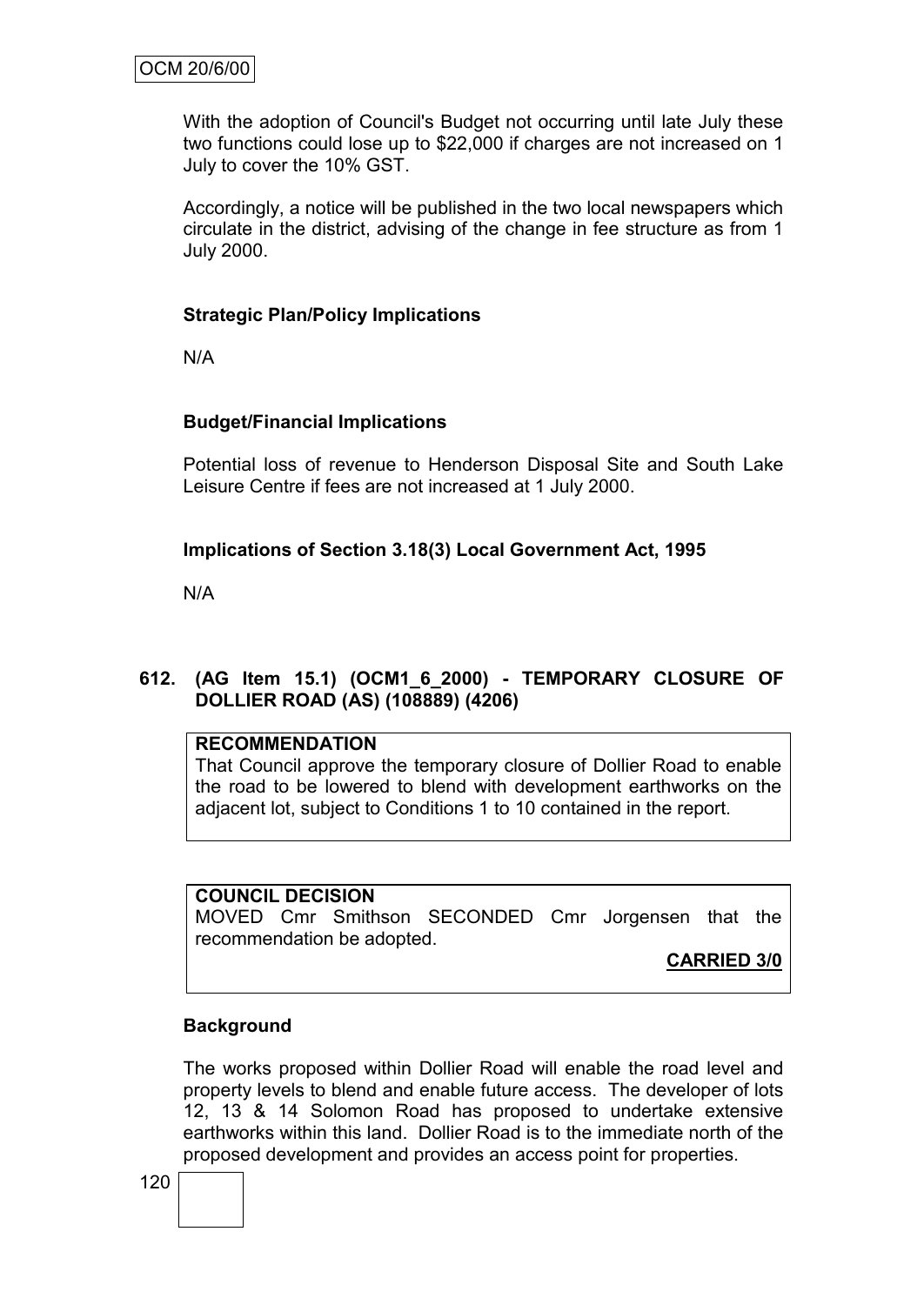With the adoption of Council's Budget not occurring until late July these two functions could lose up to $22,000 if charges are not increased on 1 July to cover the 10% GST.

Accordingly, a notice will be published in the two local newspapers which circulate in the district, advising of the change in fee structure as from 1 July 2000.

**Strategic Plan/Policy Implications**

N/A

**Budget/Financial Implications**

Potential loss of revenue to Henderson Disposal Site and South Lake Leisure Centre if fees are not increased at 1 July 2000.

**Implications of Section 3.18(3) Local Government Act, 1995**

N/A

## 612. (AG Item 15.1) (OCM1_6_2000) - TEMPORARY CLOSURE OF DOLLIER ROAD (AS) (108889) (4206)

**RECOMMENDATION**
That Council approve the temporary closure of Dollier Road to enable the road to be lowered to blend with development earthworks on the adjacent lot, subject to Conditions 1 to 10 contained in the report.

**COUNCIL DECISION**
MOVED Cmr Smithson SECONDED Cmr Jorgensen that the recommendation be adopted.

**CARRIED 3/0**

**Background**

The works proposed within Dollier Road will enable the road level and property levels to blend and enable future access. The developer of lots 12, 13 & 14 Solomon Road has proposed to undertake extensive earthworks within this land. Dollier Road is to the immediate north of the proposed development and provides an access point for properties.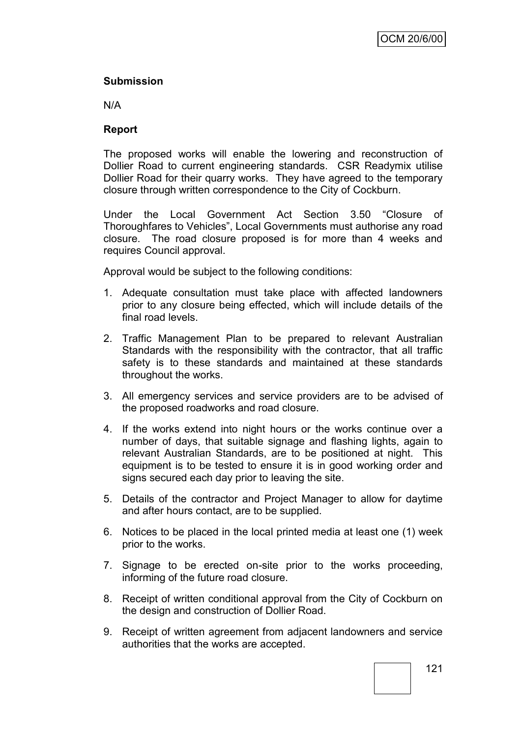**Submission**

N/A

**Report**

The proposed works will enable the lowering and reconstruction of Dollier Road to current engineering standards. CSR Readymix utilise Dollier Road for their quarry works. They have agreed to the temporary closure through written correspondence to the City of Cockburn.

Under the Local Government Act Section 3.50 "Closure of Thoroughfares to Vehicles", Local Governments must authorise any road closure. The road closure proposed is for more than 4 weeks and requires Council approval.

Approval would be subject to the following conditions:

1. Adequate consultation must take place with affected landowners prior to any closure being effected, which will include details of the final road levels.
2. Traffic Management Plan to be prepared to relevant Australian Standards with the responsibility with the contractor, that all traffic safety is to these standards and maintained at these standards throughout the works.
3. All emergency services and service providers are to be advised of the proposed roadworks and road closure.
4. If the works extend into night hours or the works continue over a number of days, that suitable signage and flashing lights, again to relevant Australian Standards, are to be positioned at night. This equipment is to be tested to ensure it is in good working order and signs secured each day prior to leaving the site.
5. Details of the contractor and Project Manager to allow for daytime and after hours contact, are to be supplied.
6. Notices to be placed in the local printed media at least one (1) week prior to the works.
7. Signage to be erected on-site prior to the works proceeding, informing of the future road closure.
8. Receipt of written conditional approval from the City of Cockburn on the design and construction of Dollier Road.
9. Receipt of written agreement from adjacent landowners and service authorities that the works are accepted.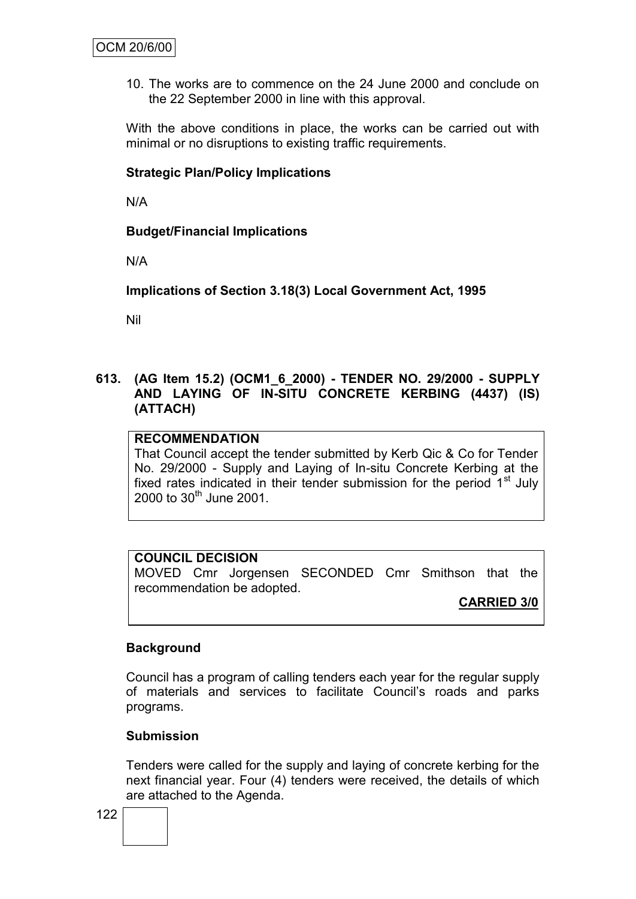10. The works are to commence on the 24 June 2000 and conclude on the 22 September 2000 in line with this approval.

With the above conditions in place, the works can be carried out with minimal or no disruptions to existing traffic requirements.

**Strategic Plan/Policy Implications**

N/A

**Budget/Financial Implications**

N/A

**Implications of Section 3.18(3) Local Government Act, 1995**

Nil

## 613. (AG Item 15.2) (OCM1_6_2000) - TENDER NO. 29/2000 - SUPPLY AND LAYING OF IN-SITU CONCRETE KERBING (4437) (IS) (ATTACH)

**RECOMMENDATION**

That Council accept the tender submitted by Kerb Qic & Co for Tender No. 29/2000 - Supply and Laying of In-situ Concrete Kerbing at the fixed rates indicated in their tender submission for the period 1st July 2000 to 30th June 2001.

**COUNCIL DECISION**

MOVED Cmr Jorgensen SECONDED Cmr Smithson that the recommendation be adopted.

**CARRIED 3/0**

**Background**

Council has a program of calling tenders each year for the regular supply of materials and services to facilitate Council's roads and parks programs.

**Submission**

Tenders were called for the supply and laying of concrete kerbing for the next financial year. Four (4) tenders were received, the details of which are attached to the Agenda.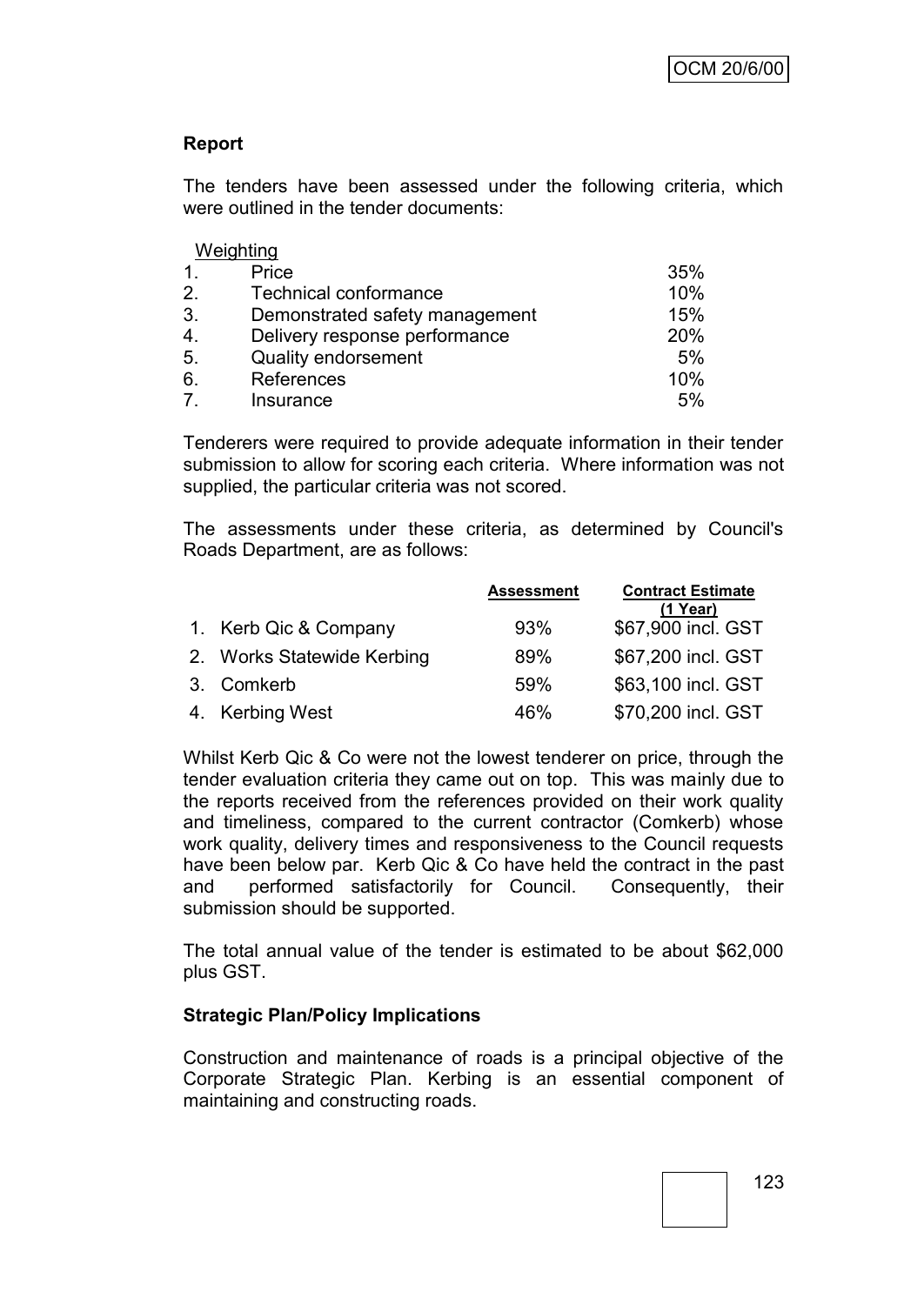**Report**

The tenders have been assessed under the following criteria, which were outlined in the tender documents:

| | Weighting | |
|---|---|---|
| 1. | Price | 35% |
| 2. | Technical conformance | 10% |
| 3. | Demonstrated safety management | 15% |
| 4. | Delivery response performance | 20% |
| 5. | Quality endorsement | 5% |
| 6. | References | 10% |
| 7. | Insurance | 5% |

Tenderers were required to provide adequate information in their tender submission to allow for scoring each criteria. Where information was not supplied, the particular criteria was not scored.

The assessments under these criteria, as determined by Council's Roads Department, are as follows:

| | Assessment | Contract Estimate (1 Year) |
|---|---|---|
| 1. Kerb Qic & Company | 93% | \$67,900 incl. GST |
| 2. Works Statewide Kerbing | 89% | \$67,200 incl. GST |
| 3. Comkerb | 59% | \$63,100 incl. GST |
| 4. Kerbing West | 46% | \$70,200 incl. GST |

Whilst Kerb Qic & Co were not the lowest tenderer on price, through the tender evaluation criteria they came out on top. This was mainly due to the reports received from the references provided on their work quality and timeliness, compared to the current contractor (Comkerb) whose work quality, delivery times and responsiveness to the Council requests have been below par. Kerb Qic & Co have held the contract in the past and performed satisfactorily for Council. Consequently, their submission should be supported.

The total annual value of the tender is estimated to be about \$62,000 plus GST.

**Strategic Plan/Policy Implications**

Construction and maintenance of roads is a principal objective of the Corporate Strategic Plan. Kerbing is an essential component of maintaining and constructing roads.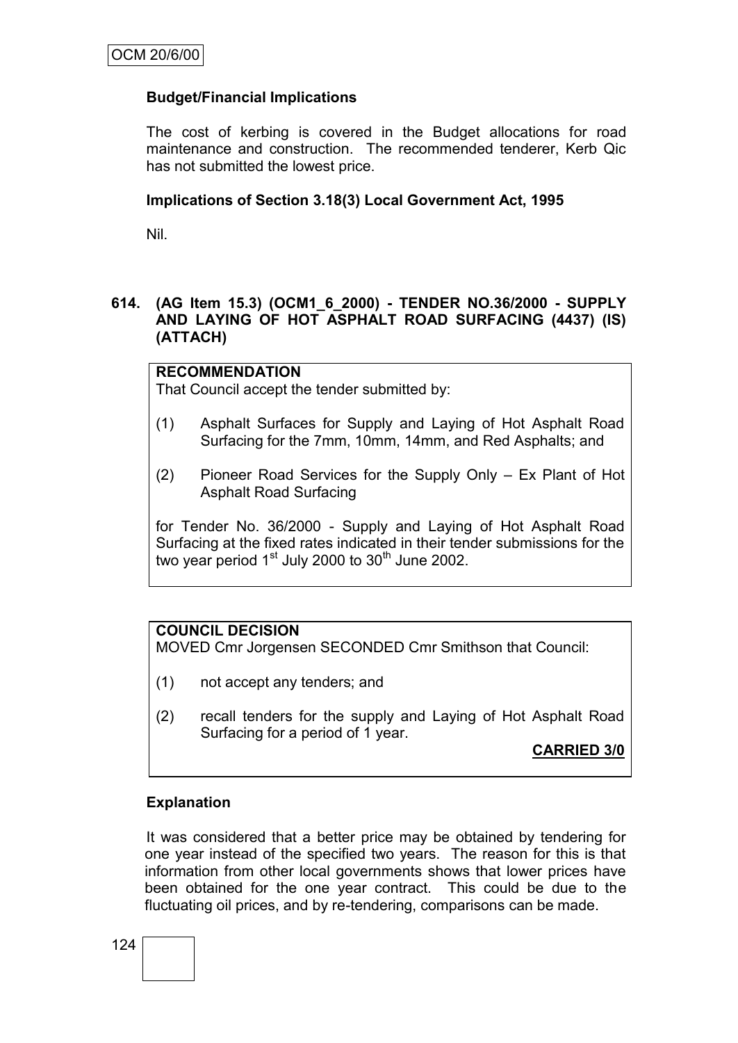**Budget/Financial Implications**

The cost of kerbing is covered in the Budget allocations for road maintenance and construction. The recommended tenderer, Kerb Qic has not submitted the lowest price.

**Implications of Section 3.18(3) Local Government Act, 1995**

Nil.

**614. (AG Item 15.3) (OCM1_6_2000) - TENDER NO.36/2000 - SUPPLY AND LAYING OF HOT ASPHALT ROAD SURFACING (4437) (IS) (ATTACH)**

**RECOMMENDATION**
That Council accept the tender submitted by:

(1) Asphalt Surfaces for Supply and Laying of Hot Asphalt Road Surfacing for the 7mm, 10mm, 14mm, and Red Asphalts; and

(2) Pioneer Road Services for the Supply Only – Ex Plant of Hot Asphalt Road Surfacing

for Tender No. 36/2000 - Supply and Laying of Hot Asphalt Road Surfacing at the fixed rates indicated in their tender submissions for the two year period 1st July 2000 to 30th June 2002.

**COUNCIL DECISION**
MOVED Cmr Jorgensen SECONDED Cmr Smithson that Council:

(1) not accept any tenders; and

(2) recall tenders for the supply and Laying of Hot Asphalt Road Surfacing for a period of 1 year.

**CARRIED 3/0**

**Explanation**

It was considered that a better price may be obtained by tendering for one year instead of the specified two years. The reason for this is that information from other local governments shows that lower prices have been obtained for the one year contract. This could be due to the fluctuating oil prices, and by re-tendering, comparisons can be made.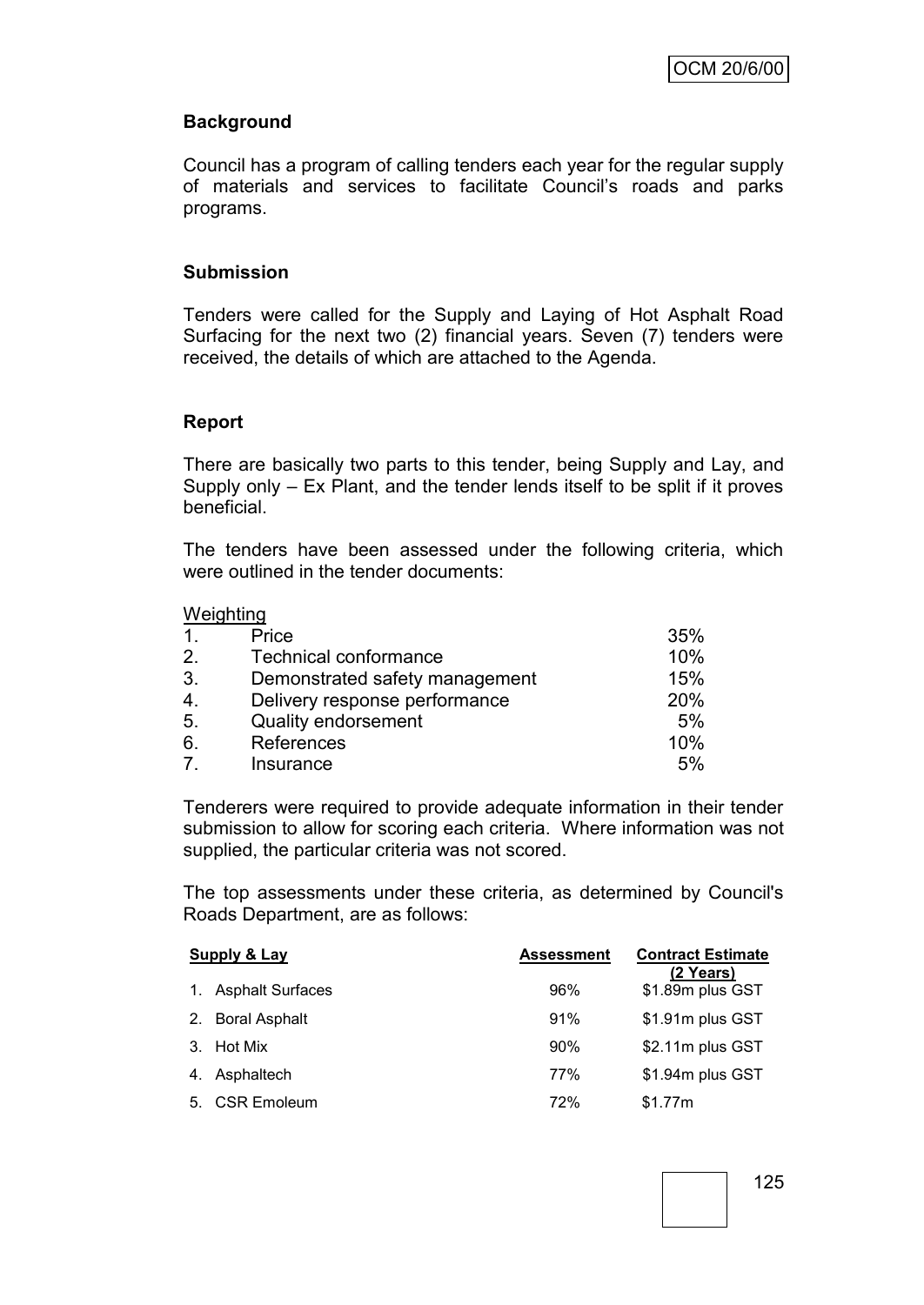## Background

Council has a program of calling tenders each year for the regular supply of materials and services to facilitate Council's roads and parks programs.

## Submission

Tenders were called for the Supply and Laying of Hot Asphalt Road Surfacing for the next two (2) financial years. Seven (7) tenders were received, the details of which are attached to the Agenda.

## Report

There are basically two parts to this tender, being Supply and Lay, and Supply only – Ex Plant, and the tender lends itself to be split if it proves beneficial.

The tenders have been assessed under the following criteria, which were outlined in the tender documents:

| | Weighting | |
|---|---|---|
| 1. | Price | 35% |
| 2. | Technical conformance | 10% |
| 3. | Demonstrated safety management | 15% |
| 4. | Delivery response performance | 20% |
| 5. | Quality endorsement | 5% |
| 6. | References | 10% |
| 7. | Insurance | 5% |

Tenderers were required to provide adequate information in their tender submission to allow for scoring each criteria. Where information was not supplied, the particular criteria was not scored.

The top assessments under these criteria, as determined by Council's Roads Department, are as follows:

| Supply & Lay | Assessment | Contract Estimate (2 Years) |
|---|---|---|
| 1. Asphalt Surfaces | 96% | $1.89m plus GST |
| 2. Boral Asphalt | 91% | $1.91m plus GST |
| 3. Hot Mix | 90% | $2.11m plus GST |
| 4. Asphaltech | 77% | $1.94m plus GST |
| 5. CSR Emoleum | 72% | $1.77m |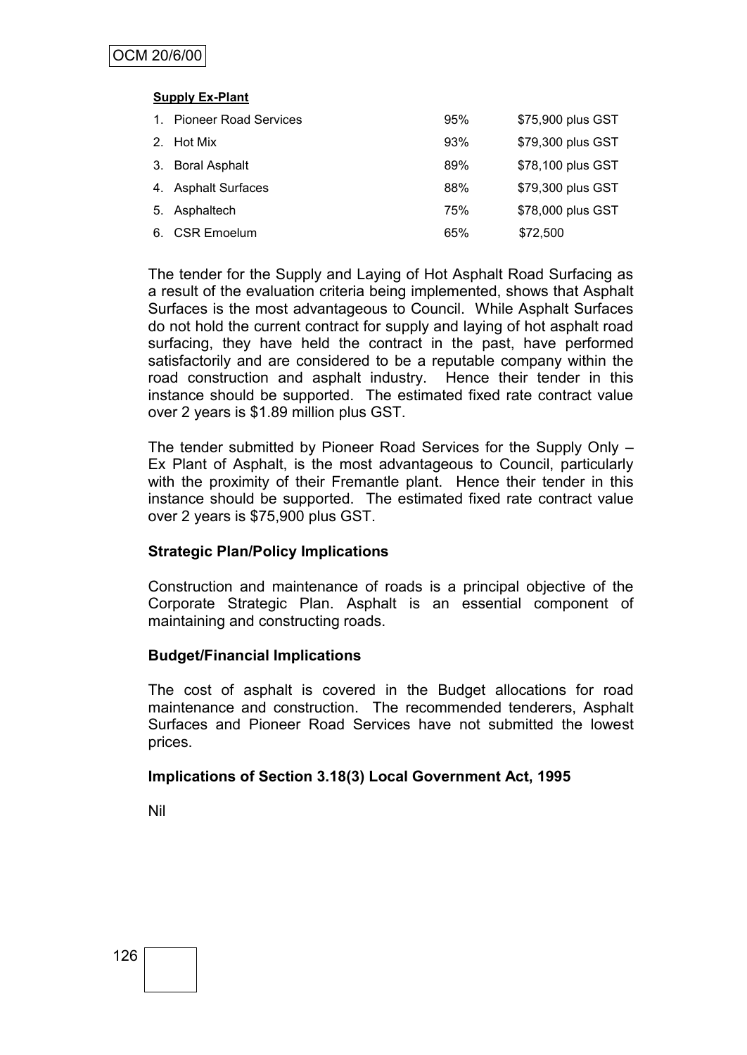**Supply Ex-Plant**

| | | |
|---|---|---|
| 1. Pioneer Road Services | 95% | $75,900 plus GST |
| 2. Hot Mix | 93% | $79,300 plus GST |
| 3. Boral Asphalt | 89% | $78,100 plus GST |
| 4. Asphalt Surfaces | 88% | $79,300 plus GST |
| 5. Asphaltech | 75% | $78,000 plus GST |
| 6. CSR Emoelum | 65% | $72,500 |

The tender for the Supply and Laying of Hot Asphalt Road Surfacing as a result of the evaluation criteria being implemented, shows that Asphalt Surfaces is the most advantageous to Council. While Asphalt Surfaces do not hold the current contract for supply and laying of hot asphalt road surfacing, they have held the contract in the past, have performed satisfactorily and are considered to be a reputable company within the road construction and asphalt industry. Hence their tender in this instance should be supported. The estimated fixed rate contract value over 2 years is $1.89 million plus GST.

The tender submitted by Pioneer Road Services for the Supply Only – Ex Plant of Asphalt, is the most advantageous to Council, particularly with the proximity of their Fremantle plant. Hence their tender in this instance should be supported. The estimated fixed rate contract value over 2 years is $75,900 plus GST.

**Strategic Plan/Policy Implications**

Construction and maintenance of roads is a principal objective of the Corporate Strategic Plan. Asphalt is an essential component of maintaining and constructing roads.

**Budget/Financial Implications**

The cost of asphalt is covered in the Budget allocations for road maintenance and construction. The recommended tenderers, Asphalt Surfaces and Pioneer Road Services have not submitted the lowest prices.

**Implications of Section 3.18(3) Local Government Act, 1995**

Nil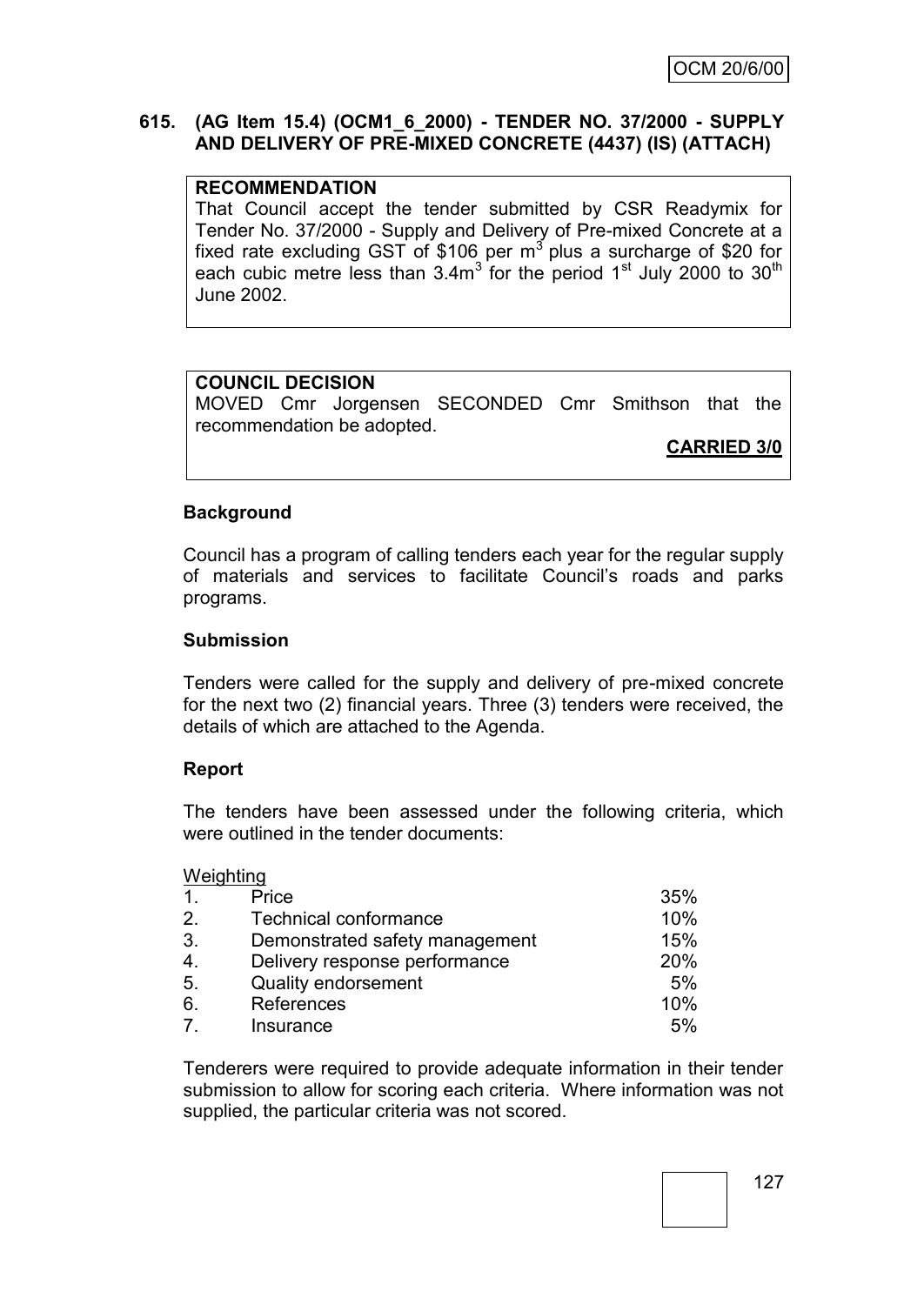**615. (AG Item 15.4) (OCM1_6_2000) - TENDER NO. 37/2000 - SUPPLY AND DELIVERY OF PRE-MIXED CONCRETE (4437) (IS) (ATTACH)**

**RECOMMENDATION**

That Council accept the tender submitted by CSR Readymix for Tender No. 37/2000 - Supply and Delivery of Pre-mixed Concrete at a fixed rate excluding GST of \$106 per $m^3$ plus a surcharge of \$20 for each cubic metre less than $3.4m^3$ for the period 1st July 2000 to 30th June 2002.

**COUNCIL DECISION**

MOVED Cmr Jorgensen SECONDED Cmr Smithson that the recommendation be adopted.

**CARRIED 3/0**

## Background

Council has a program of calling tenders each year for the regular supply of materials and services to facilitate Council's roads and parks programs.

## Submission

Tenders were called for the supply and delivery of pre-mixed concrete for the next two (2) financial years. Three (3) tenders were received, the details of which are attached to the Agenda.

## Report

The tenders have been assessed under the following criteria, which were outlined in the tender documents:

Weighting

| | | |
|---|---|---|
| 1. | Price | 35% |
| 2. | Technical conformance | 10% |
| 3. | Demonstrated safety management | 15% |
| 4. | Delivery response performance | 20% |
| 5. | Quality endorsement | 5% |
| 6. | References | 10% |
| 7. | Insurance | 5% |

Tenderers were required to provide adequate information in their tender submission to allow for scoring each criteria. Where information was not supplied, the particular criteria was not scored.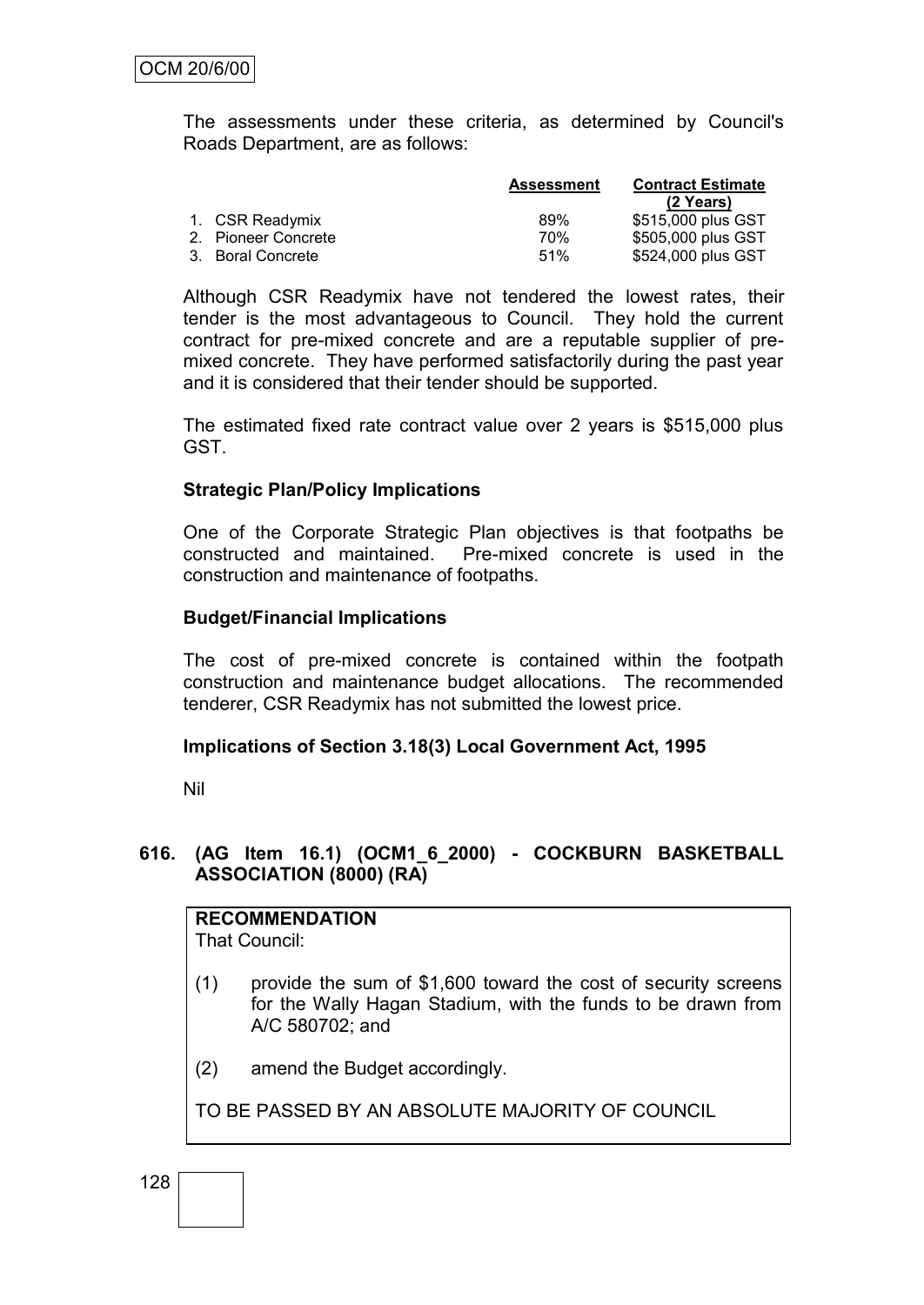The assessments under these criteria, as determined by Council's Roads Department, are as follows:

| | Assessment | Contract Estimate (2 Years) |
|---|---|---|
| 1. CSR Readymix | 89% | $515,000 plus GST |
| 2. Pioneer Concrete | 70% | $505,000 plus GST |
| 3. Boral Concrete | 51% | $524,000 plus GST |

Although CSR Readymix have not tendered the lowest rates, their tender is the most advantageous to Council. They hold the current contract for pre-mixed concrete and are a reputable supplier of pre-mixed concrete. They have performed satisfactorily during the past year and it is considered that their tender should be supported.

The estimated fixed rate contract value over 2 years is $515,000 plus GST.

**Strategic Plan/Policy Implications**

One of the Corporate Strategic Plan objectives is that footpaths be constructed and maintained. Pre-mixed concrete is used in the construction and maintenance of footpaths.

**Budget/Financial Implications**

The cost of pre-mixed concrete is contained within the footpath construction and maintenance budget allocations. The recommended tenderer, CSR Readymix has not submitted the lowest price.

**Implications of Section 3.18(3) Local Government Act, 1995**

Nil

## 616. (AG Item 16.1) (OCM1_6_2000) - COCKBURN BASKETBALL ASSOCIATION (8000) (RA)

**RECOMMENDATION**

That Council:

(1) provide the sum of $1,600 toward the cost of security screens for the Wally Hagan Stadium, with the funds to be drawn from A/C 580702; and

(2) amend the Budget accordingly.

TO BE PASSED BY AN ABSOLUTE MAJORITY OF COUNCIL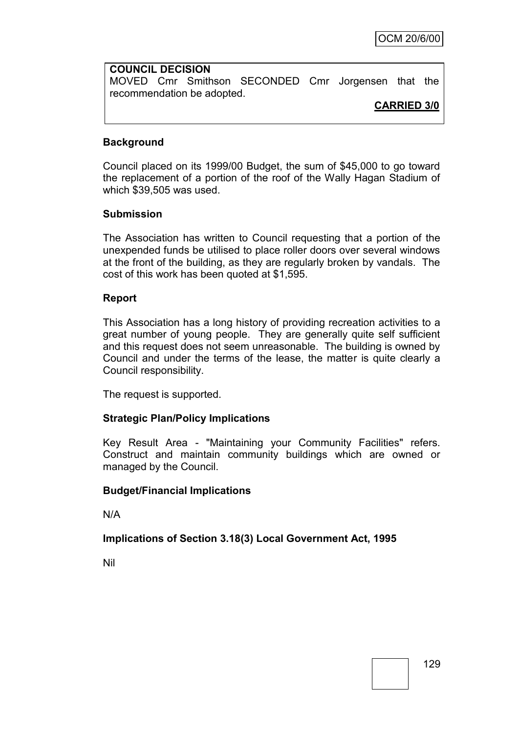**COUNCIL DECISION**

MOVED Cmr Smithson SECONDED Cmr Jorgensen that the recommendation be adopted.

**CARRIED 3/0**

### Background

Council placed on its 1999/00 Budget, the sum of $45,000 to go toward the replacement of a portion of the roof of the Wally Hagan Stadium of which $39,505 was used.

### Submission

The Association has written to Council requesting that a portion of the unexpended funds be utilised to place roller doors over several windows at the front of the building, as they are regularly broken by vandals. The cost of this work has been quoted at $1,595.

### Report

This Association has a long history of providing recreation activities to a great number of young people. They are generally quite self sufficient and this request does not seem unreasonable. The building is owned by Council and under the terms of the lease, the matter is quite clearly a Council responsibility.

The request is supported.

### Strategic Plan/Policy Implications

Key Result Area - "Maintaining your Community Facilities" refers. Construct and maintain community buildings which are owned or managed by the Council.

### Budget/Financial Implications

N/A

### Implications of Section 3.18(3) Local Government Act, 1995

Nil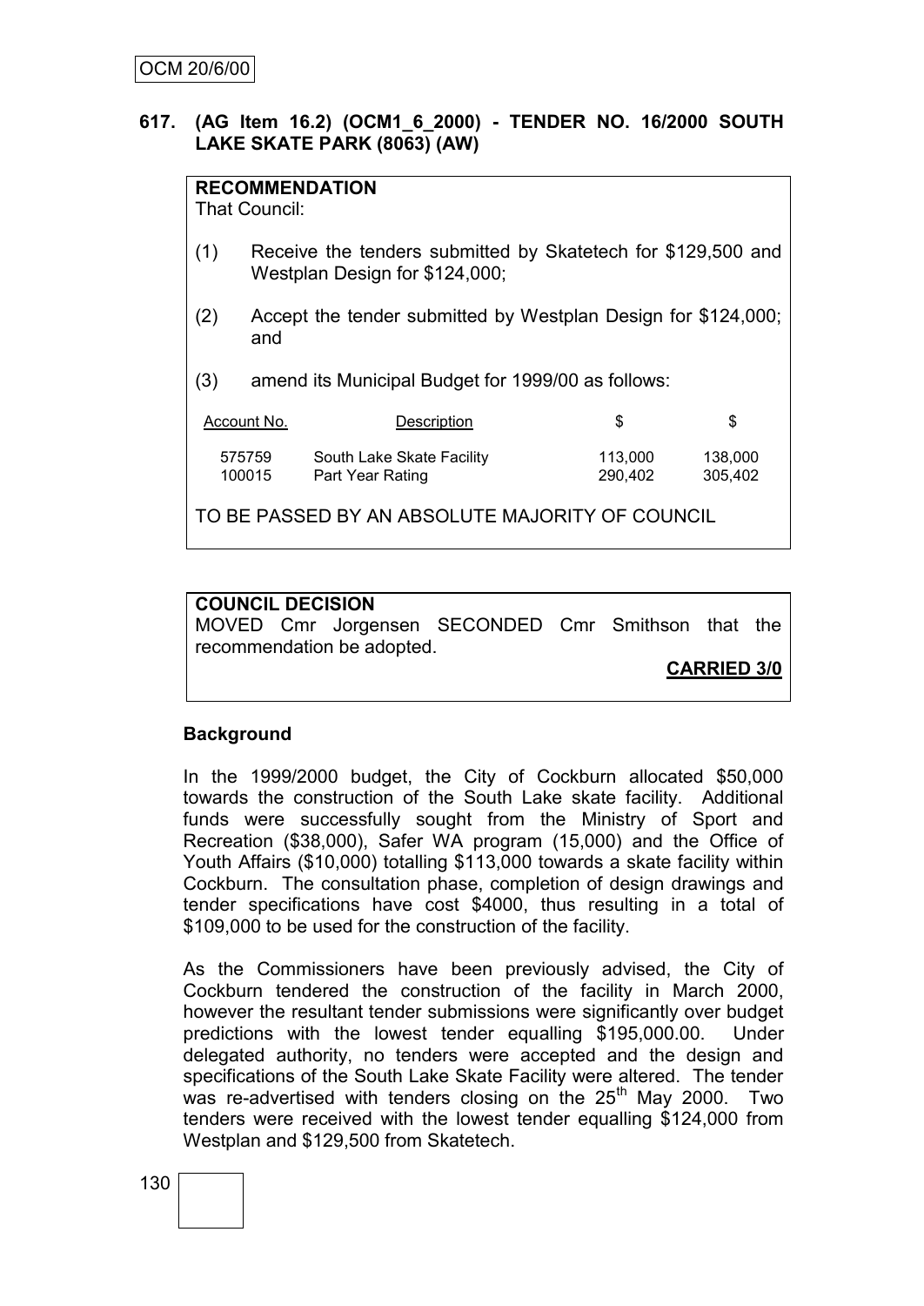## 617. (AG Item 16.2) (OCM1_6_2000) - TENDER NO. 16/2000 SOUTH LAKE SKATE PARK (8063) (AW)

**RECOMMENDATION**
That Council:

(1) Receive the tenders submitted by Skatetech for $129,500 and Westplan Design for $124,000;

(2) Accept the tender submitted by Westplan Design for $124,000; and

(3) amend its Municipal Budget for 1999/00 as follows:

| Account No. | Description | $ | $ |
|---|---|---|---|
| 575759 | South Lake Skate Facility | 113,000 | 138,000 |
| 100015 | Part Year Rating | 290,402 | 305,402 |

TO BE PASSED BY AN ABSOLUTE MAJORITY OF COUNCIL

**COUNCIL DECISION**
MOVED Cmr Jorgensen SECONDED Cmr Smithson that the recommendation be adopted.

**CARRIED 3/0**

### Background

In the 1999/2000 budget, the City of Cockburn allocated $50,000 towards the construction of the South Lake skate facility. Additional funds were successfully sought from the Ministry of Sport and Recreation ($38,000), Safer WA program (15,000) and the Office of Youth Affairs ($10,000) totalling $113,000 towards a skate facility within Cockburn. The consultation phase, completion of design drawings and tender specifications have cost $4000, thus resulting in a total of $109,000 to be used for the construction of the facility.

As the Commissioners have been previously advised, the City of Cockburn tendered the construction of the facility in March 2000, however the resultant tender submissions were significantly over budget predictions with the lowest tender equalling $195,000.00. Under delegated authority, no tenders were accepted and the design and specifications of the South Lake Skate Facility were altered. The tender was re-advertised with tenders closing on the 25th May 2000. Two tenders were received with the lowest tender equalling $124,000 from Westplan and $129,500 from Skatetech.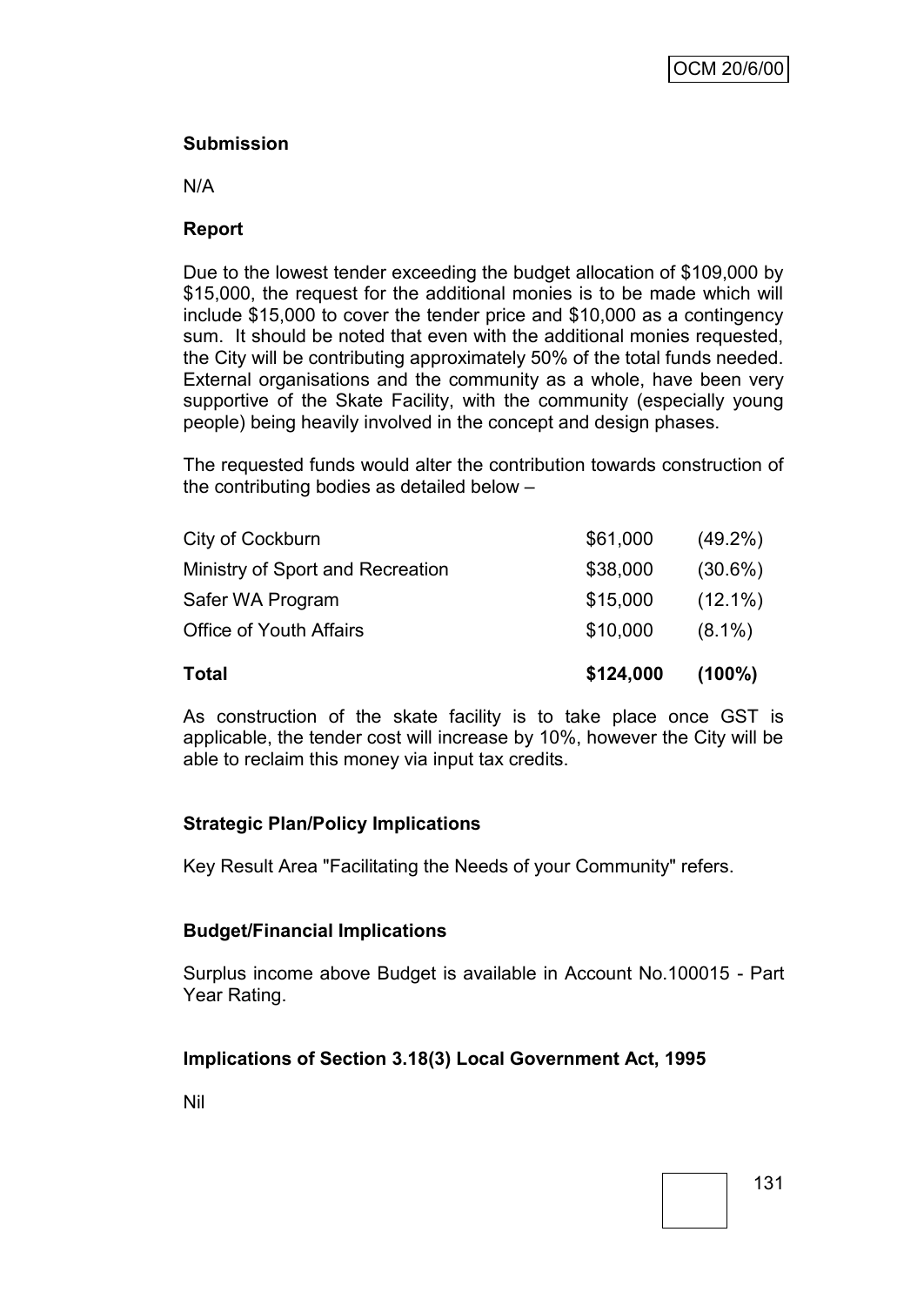**Submission**

N/A

**Report**

Due to the lowest tender exceeding the budget allocation of $109,000 by $15,000, the request for the additional monies is to be made which will include $15,000 to cover the tender price and $10,000 as a contingency sum. It should be noted that even with the additional monies requested, the City will be contributing approximately 50% of the total funds needed. External organisations and the community as a whole, have been very supportive of the Skate Facility, with the community (especially young people) being heavily involved in the concept and design phases.

The requested funds would alter the contribution towards construction of the contributing bodies as detailed below –

| | | |
|---|---|---|
| City of Cockburn | $61,000 | (49.2%) |
| Ministry of Sport and Recreation | $38,000 | (30.6%) |
| Safer WA Program | $15,000 | (12.1%) |
| Office of Youth Affairs | $10,000 | (8.1%) |
| **Total** | **$124,000** | **(100%)** |

As construction of the skate facility is to take place once GST is applicable, the tender cost will increase by 10%, however the City will be able to reclaim this money via input tax credits.

**Strategic Plan/Policy Implications**

Key Result Area "Facilitating the Needs of your Community" refers.

**Budget/Financial Implications**

Surplus income above Budget is available in Account No.100015 - Part Year Rating.

**Implications of Section 3.18(3) Local Government Act, 1995**

Nil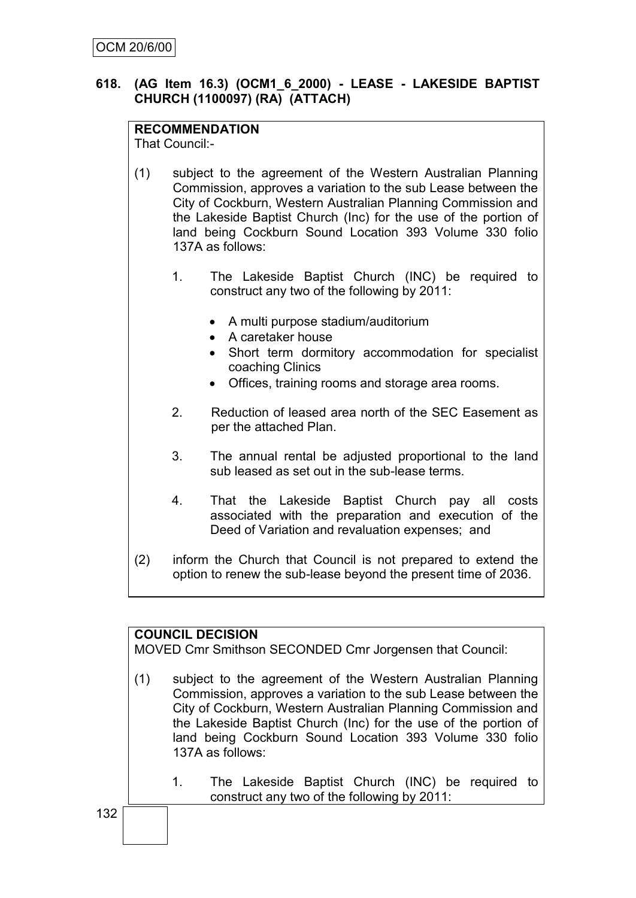OCM 20/6/00

**618. (AG Item 16.3) (OCM1_6_2000) - LEASE - LAKESIDE BAPTIST CHURCH (1100097) (RA) (ATTACH)**

**RECOMMENDATION**
That Council:-

(1) subject to the agreement of the Western Australian Planning Commission, approves a variation to the sub Lease between the City of Cockburn, Western Australian Planning Commission and the Lakeside Baptist Church (Inc) for the use of the portion of land being Cockburn Sound Location 393 Volume 330 folio 137A as follows:

   1. The Lakeside Baptist Church (INC) be required to construct any two of the following by 2011:

      - A multi purpose stadium/auditorium
      - A caretaker house
      - Short term dormitory accommodation for specialist coaching Clinics
      - Offices, training rooms and storage area rooms.

   2. Reduction of leased area north of the SEC Easement as per the attached Plan.

   3. The annual rental be adjusted proportional to the land sub leased as set out in the sub-lease terms.

   4. That the Lakeside Baptist Church pay all costs associated with the preparation and execution of the Deed of Variation and revaluation expenses; and

(2) inform the Church that Council is not prepared to extend the option to renew the sub-lease beyond the present time of 2036.

**COUNCIL DECISION**
MOVED Cmr Smithson SECONDED Cmr Jorgensen that Council:

(1) subject to the agreement of the Western Australian Planning Commission, approves a variation to the sub Lease between the City of Cockburn, Western Australian Planning Commission and the Lakeside Baptist Church (Inc) for the use of the portion of land being Cockburn Sound Location 393 Volume 330 folio 137A as follows:

   1. The Lakeside Baptist Church (INC) be required to construct any two of the following by 2011: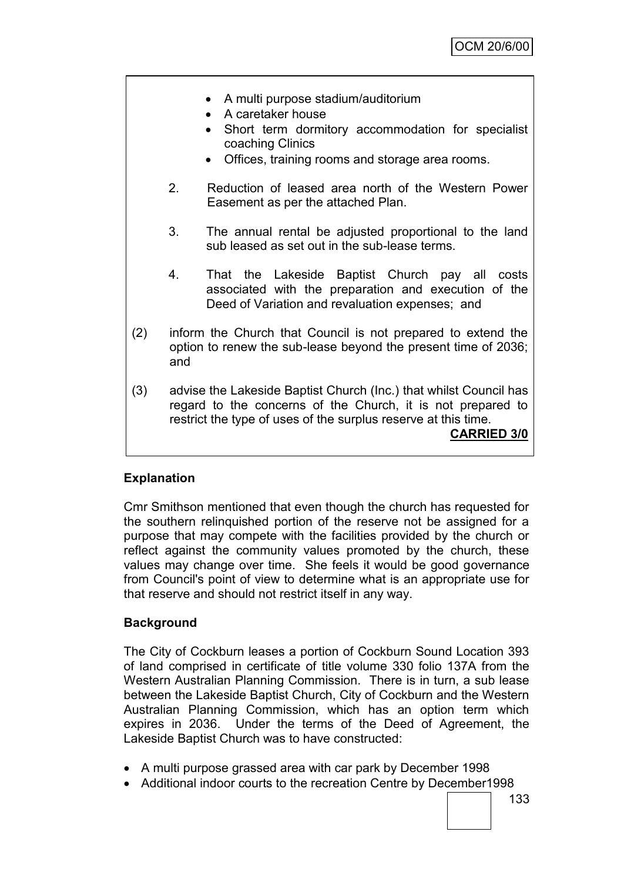- A multi purpose stadium/auditorium
- A caretaker house
- Short term dormitory accommodation for specialist coaching Clinics
- Offices, training rooms and storage area rooms.

2. Reduction of leased area north of the Western Power Easement as per the attached Plan.

3. The annual rental be adjusted proportional to the land sub leased as set out in the sub-lease terms.

4. That the Lakeside Baptist Church pay all costs associated with the preparation and execution of the Deed of Variation and revaluation expenses; and

(2) inform the Church that Council is not prepared to extend the option to renew the sub-lease beyond the present time of 2036; and

(3) advise the Lakeside Baptist Church (Inc.) that whilst Council has regard to the concerns of the Church, it is not prepared to restrict the type of uses of the surplus reserve at this time.

**CARRIED 3/0**

**Explanation**

Cmr Smithson mentioned that even though the church has requested for the southern relinquished portion of the reserve not be assigned for a purpose that may compete with the facilities provided by the church or reflect against the community values promoted by the church, these values may change over time. She feels it would be good governance from Council's point of view to determine what is an appropriate use for that reserve and should not restrict itself in any way.

**Background**

The City of Cockburn leases a portion of Cockburn Sound Location 393 of land comprised in certificate of title volume 330 folio 137A from the Western Australian Planning Commission. There is in turn, a sub lease between the Lakeside Baptist Church, City of Cockburn and the Western Australian Planning Commission, which has an option term which expires in 2036. Under the terms of the Deed of Agreement, the Lakeside Baptist Church was to have constructed:

- A multi purpose grassed area with car park by December 1998
- Additional indoor courts to the recreation Centre by December1998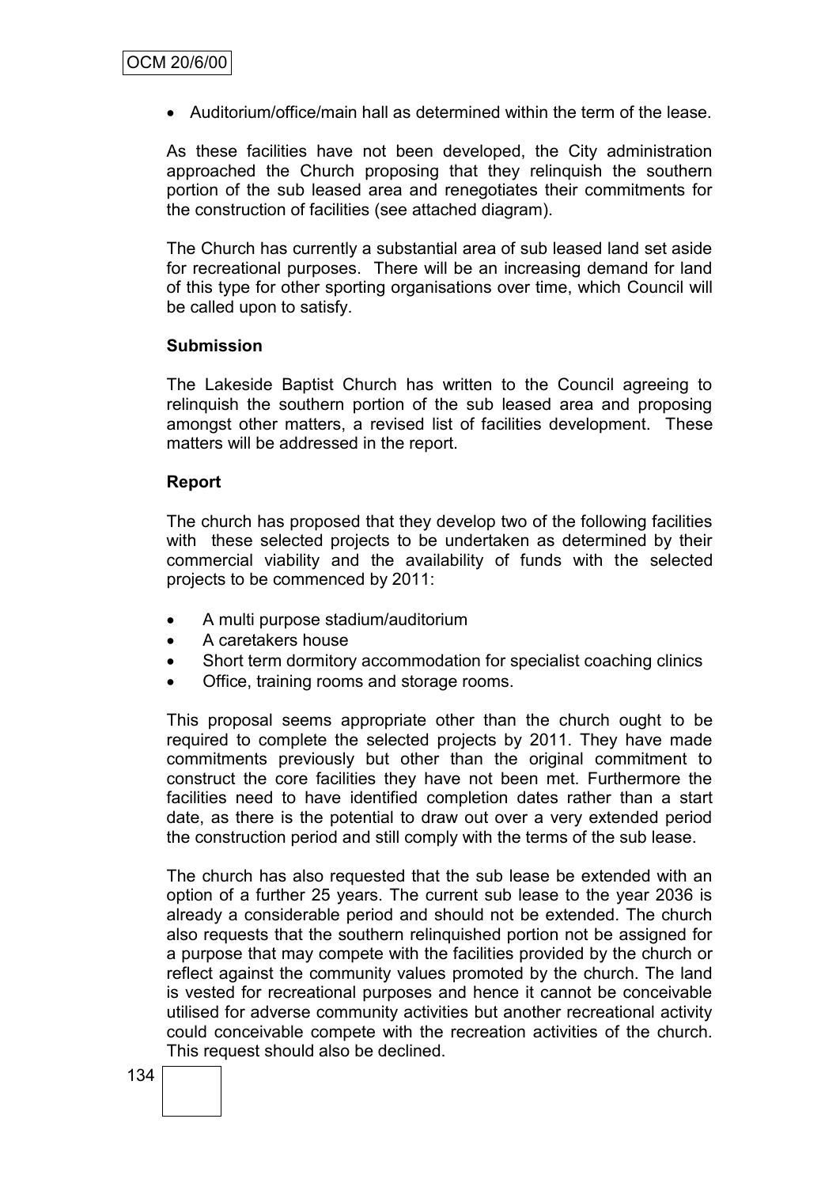- Auditorium/office/main hall as determined within the term of the lease.

As these facilities have not been developed, the City administration approached the Church proposing that they relinquish the southern portion of the sub leased area and renegotiates their commitments for the construction of facilities (see attached diagram).

The Church has currently a substantial area of sub leased land set aside for recreational purposes. There will be an increasing demand for land of this type for other sporting organisations over time, which Council will be called upon to satisfy.

**Submission**

The Lakeside Baptist Church has written to the Council agreeing to relinquish the southern portion of the sub leased area and proposing amongst other matters, a revised list of facilities development. These matters will be addressed in the report.

**Report**

The church has proposed that they develop two of the following facilities with these selected projects to be undertaken as determined by their commercial viability and the availability of funds with the selected projects to be commenced by 2011:

- A multi purpose stadium/auditorium
- A caretakers house
- Short term dormitory accommodation for specialist coaching clinics
- Office, training rooms and storage rooms.

This proposal seems appropriate other than the church ought to be required to complete the selected projects by 2011. They have made commitments previously but other than the original commitment to construct the core facilities they have not been met. Furthermore the facilities need to have identified completion dates rather than a start date, as there is the potential to draw out over a very extended period the construction period and still comply with the terms of the sub lease.

The church has also requested that the sub lease be extended with an option of a further 25 years. The current sub lease to the year 2036 is already a considerable period and should not be extended. The church also requests that the southern relinquished portion not be assigned for a purpose that may compete with the facilities provided by the church or reflect against the community values promoted by the church. The land is vested for recreational purposes and hence it cannot be conceivable utilised for adverse community activities but another recreational activity could conceivable compete with the recreation activities of the church. This request should also be declined.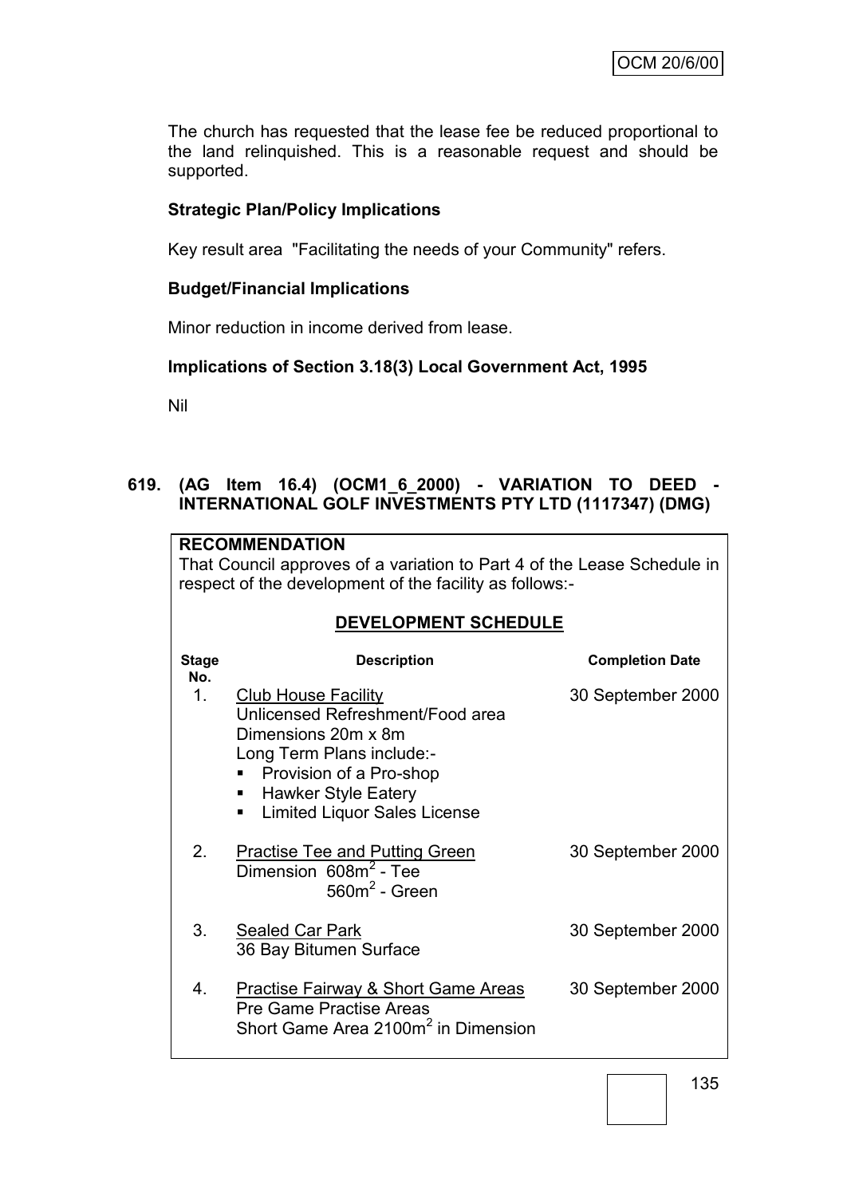The church has requested that the lease fee be reduced proportional to the land relinquished. This is a reasonable request and should be supported.

**Strategic Plan/Policy Implications**

Key result area "Facilitating the needs of your Community" refers.

**Budget/Financial Implications**

Minor reduction in income derived from lease.

**Implications of Section 3.18(3) Local Government Act, 1995**

Nil

## 619. (AG Item 16.4) (OCM1_6_2000) - VARIATION TO DEED - INTERNATIONAL GOLF INVESTMENTS PTY LTD (1117347) (DMG)

**RECOMMENDATION**

That Council approves of a variation to Part 4 of the Lease Schedule in respect of the development of the facility as follows:-

**DEVELOPMENT SCHEDULE**

| Stage No. | Description | Completion Date |
|---|---|---|
| 1. | Club House Facility<br>Unlicensed Refreshment/Food area<br>Dimensions 20m x 8m<br>Long Term Plans include:-<br>▪ Provision of a Pro-shop<br>▪ Hawker Style Eatery<br>▪ Limited Liquor Sales License | 30 September 2000 |
| 2. | Practise Tee and Putting Green<br>Dimension $608m^2$ - Tee<br>$560m^2$ - Green | 30 September 2000 |
| 3. | Sealed Car Park<br>36 Bay Bitumen Surface | 30 September 2000 |
| 4. | Practise Fairway & Short Game Areas<br>Pre Game Practise Areas<br>Short Game Area $2100m^2$ in Dimension | 30 September 2000 |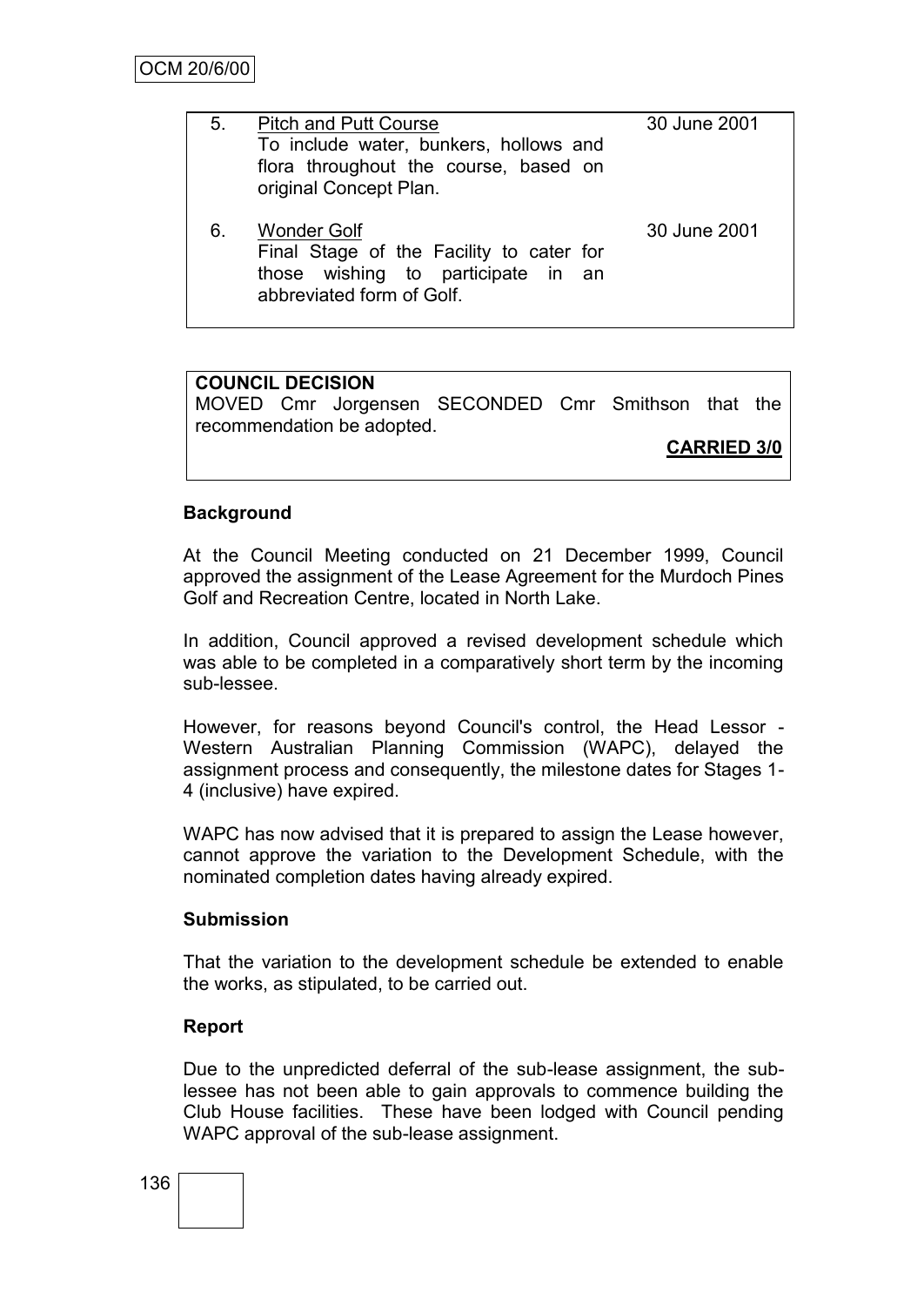| | | |
|---|---|---|
| 5. | Pitch and Putt Course<br>To include water, bunkers, hollows and flora throughout the course, based on original Concept Plan. | 30 June 2001 |
| 6. | Wonder Golf<br>Final Stage of the Facility to cater for those wishing to participate in an abbreviated form of Golf. | 30 June 2001 |

**COUNCIL DECISION**

MOVED Cmr Jorgensen SECONDED Cmr Smithson that the recommendation be adopted.

**CARRIED 3/0**

### Background

At the Council Meeting conducted on 21 December 1999, Council approved the assignment of the Lease Agreement for the Murdoch Pines Golf and Recreation Centre, located in North Lake.

In addition, Council approved a revised development schedule which was able to be completed in a comparatively short term by the incoming sub-lessee.

However, for reasons beyond Council's control, the Head Lessor - Western Australian Planning Commission (WAPC), delayed the assignment process and consequently, the milestone dates for Stages 1-4 (inclusive) have expired.

WAPC has now advised that it is prepared to assign the Lease however, cannot approve the variation to the Development Schedule, with the nominated completion dates having already expired.

### Submission

That the variation to the development schedule be extended to enable the works, as stipulated, to be carried out.

### Report

Due to the unpredicted deferral of the sub-lease assignment, the sub-lessee has not been able to gain approvals to commence building the Club House facilities. These have been lodged with Council pending WAPC approval of the sub-lease assignment.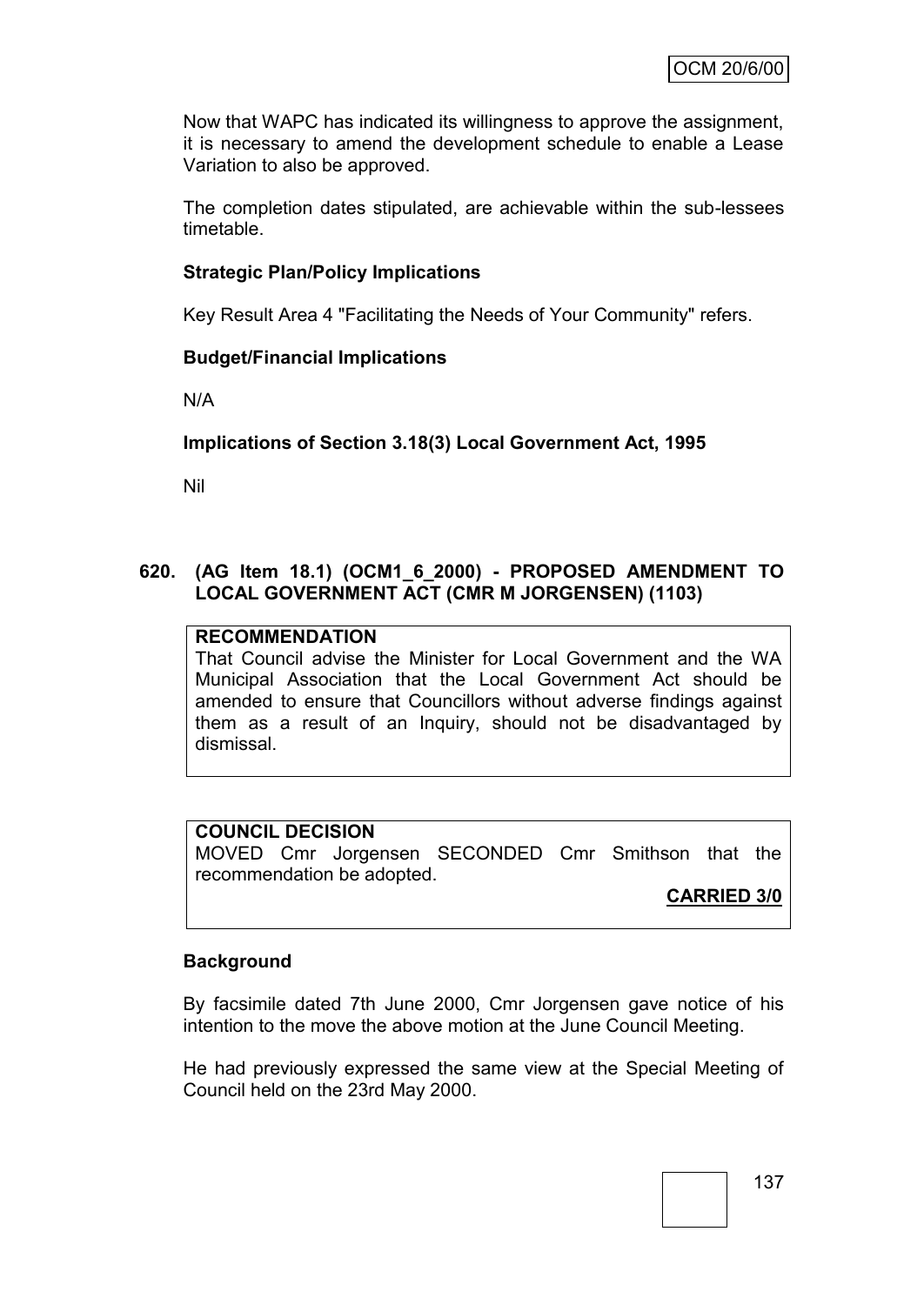Now that WAPC has indicated its willingness to approve the assignment, it is necessary to amend the development schedule to enable a Lease Variation to also be approved.

The completion dates stipulated, are achievable within the sub-lessees timetable.

**Strategic Plan/Policy Implications**

Key Result Area 4 "Facilitating the Needs of Your Community" refers.

**Budget/Financial Implications**

N/A

**Implications of Section 3.18(3) Local Government Act, 1995**

Nil

## 620. (AG Item 18.1) (OCM1_6_2000) - PROPOSED AMENDMENT TO LOCAL GOVERNMENT ACT (CMR M JORGENSEN) (1103)

**RECOMMENDATION**

That Council advise the Minister for Local Government and the WA Municipal Association that the Local Government Act should be amended to ensure that Councillors without adverse findings against them as a result of an Inquiry, should not be disadvantaged by dismissal.

**COUNCIL DECISION**

MOVED Cmr Jorgensen SECONDED Cmr Smithson that the recommendation be adopted.

**CARRIED 3/0**

**Background**

By facsimile dated 7th June 2000, Cmr Jorgensen gave notice of his intention to the move the above motion at the June Council Meeting.

He had previously expressed the same view at the Special Meeting of Council held on the 23rd May 2000.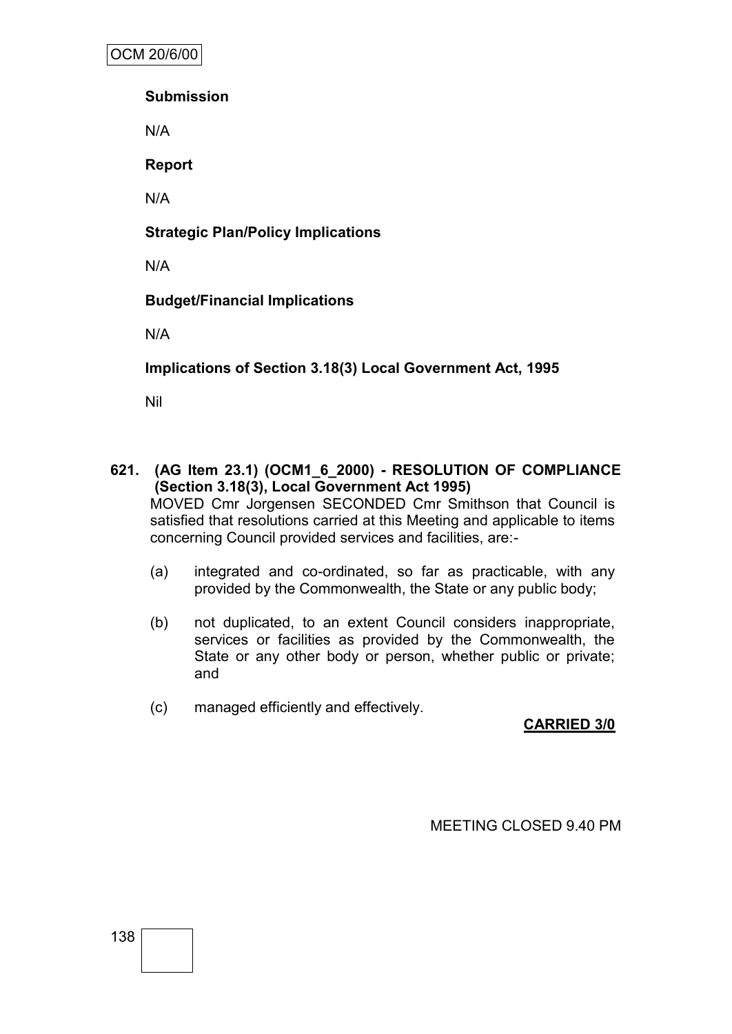**Submission**

N/A

**Report**

N/A

**Strategic Plan/Policy Implications**

N/A

**Budget/Financial Implications**

N/A

**Implications of Section 3.18(3) Local Government Act, 1995**

Nil

**621. (AG Item 23.1) (OCM1_6_2000) - RESOLUTION OF COMPLIANCE (Section 3.18(3), Local Government Act 1995)**

MOVED Cmr Jorgensen SECONDED Cmr Smithson that Council is satisfied that resolutions carried at this Meeting and applicable to items concerning Council provided services and facilities, are:-

(a) integrated and co-ordinated, so far as practicable, with any provided by the Commonwealth, the State or any public body;

(b) not duplicated, to an extent Council considers inappropriate, services or facilities as provided by the Commonwealth, the State or any other body or person, whether public or private; and

(c) managed efficiently and effectively.

**CARRIED 3/0**

MEETING CLOSED 9.40 PM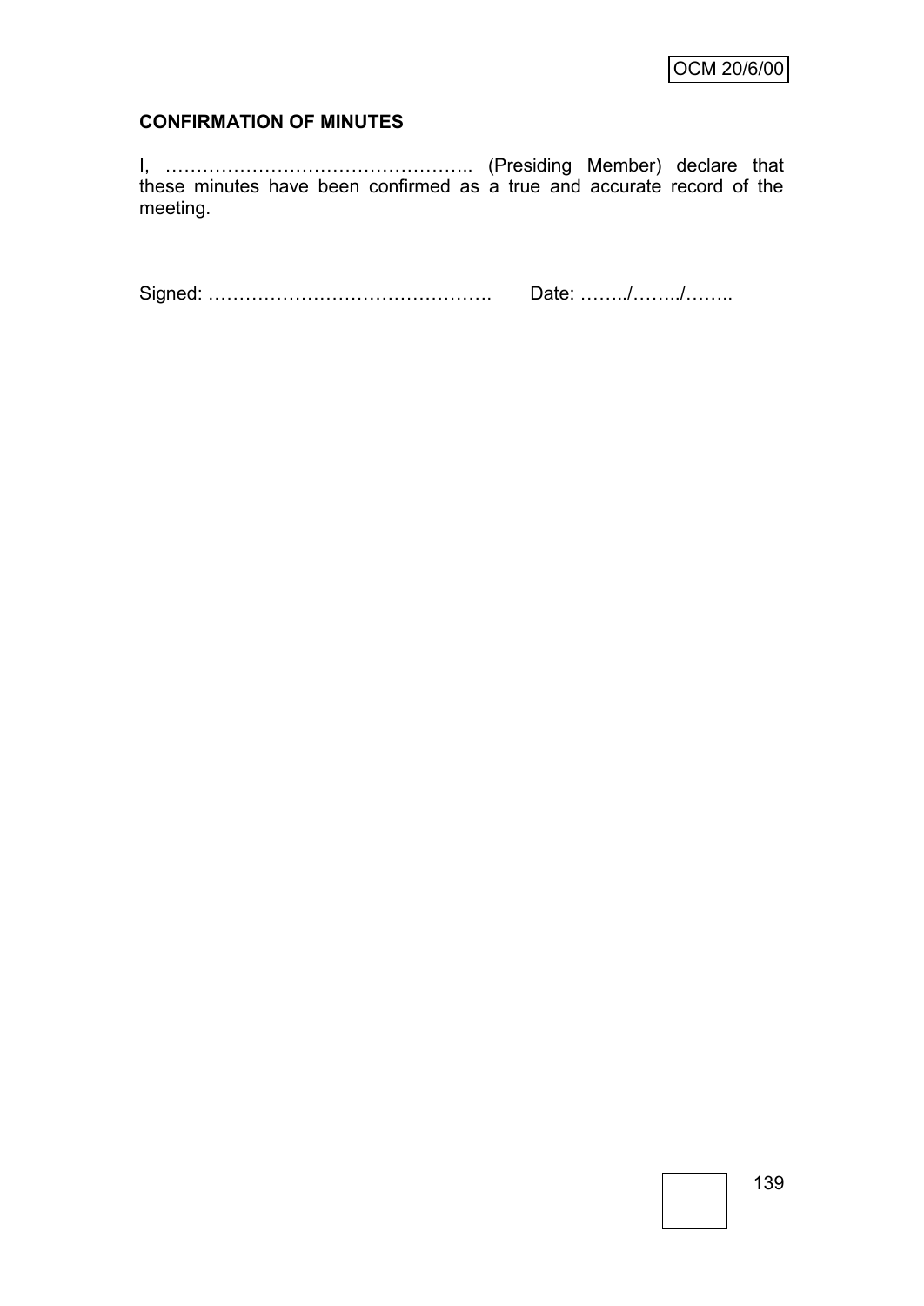## CONFIRMATION OF MINUTES

I, ………………………………………….. (Presiding Member) declare that these minutes have been confirmed as a true and accurate record of the meeting.

Signed: ………………………………………. Date: ……../……../……..